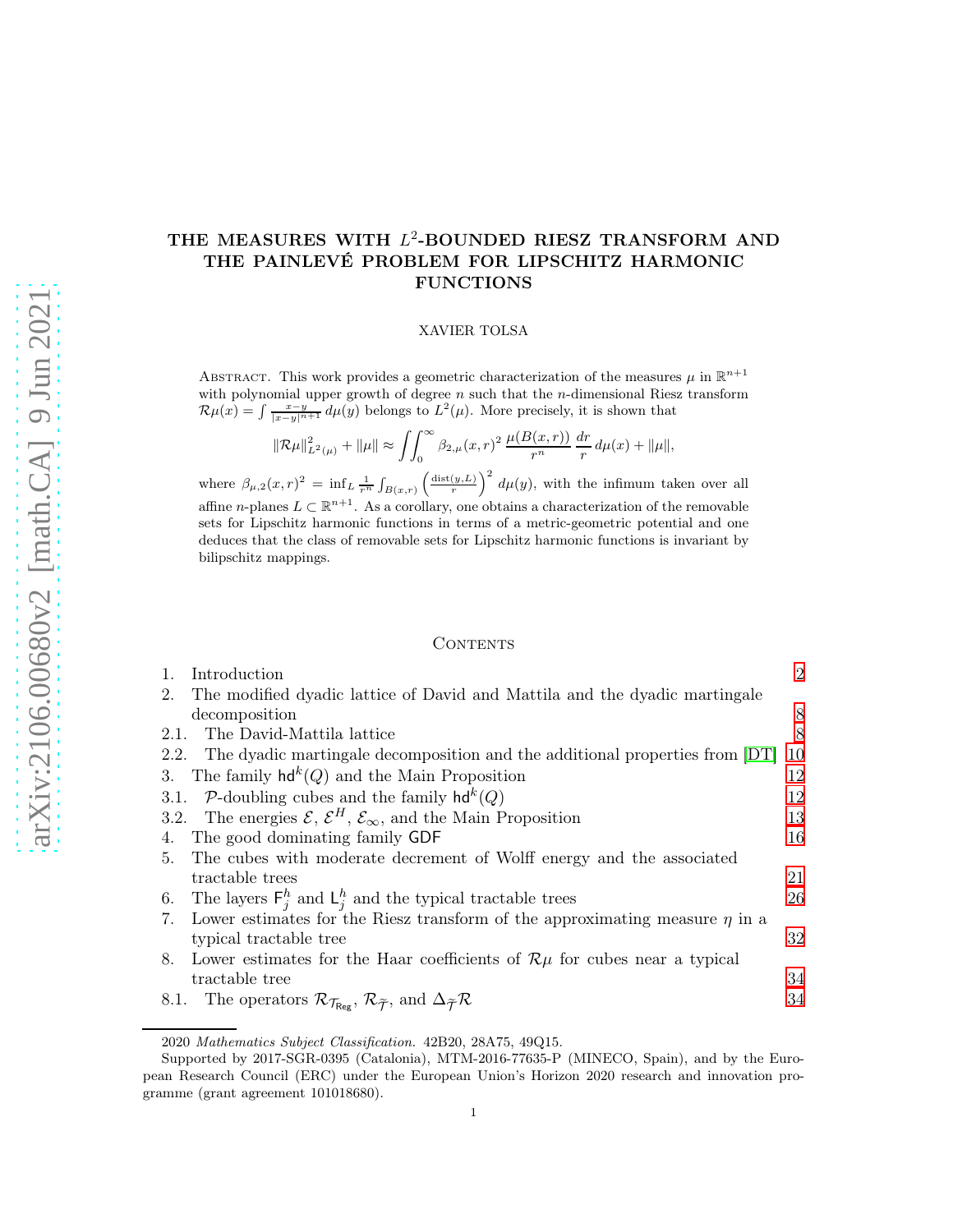# THE MEASURES WITH $L^2$-BOUNDED RIESZ TRANSFORM AND THE PAINLEVÉ PROBLEM FOR LIPSCHITZ HARMONIC FUNCTIONS

XAVIER TOLSA

Abstract. This work provides a geometric characterization of the measures $\mu$ in $\mathbb{R}^{n+1}$ with polynomial upper growth of degree $n$ such that the $n$-dimensional Riesz transform $\mathcal{R}\mu(x) = \int \frac{x-y}{|x-y|^{n+1}}\,d\mu(y)$ belongs to $L^2(\mu)$. More precisely, it is shown that

$$\|\mathcal{R}\mu\|_{L^2(\mu)}^2 + \|\mu\| \approx \iint_0^\infty \beta_{2,\mu}(x,r)^2\,\frac{\mu(B(x,r))}{r^n}\,\frac{dr}{r}\,d\mu(x) + \|\mu\|,$$

where $\beta_{\mu,2}(x,r)^2 = \inf_L \frac{1}{r^n}\int_{B(x,r)} \left(\frac{\operatorname{dist}(y,L)}{r}\right)^2 d\mu(y)$, with the infimum taken over all affine $n$-planes $L \subset \mathbb{R}^{n+1}$. As a corollary, one obtains a characterization of the removable sets for Lipschitz harmonic functions in terms of a metric-geometric potential and one deduces that the class of removable sets for Lipschitz harmonic functions is invariant by bilipschitz mappings.

## Contents

1. Introduction — 2
2. The modified dyadic lattice of David and Mattila and the dyadic martingale decomposition — 8
   - 2.1. The David-Mattila lattice — 8
   - 2.2. The dyadic martingale decomposition and the additional properties from [DT] — 10
3. The family $\mathsf{hd}^k(Q)$ and the Main Proposition — 12
   - 3.1. $\mathcal{P}$-doubling cubes and the family $\mathsf{hd}^k(Q)$ — 12
   - 3.2. The energies $\mathcal{E}$, $\mathcal{E}^H$, $\mathcal{E}_\infty$, and the Main Proposition — 13
4. The good dominating family $\mathsf{GDF}$ — 16
5. The cubes with moderate decrement of Wolff energy and the associated tractable trees — 21
6. The layers $\mathsf{F}_j^h$ and $\mathsf{L}_j^h$ and the typical tractable trees — 26
7. Lower estimates for the Riesz transform of the approximating measure $\eta$ in a typical tractable tree — 32
8. Lower estimates for the Haar coefficients of $\mathcal{R}\mu$ for cubes near a typical tractable tree — 34
   - 8.1. The operators $\mathcal{R}_{\mathcal{T}_{\mathsf{Reg}}}$, $\mathcal{R}_{\widetilde{\mathcal{T}}}$, and $\Delta_{\widetilde{\mathcal{T}}}\mathcal{R}$ — 34

2020 *Mathematics Subject Classification.* 42B20, 28A75, 49Q15.

Supported by 2017-SGR-0395 (Catalonia), MTM-2016-77635-P (MINECO, Spain), and by the European Research Council (ERC) under the European Union's Horizon 2020 research and innovation programme (grant agreement 101018680).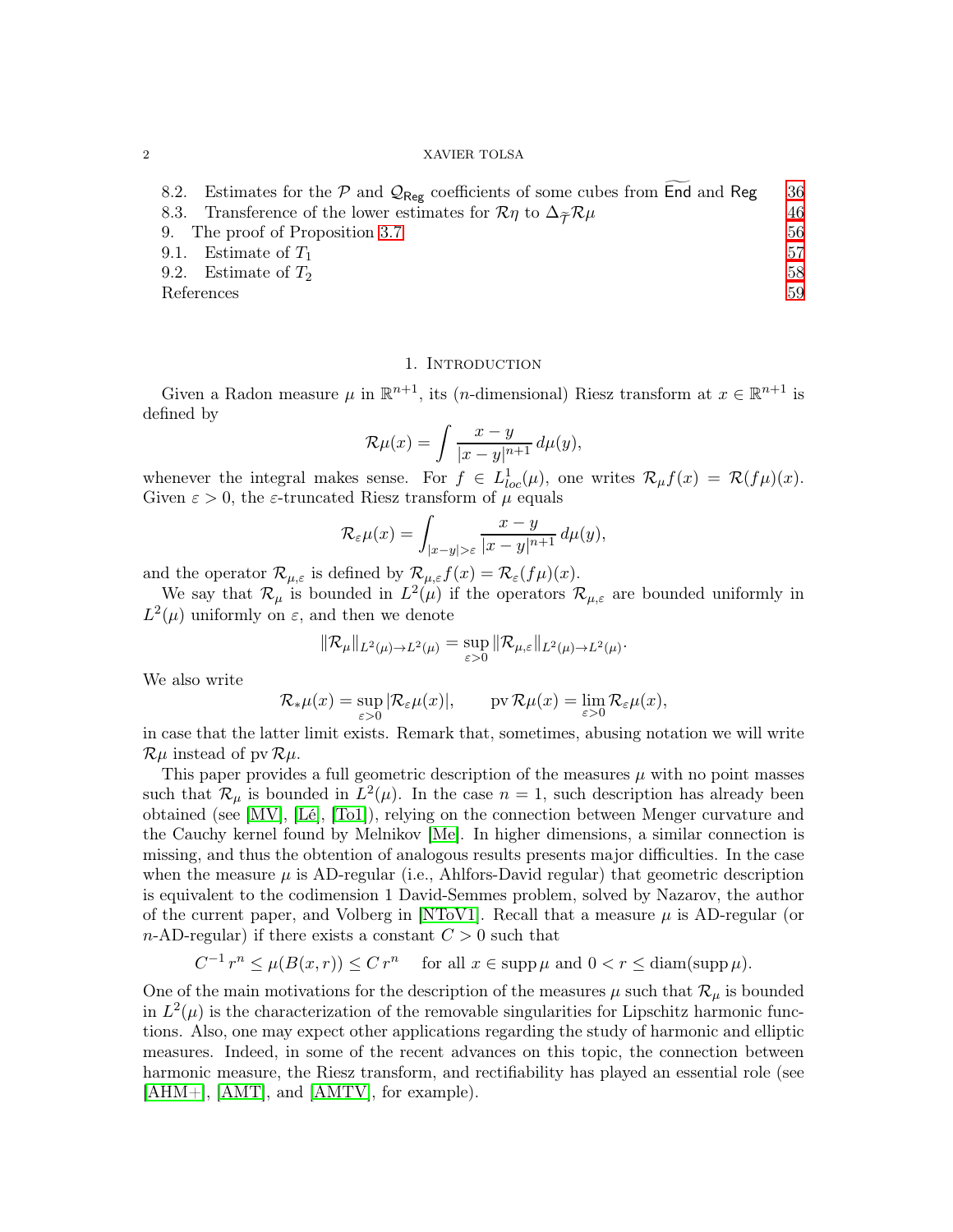8.2. Estimates for the $\mathcal{P}$ and $\mathcal{Q}_{\mathsf{Reg}}$ coefficients of some cubes from $\widetilde{\mathsf{End}}$ and $\mathsf{Reg}$ 36
8.3. Transference of the lower estimates for $\mathcal{R}\eta$ to $\Delta_{\widetilde{\mathcal{T}}}\mathcal{R}\mu$ 46
9. The proof of Proposition 3.7 56
9.1. Estimate of $T_1$ 57
9.2. Estimate of $T_2$ 58
References 59

## 1. Introduction

Given a Radon measure $\mu$ in $\mathbb{R}^{n+1}$, its ($n$-dimensional) Riesz transform at $x \in \mathbb{R}^{n+1}$ is defined by

$$\mathcal{R}\mu(x) = \int \frac{x-y}{|x-y|^{n+1}}\,d\mu(y),$$

whenever the integral makes sense. For $f \in L^1_{loc}(\mu)$, one writes $\mathcal{R}_\mu f(x) = \mathcal{R}(f\mu)(x)$. Given $\varepsilon > 0$, the $\varepsilon$-truncated Riesz transform of $\mu$ equals

$$\mathcal{R}_\varepsilon\mu(x) = \int_{|x-y|>\varepsilon} \frac{x-y}{|x-y|^{n+1}}\,d\mu(y),$$

and the operator $\mathcal{R}_{\mu,\varepsilon}$ is defined by $\mathcal{R}_{\mu,\varepsilon}f(x) = \mathcal{R}_\varepsilon(f\mu)(x)$.

We say that $\mathcal{R}_\mu$ is bounded in $L^2(\mu)$ if the operators $\mathcal{R}_{\mu,\varepsilon}$ are bounded uniformly in $L^2(\mu)$ uniformly on $\varepsilon$, and then we denote

$$\|\mathcal{R}_\mu\|_{L^2(\mu)\to L^2(\mu)} = \sup_{\varepsilon>0}\|\mathcal{R}_{\mu,\varepsilon}\|_{L^2(\mu)\to L^2(\mu)}.$$

We also write

$$\mathcal{R}_*\mu(x) = \sup_{\varepsilon>0}|\mathcal{R}_\varepsilon\mu(x)|, \qquad \operatorname{pv}\mathcal{R}\mu(x) = \lim_{\varepsilon>0}\mathcal{R}_\varepsilon\mu(x),$$

in case that the latter limit exists. Remark that, sometimes, abusing notation we will write $\mathcal{R}\mu$ instead of $\operatorname{pv}\mathcal{R}\mu$.

This paper provides a full geometric description of the measures $\mu$ with no point masses such that $\mathcal{R}_\mu$ is bounded in $L^2(\mu)$. In the case $n = 1$, such description has already been obtained (see [MV], [Lé], [To1]), relying on the connection between Menger curvature and the Cauchy kernel found by Melnikov [Me]. In higher dimensions, a similar connection is missing, and thus the obtention of analogous results presents major difficulties. In the case when the measure $\mu$ is AD-regular (i.e., Ahlfors-David regular) that geometric description is equivalent to the codimension 1 David-Semmes problem, solved by Nazarov, the author of the current paper, and Volberg in [NToV1]. Recall that a measure $\mu$ is AD-regular (or $n$-AD-regular) if there exists a constant $C > 0$ such that

$$C^{-1}\,r^n \leq \mu(B(x,r)) \leq C\,r^n \quad \text{ for all } x \in \operatorname{supp}\mu \text{ and } 0 < r \leq \operatorname{diam}(\operatorname{supp}\mu).$$

One of the main motivations for the description of the measures $\mu$ such that $\mathcal{R}_\mu$ is bounded in $L^2(\mu)$ is the characterization of the removable singularities for Lipschitz harmonic functions. Also, one may expect other applications regarding the study of harmonic and elliptic measures. Indeed, in some of the recent advances on this topic, the connection between harmonic measure, the Riesz transform, and rectifiability has played an essential role (see [AHM+], [AMT], and [AMTV], for example).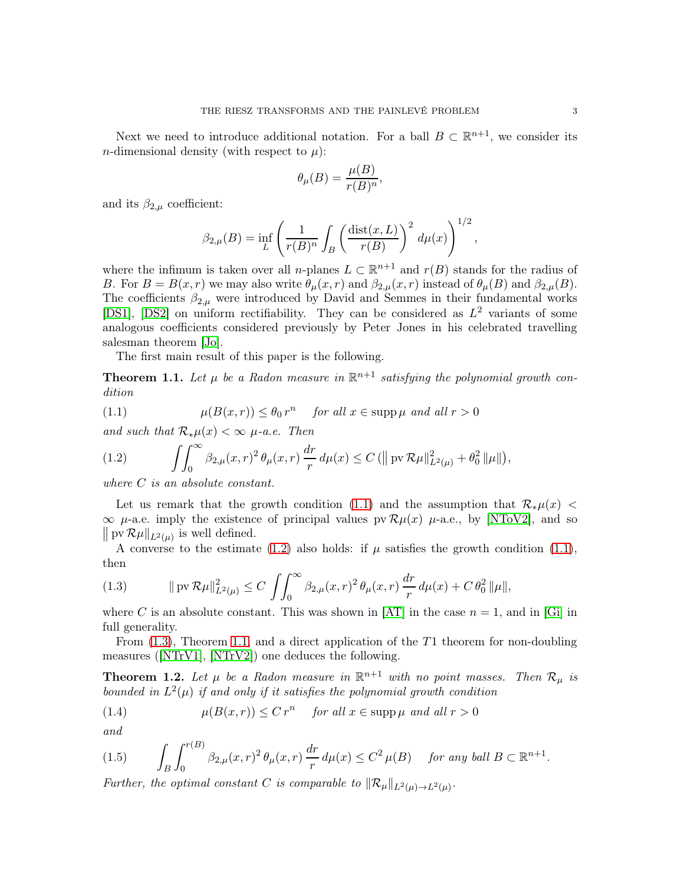Next we need to introduce additional notation. For a ball $B \subset \mathbb{R}^{n+1}$, we consider its $n$-dimensional density (with respect to $\mu$):

$$\theta_\mu(B) = \frac{\mu(B)}{r(B)^n},$$

and its $\beta_{2,\mu}$ coefficient:

$$\beta_{2,\mu}(B) = \inf_L \left( \frac{1}{r(B)^n} \int_B \left( \frac{\operatorname{dist}(x,L)}{r(B)} \right)^2 d\mu(x) \right)^{1/2},$$

where the infimum is taken over all $n$-planes $L \subset \mathbb{R}^{n+1}$ and $r(B)$ stands for the radius of $B$. For $B = B(x,r)$ we may also write $\theta_\mu(x,r)$ and $\beta_{2,\mu}(x,r)$ instead of $\theta_\mu(B)$ and $\beta_{2,\mu}(B)$. The coefficients $\beta_{2,\mu}$ were introduced by David and Semmes in their fundamental works [DS1], [DS2] on uniform rectifiability. They can be considered as $L^2$ variants of some analogous coefficients considered previously by Peter Jones in his celebrated travelling salesman theorem [Jo].

The first main result of this paper is the following.

**Theorem 1.1.** *Let $\mu$ be a Radon measure in $\mathbb{R}^{n+1}$ satisfying the polynomial growth condition*

$$\mu(B(x,r)) \leq \theta_0\, r^n \quad \text{for all } x \in \operatorname{supp}\mu \text{ and all } r > 0 \tag{1.1}$$

*and such that $\mathcal{R}_*\mu(x) < \infty$ $\mu$-a.e. Then*

$$\iint_0^\infty \beta_{2,\mu}(x,r)^2\, \theta_\mu(x,r)\, \frac{dr}{r}\, d\mu(x) \leq C \left( \| \operatorname{pv} \mathcal{R}\mu\|^2_{L^2(\mu)} + \theta_0^2\, \|\mu\| \right), \tag{1.2}$$

*where $C$ is an absolute constant.*

Let us remark that the growth condition (1.1) and the assumption that $\mathcal{R}_*\mu(x) < \infty$ $\mu$-a.e. imply the existence of principal values $\operatorname{pv}\mathcal{R}\mu(x)$ $\mu$-a.e., by [NToV2], and so $\| \operatorname{pv}\mathcal{R}\mu\|_{L^2(\mu)}$ is well defined.

A converse to the estimate (1.2) also holds: if $\mu$ satisfies the growth condition (1.1), then

$$\| \operatorname{pv} \mathcal{R}\mu\|^2_{L^2(\mu)} \leq C \iint_0^\infty \beta_{2,\mu}(x,r)^2\, \theta_\mu(x,r)\, \frac{dr}{r}\, d\mu(x) + C\, \theta_0^2\, \|\mu\|, \tag{1.3}$$

where $C$ is an absolute constant. This was shown in [AT] in the case $n = 1$, and in [Gi] in full generality.

From (1.3), Theorem 1.1, and a direct application of the $T1$ theorem for non-doubling measures ([NTrV1], [NTrV2]) one deduces the following.

**Theorem 1.2.** *Let $\mu$ be a Radon measure in $\mathbb{R}^{n+1}$ with no point masses. Then $\mathcal{R}_\mu$ is bounded in $L^2(\mu)$ if and only if it satisfies the polynomial growth condition*

$$\mu(B(x,r)) \leq C\, r^n \quad \text{for all } x \in \operatorname{supp}\mu \text{ and all } r > 0 \tag{1.4}$$

*and*

$$\int_B \int_0^{r(B)} \beta_{2,\mu}(x,r)^2\, \theta_\mu(x,r)\, \frac{dr}{r}\, d\mu(x) \leq C^2\, \mu(B) \quad \text{for any ball } B \subset \mathbb{R}^{n+1}. \tag{1.5}$$

*Further, the optimal constant $C$ is comparable to $\|\mathcal{R}_\mu\|_{L^2(\mu)\to L^2(\mu)}$.*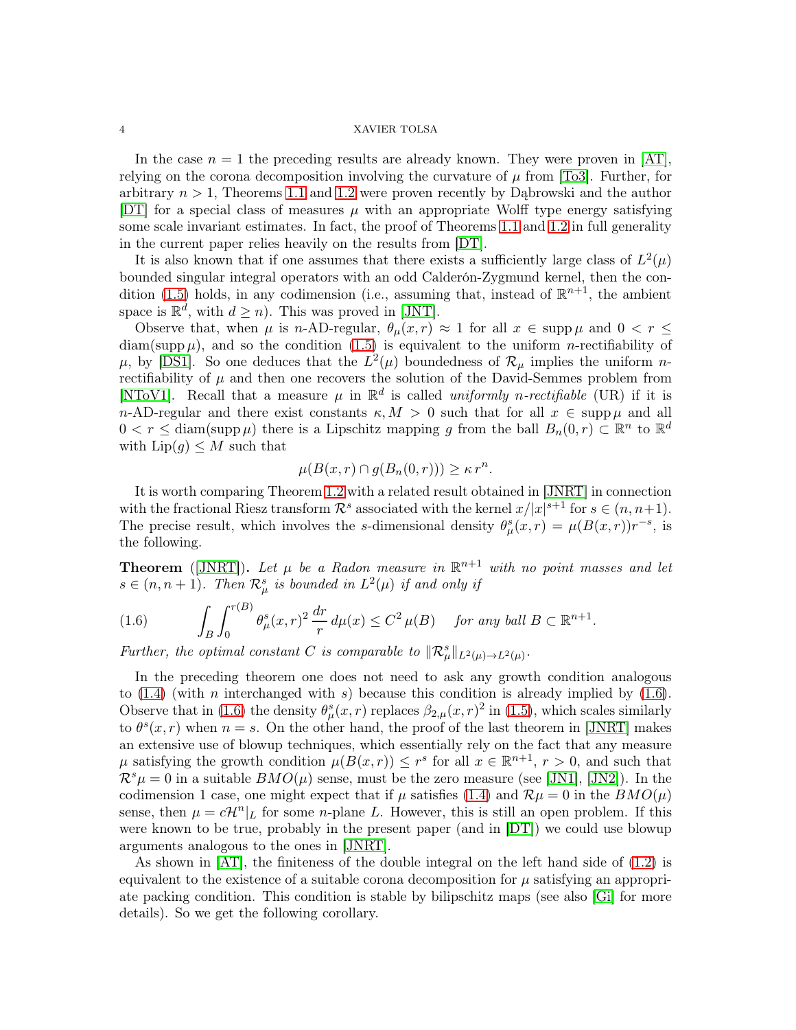In the case $n = 1$ the preceding results are already known. They were proven in [AT], relying on the corona decomposition involving the curvature of $\mu$ from [To3]. Further, for arbitrary $n > 1$, Theorems 1.1 and 1.2 were proven recently by Dąbrowski and the author [DT] for a special class of measures $\mu$ with an appropriate Wolff type energy satisfying some scale invariant estimates. In fact, the proof of Theorems 1.1 and 1.2 in full generality in the current paper relies heavily on the results from [DT].

It is also known that if one assumes that there exists a sufficiently large class of $L^2(\mu)$ bounded singular integral operators with an odd Calderón-Zygmund kernel, then the condition (1.5) holds, in any codimension (i.e., assuming that, instead of $\mathbb{R}^{n+1}$, the ambient space is $\mathbb{R}^d$, with $d \geq n$). This was proved in [JNT].

Observe that, when $\mu$ is $n$-AD-regular, $\theta_\mu(x,r) \approx 1$ for all $x \in \operatorname{supp}\mu$ and $0 < r \leq \operatorname{diam}(\operatorname{supp}\mu)$, and so the condition (1.5) is equivalent to the uniform $n$-rectifiability of $\mu$, by [DS1]. So one deduces that the $L^2(\mu)$ boundedness of $\mathcal{R}_\mu$ implies the uniform $n$-rectifiability of $\mu$ and then one recovers the solution of the David-Semmes problem from [NToV1]. Recall that a measure $\mu$ in $\mathbb{R}^d$ is called *uniformly $n$-rectifiable* (UR) if it is $n$-AD-regular and there exist constants $\kappa, M > 0$ such that for all $x \in \operatorname{supp}\mu$ and all $0 < r \leq \operatorname{diam}(\operatorname{supp}\mu)$ there is a Lipschitz mapping $g$ from the ball $B_n(0,r) \subset \mathbb{R}^n$ to $\mathbb{R}^d$ with $\operatorname{Lip}(g) \leq M$ such that

$$\mu(B(x,r) \cap g(B_n(0,r))) \geq \kappa\, r^n.$$

It is worth comparing Theorem 1.2 with a related result obtained in [JNRT] in connection with the fractional Riesz transform $\mathcal{R}^s$ associated with the kernel $x/|x|^{s+1}$ for $s \in (n, n+1)$. The precise result, which involves the $s$-dimensional density $\theta^s_\mu(x,r) = \mu(B(x,r))r^{-s}$, is the following.

**Theorem** ([JNRT])**.** *Let $\mu$ be a Radon measure in $\mathbb{R}^{n+1}$ with no point masses and let $s \in (n, n+1)$. Then $\mathcal{R}^s_\mu$ is bounded in $L^2(\mu)$ if and only if*

$$\int_B \int_0^{r(B)} \theta^s_\mu(x,r)^2\, \frac{dr}{r}\, d\mu(x) \leq C^2\, \mu(B) \quad \text{for any ball } B \subset \mathbb{R}^{n+1}. \tag{1.6}$$

*Further, the optimal constant $C$ is comparable to $\|\mathcal{R}^s_\mu\|_{L^2(\mu)\to L^2(\mu)}$.*

In the preceding theorem one does not need to ask any growth condition analogous to (1.4) (with $n$ interchanged with $s$) because this condition is already implied by (1.6). Observe that in (1.6) the density $\theta^s_\mu(x,r)$ replaces $\beta_{2,\mu}(x,r)^2$ in (1.5), which scales similarly to $\theta^s(x,r)$ when $n = s$. On the other hand, the proof of the last theorem in [JNRT] makes an extensive use of blowup techniques, which essentially rely on the fact that any measure $\mu$ satisfying the growth condition $\mu(B(x,r)) \leq r^s$ for all $x \in \mathbb{R}^{n+1}$, $r > 0$, and such that $\mathcal{R}^s\mu = 0$ in a suitable $BMO(\mu)$ sense, must be the zero measure (see [JN1], [JN2]). In the codimension 1 case, one might expect that if $\mu$ satisfies (1.4) and $\mathcal{R}\mu = 0$ in the $BMO(\mu)$ sense, then $\mu = c\mathcal{H}^n|_L$ for some $n$-plane $L$. However, this is still an open problem. If this were known to be true, probably in the present paper (and in [DT]) we could use blowup arguments analogous to the ones in [JNRT].

As shown in [AT], the finiteness of the double integral on the left hand side of (1.2) is equivalent to the existence of a suitable corona decomposition for $\mu$ satisfying an appropriate packing condition. This condition is stable by bilipschitz maps (see also [Gi] for more details). So we get the following corollary.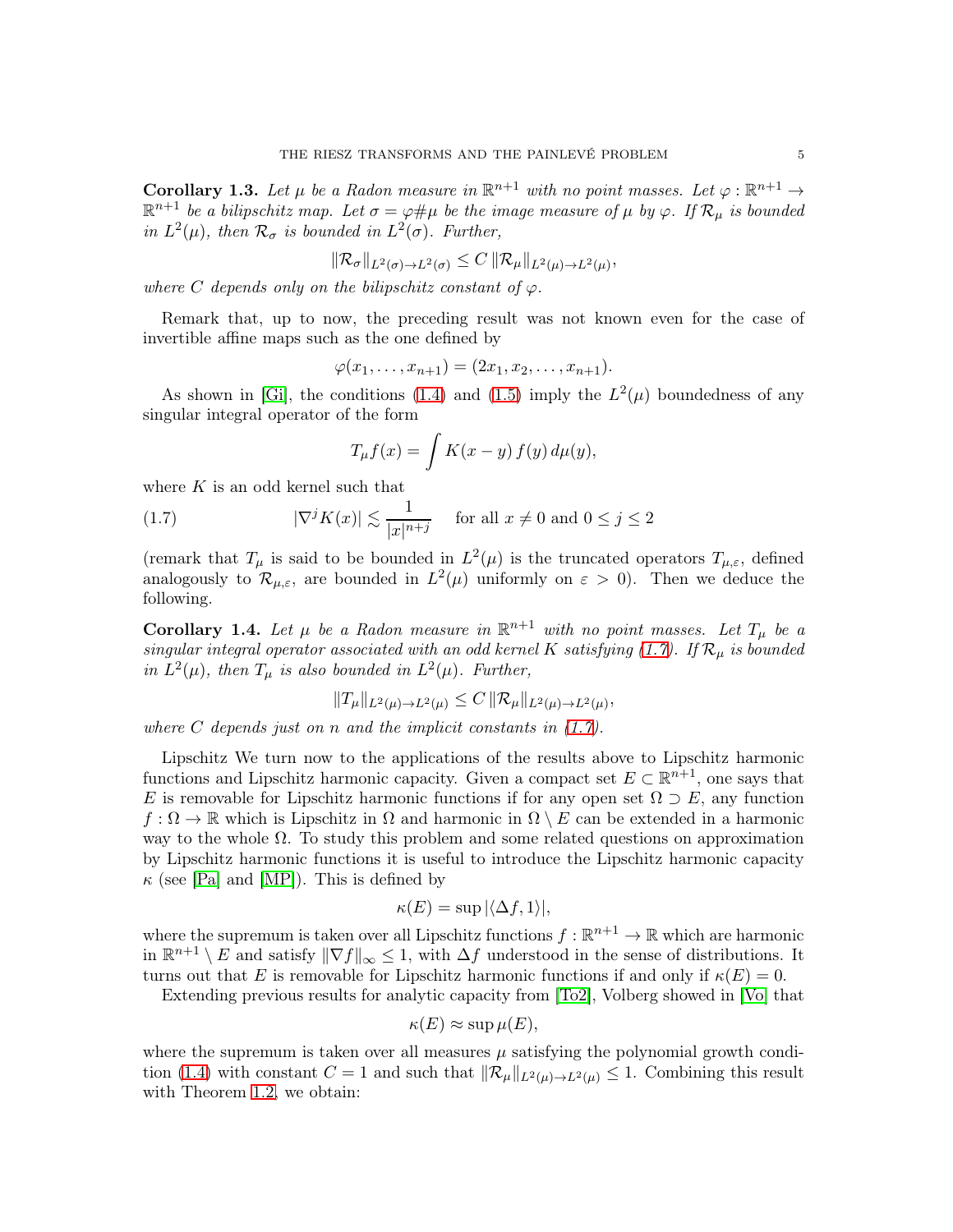**Corollary 1.3.** *Let $\mu$ be a Radon measure in $\mathbb{R}^{n+1}$ with no point masses. Let $\varphi : \mathbb{R}^{n+1} \to \mathbb{R}^{n+1}$ be a bilipschitz map. Let $\sigma = \varphi\#\mu$ be the image measure of $\mu$ by $\varphi$. If $\mathcal{R}_\mu$ is bounded in $L^2(\mu)$, then $\mathcal{R}_\sigma$ is bounded in $L^2(\sigma)$. Further,*

$$\|\mathcal{R}_\sigma\|_{L^2(\sigma)\to L^2(\sigma)} \leq C\, \|\mathcal{R}_\mu\|_{L^2(\mu)\to L^2(\mu)},$$

*where $C$ depends only on the bilipschitz constant of $\varphi$.*

Remark that, up to now, the preceding result was not known even for the case of invertible affine maps such as the one defined by

$$\varphi(x_1, \ldots, x_{n+1}) = (2x_1, x_2, \ldots, x_{n+1}).$$

As shown in [Gi], the conditions (1.4) and (1.5) imply the $L^2(\mu)$ boundedness of any singular integral operator of the form

$$T_\mu f(x) = \int K(x-y)\, f(y)\, d\mu(y),$$

where $K$ is an odd kernel such that

$$|\nabla^j K(x)| \lesssim \frac{1}{|x|^{n+j}} \quad \text{for all } x \neq 0 \text{ and } 0 \leq j \leq 2 \tag{1.7}$$

(remark that $T_\mu$ is said to be bounded in $L^2(\mu)$ is the truncated operators $T_{\mu,\varepsilon}$, defined analogously to $\mathcal{R}_{\mu,\varepsilon}$, are bounded in $L^2(\mu)$ uniformly on $\varepsilon > 0$). Then we deduce the following.

**Corollary 1.4.** *Let $\mu$ be a Radon measure in $\mathbb{R}^{n+1}$ with no point masses. Let $T_\mu$ be a singular integral operator associated with an odd kernel $K$ satisfying (1.7). If $\mathcal{R}_\mu$ is bounded in $L^2(\mu)$, then $T_\mu$ is also bounded in $L^2(\mu)$. Further,*

$$\|T_\mu\|_{L^2(\mu)\to L^2(\mu)} \leq C\, \|\mathcal{R}_\mu\|_{L^2(\mu)\to L^2(\mu)},$$

*where $C$ depends just on $n$ and the implicit constants in (1.7).*

Lipschitz We turn now to the applications of the results above to Lipschitz harmonic functions and Lipschitz harmonic capacity. Given a compact set $E \subset \mathbb{R}^{n+1}$, one says that $E$ is removable for Lipschitz harmonic functions if for any open set $\Omega \supset E$, any function $f : \Omega \to \mathbb{R}$ which is Lipschitz in $\Omega$ and harmonic in $\Omega \setminus E$ can be extended in a harmonic way to the whole $\Omega$. To study this problem and some related questions on approximation by Lipschitz harmonic functions it is useful to introduce the Lipschitz harmonic capacity $\kappa$ (see [Pa] and [MP]). This is defined by

$$\kappa(E) = \sup |\langle \Delta f, 1\rangle|,$$

where the supremum is taken over all Lipschitz functions $f : \mathbb{R}^{n+1} \to \mathbb{R}$ which are harmonic in $\mathbb{R}^{n+1} \setminus E$ and satisfy $\|\nabla f\|_\infty \leq 1$, with $\Delta f$ understood in the sense of distributions. It turns out that $E$ is removable for Lipschitz harmonic functions if and only if $\kappa(E) = 0$.

Extending previous results for analytic capacity from [To2], Volberg showed in [Vo] that

$$\kappa(E) \approx \sup \mu(E),$$

where the supremum is taken over all measures $\mu$ satisfying the polynomial growth condition (1.4) with constant $C = 1$ and such that $\|\mathcal{R}_\mu\|_{L^2(\mu)\to L^2(\mu)} \leq 1$. Combining this result with Theorem 1.2, we obtain: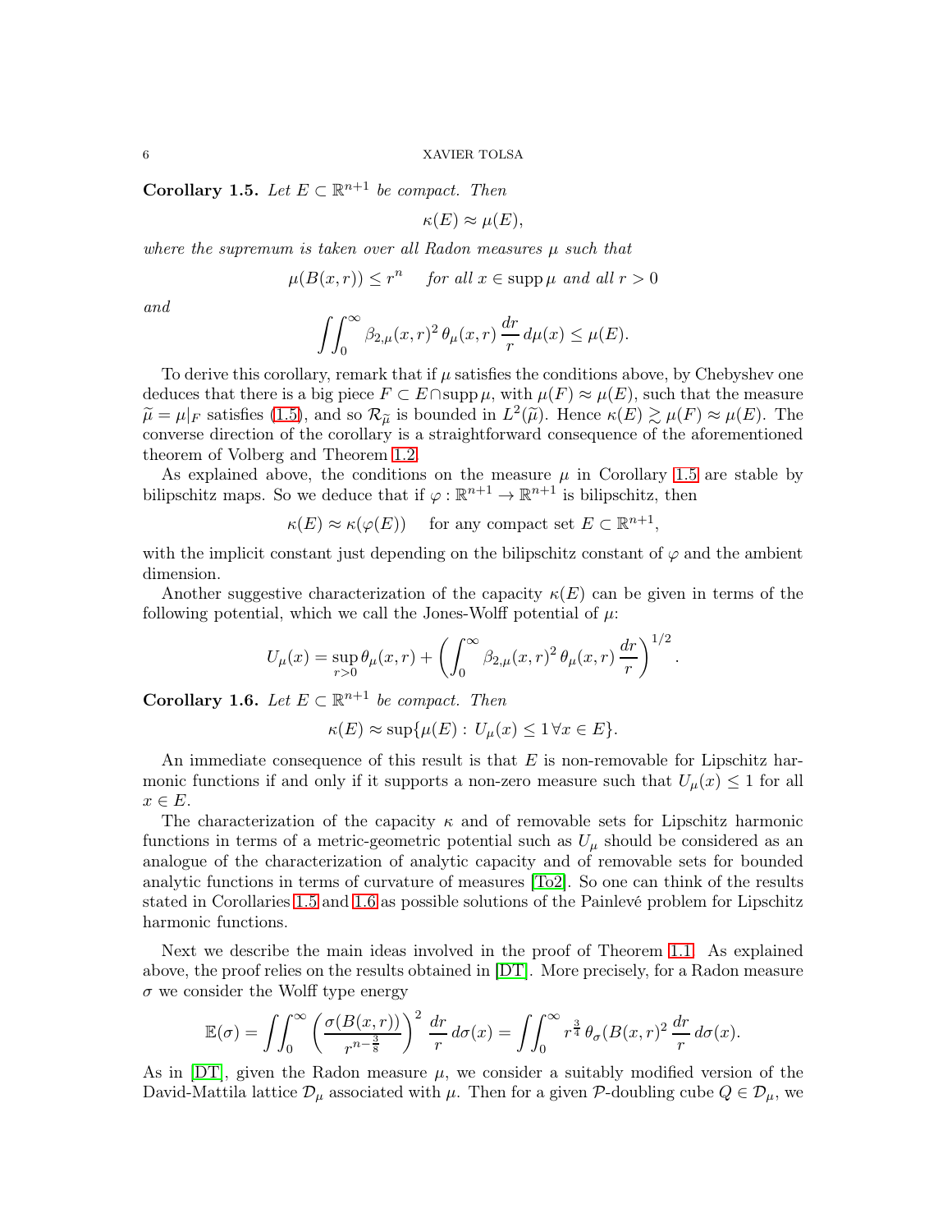**Corollary 1.5.** *Let $E \subset \mathbb{R}^{n+1}$ be compact. Then*

$$\kappa(E) \approx \mu(E),$$

*where the supremum is taken over all Radon measures $\mu$ such that*

$$\mu(B(x,r)) \leq r^n \quad \text{for all } x \in \operatorname{supp}\mu \text{ and all } r > 0$$

*and*

$$\iint_0^\infty \beta_{2,\mu}(x,r)^2\, \theta_\mu(x,r)\, \frac{dr}{r}\, d\mu(x) \leq \mu(E).$$

To derive this corollary, remark that if $\mu$ satisfies the conditions above, by Chebyshev one deduces that there is a big piece $F \subset E \cap \operatorname{supp}\mu$, with $\mu(F) \approx \mu(E)$, such that the measure $\widetilde{\mu} = \mu|_F$ satisfies (1.5), and so $\mathcal{R}_{\widetilde{\mu}}$ is bounded in $L^2(\widetilde{\mu})$. Hence $\kappa(E) \gtrsim \mu(F) \approx \mu(E)$. The converse direction of the corollary is a straightforward consequence of the aforementioned theorem of Volberg and Theorem 1.2.

As explained above, the conditions on the measure $\mu$ in Corollary 1.5 are stable by bilipschitz maps. So we deduce that if $\varphi : \mathbb{R}^{n+1} \to \mathbb{R}^{n+1}$ is bilipschitz, then

$$\kappa(E) \approx \kappa(\varphi(E)) \quad \text{for any compact set } E \subset \mathbb{R}^{n+1},$$

with the implicit constant just depending on the bilipschitz constant of $\varphi$ and the ambient dimension.

Another suggestive characterization of the capacity $\kappa(E)$ can be given in terms of the following potential, which we call the Jones-Wolff potential of $\mu$:

$$U_\mu(x) = \sup_{r>0} \theta_\mu(x,r) + \left( \int_0^\infty \beta_{2,\mu}(x,r)^2\, \theta_\mu(x,r)\, \frac{dr}{r} \right)^{1/2}.$$

**Corollary 1.6.** *Let $E \subset \mathbb{R}^{n+1}$ be compact. Then*

$$\kappa(E) \approx \sup\{\mu(E) : U_\mu(x) \leq 1\, \forall x \in E\}.$$

An immediate consequence of this result is that $E$ is non-removable for Lipschitz harmonic functions if and only if it supports a non-zero measure such that $U_\mu(x) \leq 1$ for all $x \in E$.

The characterization of the capacity $\kappa$ and of removable sets for Lipschitz harmonic functions in terms of a metric-geometric potential such as $U_\mu$ should be considered as an analogue of the characterization of analytic capacity and of removable sets for bounded analytic functions in terms of curvature of measures [To2]. So one can think of the results stated in Corollaries 1.5 and 1.6 as possible solutions of the Painlevé problem for Lipschitz harmonic functions.

Next we describe the main ideas involved in the proof of Theorem 1.1. As explained above, the proof relies on the results obtained in [DT]. More precisely, for a Radon measure $\sigma$ we consider the Wolff type energy

$$\mathbb{E}(\sigma) = \iint_0^\infty \left( \frac{\sigma(B(x,r))}{r^{n-\frac{3}{8}}} \right)^2 \frac{dr}{r}\, d\sigma(x) = \iint_0^\infty r^{\frac{3}{4}}\, \theta_\sigma(B(x,r)^2\, \frac{dr}{r}\, d\sigma(x).$$

As in [DT], given the Radon measure $\mu$, we consider a suitably modified version of the David-Mattila lattice $\mathcal{D}_\mu$ associated with $\mu$. Then for a given $\mathcal{P}$-doubling cube $Q \in \mathcal{D}_\mu$, we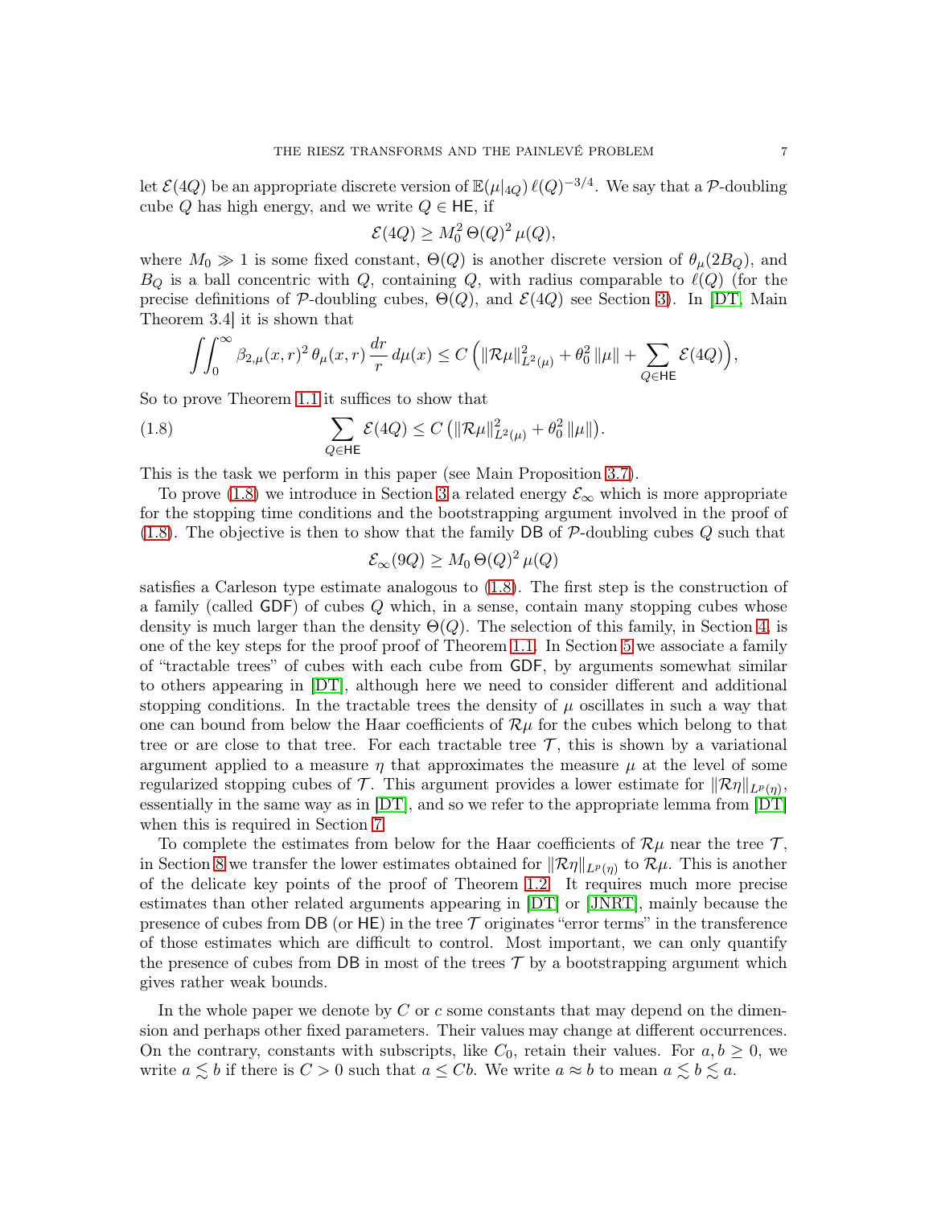let $\mathcal{E}(4Q)$ be an appropriate discrete version of $\mathbb{E}(\mu|_{4Q})\,\ell(Q)^{-3/4}$. We say that a $\mathcal{P}$-doubling cube $Q$ has high energy, and we write $Q \in \mathsf{HE}$, if

$$\mathcal{E}(4Q) \geq M_0^2\, \Theta(Q)^2\, \mu(Q),$$

where $M_0 \gg 1$ is some fixed constant, $\Theta(Q)$ is another discrete version of $\theta_\mu(2B_Q)$, and $B_Q$ is a ball concentric with $Q$, containing $Q$, with radius comparable to $\ell(Q)$ (for the precise definitions of $\mathcal{P}$-doubling cubes, $\Theta(Q)$, and $\mathcal{E}(4Q)$ see Section 3). In [DT, Main Theorem 3.4] it is shown that

$$\iint_0^\infty \beta_{2,\mu}(x,r)^2\,\theta_\mu(x,r)\,\frac{dr}{r}\,d\mu(x) \leq C\,\Big(\|\mathcal{R}\mu\|_{L^2(\mu)}^2 + \theta_0^2\,\|\mu\| + \sum_{Q\in\mathsf{HE}} \mathcal{E}(4Q)\Big),$$

So to prove Theorem 1.1 it suffices to show that

$$\sum_{Q\in\mathsf{HE}} \mathcal{E}(4Q) \leq C\,\big(\|\mathcal{R}\mu\|_{L^2(\mu)}^2 + \theta_0^2\,\|\mu\|\big). \tag{1.8}$$

This is the task we perform in this paper (see Main Proposition 3.7).

To prove (1.8) we introduce in Section 3 a related energy $\mathcal{E}_\infty$ which is more appropriate for the stopping time conditions and the bootstrapping argument involved in the proof of (1.8). The objective is then to show that the family $\mathsf{DB}$ of $\mathcal{P}$-doubling cubes $Q$ such that

$$\mathcal{E}_\infty(9Q) \geq M_0\,\Theta(Q)^2\,\mu(Q)$$

satisfies a Carleson type estimate analogous to (1.8). The first step is the construction of a family (called $\mathsf{GDF}$) of cubes $Q$ which, in a sense, contain many stopping cubes whose density is much larger than the density $\Theta(Q)$. The selection of this family, in Section 4, is one of the key steps for the proof proof of Theorem 1.1. In Section 5 we associate a family of "tractable trees" of cubes with each cube from $\mathsf{GDF}$, by arguments somewhat similar to others appearing in [DT], although here we need to consider different and additional stopping conditions. In the tractable trees the density of $\mu$ oscillates in such a way that one can bound from below the Haar coefficients of $\mathcal{R}\mu$ for the cubes which belong to that tree or are close to that tree. For each tractable tree $\mathcal{T}$, this is shown by a variational argument applied to a measure $\eta$ that approximates the measure $\mu$ at the level of some regularized stopping cubes of $\mathcal{T}$. This argument provides a lower estimate for $\|\mathcal{R}\eta\|_{L^p(\eta)}$, essentially in the same way as in [DT], and so we refer to the appropriate lemma from [DT] when this is required in Section 7.

To complete the estimates from below for the Haar coefficients of $\mathcal{R}\mu$ near the tree $\mathcal{T}$, in Section 8 we transfer the lower estimates obtained for $\|\mathcal{R}\eta\|_{L^p(\eta)}$ to $\mathcal{R}\mu$. This is another of the delicate key points of the proof of Theorem 1.2. It requires much more precise estimates than other related arguments appearing in [DT] or [JNRT], mainly because the presence of cubes from $\mathsf{DB}$ (or $\mathsf{HE}$) in the tree $\mathcal{T}$ originates "error terms" in the transference of those estimates which are difficult to control. Most important, we can only quantify the presence of cubes from $\mathsf{DB}$ in most of the trees $\mathcal{T}$ by a bootstrapping argument which gives rather weak bounds.

In the whole paper we denote by $C$ or $c$ some constants that may depend on the dimension and perhaps other fixed parameters. Their values may change at different occurrences. On the contrary, constants with subscripts, like $C_0$, retain their values. For $a, b \geq 0$, we write $a \lesssim b$ if there is $C > 0$ such that $a \leq Cb$. We write $a \approx b$ to mean $a \lesssim b \lesssim a$.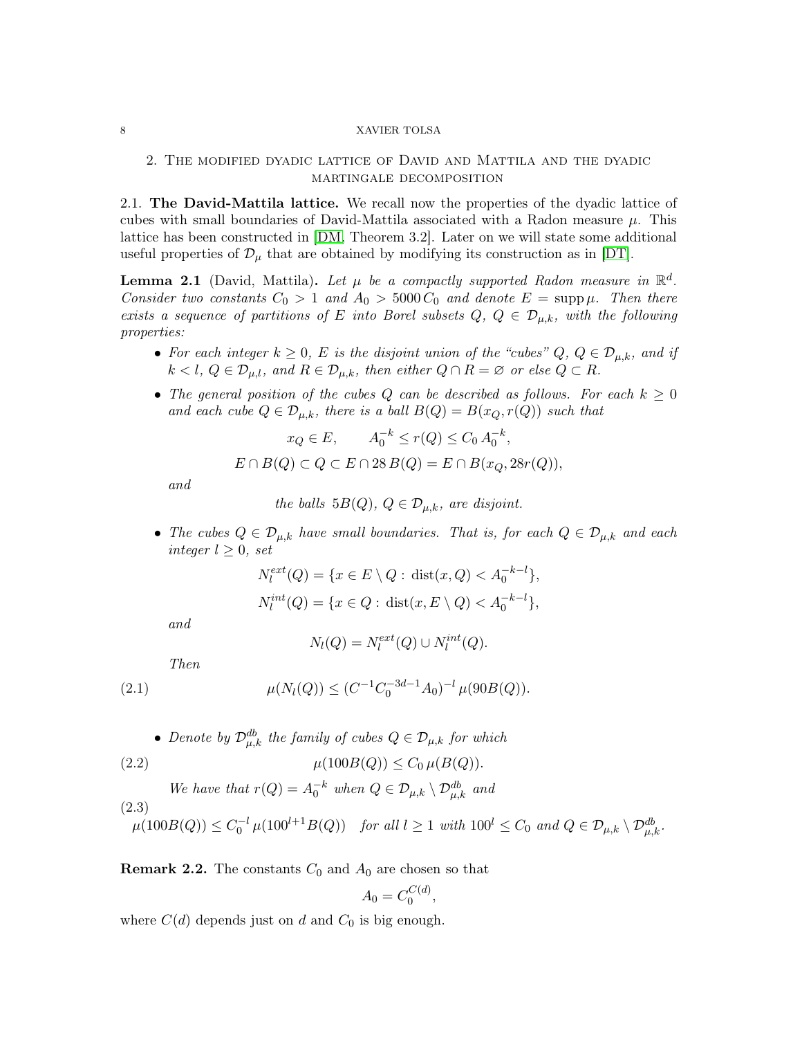## 2. The modified dyadic lattice of David and Mattila and the dyadic martingale decomposition

**2.1. The David-Mattila lattice.** We recall now the properties of the dyadic lattice of cubes with small boundaries of David-Mattila associated with a Radon measure $\mu$. This lattice has been constructed in [DM, Theorem 3.2]. Later on we will state some additional useful properties of $\mathcal{D}_\mu$ that are obtained by modifying its construction as in [DT].

**Lemma 2.1** (David, Mattila)**.** *Let $\mu$ be a compactly supported Radon measure in $\mathbb{R}^d$. Consider two constants $C_0 > 1$ and $A_0 > 5000\,C_0$ and denote $E = \operatorname{supp}\mu$. Then there exists a sequence of partitions of $E$ into Borel subsets $Q$, $Q \in \mathcal{D}_{\mu,k}$, with the following properties:*

- *For each integer $k \geq 0$, $E$ is the disjoint union of the "cubes" $Q$, $Q \in \mathcal{D}_{\mu,k}$, and if $k < l$, $Q \in \mathcal{D}_{\mu,l}$, and $R \in \mathcal{D}_{\mu,k}$, then either $Q \cap R = \varnothing$ or else $Q \subset R$.*
- *The general position of the cubes $Q$ can be described as follows. For each $k \geq 0$ and each cube $Q \in \mathcal{D}_{\mu,k}$, there is a ball $B(Q) = B(x_Q, r(Q))$ such that*
$$x_Q \in E, \qquad A_0^{-k} \leq r(Q) \leq C_0\, A_0^{-k},$$
$$E \cap B(Q) \subset Q \subset E \cap 28\,B(Q) = E \cap B(x_Q, 28r(Q)),$$
*and*
$$\text{the balls } 5B(Q),\ Q \in \mathcal{D}_{\mu,k}, \text{ are disjoint.}$$
- *The cubes $Q \in \mathcal{D}_{\mu,k}$ have small boundaries. That is, for each $Q \in \mathcal{D}_{\mu,k}$ and each integer $l \geq 0$, set*
$$N_l^{ext}(Q) = \{x \in E \setminus Q : \operatorname{dist}(x, Q) < A_0^{-k-l}\},$$
$$N_l^{int}(Q) = \{x \in Q : \operatorname{dist}(x, E \setminus Q) < A_0^{-k-l}\},$$
*and*
$$N_l(Q) = N_l^{ext}(Q) \cup N_l^{int}(Q).$$
*Then*
$$\mu(N_l(Q)) \leq (C^{-1} C_0^{-3d-1} A_0)^{-l}\, \mu(90B(Q)). \tag{2.1}$$
- *Denote by $\mathcal{D}_{\mu,k}^{db}$ the family of cubes $Q \in \mathcal{D}_{\mu,k}$ for which*
$$\mu(100B(Q)) \leq C_0\, \mu(B(Q)). \tag{2.2}$$
*We have that $r(Q) = A_0^{-k}$ when $Q \in \mathcal{D}_{\mu,k} \setminus \mathcal{D}_{\mu,k}^{db}$ and*
$$\mu(100B(Q)) \leq C_0^{-l}\, \mu(100^{l+1}B(Q)) \quad \text{for all } l \geq 1 \text{ with } 100^l \leq C_0 \text{ and } Q \in \mathcal{D}_{\mu,k} \setminus \mathcal{D}_{\mu,k}^{db}. \tag{2.3}$$

**Remark 2.2.** The constants $C_0$ and $A_0$ are chosen so that
$$A_0 = C_0^{C(d)},$$
where $C(d)$ depends just on $d$ and $C_0$ is big enough.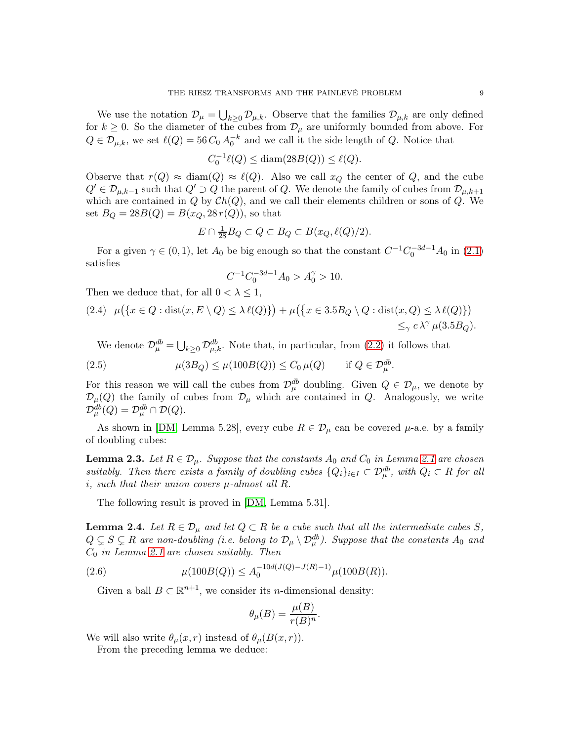We use the notation $\mathcal{D}_\mu = \bigcup_{k\geq 0} \mathcal{D}_{\mu,k}$. Observe that the families $\mathcal{D}_{\mu,k}$ are only defined for $k \geq 0$. So the diameter of the cubes from $\mathcal{D}_\mu$ are uniformly bounded from above. For $Q \in \mathcal{D}_{\mu,k}$, we set $\ell(Q) = 56\, C_0\, A_0^{-k}$ and we call it the side length of $Q$. Notice that

$$C_0^{-1}\ell(Q) \leq \operatorname{diam}(28B(Q)) \leq \ell(Q).$$

Observe that $r(Q) \approx \operatorname{diam}(Q) \approx \ell(Q)$. Also we call $x_Q$ the center of $Q$, and the cube $Q' \in \mathcal{D}_{\mu,k-1}$ such that $Q' \supset Q$ the parent of $Q$. We denote the family of cubes from $\mathcal{D}_{\mu,k+1}$ which are contained in $Q$ by $\mathcal{C}h(Q)$, and we call their elements children or sons of $Q$. We set $B_Q = 28B(Q) = B(x_Q, 28\, r(Q))$, so that

$$E \cap \tfrac{1}{28} B_Q \subset Q \subset B_Q \subset B(x_Q, \ell(Q)/2).$$

For a given $\gamma \in (0,1)$, let $A_0$ be big enough so that the constant $C^{-1}C_0^{-3d-1}A_0$ in (2.1) satisfies

$$C^{-1}C_0^{-3d-1}A_0 > A_0^\gamma > 10.$$

Then we deduce that, for all $0 < \lambda \leq 1$,

$$\mu\big(\{x \in Q : \operatorname{dist}(x, E\setminus Q) \leq \lambda\, \ell(Q)\}\big) + \mu\big(\{x \in 3.5B_Q \setminus Q : \operatorname{dist}(x, Q) \leq \lambda\, \ell(Q)\}\big) \leq_\gamma c\, \lambda^\gamma\, \mu(3.5B_Q). \tag{2.4}$$

We denote $\mathcal{D}_\mu^{db} = \bigcup_{k\geq 0} \mathcal{D}_{\mu,k}^{db}$. Note that, in particular, from (2.2) it follows that

$$\mu(3B_Q) \leq \mu(100B(Q)) \leq C_0\, \mu(Q) \qquad \text{if } Q \in \mathcal{D}_\mu^{db}. \tag{2.5}$$

For this reason we will call the cubes from $\mathcal{D}_\mu^{db}$ doubling. Given $Q \in \mathcal{D}_\mu$, we denote by $\mathcal{D}_\mu(Q)$ the family of cubes from $\mathcal{D}_\mu$ which are contained in $Q$. Analogously, we write $\mathcal{D}_\mu^{db}(Q) = \mathcal{D}_\mu^{db} \cap \mathcal{D}(Q)$.

As shown in [DM, Lemma 5.28], every cube $R \in \mathcal{D}_\mu$ can be covered $\mu$-a.e. by a family of doubling cubes:

**Lemma 2.3.** *Let $R \in \mathcal{D}_\mu$. Suppose that the constants $A_0$ and $C_0$ in Lemma 2.1 are chosen suitably. Then there exists a family of doubling cubes $\{Q_i\}_{i\in I} \subset \mathcal{D}_\mu^{db}$, with $Q_i \subset R$ for all $i$, such that their union covers $\mu$-almost all $R$.*

The following result is proved in [DM, Lemma 5.31].

**Lemma 2.4.** *Let $R \in \mathcal{D}_\mu$ and let $Q \subset R$ be a cube such that all the intermediate cubes $S$, $Q \subsetneq S \subsetneq R$ are non-doubling (i.e. belong to $\mathcal{D}_\mu \setminus \mathcal{D}_\mu^{db}$). Suppose that the constants $A_0$ and $C_0$ in Lemma 2.1 are chosen suitably. Then*

$$\mu(100B(Q)) \leq A_0^{-10d(J(Q)-J(R)-1)} \mu(100B(R)). \tag{2.6}$$

Given a ball $B \subset \mathbb{R}^{n+1}$, we consider its $n$-dimensional density:

$$\theta_\mu(B) = \frac{\mu(B)}{r(B)^n}.$$

We will also write $\theta_\mu(x,r)$ instead of $\theta_\mu(B(x,r))$.

From the preceding lemma we deduce: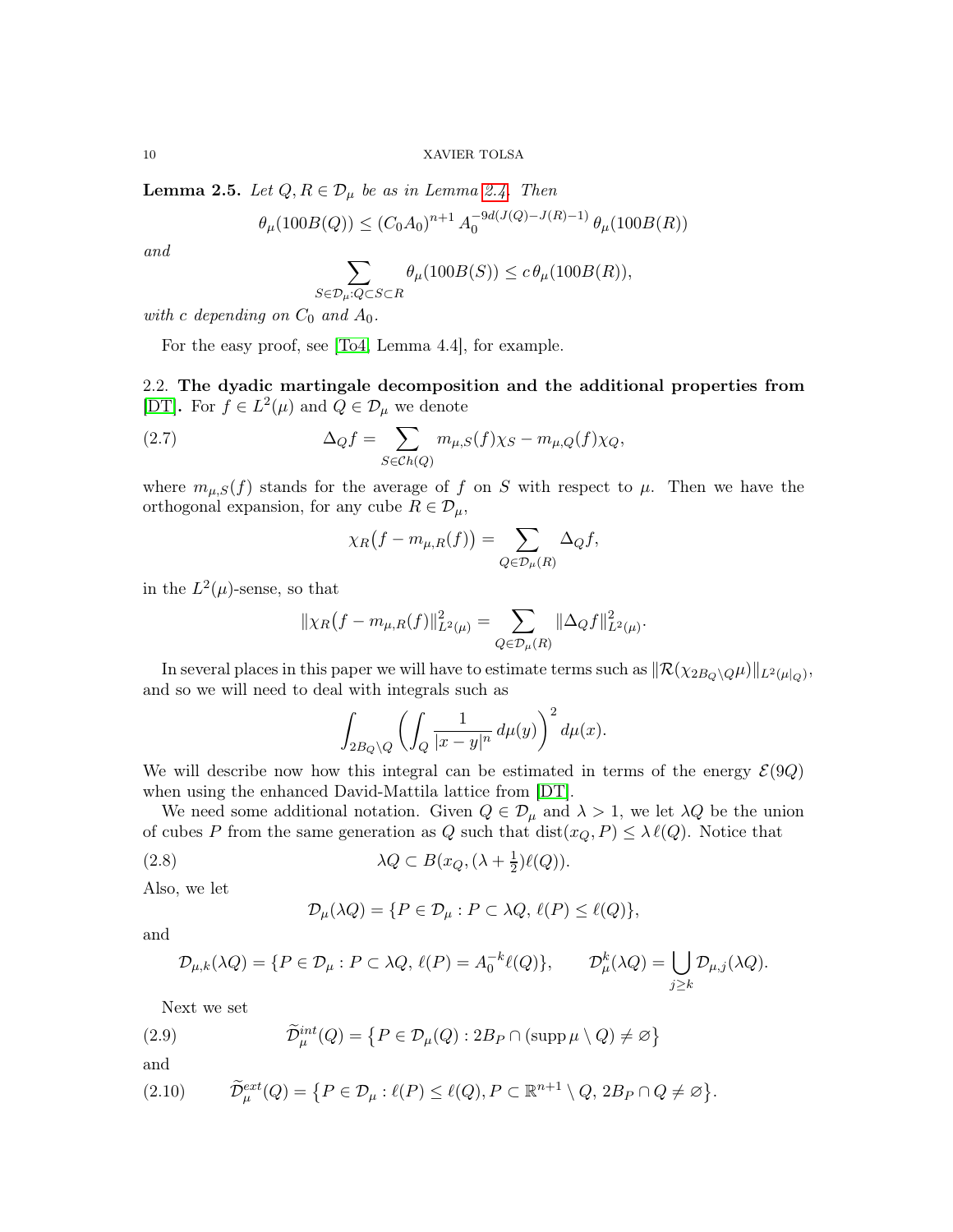**Lemma 2.5.** *Let $Q, R \in \mathcal{D}_\mu$ be as in Lemma 2.4. Then*

$$\theta_\mu(100B(Q)) \leq (C_0 A_0)^{n+1} \, A_0^{-9d(J(Q)-J(R)-1)} \, \theta_\mu(100B(R))$$

*and*

$$\sum_{S \in \mathcal{D}_\mu : Q \subset S \subset R} \theta_\mu(100B(S)) \leq c \, \theta_\mu(100B(R)),$$

*with $c$ depending on $C_0$ and $A_0$.*

For the easy proof, see [To4, Lemma 4.4], for example.

### 2.2. The dyadic martingale decomposition and the additional properties from [DT].

For $f \in L^2(\mu)$ and $Q \in \mathcal{D}_\mu$ we denote

$$\Delta_Q f = \sum_{S \in \mathcal{C}h(Q)} m_{\mu,S}(f) \chi_S - m_{\mu,Q}(f) \chi_Q, \tag{2.7}$$

where $m_{\mu,S}(f)$ stands for the average of $f$ on $S$ with respect to $\mu$. Then we have the orthogonal expansion, for any cube $R \in \mathcal{D}_\mu$,

$$\chi_R\big(f - m_{\mu,R}(f)\big) = \sum_{Q \in \mathcal{D}_\mu(R)} \Delta_Q f,$$

in the $L^2(\mu)$-sense, so that

$$\|\chi_R\big(f - m_{\mu,R}(f)\|^2_{L^2(\mu)} = \sum_{Q \in \mathcal{D}_\mu(R)} \|\Delta_Q f\|^2_{L^2(\mu)}.$$

In several places in this paper we will have to estimate terms such as $\|\mathcal{R}(\chi_{2B_Q \setminus Q}\mu)\|_{L^2(\mu|_Q)}$, and so we will need to deal with integrals such as

$$\int_{2B_Q \setminus Q} \left( \int_Q \frac{1}{|x-y|^n} \, d\mu(y) \right)^2 d\mu(x).$$

We will describe now how this integral can be estimated in terms of the energy $\mathcal{E}(9Q)$ when using the enhanced David-Mattila lattice from [DT].

We need some additional notation. Given $Q \in \mathcal{D}_\mu$ and $\lambda > 1$, we let $\lambda Q$ be the union of cubes $P$ from the same generation as $Q$ such that $\operatorname{dist}(x_Q, P) \leq \lambda \, \ell(Q)$. Notice that

$$\lambda Q \subset B(x_Q, (\lambda + \tfrac{1}{2})\ell(Q)). \tag{2.8}$$

Also, we let

$$\mathcal{D}_\mu(\lambda Q) = \{P \in \mathcal{D}_\mu : P \subset \lambda Q, \, \ell(P) \leq \ell(Q)\},$$

and

$$\mathcal{D}_{\mu,k}(\lambda Q) = \{P \in \mathcal{D}_\mu : P \subset \lambda Q, \, \ell(P) = A_0^{-k} \ell(Q)\}, \qquad \mathcal{D}_\mu^k(\lambda Q) = \bigcup_{j \geq k} \mathcal{D}_{\mu,j}(\lambda Q).$$

Next we set

$$\widetilde{\mathcal{D}}_\mu^{int}(Q) = \big\{P \in \mathcal{D}_\mu(Q) : 2B_P \cap (\operatorname{supp}\mu \setminus Q) \neq \varnothing\big\} \tag{2.9}$$

and

$$\widetilde{\mathcal{D}}_\mu^{ext}(Q) = \big\{P \in \mathcal{D}_\mu : \ell(P) \leq \ell(Q), P \subset \mathbb{R}^{n+1} \setminus Q, \, 2B_P \cap Q \neq \varnothing\big\}. \tag{2.10}$$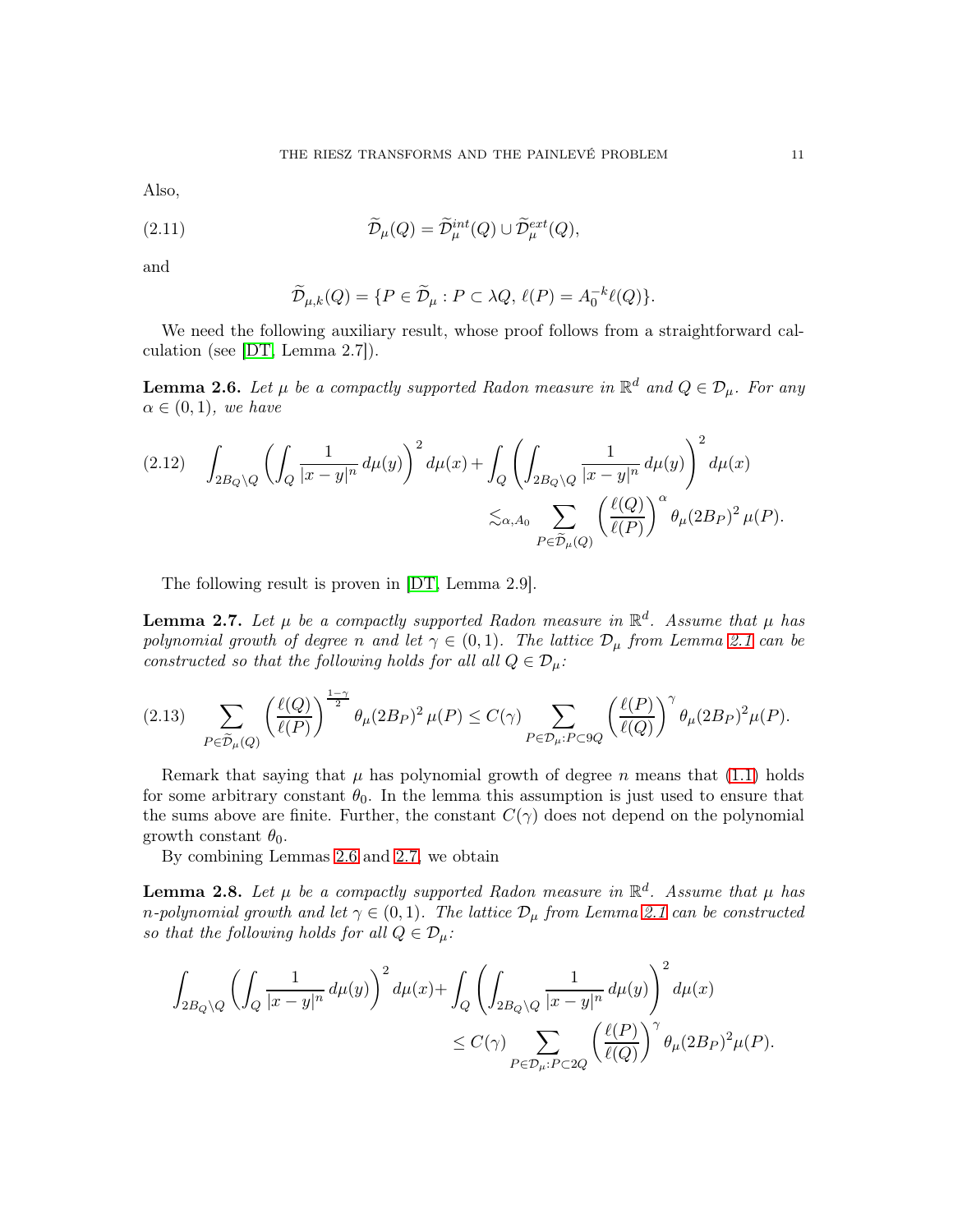Also,

$$\widetilde{\mathcal{D}}_\mu(Q) = \widetilde{\mathcal{D}}_\mu^{int}(Q) \cup \widetilde{\mathcal{D}}_\mu^{ext}(Q), \tag{2.11}$$

and

$$\widetilde{\mathcal{D}}_{\mu,k}(Q) = \{P \in \widetilde{\mathcal{D}}_\mu : P \subset \lambda Q,\, \ell(P) = A_0^{-k}\ell(Q)\}.$$

We need the following auxiliary result, whose proof follows from a straightforward calculation (see [DT, Lemma 2.7]).

**Lemma 2.6.** *Let $\mu$ be a compactly supported Radon measure in $\mathbb{R}^d$ and $Q \in \mathcal{D}_\mu$. For any $\alpha \in (0,1)$, we have*

$$\int_{2B_Q\setminus Q} \left(\int_Q \frac{1}{|x-y|^n}\,d\mu(y)\right)^2 d\mu(x) + \int_Q \left(\int_{2B_Q\setminus Q} \frac{1}{|x-y|^n}\,d\mu(y)\right)^2 d\mu(x) \lesssim_{\alpha,A_0} \sum_{P\in\widetilde{\mathcal{D}}_\mu(Q)} \left(\frac{\ell(Q)}{\ell(P)}\right)^\alpha \theta_\mu(2B_P)^2\,\mu(P). \tag{2.12}$$

The following result is proven in [DT, Lemma 2.9].

**Lemma 2.7.** *Let $\mu$ be a compactly supported Radon measure in $\mathbb{R}^d$. Assume that $\mu$ has polynomial growth of degree $n$ and let $\gamma \in (0,1)$. The lattice $\mathcal{D}_\mu$ from Lemma 2.1 can be constructed so that the following holds for all all $Q \in \mathcal{D}_\mu$:*

$$\sum_{P\in\widetilde{\mathcal{D}}_\mu(Q)} \left(\frac{\ell(Q)}{\ell(P)}\right)^{\frac{1-\gamma}{2}} \theta_\mu(2B_P)^2\,\mu(P) \le C(\gamma) \sum_{P\in\mathcal{D}_\mu : P\subset 9Q} \left(\frac{\ell(P)}{\ell(Q)}\right)^\gamma \theta_\mu(2B_P)^2\mu(P). \tag{2.13}$$

Remark that saying that $\mu$ has polynomial growth of degree $n$ means that (1.1) holds for some arbitrary constant $\theta_0$. In the lemma this assumption is just used to ensure that the sums above are finite. Further, the constant $C(\gamma)$ does not depend on the polynomial growth constant $\theta_0$.

By combining Lemmas 2.6 and 2.7, we obtain

**Lemma 2.8.** *Let $\mu$ be a compactly supported Radon measure in $\mathbb{R}^d$. Assume that $\mu$ has $n$-polynomial growth and let $\gamma \in (0,1)$. The lattice $\mathcal{D}_\mu$ from Lemma 2.1 can be constructed so that the following holds for all $Q \in \mathcal{D}_\mu$:*

$$\int_{2B_Q\setminus Q} \left(\int_Q \frac{1}{|x-y|^n}\,d\mu(y)\right)^2 d\mu(x) + \int_Q \left(\int_{2B_Q\setminus Q} \frac{1}{|x-y|^n}\,d\mu(y)\right)^2 d\mu(x) \le C(\gamma) \sum_{P\in\mathcal{D}_\mu : P\subset 2Q} \left(\frac{\ell(P)}{\ell(Q)}\right)^\gamma \theta_\mu(2B_P)^2\mu(P).$$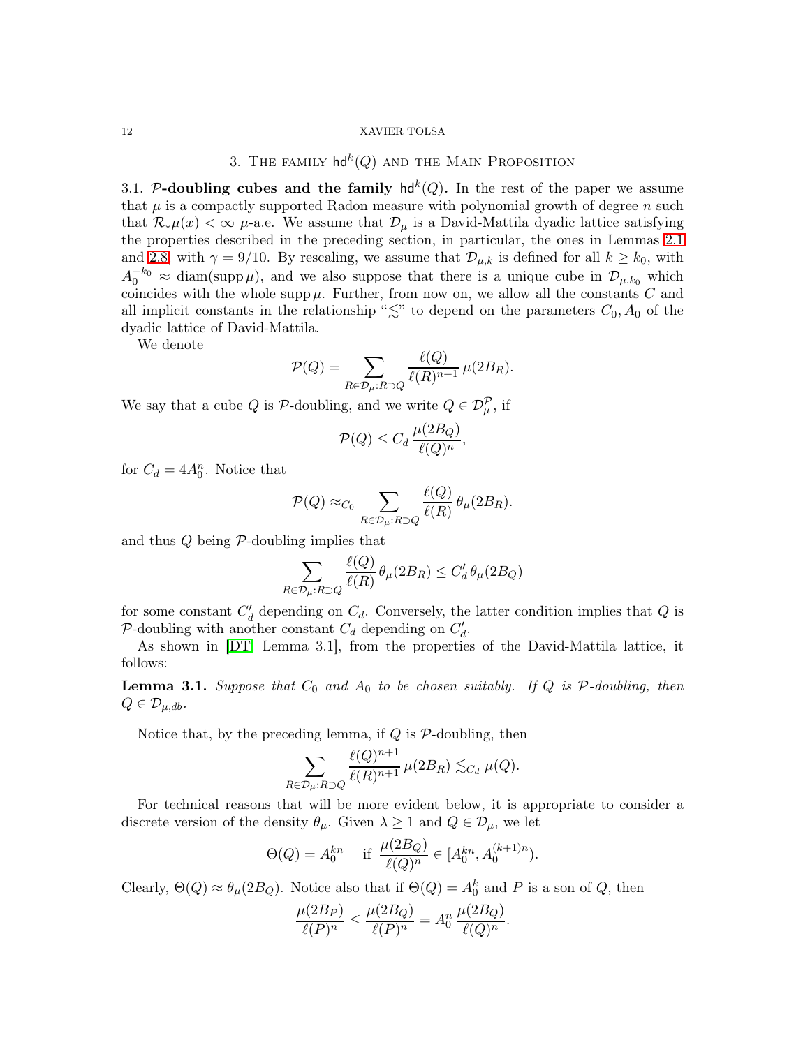## 3. The family $\mathsf{hd}^k(Q)$ and the Main Proposition

### 3.1. $\mathcal{P}$-doubling cubes and the family $\mathsf{hd}^k(Q)$.

In the rest of the paper we assume that $\mu$ is a compactly supported Radon measure with polynomial growth of degree $n$ such that $\mathcal{R}_*\mu(x) < \infty$ $\mu$-a.e. We assume that $\mathcal{D}_\mu$ is a David-Mattila dyadic lattice satisfying the properties described in the preceding section, in particular, the ones in Lemmas 2.1 and 2.8, with $\gamma = 9/10$. By rescaling, we assume that $\mathcal{D}_{\mu,k}$ is defined for all $k \geq k_0$, with $A_0^{-k_0} \approx \operatorname{diam}(\operatorname{supp}\mu)$, and we also suppose that there is a unique cube in $\mathcal{D}_{\mu,k_0}$ which coincides with the whole $\operatorname{supp}\mu$. Further, from now on, we allow all the constants $C$ and all implicit constants in the relationship "$\lesssim$" to depend on the parameters $C_0, A_0$ of the dyadic lattice of David-Mattila.

We denote

$$\mathcal{P}(Q) = \sum_{R\in\mathcal{D}_\mu: R\supset Q} \frac{\ell(Q)}{\ell(R)^{n+1}}\,\mu(2B_R).$$

We say that a cube $Q$ is $\mathcal{P}$-doubling, and we write $Q \in \mathcal{D}_\mu^{\mathcal{P}}$, if

$$\mathcal{P}(Q) \leq C_d\,\frac{\mu(2B_Q)}{\ell(Q)^n},$$

for $C_d = 4A_0^n$. Notice that

$$\mathcal{P}(Q) \approx_{C_0} \sum_{R\in\mathcal{D}_\mu: R\supset Q} \frac{\ell(Q)}{\ell(R)}\,\theta_\mu(2B_R).$$

and thus $Q$ being $\mathcal{P}$-doubling implies that

$$\sum_{R\in\mathcal{D}_\mu: R\supset Q} \frac{\ell(Q)}{\ell(R)}\,\theta_\mu(2B_R) \leq C_d'\,\theta_\mu(2B_Q)$$

for some constant $C_d'$ depending on $C_d$. Conversely, the latter condition implies that $Q$ is $\mathcal{P}$-doubling with another constant $C_d$ depending on $C_d'$.

As shown in [DT, Lemma 3.1], from the properties of the David-Mattila lattice, it follows:

**Lemma 3.1.** *Suppose that $C_0$ and $A_0$ to be chosen suitably. If $Q$ is $\mathcal{P}$-doubling, then $Q \in \mathcal{D}_{\mu,db}$.*

Notice that, by the preceding lemma, if $Q$ is $\mathcal{P}$-doubling, then

$$\sum_{R\in\mathcal{D}_\mu: R\supset Q} \frac{\ell(Q)^{n+1}}{\ell(R)^{n+1}}\,\mu(2B_R) \lesssim_{C_d} \mu(Q).$$

For technical reasons that will be more evident below, it is appropriate to consider a discrete version of the density $\theta_\mu$. Given $\lambda \geq 1$ and $Q \in \mathcal{D}_\mu$, we let

$$\Theta(Q) = A_0^{kn} \quad \text{ if } \frac{\mu(2B_Q)}{\ell(Q)^n} \in [A_0^{kn}, A_0^{(k+1)n}).$$

Clearly, $\Theta(Q) \approx \theta_\mu(2B_Q)$. Notice also that if $\Theta(Q) = A_0^k$ and $P$ is a son of $Q$, then

$$\frac{\mu(2B_P)}{\ell(P)^n} \leq \frac{\mu(2B_Q)}{\ell(P)^n} = A_0^n\,\frac{\mu(2B_Q)}{\ell(Q)^n}.$$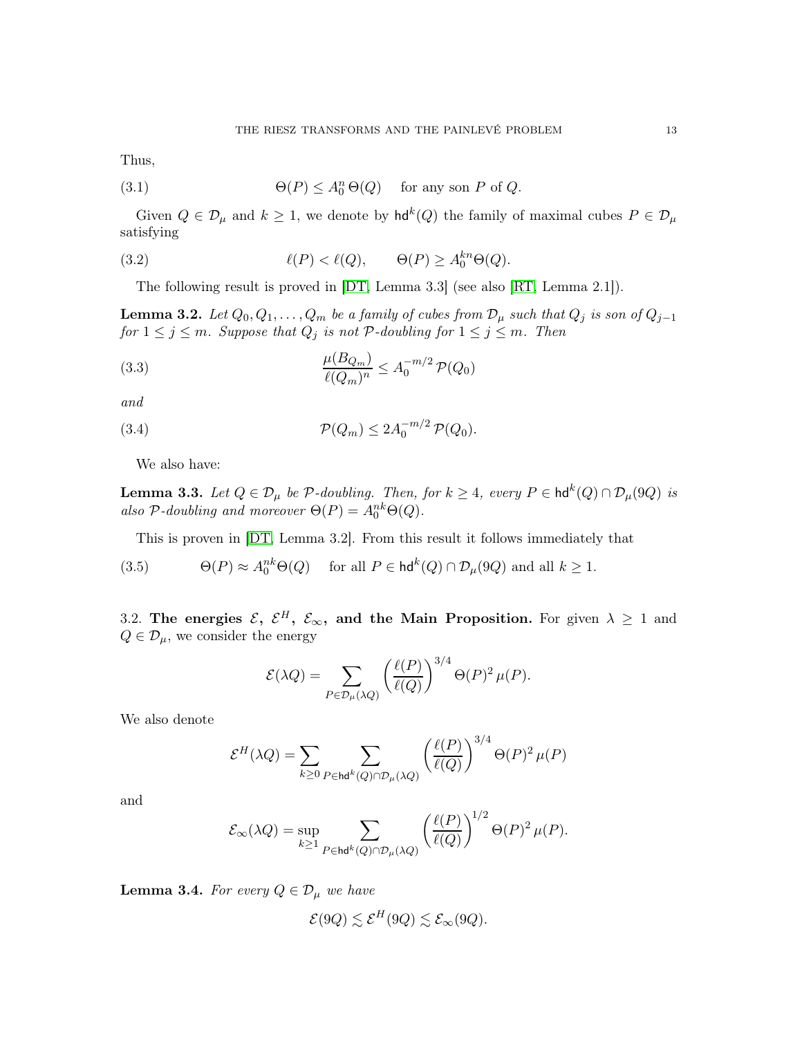Thus,

$$\Theta(P) \leq A_0^n\, \Theta(Q) \quad \text{ for any son } P \text{ of } Q. \tag{3.1}$$

Given $Q \in \mathcal{D}_\mu$ and $k \geq 1$, we denote by $\mathsf{hd}^k(Q)$ the family of maximal cubes $P \in \mathcal{D}_\mu$ satisfying

$$\ell(P) < \ell(Q), \qquad \Theta(P) \geq A_0^{kn}\Theta(Q). \tag{3.2}$$

The following result is proved in [DT, Lemma 3.3] (see also [RT, Lemma 2.1]).

**Lemma 3.2.** *Let $Q_0, Q_1, \ldots, Q_m$ be a family of cubes from $\mathcal{D}_\mu$ such that $Q_j$ is son of $Q_{j-1}$ for $1 \leq j \leq m$. Suppose that $Q_j$ is not $\mathcal{P}$-doubling for $1 \leq j \leq m$. Then*

$$\frac{\mu(B_{Q_m})}{\ell(Q_m)^n} \leq A_0^{-m/2}\, \mathcal{P}(Q_0) \tag{3.3}$$

*and*

$$\mathcal{P}(Q_m) \leq 2A_0^{-m/2}\, \mathcal{P}(Q_0). \tag{3.4}$$

We also have:

**Lemma 3.3.** *Let $Q \in \mathcal{D}_\mu$ be $\mathcal{P}$-doubling. Then, for $k \geq 4$, every $P \in \mathsf{hd}^k(Q) \cap \mathcal{D}_\mu(9Q)$ is also $\mathcal{P}$-doubling and moreover $\Theta(P) = A_0^{nk}\Theta(Q)$.*

This is proven in [DT, Lemma 3.2]. From this result it follows immediately that

$$\Theta(P) \approx A_0^{nk}\Theta(Q) \quad \text{ for all } P \in \mathsf{hd}^k(Q) \cap \mathcal{D}_\mu(9Q) \text{ and all } k \geq 1. \tag{3.5}$$

3.2. **The energies $\mathcal{E}$, $\mathcal{E}^H$, $\mathcal{E}_\infty$, and the Main Proposition.** For given $\lambda \geq 1$ and $Q \in \mathcal{D}_\mu$, we consider the energy

$$\mathcal{E}(\lambda Q) = \sum_{P \in \mathcal{D}_\mu(\lambda Q)} \left(\frac{\ell(P)}{\ell(Q)}\right)^{3/4} \Theta(P)^2\, \mu(P).$$

We also denote

$$\mathcal{E}^H(\lambda Q) = \sum_{k \geq 0} \sum_{P \in \mathsf{hd}^k(Q) \cap \mathcal{D}_\mu(\lambda Q)} \left(\frac{\ell(P)}{\ell(Q)}\right)^{3/4} \Theta(P)^2\, \mu(P)$$

and

$$\mathcal{E}_\infty(\lambda Q) = \sup_{k \geq 1} \sum_{P \in \mathsf{hd}^k(Q) \cap \mathcal{D}_\mu(\lambda Q)} \left(\frac{\ell(P)}{\ell(Q)}\right)^{1/2} \Theta(P)^2\, \mu(P).$$

**Lemma 3.4.** *For every $Q \in \mathcal{D}_\mu$ we have*

$$\mathcal{E}(9Q) \lesssim \mathcal{E}^H(9Q) \lesssim \mathcal{E}_\infty(9Q).$$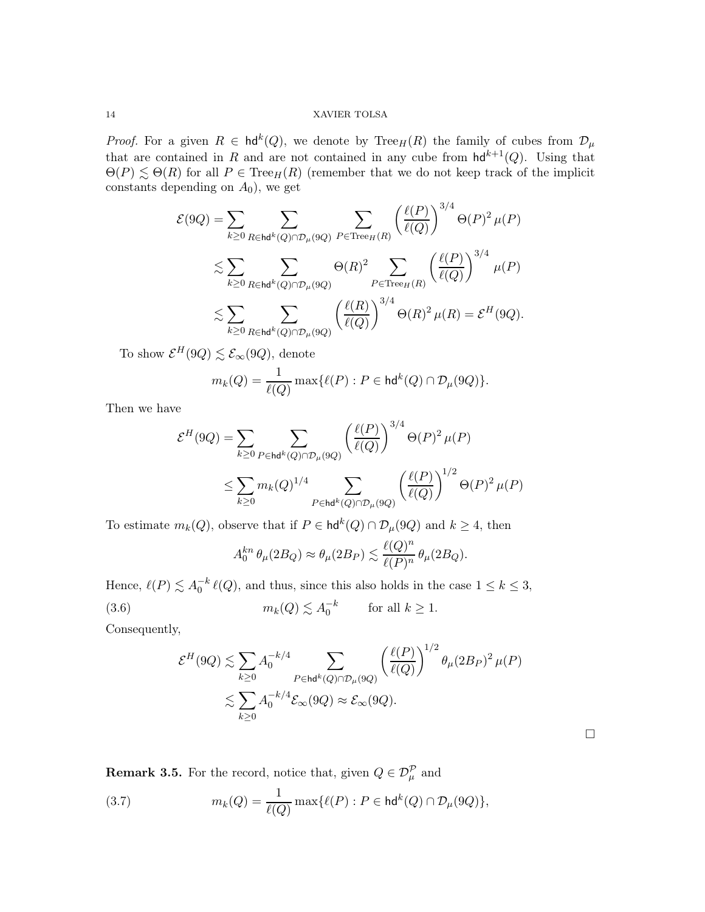*Proof.* For a given $R \in \mathsf{hd}^k(Q)$, we denote by $\mathrm{Tree}_H(R)$ the family of cubes from $\mathcal{D}_\mu$ that are contained in $R$ and are not contained in any cube from $\mathsf{hd}^{k+1}(Q)$. Using that $\Theta(P) \lesssim \Theta(R)$ for all $P \in \mathrm{Tree}_H(R)$ (remember that we do not keep track of the implicit constants depending on $A_0$), we get

$$
\begin{aligned}
\mathcal{E}(9Q) &= \sum_{k\geq 0} \sum_{R\in \mathsf{hd}^k(Q)\cap \mathcal{D}_\mu(9Q)} \sum_{P\in \mathrm{Tree}_H(R)} \left(\frac{\ell(P)}{\ell(Q)}\right)^{3/4} \Theta(P)^2\,\mu(P)\\
&\lesssim \sum_{k\geq 0} \sum_{R\in \mathsf{hd}^k(Q)\cap \mathcal{D}_\mu(9Q)} \Theta(R)^2 \sum_{P\in \mathrm{Tree}_H(R)} \left(\frac{\ell(P)}{\ell(Q)}\right)^{3/4} \mu(P)\\
&\lesssim \sum_{k\geq 0} \sum_{R\in \mathsf{hd}^k(Q)\cap \mathcal{D}_\mu(9Q)} \left(\frac{\ell(R)}{\ell(Q)}\right)^{3/4} \Theta(R)^2\,\mu(R) = \mathcal{E}^H(9Q).
\end{aligned}
$$

To show $\mathcal{E}^H(9Q) \lesssim \mathcal{E}_\infty(9Q)$, denote

$$
m_k(Q) = \frac{1}{\ell(Q)} \max\{\ell(P) : P \in \mathsf{hd}^k(Q)\cap \mathcal{D}_\mu(9Q)\}.
$$

Then we have

$$
\begin{aligned}
\mathcal{E}^H(9Q) &= \sum_{k\geq 0} \sum_{P\in \mathsf{hd}^k(Q)\cap \mathcal{D}_\mu(9Q)} \left(\frac{\ell(P)}{\ell(Q)}\right)^{3/4} \Theta(P)^2\,\mu(P)\\
&\leq \sum_{k\geq 0} m_k(Q)^{1/4} \sum_{P\in \mathsf{hd}^k(Q)\cap \mathcal{D}_\mu(9Q)} \left(\frac{\ell(P)}{\ell(Q)}\right)^{1/2} \Theta(P)^2\,\mu(P)
\end{aligned}
$$

To estimate $m_k(Q)$, observe that if $P \in \mathsf{hd}^k(Q)\cap \mathcal{D}_\mu(9Q)$ and $k \geq 4$, then

$$
A_0^{kn}\,\theta_\mu(2B_Q) \approx \theta_\mu(2B_P) \lesssim \frac{\ell(Q)^n}{\ell(P)^n}\,\theta_\mu(2B_Q).
$$

Hence, $\ell(P) \lesssim A_0^{-k}\,\ell(Q)$, and thus, since this also holds in the case $1 \leq k \leq 3$,

$$
m_k(Q) \lesssim A_0^{-k} \qquad \text{for all } k \geq 1. \tag{3.6}
$$

Consequently,

$$
\begin{aligned}
\mathcal{E}^H(9Q) &\lesssim \sum_{k\geq 0} A_0^{-k/4} \sum_{P\in \mathsf{hd}^k(Q)\cap \mathcal{D}_\mu(9Q)} \left(\frac{\ell(P)}{\ell(Q)}\right)^{1/2} \theta_\mu(2B_P)^2\,\mu(P)\\
&\lesssim \sum_{k\geq 0} A_0^{-k/4} \mathcal{E}_\infty(9Q) \approx \mathcal{E}_\infty(9Q).
\end{aligned}
$$

$\square$

**Remark 3.5.** For the record, notice that, given $Q \in \mathcal{D}_\mu^{\mathcal{P}}$ and

$$
m_k(Q) = \frac{1}{\ell(Q)} \max\{\ell(P) : P \in \mathsf{hd}^k(Q)\cap \mathcal{D}_\mu(9Q)\}, \tag{3.7}
$$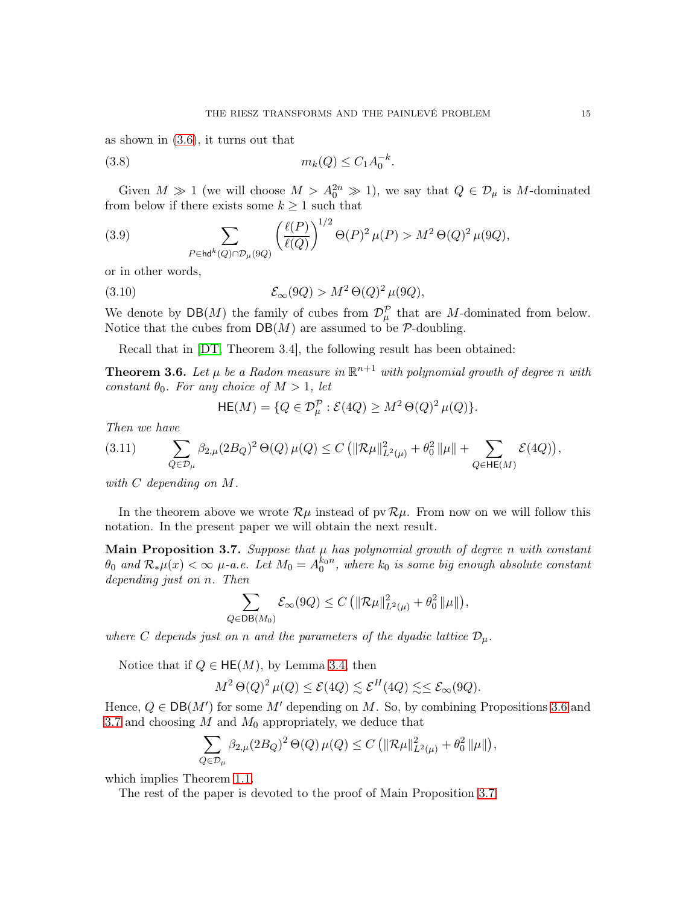as shown in (3.6), it turns out that

$$m_k(Q) \leq C_1 A_0^{-k}. \tag{3.8}$$

Given $M \gg 1$ (we will choose $M > A_0^{2n} \gg 1$), we say that $Q \in \mathcal{D}_\mu$ is $M$-dominated from below if there exists some $k \geq 1$ such that

$$\sum_{P \in \mathsf{hd}^k(Q) \cap \mathcal{D}_\mu(9Q)} \left(\frac{\ell(P)}{\ell(Q)}\right)^{1/2} \Theta(P)^2 \, \mu(P) > M^2 \, \Theta(Q)^2 \, \mu(9Q), \tag{3.9}$$

or in other words,

$$\mathcal{E}_\infty(9Q) > M^2 \, \Theta(Q)^2 \, \mu(9Q), \tag{3.10}$$

We denote by $\mathsf{DB}(M)$ the family of cubes from $\mathcal{D}_\mu^{\mathcal{P}}$ that are $M$-dominated from below. Notice that the cubes from $\mathsf{DB}(M)$ are assumed to be $\mathcal{P}$-doubling.

Recall that in [DT, Theorem 3.4], the following result has been obtained:

**Theorem 3.6.** *Let $\mu$ be a Radon measure in $\mathbb{R}^{n+1}$ with polynomial growth of degree $n$ with constant $\theta_0$. For any choice of $M > 1$, let*

$$\mathsf{HE}(M) = \{Q \in \mathcal{D}_\mu^{\mathcal{P}} : \mathcal{E}(4Q) \geq M^2 \, \Theta(Q)^2 \, \mu(Q)\}.$$

*Then we have*

$$\sum_{Q \in \mathcal{D}_\mu} \beta_{2,\mu}(2B_Q)^2 \, \Theta(Q) \, \mu(Q) \leq C \left(\|\mathcal{R}\mu\|_{L^2(\mu)}^2 + \theta_0^2 \, \|\mu\| + \sum_{Q \in \mathsf{HE}(M)} \mathcal{E}(4Q)\right), \tag{3.11}$$

*with $C$ depending on $M$.*

In the theorem above we wrote $\mathcal{R}\mu$ instead of $\operatorname{pv} \mathcal{R}\mu$. From now on we will follow this notation. In the present paper we will obtain the next result.

**Main Proposition 3.7.** *Suppose that $\mu$ has polynomial growth of degree $n$ with constant $\theta_0$ and $\mathcal{R}_*\mu(x) < \infty$ $\mu$-a.e. Let $M_0 = A_0^{k_0 n}$, where $k_0$ is some big enough absolute constant depending just on $n$. Then*

$$\sum_{Q \in \mathsf{DB}(M_0)} \mathcal{E}_\infty(9Q) \leq C \left(\|\mathcal{R}\mu\|_{L^2(\mu)}^2 + \theta_0^2 \, \|\mu\|\right),$$

*where $C$ depends just on $n$ and the parameters of the dyadic lattice $\mathcal{D}_\mu$.*

Notice that if $Q \in \mathsf{HE}(M)$, by Lemma 3.4, then

$$M^2 \, \Theta(Q)^2 \, \mu(Q) \leq \mathcal{E}(4Q) \lesssim \mathcal{E}^H(4Q) \lesssim \leq \mathcal{E}_\infty(9Q).$$

Hence, $Q \in \mathsf{DB}(M')$ for some $M'$ depending on $M$. So, by combining Propositions 3.6 and 3.7 and choosing $M$ and $M_0$ appropriately, we deduce that

$$\sum_{Q \in \mathcal{D}_\mu} \beta_{2,\mu}(2B_Q)^2 \, \Theta(Q) \, \mu(Q) \leq C \left(\|\mathcal{R}\mu\|_{L^2(\mu)}^2 + \theta_0^2 \, \|\mu\|\right),$$

which implies Theorem 1.1.

The rest of the paper is devoted to the proof of Main Proposition 3.7.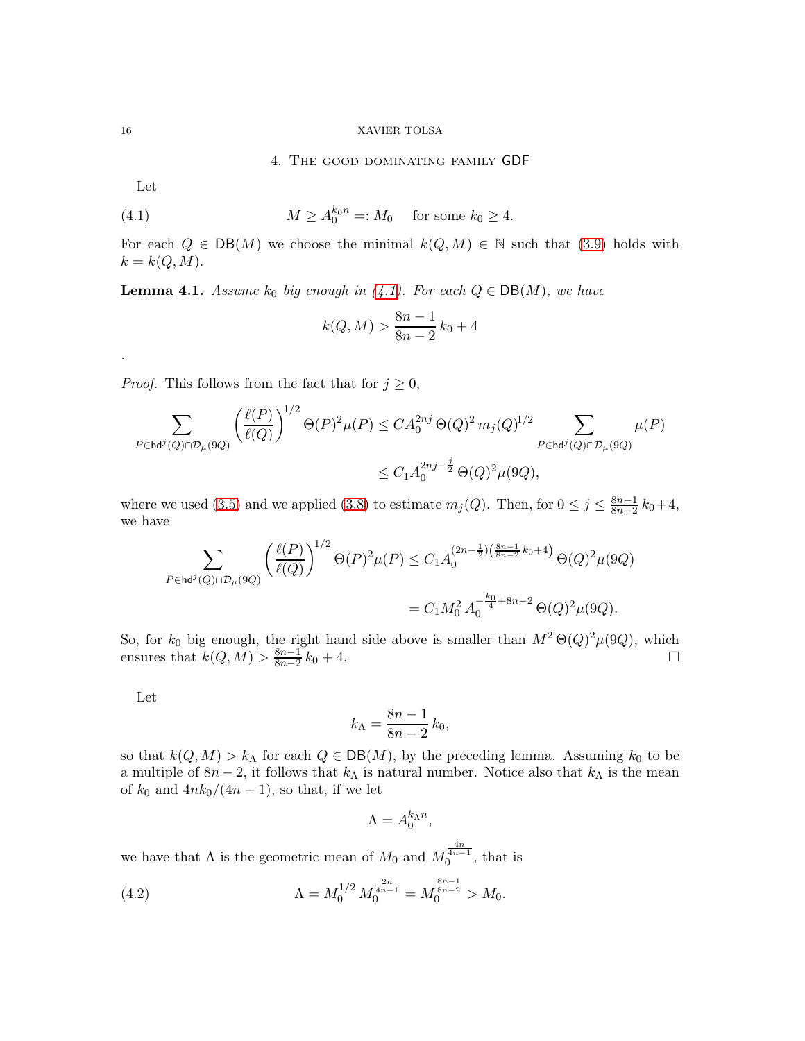## 4. The good dominating family GDF

Let

$$M \geq A_0^{k_0 n} =: M_0 \quad \text{for some } k_0 \geq 4. \tag{4.1}$$

For each $Q \in \mathsf{DB}(M)$ we choose the minimal $k(Q,M) \in \mathbb{N}$ such that (3.9) holds with $k = k(Q,M)$.

**Lemma 4.1.** *Assume $k_0$ big enough in (4.1). For each $Q \in \mathsf{DB}(M)$, we have*

$$k(Q,M) > \frac{8n-1}{8n-2}\,k_0 + 4$$

.

*Proof.* This follows from the fact that for $j \geq 0$,

$$\sum_{P \in \mathsf{hd}^j(Q) \cap \mathcal{D}_\mu(9Q)} \left(\frac{\ell(P)}{\ell(Q)}\right)^{1/2} \Theta(P)^2 \mu(P) \leq C A_0^{2nj}\,\Theta(Q)^2\, m_j(Q)^{1/2} \sum_{P \in \mathsf{hd}^j(Q) \cap \mathcal{D}_\mu(9Q)} \mu(P)$$

$$\leq C_1 A_0^{2nj - \frac{j}{2}}\,\Theta(Q)^2 \mu(9Q),$$

where we used (3.5) and we applied (3.8) to estimate $m_j(Q)$. Then, for $0 \leq j \leq \frac{8n-1}{8n-2}\,k_0 + 4$, we have

$$\sum_{P \in \mathsf{hd}^j(Q) \cap \mathcal{D}_\mu(9Q)} \left(\frac{\ell(P)}{\ell(Q)}\right)^{1/2} \Theta(P)^2 \mu(P) \leq C_1 A_0^{(2n-\frac{1}{2})\left(\frac{8n-1}{8n-2}\,k_0 + 4\right)}\,\Theta(Q)^2 \mu(9Q)$$

$$= C_1 M_0^2\, A_0^{-\frac{k_0}{4} + 8n - 2}\,\Theta(Q)^2 \mu(9Q).$$

So, for $k_0$ big enough, the right hand side above is smaller than $M^2\,\Theta(Q)^2 \mu(9Q)$, which ensures that $k(Q,M) > \frac{8n-1}{8n-2}\,k_0 + 4$. $\square$

Let

$$k_\Lambda = \frac{8n-1}{8n-2}\,k_0,$$

so that $k(Q,M) > k_\Lambda$ for each $Q \in \mathsf{DB}(M)$, by the preceding lemma. Assuming $k_0$ to be a multiple of $8n-2$, it follows that $k_\Lambda$ is natural number. Notice also that $k_\Lambda$ is the mean of $k_0$ and $4nk_0/(4n-1)$, so that, if we let

$$\Lambda = A_0^{k_\Lambda n},$$

we have that $\Lambda$ is the geometric mean of $M_0$ and $M_0^{\frac{4n}{4n-1}}$, that is

$$\Lambda = M_0^{1/2}\, M_0^{\frac{2n}{4n-1}} = M_0^{\frac{8n-1}{8n-2}} > M_0. \tag{4.2}$$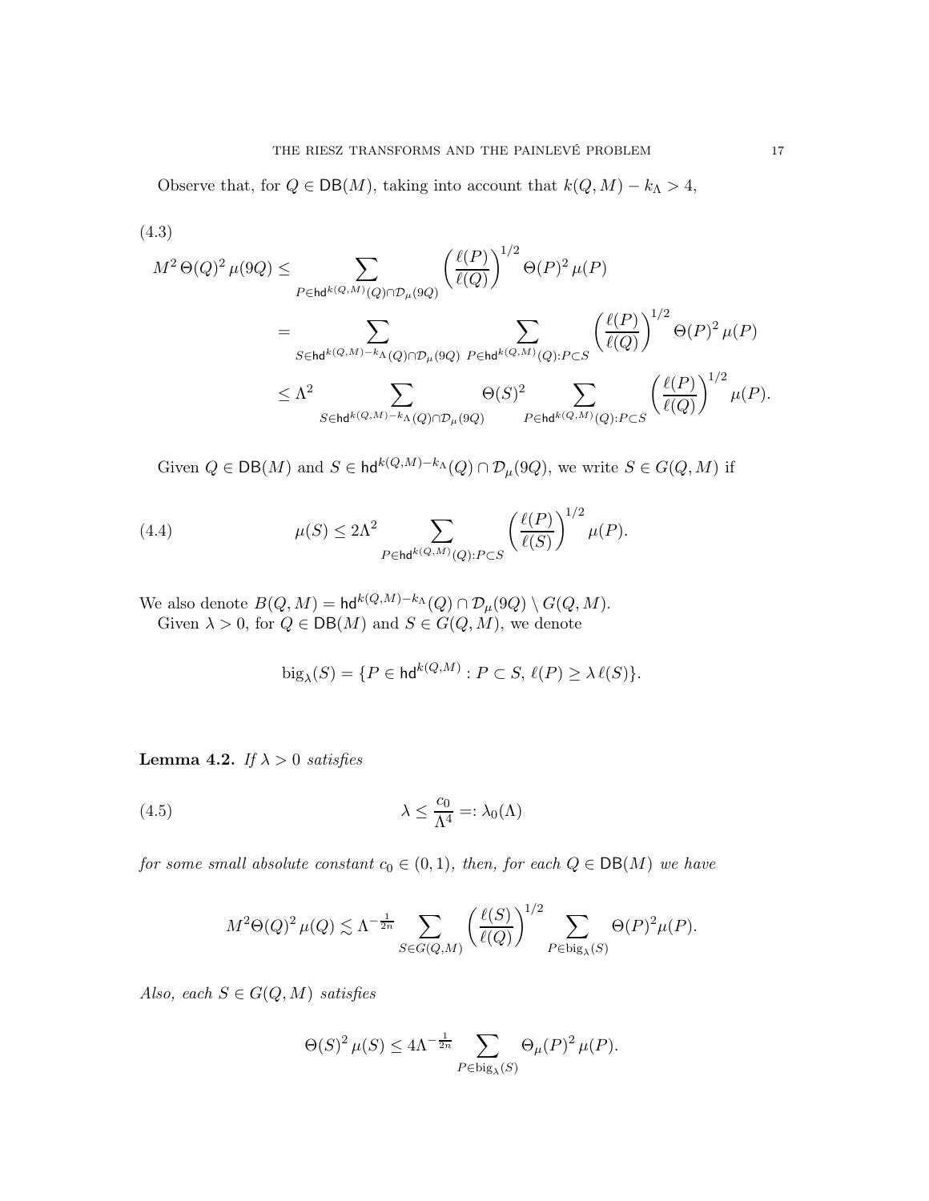Observe that, for $Q \in \mathsf{DB}(M)$, taking into account that $k(Q,M) - k_\Lambda > 4$,

(4.3)

$$
\begin{aligned}
M^2\, \Theta(Q)^2\, \mu(9Q) &\leq \sum_{P \in \mathsf{hd}^{k(Q,M)}(Q) \cap \mathcal{D}_\mu(9Q)} \left(\frac{\ell(P)}{\ell(Q)}\right)^{1/2} \Theta(P)^2\, \mu(P) \\
&= \sum_{S \in \mathsf{hd}^{k(Q,M)-k_\Lambda}(Q) \cap \mathcal{D}_\mu(9Q)} \;\sum_{P \in \mathsf{hd}^{k(Q,M)}(Q): P \subset S} \left(\frac{\ell(P)}{\ell(Q)}\right)^{1/2} \Theta(P)^2\, \mu(P) \\
&\leq \Lambda^2 \sum_{S \in \mathsf{hd}^{k(Q,M)-k_\Lambda}(Q) \cap \mathcal{D}_\mu(9Q)} \Theta(S)^2 \sum_{P \in \mathsf{hd}^{k(Q,M)}(Q): P \subset S} \left(\frac{\ell(P)}{\ell(Q)}\right)^{1/2} \mu(P).
\end{aligned}
$$

Given $Q \in \mathsf{DB}(M)$ and $S \in \mathsf{hd}^{k(Q,M)-k_\Lambda}(Q) \cap \mathcal{D}_\mu(9Q)$, we write $S \in G(Q,M)$ if

$$
\mu(S) \leq 2\Lambda^2 \sum_{P \in \mathsf{hd}^{k(Q,M)}(Q): P \subset S} \left(\frac{\ell(P)}{\ell(S)}\right)^{1/2} \mu(P). \tag{4.4}
$$

We also denote $B(Q,M) = \mathsf{hd}^{k(Q,M)-k_\Lambda}(Q) \cap \mathcal{D}_\mu(9Q) \setminus G(Q,M)$.

Given $\lambda > 0$, for $Q \in \mathsf{DB}(M)$ and $S \in G(Q,M)$, we denote

$$
\mathrm{big}_\lambda(S) = \{P \in \mathsf{hd}^{k(Q,M)} : P \subset S,\ \ell(P) \geq \lambda\, \ell(S)\}.
$$

**Lemma 4.2.** *If $\lambda > 0$ satisfies*

$$
\lambda \leq \frac{c_0}{\Lambda^4} =: \lambda_0(\Lambda) \tag{4.5}
$$

*for some small absolute constant $c_0 \in (0,1)$, then, for each $Q \in \mathsf{DB}(M)$ we have*

$$
M^2 \Theta(Q)^2\, \mu(Q) \lesssim \Lambda^{-\frac{1}{2n}} \sum_{S \in G(Q,M)} \left(\frac{\ell(S)}{\ell(Q)}\right)^{1/2} \sum_{P \in \mathrm{big}_\lambda(S)} \Theta(P)^2 \mu(P).
$$

*Also, each $S \in G(Q,M)$ satisfies*

$$
\Theta(S)^2\, \mu(S) \leq 4\Lambda^{-\frac{1}{2n}} \sum_{P \in \mathrm{big}_\lambda(S)} \Theta_\mu(P)^2\, \mu(P).
$$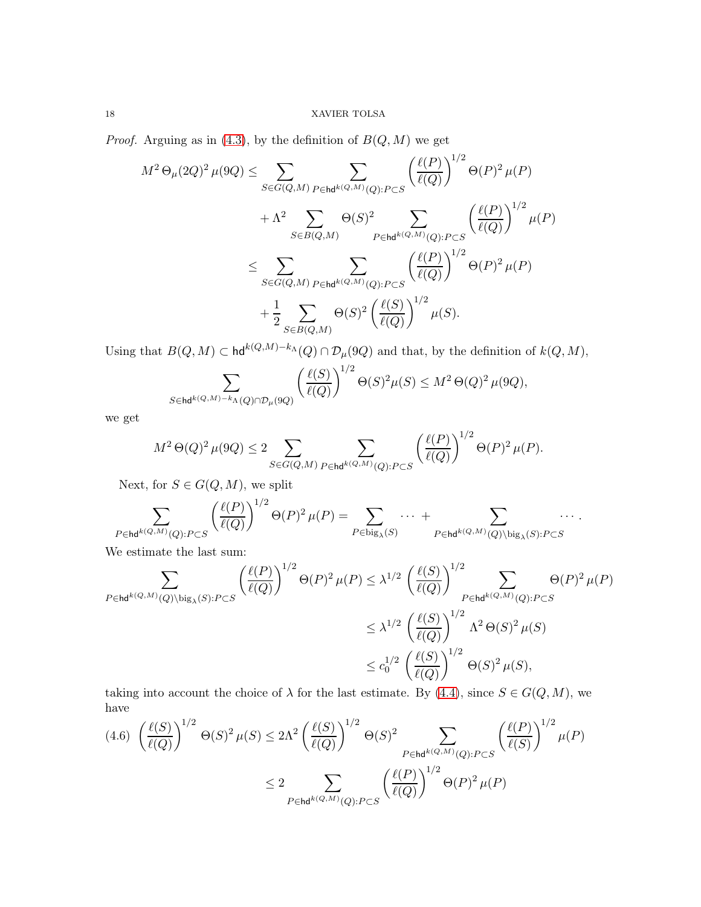*Proof.* Arguing as in (4.3), by the definition of $B(Q,M)$ we get

$$
\begin{aligned}
M^2\,\Theta_\mu(2Q)^2\,\mu(9Q) &\leq \sum_{S\in G(Q,M)}\ \sum_{P\in \mathsf{hd}^{k(Q,M)}(Q):P\subset S} \left(\frac{\ell(P)}{\ell(Q)}\right)^{1/2} \Theta(P)^2\,\mu(P)\\
&\quad + \Lambda^2 \sum_{S\in B(Q,M)} \Theta(S)^2 \sum_{P\in \mathsf{hd}^{k(Q,M)}(Q):P\subset S} \left(\frac{\ell(P)}{\ell(Q)}\right)^{1/2} \mu(P)\\
&\leq \sum_{S\in G(Q,M)}\ \sum_{P\in \mathsf{hd}^{k(Q,M)}(Q):P\subset S} \left(\frac{\ell(P)}{\ell(Q)}\right)^{1/2} \Theta(P)^2\,\mu(P)\\
&\quad + \frac{1}{2} \sum_{S\in B(Q,M)} \Theta(S)^2 \left(\frac{\ell(S)}{\ell(Q)}\right)^{1/2} \mu(S).
\end{aligned}
$$

Using that $B(Q,M)\subset \mathsf{hd}^{k(Q,M)-k_\Lambda}(Q)\cap \mathcal{D}_\mu(9Q)$ and that, by the definition of $k(Q,M)$,

$$
\sum_{S\in \mathsf{hd}^{k(Q,M)-k_\Lambda}(Q)\cap \mathcal{D}_\mu(9Q)} \left(\frac{\ell(S)}{\ell(Q)}\right)^{1/2} \Theta(S)^2 \mu(S) \leq M^2\,\Theta(Q)^2\,\mu(9Q),
$$

we get

$$
M^2\,\Theta(Q)^2\,\mu(9Q) \leq 2 \sum_{S\in G(Q,M)}\ \sum_{P\in \mathsf{hd}^{k(Q,M)}(Q):P\subset S} \left(\frac{\ell(P)}{\ell(Q)}\right)^{1/2} \Theta(P)^2\,\mu(P).
$$

Next, for $S\in G(Q,M)$, we split

$$
\sum_{P\in \mathsf{hd}^{k(Q,M)}(Q):P\subset S} \left(\frac{\ell(P)}{\ell(Q)}\right)^{1/2} \Theta(P)^2\,\mu(P) = \sum_{P\in \mathrm{big}_\lambda(S)} \cdots + \sum_{P\in \mathsf{hd}^{k(Q,M)}(Q)\setminus \mathrm{big}_\lambda(S):P\subset S} \cdots.
$$

We estimate the last sum:

$$
\begin{aligned}
\sum_{P\in \mathsf{hd}^{k(Q,M)}(Q)\setminus \mathrm{big}_\lambda(S):P\subset S} \left(\frac{\ell(P)}{\ell(Q)}\right)^{1/2} \Theta(P)^2\,\mu(P) &\leq \lambda^{1/2} \left(\frac{\ell(S)}{\ell(Q)}\right)^{1/2} \sum_{P\in \mathsf{hd}^{k(Q,M)}(Q):P\subset S} \Theta(P)^2\,\mu(P)\\
&\leq \lambda^{1/2} \left(\frac{\ell(S)}{\ell(Q)}\right)^{1/2} \Lambda^2\,\Theta(S)^2\,\mu(S)\\
&\leq c_0^{1/2} \left(\frac{\ell(S)}{\ell(Q)}\right)^{1/2} \Theta(S)^2\,\mu(S),
\end{aligned}
$$

taking into account the choice of $\lambda$ for the last estimate. By (4.4), since $S\in G(Q,M)$, we have

$$
\begin{aligned}
(4.6)\quad \left(\frac{\ell(S)}{\ell(Q)}\right)^{1/2} \Theta(S)^2\,\mu(S) &\leq 2\Lambda^2 \left(\frac{\ell(S)}{\ell(Q)}\right)^{1/2} \Theta(S)^2 \sum_{P\in \mathsf{hd}^{k(Q,M)}(Q):P\subset S} \left(\frac{\ell(P)}{\ell(S)}\right)^{1/2} \mu(P)\\
&\leq 2 \sum_{P\in \mathsf{hd}^{k(Q,M)}(Q):P\subset S} \left(\frac{\ell(P)}{\ell(Q)}\right)^{1/2} \Theta(P)^2\,\mu(P)
\end{aligned}
$$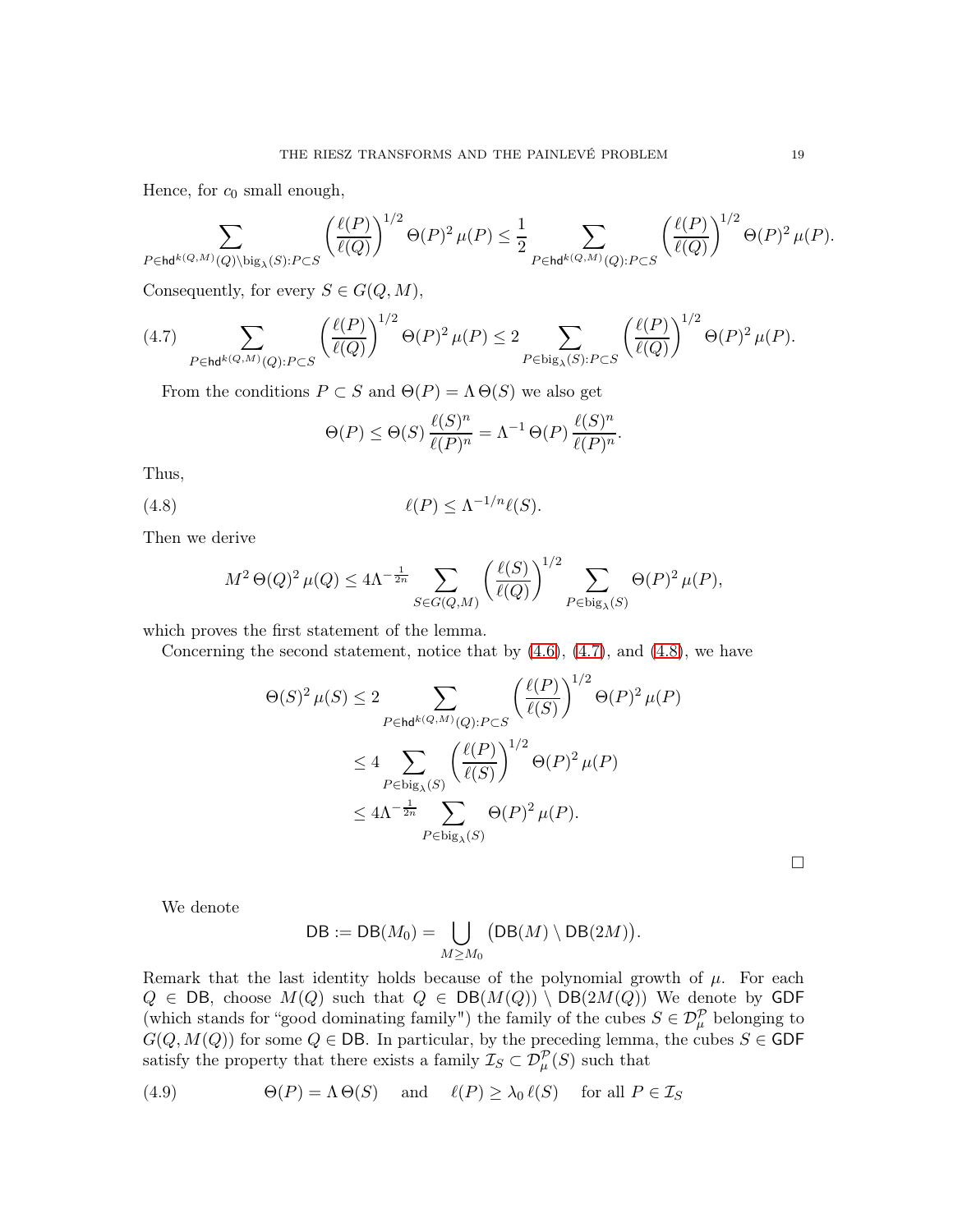Hence, for $c_0$ small enough,

$$\sum_{P \in \mathsf{hd}^{k(Q,M)}(Q) \setminus \mathrm{big}_\lambda(S): P \subset S} \left(\frac{\ell(P)}{\ell(Q)}\right)^{1/2} \Theta(P)^2 \, \mu(P) \leq \frac{1}{2} \sum_{P \in \mathsf{hd}^{k(Q,M)}(Q): P \subset S} \left(\frac{\ell(P)}{\ell(Q)}\right)^{1/2} \Theta(P)^2 \, \mu(P).$$

Consequently, for every $S \in G(Q,M)$,

$$\sum_{P \in \mathsf{hd}^{k(Q,M)}(Q): P \subset S} \left(\frac{\ell(P)}{\ell(Q)}\right)^{1/2} \Theta(P)^2 \, \mu(P) \leq 2 \sum_{P \in \mathrm{big}_\lambda(S): P \subset S} \left(\frac{\ell(P)}{\ell(Q)}\right)^{1/2} \Theta(P)^2 \, \mu(P). \tag{4.7}$$

From the conditions $P \subset S$ and $\Theta(P) = \Lambda \, \Theta(S)$ we also get

$$\Theta(P) \leq \Theta(S) \, \frac{\ell(S)^n}{\ell(P)^n} = \Lambda^{-1} \, \Theta(P) \, \frac{\ell(S)^n}{\ell(P)^n}.$$

Thus,

$$\ell(P) \leq \Lambda^{-1/n} \ell(S). \tag{4.8}$$

Then we derive

$$M^2 \, \Theta(Q)^2 \, \mu(Q) \leq 4 \Lambda^{-\frac{1}{2n}} \sum_{S \in G(Q,M)} \left(\frac{\ell(S)}{\ell(Q)}\right)^{1/2} \sum_{P \in \mathrm{big}_\lambda(S)} \Theta(P)^2 \, \mu(P),$$

which proves the first statement of the lemma.

Concerning the second statement, notice that by (4.6), (4.7), and (4.8), we have

$$\begin{aligned}
\Theta(S)^2 \, \mu(S) &\leq 2 \sum_{P \in \mathsf{hd}^{k(Q,M)}(Q): P \subset S} \left(\frac{\ell(P)}{\ell(S)}\right)^{1/2} \Theta(P)^2 \, \mu(P) \\
&\leq 4 \sum_{P \in \mathrm{big}_\lambda(S)} \left(\frac{\ell(P)}{\ell(S)}\right)^{1/2} \Theta(P)^2 \, \mu(P) \\
&\leq 4 \Lambda^{-\frac{1}{2n}} \sum_{P \in \mathrm{big}_\lambda(S)} \Theta(P)^2 \, \mu(P).
\end{aligned}$$

□

We denote

$$\mathsf{DB} := \mathsf{DB}(M_0) = \bigcup_{M \geq M_0} \big(\mathsf{DB}(M) \setminus \mathsf{DB}(2M)\big).$$

Remark that the last identity holds because of the polynomial growth of $\mu$. For each $Q \in \mathsf{DB}$, choose $M(Q)$ such that $Q \in \mathsf{DB}(M(Q)) \setminus \mathsf{DB}(2M(Q))$ We denote by $\mathsf{GDF}$ (which stands for "good dominating family") the family of the cubes $S \in \mathcal{D}_\mu^{\mathcal{P}}$ belonging to $G(Q, M(Q))$ for some $Q \in \mathsf{DB}$. In particular, by the preceding lemma, the cubes $S \in \mathsf{GDF}$ satisfy the property that there exists a family $\mathcal{I}_S \subset \mathcal{D}_\mu^{\mathcal{P}}(S)$ such that

$$\Theta(P) = \Lambda \, \Theta(S) \quad \text{and} \quad \ell(P) \geq \lambda_0 \, \ell(S) \quad \text{for all } P \in \mathcal{I}_S \tag{4.9}$$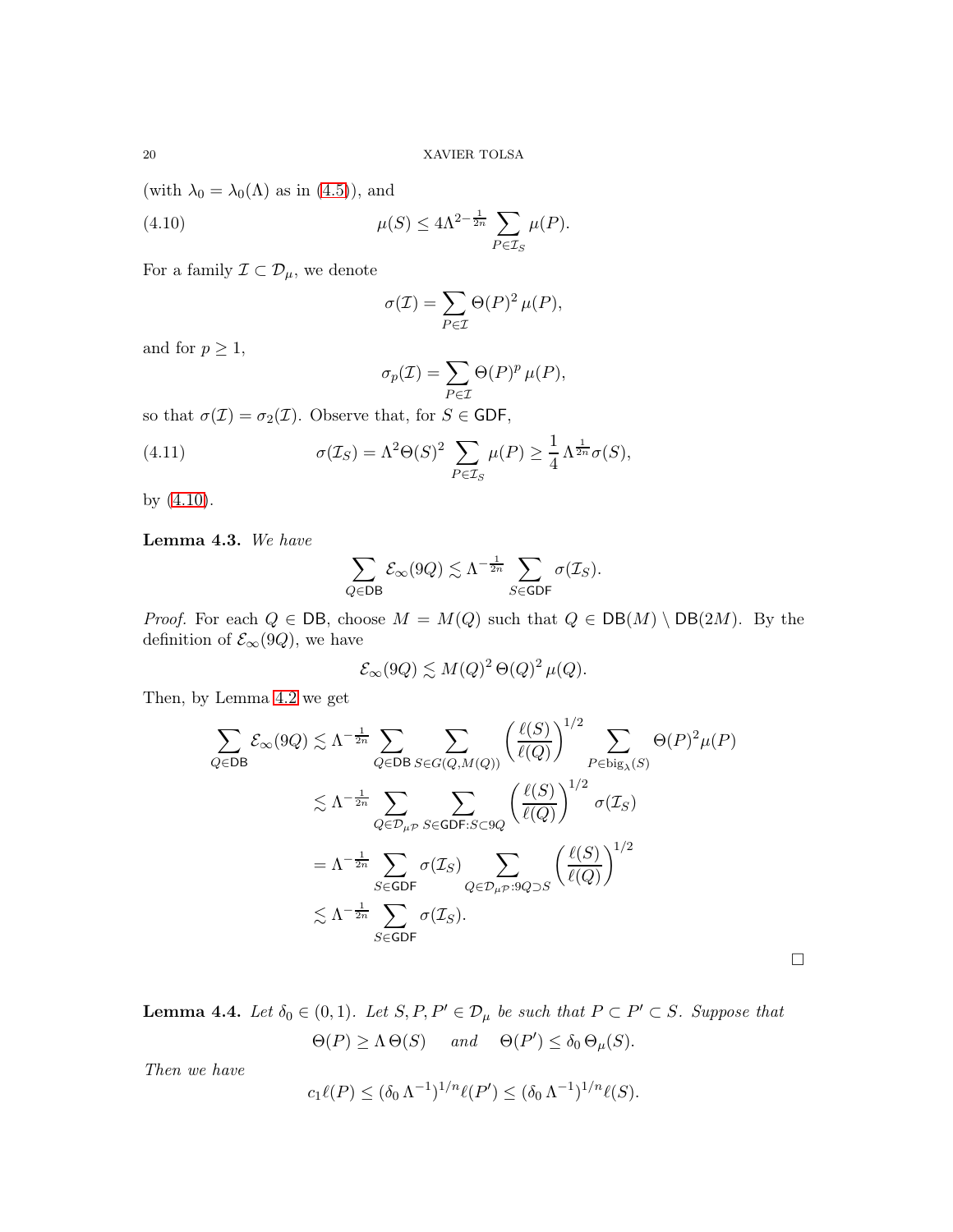(with $\lambda_0 = \lambda_0(\Lambda)$ as in (4.5)), and

$$\mu(S) \leq 4\Lambda^{2-\frac{1}{2n}} \sum_{P\in\mathcal{I}_S} \mu(P). \tag{4.10}$$

For a family $\mathcal{I} \subset \mathcal{D}_\mu$, we denote

$$\sigma(\mathcal{I}) = \sum_{P\in\mathcal{I}} \Theta(P)^2 \, \mu(P),$$

and for $p \geq 1$,

$$\sigma_p(\mathcal{I}) = \sum_{P\in\mathcal{I}} \Theta(P)^p \, \mu(P),$$

so that $\sigma(\mathcal{I}) = \sigma_2(\mathcal{I})$. Observe that, for $S \in \mathsf{GDF}$,

$$\sigma(\mathcal{I}_S) = \Lambda^2 \Theta(S)^2 \sum_{P\in\mathcal{I}_S} \mu(P) \geq \frac{1}{4}\, \Lambda^{\frac{1}{2n}} \sigma(S), \tag{4.11}$$

by (4.10).

**Lemma 4.3.** *We have*

$$\sum_{Q\in\mathsf{DB}} \mathcal{E}_\infty(9Q) \lesssim \Lambda^{-\frac{1}{2n}} \sum_{S\in\mathsf{GDF}} \sigma(\mathcal{I}_S).$$

*Proof.* For each $Q \in \mathsf{DB}$, choose $M = M(Q)$ such that $Q \in \mathsf{DB}(M) \setminus \mathsf{DB}(2M)$. By the definition of $\mathcal{E}_\infty(9Q)$, we have

$$\mathcal{E}_\infty(9Q) \lesssim M(Q)^2 \, \Theta(Q)^2 \, \mu(Q).$$

Then, by Lemma 4.2 we get

$$\begin{aligned}
\sum_{Q\in\mathsf{DB}} \mathcal{E}_\infty(9Q) &\lesssim \Lambda^{-\frac{1}{2n}} \sum_{Q\in\mathsf{DB}} \sum_{S\in G(Q,M(Q))} \left(\frac{\ell(S)}{\ell(Q)}\right)^{1/2} \sum_{P\in \mathrm{big}_\lambda(S)} \Theta(P)^2 \mu(P) \\
&\lesssim \Lambda^{-\frac{1}{2n}} \sum_{Q\in\mathcal{D}_{\mu\mathcal{P}}} \sum_{S\in\mathsf{GDF}: S\subset 9Q} \left(\frac{\ell(S)}{\ell(Q)}\right)^{1/2} \sigma(\mathcal{I}_S) \\
&= \Lambda^{-\frac{1}{2n}} \sum_{S\in\mathsf{GDF}} \sigma(\mathcal{I}_S) \sum_{Q\in\mathcal{D}_{\mu\mathcal{P}}: 9Q\supset S} \left(\frac{\ell(S)}{\ell(Q)}\right)^{1/2} \\
&\lesssim \Lambda^{-\frac{1}{2n}} \sum_{S\in\mathsf{GDF}} \sigma(\mathcal{I}_S).
\end{aligned}$$

$\square$

**Lemma 4.4.** *Let $\delta_0 \in (0,1)$. Let $S, P, P' \in \mathcal{D}_\mu$ be such that $P \subset P' \subset S$. Suppose that*

$$\Theta(P) \geq \Lambda\, \Theta(S) \quad \text{and} \quad \Theta(P') \leq \delta_0\, \Theta_\mu(S).$$

*Then we have*

$$c_1 \ell(P) \leq (\delta_0\, \Lambda^{-1})^{1/n} \ell(P') \leq (\delta_0\, \Lambda^{-1})^{1/n} \ell(S).$$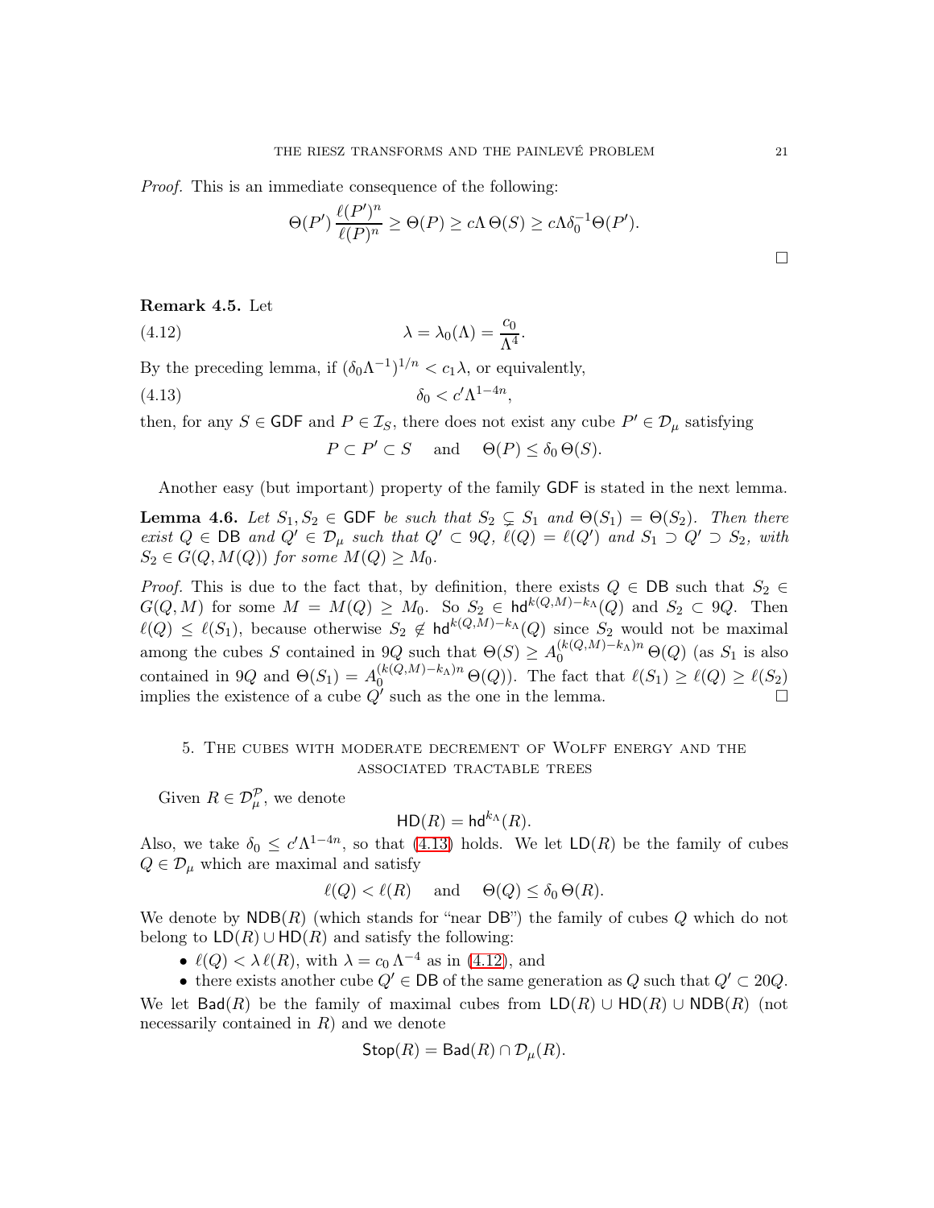*Proof.* This is an immediate consequence of the following:

$$\Theta(P') \frac{\ell(P')^n}{\ell(P)^n} \geq \Theta(P) \geq c\Lambda\, \Theta(S) \geq c\Lambda \delta_0^{-1} \Theta(P').$$

□

**Remark 4.5.** Let

$$\lambda = \lambda_0(\Lambda) = \frac{c_0}{\Lambda^4}. \tag{4.12}$$

By the preceding lemma, if $(\delta_0 \Lambda^{-1})^{1/n} < c_1 \lambda$, or equivalently,

$$\delta_0 < c' \Lambda^{1-4n}, \tag{4.13}$$

then, for any $S \in \mathsf{GDF}$ and $P \in \mathcal{I}_S$, there does not exist any cube $P' \in \mathcal{D}_\mu$ satisfying

$$P \subset P' \subset S \quad \text{ and } \quad \Theta(P) \leq \delta_0\, \Theta(S).$$

Another easy (but important) property of the family $\mathsf{GDF}$ is stated in the next lemma.

**Lemma 4.6.** *Let $S_1, S_2 \in \mathsf{GDF}$ be such that $S_2 \subsetneq S_1$ and $\Theta(S_1) = \Theta(S_2)$. Then there exist $Q \in \mathsf{DB}$ and $Q' \in \mathcal{D}_\mu$ such that $Q' \subset 9Q$, $\ell(Q) = \ell(Q')$ and $S_1 \supset Q' \supset S_2$, with $S_2 \in G(Q, M(Q))$ for some $M(Q) \geq M_0$.*

*Proof.* This is due to the fact that, by definition, there exists $Q \in \mathsf{DB}$ such that $S_2 \in G(Q,M)$ for some $M = M(Q) \geq M_0$. So $S_2 \in \mathsf{hd}^{k(Q,M)-k_\Lambda}(Q)$ and $S_2 \subset 9Q$. Then $\ell(Q) \leq \ell(S_1)$, because otherwise $S_2 \notin \mathsf{hd}^{k(Q,M)-k_\Lambda}(Q)$ since $S_2$ would not be maximal among the cubes $S$ contained in $9Q$ such that $\Theta(S) \geq A_0^{(k(Q,M)-k_\Lambda)n}\, \Theta(Q)$ (as $S_1$ is also contained in $9Q$ and $\Theta(S_1) = A_0^{(k(Q,M)-k_\Lambda)n}\, \Theta(Q)$). The fact that $\ell(S_1) \geq \ell(Q) \geq \ell(S_2)$ implies the existence of a cube $Q'$ such as the one in the lemma. □

## 5. The cubes with moderate decrement of Wolff energy and the associated tractable trees

Given $R \in \mathcal{D}_\mu^{\mathcal{P}}$, we denote

$$\mathsf{HD}(R) = \mathsf{hd}^{k_\Lambda}(R).$$

Also, we take $\delta_0 \leq c' \Lambda^{1-4n}$, so that (4.13) holds. We let $\mathsf{LD}(R)$ be the family of cubes $Q \in \mathcal{D}_\mu$ which are maximal and satisfy

$$\ell(Q) < \ell(R) \quad \text{ and } \quad \Theta(Q) \leq \delta_0\, \Theta(R).$$

We denote by $\mathsf{NDB}(R)$ (which stands for "near $\mathsf{DB}$") the family of cubes $Q$ which do not belong to $\mathsf{LD}(R) \cup \mathsf{HD}(R)$ and satisfy the following:

- $\ell(Q) < \lambda\, \ell(R)$, with $\lambda = c_0\, \Lambda^{-4}$ as in (4.12), and
- there exists another cube $Q' \in \mathsf{DB}$ of the same generation as $Q$ such that $Q' \subset 20Q$.

We let $\mathsf{Bad}(R)$ be the family of maximal cubes from $\mathsf{LD}(R) \cup \mathsf{HD}(R) \cup \mathsf{NDB}(R)$ (not necessarily contained in $R$) and we denote

$$\mathsf{Stop}(R) = \mathsf{Bad}(R) \cap \mathcal{D}_\mu(R).$$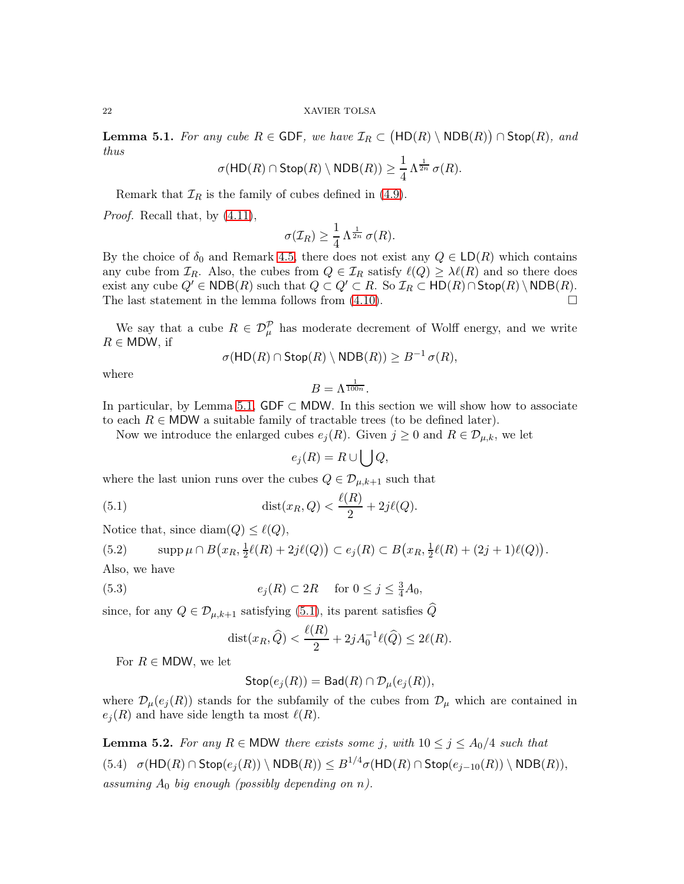**Lemma 5.1.** *For any cube $R \in \mathsf{GDF}$, we have $\mathcal{I}_R \subset \big(\mathsf{HD}(R) \setminus \mathsf{NDB}(R)\big) \cap \mathsf{Stop}(R)$, and thus*

$$\sigma(\mathsf{HD}(R) \cap \mathsf{Stop}(R) \setminus \mathsf{NDB}(R)) \geq \frac{1}{4}\,\Lambda^{\frac{1}{2n}}\,\sigma(R).$$

Remark that $\mathcal{I}_R$ is the family of cubes defined in (4.9).

*Proof.* Recall that, by (4.11),

$$\sigma(\mathcal{I}_R) \geq \frac{1}{4}\,\Lambda^{\frac{1}{2n}}\,\sigma(R).$$

By the choice of $\delta_0$ and Remark 4.5, there does not exist any $Q \in \mathsf{LD}(R)$ which contains any cube from $\mathcal{I}_R$. Also, the cubes from $Q \in \mathcal{I}_R$ satisfy $\ell(Q) \geq \lambda \ell(R)$ and so there does exist any cube $Q' \in \mathsf{NDB}(R)$ such that $Q \subset Q' \subset R$. So $\mathcal{I}_R \subset \mathsf{HD}(R) \cap \mathsf{Stop}(R) \setminus \mathsf{NDB}(R)$. The last statement in the lemma follows from (4.10). $\square$

We say that a cube $R \in \mathcal{D}_\mu^{\mathcal{P}}$ has moderate decrement of Wolff energy, and we write $R \in \mathsf{MDW}$, if

$$\sigma(\mathsf{HD}(R) \cap \mathsf{Stop}(R) \setminus \mathsf{NDB}(R)) \geq B^{-1}\,\sigma(R),$$

where

$$B = \Lambda^{\frac{1}{100n}}.$$

In particular, by Lemma 5.1, $\mathsf{GDF} \subset \mathsf{MDW}$. In this section we will show how to associate to each $R \in \mathsf{MDW}$ a suitable family of tractable trees (to be defined later).

Now we introduce the enlarged cubes $e_j(R)$. Given $j \geq 0$ and $R \in \mathcal{D}_{\mu,k}$, we let

$$e_j(R) = R \cup \bigcup Q,$$

where the last union runs over the cubes $Q \in \mathcal{D}_{\mu,k+1}$ such that

$$\operatorname{dist}(x_R, Q) < \frac{\ell(R)}{2} + 2j\ell(Q). \tag{5.1}$$

Notice that, since $\operatorname{diam}(Q) \leq \ell(Q)$,

$$\operatorname{supp}\mu \cap B\big(x_R, \tfrac{1}{2}\ell(R) + 2j\ell(Q)\big) \subset e_j(R) \subset B\big(x_R, \tfrac{1}{2}\ell(R) + (2j+1)\ell(Q)\big). \tag{5.2}$$

Also, we have

$$e_j(R) \subset 2R \quad \text{ for } 0 \leq j \leq \tfrac{3}{4}A_0, \tag{5.3}$$

since, for any $Q \in \mathcal{D}_{\mu,k+1}$ satisfying (5.1), its parent satisfies $\widehat{Q}$

$$\operatorname{dist}(x_R, \widehat{Q}) < \frac{\ell(R)}{2} + 2jA_0^{-1}\ell(\widehat{Q}) \leq 2\ell(R).$$

For $R \in \mathsf{MDW}$, we let

$$\mathsf{Stop}(e_j(R)) = \mathsf{Bad}(R) \cap \mathcal{D}_\mu(e_j(R)),$$

where $\mathcal{D}_\mu(e_j(R))$ stands for the subfamily of the cubes from $\mathcal{D}_\mu$ which are contained in $e_j(R)$ and have side length ta most $\ell(R)$.

**Lemma 5.2.** *For any $R \in \mathsf{MDW}$ there exists some $j$, with $10 \leq j \leq A_0/4$ such that*

$$\sigma(\mathsf{HD}(R) \cap \mathsf{Stop}(e_j(R)) \setminus \mathsf{NDB}(R)) \leq B^{1/4}\sigma(\mathsf{HD}(R) \cap \mathsf{Stop}(e_{j-10}(R)) \setminus \mathsf{NDB}(R)), \tag{5.4}$$

*assuming $A_0$ big enough (possibly depending on $n$).*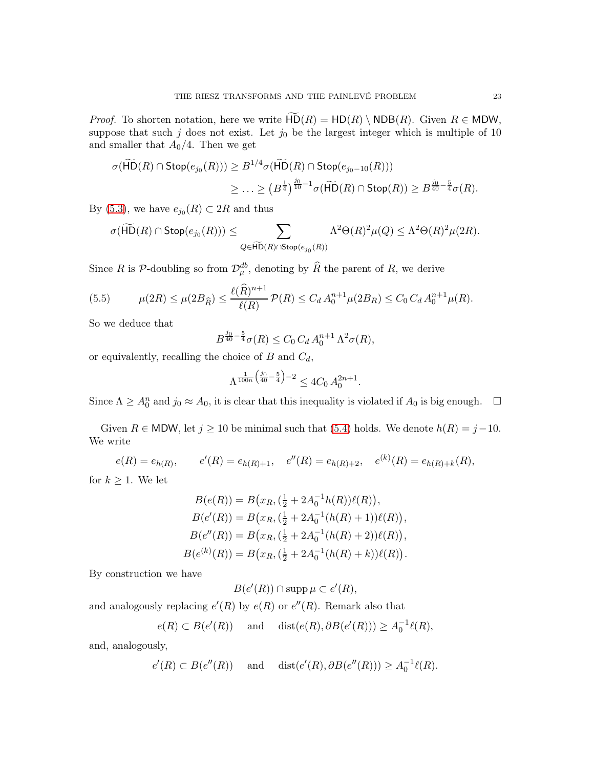*Proof.* To shorten notation, here we write $\widetilde{\mathsf{HD}}(R) = \mathsf{HD}(R) \setminus \mathsf{NDB}(R)$. Given $R \in \mathsf{MDW}$, suppose that such $j$ does not exist. Let $j_0$ be the largest integer which is multiple of 10 and smaller that $A_0/4$. Then we get

$$\sigma(\widetilde{\mathsf{HD}}(R) \cap \mathsf{Stop}(e_{j_0}(R))) \geq B^{1/4}\sigma(\widetilde{\mathsf{HD}}(R) \cap \mathsf{Stop}(e_{j_0-10}(R)))$$
$$\geq \ldots \geq \left(B^{\frac{1}{4}}\right)^{\frac{j_0}{10}-1}\sigma(\widetilde{\mathsf{HD}}(R) \cap \mathsf{Stop}(R)) \geq B^{\frac{j_0}{40}-\frac{5}{4}}\sigma(R).$$

By (5.3), we have $e_{j_0}(R) \subset 2R$ and thus

$$\sigma(\widetilde{\mathsf{HD}}(R) \cap \mathsf{Stop}(e_{j_0}(R))) \leq \sum_{Q \in \widetilde{\mathsf{HD}}(R) \cap \mathsf{Stop}(e_{j_0}(R))} \Lambda^2 \Theta(R)^2 \mu(Q) \leq \Lambda^2 \Theta(R)^2 \mu(2R).$$

Since $R$ is $\mathcal{P}$-doubling so from $\mathcal{D}_\mu^{db}$, denoting by $\widehat{R}$ the parent of $R$, we derive

$$\mu(2R) \leq \mu(2B_{\widehat{R}}) \leq \frac{\ell(\widehat{R})^{n+1}}{\ell(R)}\,\mathcal{P}(R) \leq C_d\,A_0^{n+1}\mu(2B_R) \leq C_0\,C_d\,A_0^{n+1}\mu(R). \tag{5.5}$$

So we deduce that

$$B^{\frac{j_0}{40}-\frac{5}{4}}\sigma(R) \leq C_0\,C_d\,A_0^{n+1}\,\Lambda^2\sigma(R),$$

or equivalently, recalling the choice of $B$ and $C_d$,

$$\Lambda^{\frac{1}{100n}\left(\frac{j_0}{40}-\frac{5}{4}\right)-2} \leq 4C_0\,A_0^{2n+1}.$$

Since $\Lambda \geq A_0^n$ and $j_0 \approx A_0$, it is clear that this inequality is violated if $A_0$ is big enough. $\square$

Given $R \in \mathsf{MDW}$, let $j \geq 10$ be minimal such that (5.4) holds. We denote $h(R) = j - 10$. We write

$$e(R) = e_{h(R)}, \qquad e'(R) = e_{h(R)+1}, \quad e''(R) = e_{h(R)+2}, \quad e^{(k)}(R) = e_{h(R)+k}(R),$$

for $k \geq 1$. We let

$$B(e(R)) = B\big(x_R, (\tfrac{1}{2} + 2A_0^{-1}h(R))\ell(R)\big),$$
$$B(e'(R)) = B\big(x_R, (\tfrac{1}{2} + 2A_0^{-1}(h(R)+1))\ell(R)\big),$$
$$B(e''(R)) = B\big(x_R, (\tfrac{1}{2} + 2A_0^{-1}(h(R)+2))\ell(R)\big),$$
$$B(e^{(k)}(R)) = B\big(x_R, (\tfrac{1}{2} + 2A_0^{-1}(h(R)+k))\ell(R)\big).$$

By construction we have

$$B(e'(R)) \cap \operatorname{supp}\mu \subset e'(R),$$

and analogously replacing $e'(R)$ by $e(R)$ or $e''(R)$. Remark also that

$$e(R) \subset B(e'(R)) \quad \text{ and } \quad \operatorname{dist}(e(R), \partial B(e'(R))) \geq A_0^{-1}\ell(R),$$

and, analogously,

$$e'(R) \subset B(e''(R)) \quad \text{ and } \quad \operatorname{dist}(e'(R), \partial B(e''(R))) \geq A_0^{-1}\ell(R).$$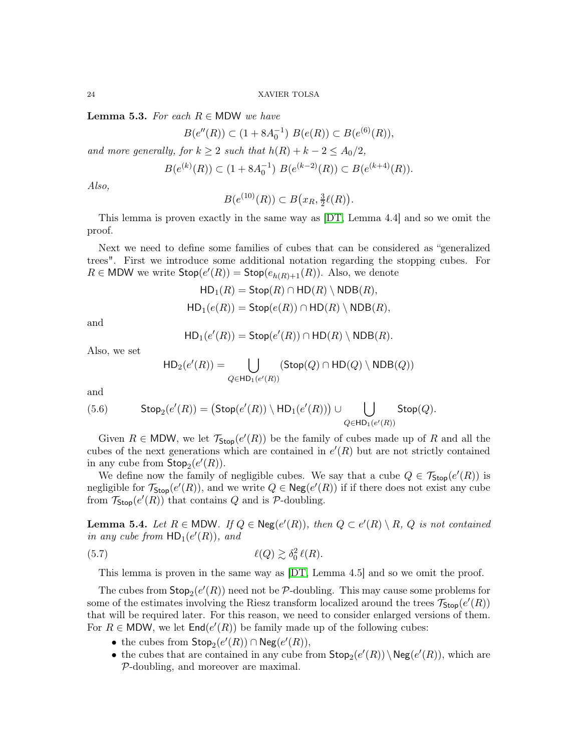**Lemma 5.3.** *For each $R \in \mathsf{MDW}$ we have*

$$B(e''(R)) \subset (1+8A_0^{-1})\; B(e(R)) \subset B(e^{(6)}(R)),$$

*and more generally, for $k \geq 2$ such that $h(R)+k-2 \leq A_0/2$,*

$$B(e^{(k)}(R)) \subset (1+8A_0^{-1})\; B(e^{(k-2)}(R)) \subset B(e^{(k+4)}(R)).$$

*Also,*

$$B(e^{(10)}(R)) \subset B\big(x_R, \tfrac{3}{2}\ell(R)\big).$$

This lemma is proven exactly in the same way as [DT, Lemma 4.4] and so we omit the proof.

Next we need to define some families of cubes that can be considered as "generalized trees". First we introduce some additional notation regarding the stopping cubes. For $R \in \mathsf{MDW}$ we write $\mathsf{Stop}(e'(R)) = \mathsf{Stop}(e_{h(R)+1}(R))$. Also, we denote

$$\mathsf{HD}_1(R) = \mathsf{Stop}(R) \cap \mathsf{HD}(R) \setminus \mathsf{NDB}(R),$$

$$\mathsf{HD}_1(e(R)) = \mathsf{Stop}(e(R)) \cap \mathsf{HD}(R) \setminus \mathsf{NDB}(R),$$

and

$$\mathsf{HD}_1(e'(R)) = \mathsf{Stop}(e'(R)) \cap \mathsf{HD}(R) \setminus \mathsf{NDB}(R).$$

Also, we set

$$\mathsf{HD}_2(e'(R)) = \bigcup_{Q \in \mathsf{HD}_1(e'(R))} (\mathsf{Stop}(Q) \cap \mathsf{HD}(Q) \setminus \mathsf{NDB}(Q))$$

and

$$\mathsf{Stop}_2(e'(R)) = \big(\mathsf{Stop}(e'(R)) \setminus \mathsf{HD}_1(e'(R))\big) \cup \bigcup_{Q \in \mathsf{HD}_1(e'(R))} \mathsf{Stop}(Q). \tag{5.6}$$

Given $R \in \mathsf{MDW}$, we let $\mathcal{T}_{\mathsf{Stop}}(e'(R))$ be the family of cubes made up of $R$ and all the cubes of the next generations which are contained in $e'(R)$ but are not strictly contained in any cube from $\mathsf{Stop}_2(e'(R))$.

We define now the family of negligible cubes. We say that a cube $Q \in \mathcal{T}_{\mathsf{Stop}}(e'(R))$ is negligible for $\mathcal{T}_{\mathsf{Stop}}(e'(R))$, and we write $Q \in \mathsf{Neg}(e'(R))$ if if there does not exist any cube from $\mathcal{T}_{\mathsf{Stop}}(e'(R))$ that contains $Q$ and is $\mathcal{P}$-doubling.

**Lemma 5.4.** *Let $R \in \mathsf{MDW}$. If $Q \in \mathsf{Neg}(e'(R))$, then $Q \subset e'(R) \setminus R$, $Q$ is not contained in any cube from $\mathsf{HD}_1(e'(R))$, and*

$$\ell(Q) \gtrsim \delta_0^2\, \ell(R). \tag{5.7}$$

This lemma is proven in the same way as [DT, Lemma 4.5] and so we omit the proof.

The cubes from $\mathsf{Stop}_2(e'(R))$ need not be $\mathcal{P}$-doubling. This may cause some problems for some of the estimates involving the Riesz transform localized around the trees $\mathcal{T}_{\mathsf{Stop}}(e'(R))$ that will be required later. For this reason, we need to consider enlarged versions of them. For $R \in \mathsf{MDW}$, we let $\mathsf{End}(e'(R))$ be family made up of the following cubes:

- the cubes from $\mathsf{Stop}_2(e'(R)) \cap \mathsf{Neg}(e'(R))$,
- the cubes that are contained in any cube from $\mathsf{Stop}_2(e'(R)) \setminus \mathsf{Neg}(e'(R))$, which are $\mathcal{P}$-doubling, and moreover are maximal.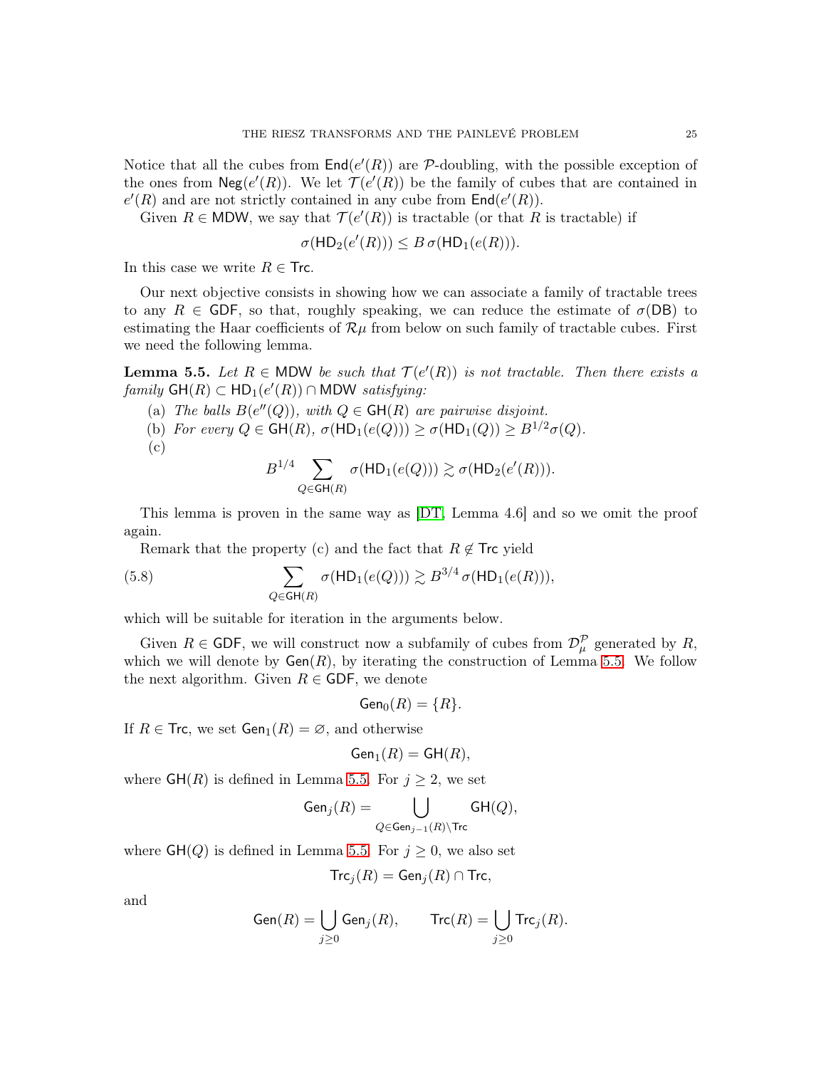Notice that all the cubes from $\mathsf{End}(e'(R))$ are $\mathcal{P}$-doubling, with the possible exception of the ones from $\mathsf{Neg}(e'(R))$. We let $\mathcal{T}(e'(R))$ be the family of cubes that are contained in $e'(R)$ and are not strictly contained in any cube from $\mathsf{End}(e'(R))$.

Given $R \in \mathsf{MDW}$, we say that $\mathcal{T}(e'(R))$ is tractable (or that $R$ is tractable) if

$$\sigma(\mathsf{HD}_2(e'(R))) \leq B\,\sigma(\mathsf{HD}_1(e(R))).$$

In this case we write $R \in \mathsf{Trc}$.

Our next objective consists in showing how we can associate a family of tractable trees to any $R \in \mathsf{GDF}$, so that, roughly speaking, we can reduce the estimate of $\sigma(\mathsf{DB})$ to estimating the Haar coefficients of $\mathcal{R}\mu$ from below on such family of tractable cubes. First we need the following lemma.

**Lemma 5.5.** *Let $R \in \mathsf{MDW}$ be such that $\mathcal{T}(e'(R))$ is not tractable. Then there exists a family $\mathsf{GH}(R) \subset \mathsf{HD}_1(e'(R)) \cap \mathsf{MDW}$ satisfying:*

(a) *The balls $B(e''(Q))$, with $Q \in \mathsf{GH}(R)$ are pairwise disjoint.*

(b) *For every $Q \in \mathsf{GH}(R)$, $\sigma(\mathsf{HD}_1(e(Q))) \geq \sigma(\mathsf{HD}_1(Q)) \geq B^{1/2}\sigma(Q)$.*

(c)
$$B^{1/4} \sum_{Q \in \mathsf{GH}(R)} \sigma(\mathsf{HD}_1(e(Q))) \gtrsim \sigma(\mathsf{HD}_2(e'(R))).$$

This lemma is proven in the same way as [DT, Lemma 4.6] and so we omit the proof again.

Remark that the property (c) and the fact that $R \notin \mathsf{Trc}$ yield

$$\sum_{Q \in \mathsf{GH}(R)} \sigma(\mathsf{HD}_1(e(Q))) \gtrsim B^{3/4}\,\sigma(\mathsf{HD}_1(e(R))), \tag{5.8}$$

which will be suitable for iteration in the arguments below.

Given $R \in \mathsf{GDF}$, we will construct now a subfamily of cubes from $\mathcal{D}_\mu^{\mathcal{P}}$ generated by $R$, which we will denote by $\mathsf{Gen}(R)$, by iterating the construction of Lemma 5.5. We follow the next algorithm. Given $R \in \mathsf{GDF}$, we denote

$$\mathsf{Gen}_0(R) = \{R\}.$$

If $R \in \mathsf{Trc}$, we set $\mathsf{Gen}_1(R) = \varnothing$, and otherwise

$$\mathsf{Gen}_1(R) = \mathsf{GH}(R),$$

where $\mathsf{GH}(R)$ is defined in Lemma 5.5. For $j \geq 2$, we set

$$\mathsf{Gen}_j(R) = \bigcup_{Q \in \mathsf{Gen}_{j-1}(R) \setminus \mathsf{Trc}} \mathsf{GH}(Q),$$

where $\mathsf{GH}(Q)$ is defined in Lemma 5.5. For $j \geq 0$, we also set

$$\mathsf{Trc}_j(R) = \mathsf{Gen}_j(R) \cap \mathsf{Trc},$$

and

$$\mathsf{Gen}(R) = \bigcup_{j \geq 0} \mathsf{Gen}_j(R), \qquad \mathsf{Trc}(R) = \bigcup_{j \geq 0} \mathsf{Trc}_j(R).$$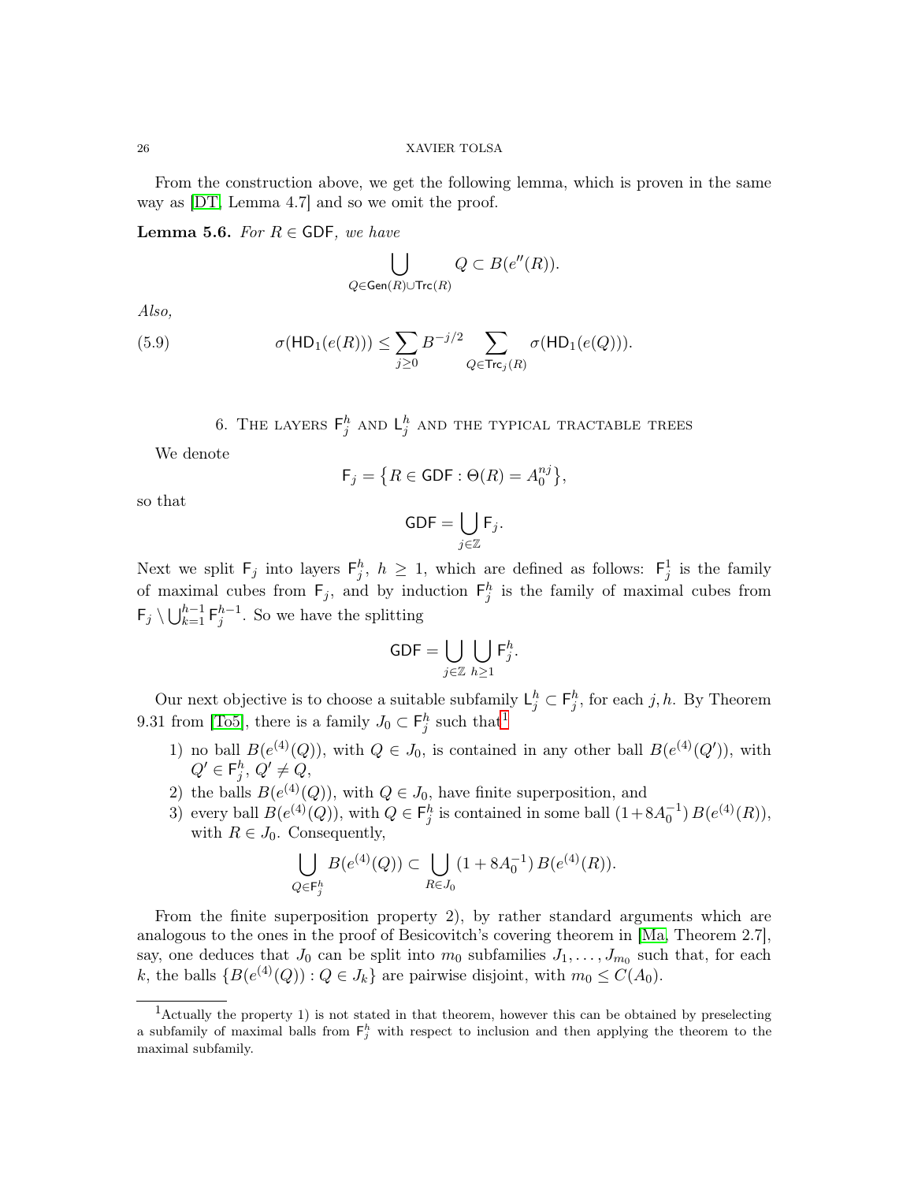From the construction above, we get the following lemma, which is proven in the same way as [DT, Lemma 4.7] and so we omit the proof.

**Lemma 5.6.** *For $R \in \mathsf{GDF}$, we have*

$$\bigcup_{Q \in \mathsf{Gen}(R) \cup \mathsf{Trc}(R)} Q \subset B(e''(R)).$$

*Also,*

$$\sigma(\mathsf{HD}_1(e(R))) \leq \sum_{j \geq 0} B^{-j/2} \sum_{Q \in \mathsf{Trc}_j(R)} \sigma(\mathsf{HD}_1(e(Q))). \tag{5.9}$$

## 6. The layers $\mathsf{F}_j^h$ and $\mathsf{L}_j^h$ and the typical tractable trees

We denote

$$\mathsf{F}_j = \big\{ R \in \mathsf{GDF} : \Theta(R) = A_0^{nj} \big\},$$

so that

$$\mathsf{GDF} = \bigcup_{j \in \mathbb{Z}} \mathsf{F}_j.$$

Next we split $\mathsf{F}_j$ into layers $\mathsf{F}_j^h$, $h \geq 1$, which are defined as follows: $\mathsf{F}_j^1$ is the family of maximal cubes from $\mathsf{F}_j$, and by induction $\mathsf{F}_j^h$ is the family of maximal cubes from $\mathsf{F}_j \setminus \bigcup_{k=1}^{h-1} \mathsf{F}_j^{h-1}$. So we have the splitting

$$\mathsf{GDF} = \bigcup_{j \in \mathbb{Z}} \bigcup_{h \geq 1} \mathsf{F}_j^h.$$

Our next objective is to choose a suitable subfamily $\mathsf{L}_j^h \subset \mathsf{F}_j^h$, for each $j, h$. By Theorem 9.31 from [To5], there is a family $J_0 \subset \mathsf{F}_j^h$ such that[1]

1) no ball $B(e^{(4)}(Q))$, with $Q \in J_0$, is contained in any other ball $B(e^{(4)}(Q'))$, with $Q' \in \mathsf{F}_j^h$, $Q' \neq Q$,
2) the balls $B(e^{(4)}(Q))$, with $Q \in J_0$, have finite superposition, and
3) every ball $B(e^{(4)}(Q))$, with $Q \in \mathsf{F}_j^h$ is contained in some ball $(1+8A_0^{-1})\, B(e^{(4)}(R))$, with $R \in J_0$. Consequently,

$$\bigcup_{Q \in \mathsf{F}_j^h} B(e^{(4)}(Q)) \subset \bigcup_{R \in J_0} (1 + 8A_0^{-1})\, B(e^{(4)}(R)).$$

From the finite superposition property 2), by rather standard arguments which are analogous to the ones in the proof of Besicovitch's covering theorem in [Ma, Theorem 2.7], say, one deduces that $J_0$ can be split into $m_0$ subfamilies $J_1, \ldots, J_{m_0}$ such that, for each $k$, the balls $\{B(e^{(4)}(Q)) : Q \in J_k\}$ are pairwise disjoint, with $m_0 \leq C(A_0)$.

---

[1] Actually the property 1) is not stated in that theorem, however this can be obtained by preselecting a subfamily of maximal balls from $\mathsf{F}_j^h$ with respect to inclusion and then applying the theorem to the maximal subfamily.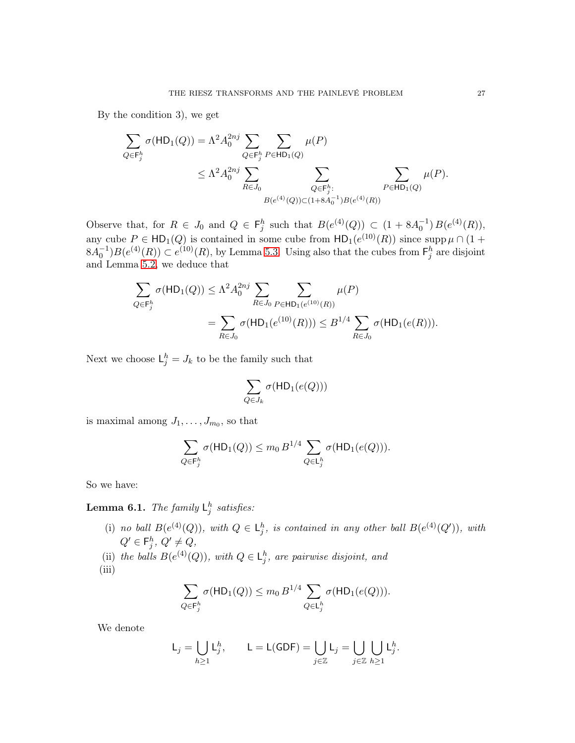By the condition 3), we get

$$
\begin{aligned}
\sum_{Q\in \mathsf{F}_j^h} \sigma(\mathsf{HD}_1(Q)) &= \Lambda^2 A_0^{2nj} \sum_{Q\in \mathsf{F}_j^h} \sum_{P\in \mathsf{HD}_1(Q)} \mu(P)\\
&\leq \Lambda^2 A_0^{2nj} \sum_{R\in J_0} \sum_{\substack{Q\in \mathsf{F}_j^h:\\ B(e^{(4)}(Q))\subset (1+8A_0^{-1})B(e^{(4)}(R))}} \sum_{P\in \mathsf{HD}_1(Q)} \mu(P).
\end{aligned}
$$

Observe that, for $R \in J_0$ and $Q \in \mathsf{F}_j^h$ such that $B(e^{(4)}(Q)) \subset (1 + 8A_0^{-1})\, B(e^{(4)}(R))$, any cube $P \in \mathsf{HD}_1(Q)$ is contained in some cube from $\mathsf{HD}_1(e^{(10)}(R))$ since $\operatorname{supp}\mu \cap (1 + 8A_0^{-1})B(e^{(4)}(R)) \subset e^{(10)}(R)$, by Lemma 5.3. Using also that the cubes from $\mathsf{F}_j^h$ are disjoint and Lemma 5.2, we deduce that

$$
\begin{aligned}
\sum_{Q\in \mathsf{F}_j^h} \sigma(\mathsf{HD}_1(Q)) &\leq \Lambda^2 A_0^{2nj} \sum_{R\in J_0} \sum_{P\in \mathsf{HD}_1(e^{(10)}(R))} \mu(P)\\
&= \sum_{R\in J_0} \sigma(\mathsf{HD}_1(e^{(10)}(R))) \leq B^{1/4} \sum_{R\in J_0} \sigma(\mathsf{HD}_1(e(R))).
\end{aligned}
$$

Next we choose $\mathsf{L}_j^h = J_k$ to be the family such that

$$
\sum_{Q\in J_k} \sigma(\mathsf{HD}_1(e(Q)))
$$

is maximal among $J_1, \dots, J_{m_0}$, so that

$$
\sum_{Q\in \mathsf{F}_j^h} \sigma(\mathsf{HD}_1(Q)) \leq m_0\, B^{1/4} \sum_{Q\in \mathsf{L}_j^h} \sigma(\mathsf{HD}_1(e(Q))).
$$

So we have:

**Lemma 6.1.** *The family $\mathsf{L}_j^h$ satisfies:*

(i) *no ball $B(e^{(4)}(Q))$, with $Q \in \mathsf{L}_j^h$, is contained in any other ball $B(e^{(4)}(Q'))$, with $Q' \in \mathsf{F}_j^h$, $Q' \neq Q$,*

(ii) *the balls $B(e^{(4)}(Q))$, with $Q \in \mathsf{L}_j^h$, are pairwise disjoint, and*

(iii)

$$
\sum_{Q\in \mathsf{F}_j^h} \sigma(\mathsf{HD}_1(Q)) \leq m_0\, B^{1/4} \sum_{Q\in \mathsf{L}_j^h} \sigma(\mathsf{HD}_1(e(Q))).
$$

We denote

$$
\mathsf{L}_j = \bigcup_{h\geq 1} \mathsf{L}_j^h, \qquad \mathsf{L} = \mathsf{L}(\mathsf{GDF}) = \bigcup_{j\in\mathbb{Z}} \mathsf{L}_j = \bigcup_{j\in\mathbb{Z}} \bigcup_{h\geq 1} \mathsf{L}_j^h.
$$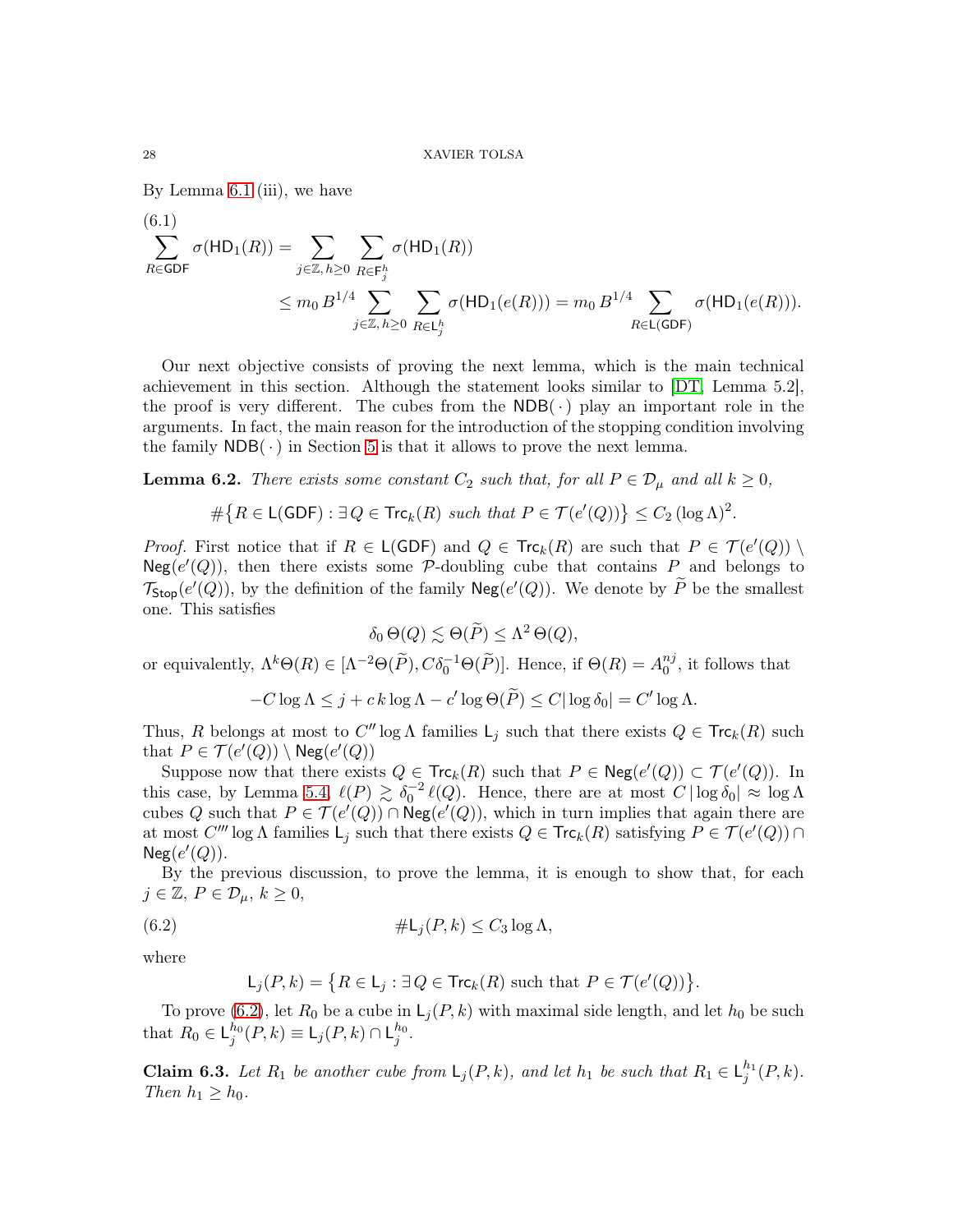By Lemma 6.1 (iii), we have

$$
\begin{aligned}
\sum_{R\in \mathsf{GDF}} \sigma(\mathsf{HD}_1(R)) &= \sum_{j\in\mathbb{Z},\, h\geq 0}\, \sum_{R\in \mathsf{F}_j^h} \sigma(\mathsf{HD}_1(R)) \\
&\leq m_0\, B^{1/4} \sum_{j\in\mathbb{Z},\, h\geq 0}\, \sum_{R\in \mathsf{L}_j^h} \sigma(\mathsf{HD}_1(e(R))) = m_0\, B^{1/4} \sum_{R\in \mathsf{L}(\mathsf{GDF})} \sigma(\mathsf{HD}_1(e(R))).
\end{aligned} \tag{6.1}
$$

Our next objective consists of proving the next lemma, which is the main technical achievement in this section. Although the statement looks similar to [DT, Lemma 5.2], the proof is very different. The cubes from the $\mathsf{NDB}(\,\cdot\,)$ play an important role in the arguments. In fact, the main reason for the introduction of the stopping condition involving the family $\mathsf{NDB}(\,\cdot\,)$ in Section 5 is that it allows to prove the next lemma.

**Lemma 6.2.** *There exists some constant $C_2$ such that, for all $P \in \mathcal{D}_\mu$ and all $k \geq 0$,*

$$\#\big\{R\in \mathsf{L}(\mathsf{GDF}) : \exists\, Q\in \mathsf{Trc}_k(R) \text{ such that } P\in \mathcal{T}(e'(Q))\big\} \leq C_2\,(\log\Lambda)^2.$$

*Proof.* First notice that if $R\in \mathsf{L}(\mathsf{GDF})$ and $Q\in\mathsf{Trc}_k(R)$ are such that $P\in\mathcal{T}(e'(Q))\setminus \mathsf{Neg}(e'(Q))$, then there exists some $\mathcal{P}$-doubling cube that contains $P$ and belongs to $\mathcal{T}_{\mathsf{Stop}}(e'(Q))$, by the definition of the family $\mathsf{Neg}(e'(Q))$. We denote by $\widetilde P$ be the smallest one. This satisfies

$$\delta_0\,\Theta(Q)\lesssim \Theta(\widetilde P)\leq \Lambda^2\,\Theta(Q),$$

or equivalently, $\Lambda^k\Theta(R)\in[\Lambda^{-2}\Theta(\widetilde P), C\delta_0^{-1}\Theta(\widetilde P)]$. Hence, if $\Theta(R)=A_0^{nj}$, it follows that

$$-C\log\Lambda\leq j + c\,k\log\Lambda - c'\log\Theta(\widetilde P)\leq C|\log\delta_0| = C'\log\Lambda.$$

Thus, $R$ belongs at most to $C''\log\Lambda$ families $\mathsf{L}_j$ such that there exists $Q\in\mathsf{Trc}_k(R)$ such that $P\in\mathcal{T}(e'(Q))\setminus\mathsf{Neg}(e'(Q))$

Suppose now that there exists $Q\in\mathsf{Trc}_k(R)$ such that $P\in\mathsf{Neg}(e'(Q))\subset\mathcal{T}(e'(Q))$. In this case, by Lemma 5.4, $\ell(P)\gtrsim\delta_0^{-2}\,\ell(Q)$. Hence, there are at most $C\,|\log\delta_0|\approx\log\Lambda$ cubes $Q$ such that $P\in\mathcal{T}(e'(Q))\cap\mathsf{Neg}(e'(Q))$, which in turn implies that again there are at most $C'''\log\Lambda$ families $\mathsf{L}_j$ such that there exists $Q\in\mathsf{Trc}_k(R)$ satisfying $P\in\mathcal{T}(e'(Q))\cap\mathsf{Neg}(e'(Q))$.

By the previous discussion, to prove the lemma, it is enough to show that, for each $j\in\mathbb{Z}$, $P\in\mathcal{D}_\mu$, $k\geq 0$,

$$\#\mathsf{L}_j(P,k)\leq C_3\log\Lambda, \tag{6.2}$$

where

$$\mathsf{L}_j(P,k) = \big\{R\in\mathsf{L}_j : \exists\, Q\in\mathsf{Trc}_k(R) \text{ such that } P\in\mathcal{T}(e'(Q))\big\}.$$

To prove (6.2), let $R_0$ be a cube in $\mathsf{L}_j(P,k)$ with maximal side length, and let $h_0$ be such that $R_0\in\mathsf{L}_j^{h_0}(P,k)\equiv\mathsf{L}_j(P,k)\cap\mathsf{L}_j^{h_0}$.

**Claim 6.3.** *Let $R_1$ be another cube from $\mathsf{L}_j(P,k)$, and let $h_1$ be such that $R_1\in\mathsf{L}_j^{h_1}(P,k)$. Then $h_1\geq h_0$.*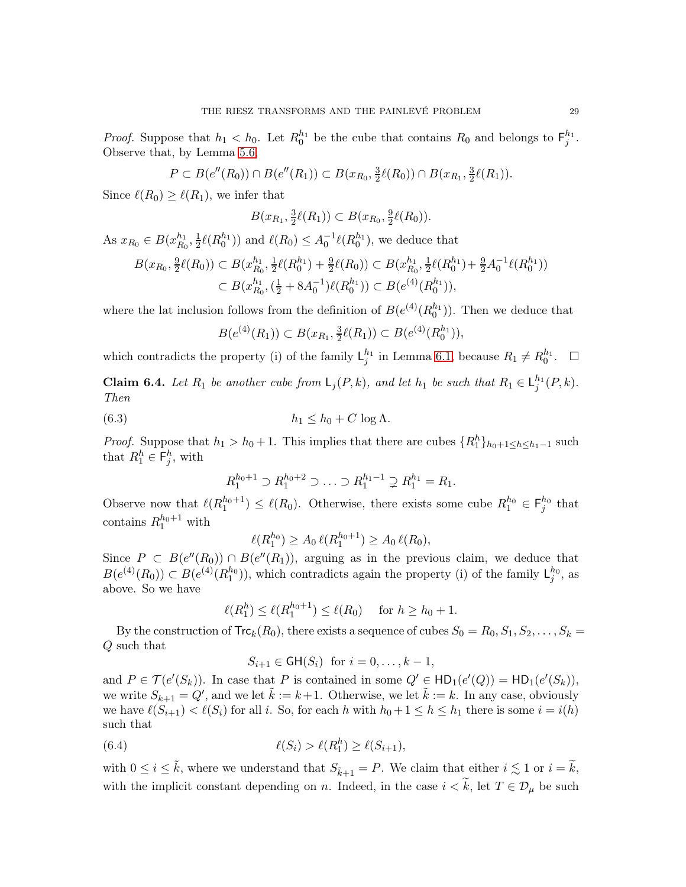*Proof.* Suppose that $h_1 < h_0$. Let $R_0^{h_1}$ be the cube that contains $R_0$ and belongs to $\mathsf{F}_j^{h_1}$. Observe that, by Lemma 5.6,

$$P \subset B(e''(R_0)) \cap B(e''(R_1)) \subset B(x_{R_0}, \tfrac{3}{2}\ell(R_0)) \cap B(x_{R_1}, \tfrac{3}{2}\ell(R_1)).$$

Since $\ell(R_0) \geq \ell(R_1)$, we infer that

$$B(x_{R_1}, \tfrac{3}{2}\ell(R_1)) \subset B(x_{R_0}, \tfrac{9}{2}\ell(R_0)).$$

As $x_{R_0} \in B(x_{R_0}^{h_1}, \frac{1}{2}\ell(R_0^{h_1}))$ and $\ell(R_0) \leq A_0^{-1}\ell(R_0^{h_1})$, we deduce that

$$\begin{aligned} B(x_{R_0}, \tfrac{9}{2}\ell(R_0)) &\subset B(x_{R_0}^{h_1}, \tfrac{1}{2}\ell(R_0^{h_1}) + \tfrac{9}{2}\ell(R_0)) \subset B(x_{R_0}^{h_1}, \tfrac{1}{2}\ell(R_0^{h_1}) + \tfrac{9}{2}A_0^{-1}\ell(R_0^{h_1})) \\ &\subset B(x_{R_0}^{h_1}, (\tfrac{1}{2} + 8A_0^{-1})\ell(R_0^{h_1})) \subset B(e^{(4)}(R_0^{h_1})), \end{aligned}$$

where the lat inclusion follows from the definition of $B(e^{(4)}(R_0^{h_1}))$. Then we deduce that

$$B(e^{(4)}(R_1)) \subset B(x_{R_1}, \tfrac{3}{2}\ell(R_1)) \subset B(e^{(4)}(R_0^{h_1})),$$

which contradicts the property (i) of the family $\mathsf{L}_j^{h_1}$ in Lemma 6.1, because $R_1 \neq R_0^{h_1}$. $\square$

**Claim 6.4.** *Let $R_1$ be another cube from $\mathsf{L}_j(P,k)$, and let $h_1$ be such that $R_1 \in \mathsf{L}_j^{h_1}(P,k)$. Then*

$$h_1 \leq h_0 + C \log \Lambda. \tag{6.3}$$

*Proof.* Suppose that $h_1 > h_0 + 1$. This implies that there are cubes $\{R_1^h\}_{h_0+1 \leq h \leq h_1 - 1}$ such that $R_1^h \in \mathsf{F}_j^h$, with

$$R_1^{h_0+1} \supset R_1^{h_0+2} \supset \ldots \supset R_1^{h_1-1} \supsetneq R_1^{h_1} = R_1.$$

Observe now that $\ell(R_1^{h_0+1}) \leq \ell(R_0)$. Otherwise, there exists some cube $R_1^{h_0} \in \mathsf{F}_j^{h_0}$ that contains $R_1^{h_0+1}$ with

$$\ell(R_1^{h_0}) \geq A_0\, \ell(R_1^{h_0+1}) \geq A_0\, \ell(R_0),$$

Since $P \subset B(e''(R_0)) \cap B(e''(R_1))$, arguing as in the previous claim, we deduce that $B(e^{(4)}(R_0)) \subset B(e^{(4)}(R_1^{h_0}))$, which contradicts again the property (i) of the family $\mathsf{L}_j^{h_0}$, as above. So we have

$$\ell(R_1^h) \leq \ell(R_1^{h_0+1}) \leq \ell(R_0) \quad \text{ for } h \geq h_0 + 1.$$

By the construction of $\mathsf{Trc}_k(R_0)$, there exists a sequence of cubes $S_0 = R_0, S_1, S_2, \ldots, S_k = Q$ such that

$$S_{i+1} \in \mathsf{GH}(S_i) \;\text{ for } i = 0, \ldots, k-1,$$

and $P \in \mathcal{T}(e'(S_k))$. In case that $P$ is contained in some $Q' \in \mathsf{HD}_1(e'(Q)) = \mathsf{HD}_1(e'(S_k))$, we write $S_{k+1} = Q'$, and we let $\tilde{k} := k+1$. Otherwise, we let $\tilde{k} := k$. In any case, obviously we have $\ell(S_{i+1}) < \ell(S_i)$ for all $i$. So, for each $h$ with $h_0 + 1 \leq h \leq h_1$ there is some $i = i(h)$ such that

$$\ell(S_i) > \ell(R_1^h) \geq \ell(S_{i+1}), \tag{6.4}$$

with $0 \leq i \leq \tilde{k}$, where we understand that $S_{\tilde{k}+1} = P$. We claim that either $i \lesssim 1$ or $i = \widetilde{k}$, with the implicit constant depending on $n$. Indeed, in the case $i < \widetilde{k}$, let $T \in \mathcal{D}_\mu$ be such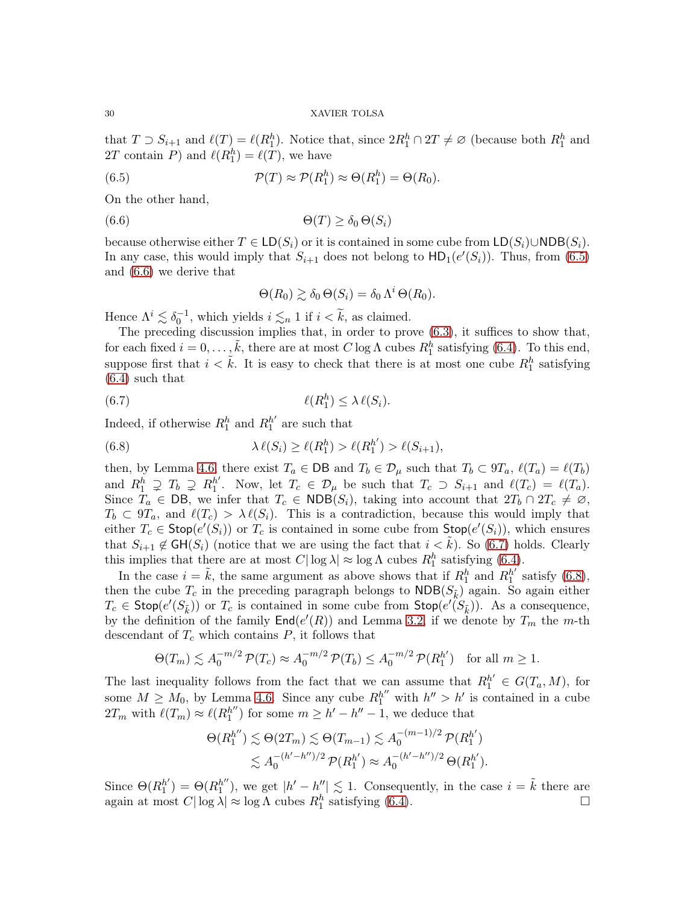that $T \supset S_{i+1}$ and $\ell(T) = \ell(R_1^h)$. Notice that, since $2R_1^h \cap 2T \neq \varnothing$ (because both $R_1^h$ and $2T$ contain $P$) and $\ell(R_1^h) = \ell(T)$, we have

$$\mathcal{P}(T) \approx \mathcal{P}(R_1^h) \approx \Theta(R_1^h) = \Theta(R_0). \tag{6.5}$$

On the other hand,

$$\Theta(T) \geq \delta_0 \, \Theta(S_i) \tag{6.6}$$

because otherwise either $T \in \mathsf{LD}(S_i)$ or it is contained in some cube from $\mathsf{LD}(S_i) \cup \mathsf{NDB}(S_i)$. In any case, this would imply that $S_{i+1}$ does not belong to $\mathsf{HD}_1(e'(S_i))$. Thus, from (6.5) and (6.6) we derive that

$$\Theta(R_0) \gtrsim \delta_0 \, \Theta(S_i) = \delta_0 \, \Lambda^i \, \Theta(R_0).$$

Hence $\Lambda^i \lesssim \delta_0^{-1}$, which yields $i \lesssim_n 1$ if $i < \widetilde{k}$, as claimed.

The preceding discussion implies that, in order to prove (6.3), it suffices to show that, for each fixed $i = 0, \ldots, \tilde{k}$, there are at most $C \log \Lambda$ cubes $R_1^h$ satisfying (6.4). To this end, suppose first that $i < \tilde{k}$. It is easy to check that there is at most one cube $R_1^h$ satisfying (6.4) such that

$$\ell(R_1^h) \leq \lambda \, \ell(S_i). \tag{6.7}$$

Indeed, if otherwise $R_1^h$ and $R_1^{h'}$ are such that

$$\lambda \, \ell(S_i) \geq \ell(R_1^h) > \ell(R_1^{h'}) > \ell(S_{i+1}), \tag{6.8}$$

then, by Lemma 4.6, there exist $T_a \in \mathsf{DB}$ and $T_b \in \mathcal{D}_\mu$ such that $T_b \subset 9T_a$, $\ell(T_a) = \ell(T_b)$ and $R_1^h \supsetneq T_b \supsetneq R_1^{h'}$. Now, let $T_c \in \mathcal{D}_\mu$ be such that $T_c \supset S_{i+1}$ and $\ell(T_c) = \ell(T_a)$. Since $T_a \in \mathsf{DB}$, we infer that $T_c \in \mathsf{NDB}(S_i)$, taking into account that $2T_b \cap 2T_c \neq \varnothing$, $T_b \subset 9T_a$, and $\ell(T_c) > \lambda \, \ell(S_i)$. This is a contradiction, because this would imply that either $T_c \in \mathsf{Stop}(e'(S_i))$ or $T_c$ is contained in some cube from $\mathsf{Stop}(e'(S_i))$, which ensures that $S_{i+1} \notin \mathsf{GH}(S_i)$ (notice that we are using the fact that $i < \tilde{k}$). So (6.7) holds. Clearly this implies that there are at most $C|\log \lambda| \approx \log \Lambda$ cubes $R_1^h$ satisfying (6.4).

In the case $i = \tilde{k}$, the same argument as above shows that if $R_1^h$ and $R_1^{h'}$ satisfy (6.8), then the cube $T_c$ in the preceding paragraph belongs to $\mathsf{NDB}(S_{\tilde{k}})$ again. So again either $T_c \in \mathsf{Stop}(e'(S_{\tilde{k}}))$ or $T_c$ is contained in some cube from $\mathsf{Stop}(e'(S_{\tilde{k}}))$. As a consequence, by the definition of the family $\mathsf{End}(e'(R))$ and Lemma 3.2, if we denote by $T_m$ the $m$-th descendant of $T_c$ which contains $P$, it follows that

$$\Theta(T_m) \lesssim A_0^{-m/2} \, \mathcal{P}(T_c) \approx A_0^{-m/2} \, \mathcal{P}(T_b) \leq A_0^{-m/2} \, \mathcal{P}(R_1^{h'}) \quad \text{for all } m \geq 1.$$

The last inequality follows from the fact that we can assume that $R_1^{h'} \in G(T_a, M)$, for some $M \geq M_0$, by Lemma 4.6. Since any cube $R_1^{h''}$ with $h'' > h'$ is contained in a cube $2T_m$ with $\ell(T_m) \approx \ell(R_1^{h''})$ for some $m \geq h' - h'' - 1$, we deduce that

$$\begin{aligned}
\Theta(R_1^{h''}) &\lesssim \Theta(2T_m) \lesssim \Theta(T_{m-1}) \lesssim A_0^{-(m-1)/2} \, \mathcal{P}(R_1^{h'}) \\
&\lesssim A_0^{-(h'-h'')/2} \, \mathcal{P}(R_1^{h'}) \approx A_0^{-(h'-h'')/2} \, \Theta(R_1^{h'}).
\end{aligned}$$

Since $\Theta(R_1^{h'}) = \Theta(R_1^{h''})$, we get $|h' - h''| \lesssim 1$. Consequently, in the case $i = \tilde{k}$ there are again at most $C|\log \lambda| \approx \log \Lambda$ cubes $R_1^h$ satisfying (6.4). $\square$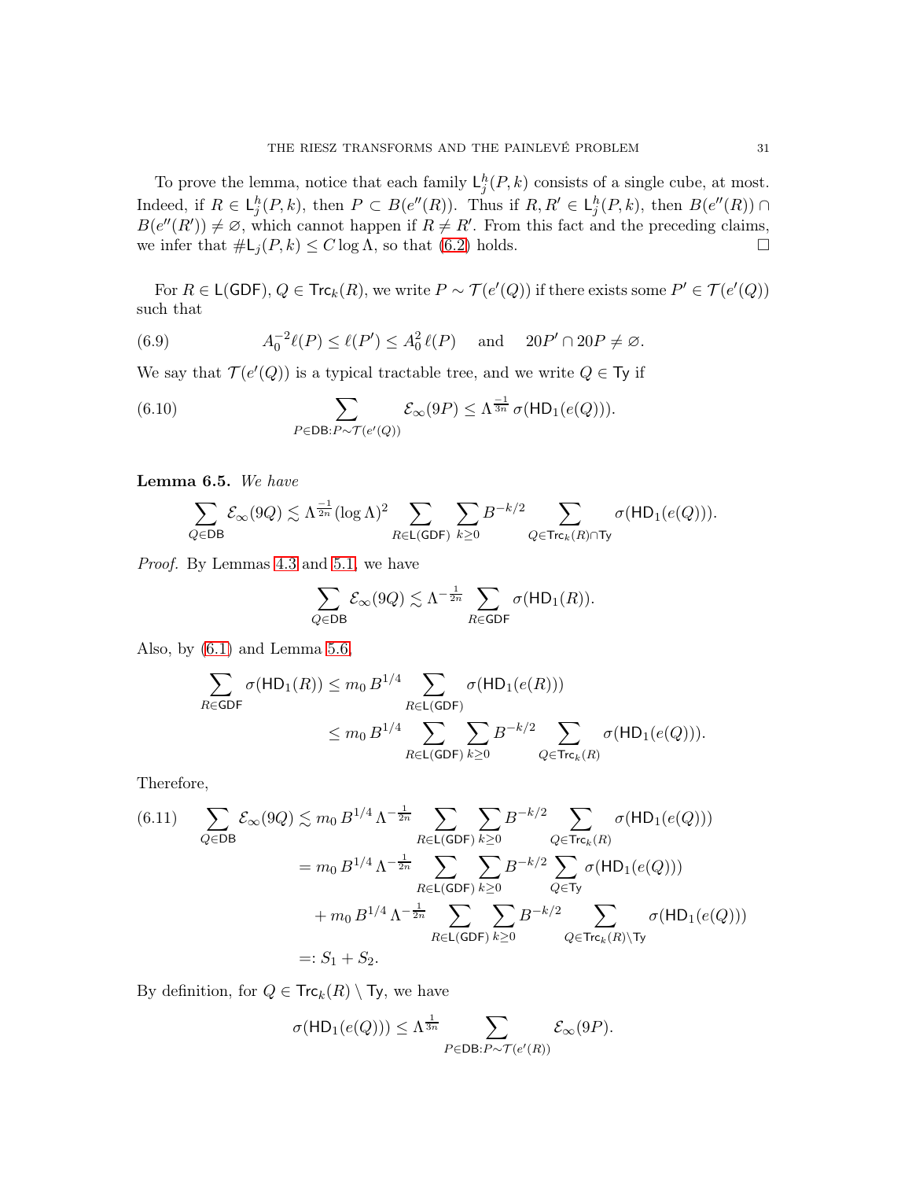To prove the lemma, notice that each family $\mathsf{L}_j^h(P,k)$ consists of a single cube, at most. Indeed, if $R \in \mathsf{L}_j^h(P,k)$, then $P \subset B(e''(R))$. Thus if $R, R' \in \mathsf{L}_j^h(P,k)$, then $B(e''(R)) \cap B(e''(R')) \neq \varnothing$, which cannot happen if $R \neq R'$. From this fact and the preceding claims, we infer that $\#\mathsf{L}_j(P,k) \leq C \log \Lambda$, so that (6.2) holds. $\square$

For $R \in \mathsf{L}(\mathsf{GDF})$, $Q \in \mathsf{Trc}_k(R)$, we write $P \sim \mathcal{T}(e'(Q))$ if there exists some $P' \in \mathcal{T}(e'(Q))$ such that

$$A_0^{-2}\ell(P) \leq \ell(P') \leq A_0^2\,\ell(P) \quad \text{ and } \quad 20P' \cap 20P \neq \varnothing. \tag{6.9}$$

We say that $\mathcal{T}(e'(Q))$ is a typical tractable tree, and we write $Q \in \mathsf{Ty}$ if

$$\sum_{P \in \mathsf{DB}: P \sim \mathcal{T}(e'(Q))} \mathcal{E}_\infty(9P) \leq \Lambda^{\frac{-1}{3n}}\,\sigma(\mathsf{HD}_1(e(Q))). \tag{6.10}$$

**Lemma 6.5.** *We have*

$$\sum_{Q \in \mathsf{DB}} \mathcal{E}_\infty(9Q) \lesssim \Lambda^{\frac{-1}{2n}}(\log \Lambda)^2 \sum_{R \in \mathsf{L}(\mathsf{GDF})} \sum_{k \geq 0} B^{-k/2} \sum_{Q \in \mathsf{Trc}_k(R) \cap \mathsf{Ty}} \sigma(\mathsf{HD}_1(e(Q))).$$

*Proof.* By Lemmas 4.3 and 5.1, we have

$$\sum_{Q \in \mathsf{DB}} \mathcal{E}_\infty(9Q) \lesssim \Lambda^{-\frac{1}{2n}} \sum_{R \in \mathsf{GDF}} \sigma(\mathsf{HD}_1(R)).$$

Also, by (6.1) and Lemma 5.6,

$$\begin{aligned}
\sum_{R \in \mathsf{GDF}} \sigma(\mathsf{HD}_1(R)) &\leq m_0\, B^{1/4} \sum_{R \in \mathsf{L}(\mathsf{GDF})} \sigma(\mathsf{HD}_1(e(R))) \\
&\leq m_0\, B^{1/4} \sum_{R \in \mathsf{L}(\mathsf{GDF})} \sum_{k \geq 0} B^{-k/2} \sum_{Q \in \mathsf{Trc}_k(R)} \sigma(\mathsf{HD}_1(e(Q))).
\end{aligned}$$

Therefore,

$$\begin{aligned}
\sum_{Q \in \mathsf{DB}} \mathcal{E}_\infty(9Q) &\lesssim m_0\, B^{1/4}\, \Lambda^{-\frac{1}{2n}} \sum_{R \in \mathsf{L}(\mathsf{GDF})} \sum_{k \geq 0} B^{-k/2} \sum_{Q \in \mathsf{Trc}_k(R)} \sigma(\mathsf{HD}_1(e(Q))) \\
&= m_0\, B^{1/4}\, \Lambda^{-\frac{1}{2n}} \sum_{R \in \mathsf{L}(\mathsf{GDF})} \sum_{k \geq 0} B^{-k/2} \sum_{Q \in \mathsf{Ty}} \sigma(\mathsf{HD}_1(e(Q))) \\
&\quad + m_0\, B^{1/4}\, \Lambda^{-\frac{1}{2n}} \sum_{R \in \mathsf{L}(\mathsf{GDF})} \sum_{k \geq 0} B^{-k/2} \sum_{Q \in \mathsf{Trc}_k(R) \setminus \mathsf{Ty}} \sigma(\mathsf{HD}_1(e(Q))) \\
&=: S_1 + S_2.
\end{aligned} \tag{6.11}$$

By definition, for $Q \in \mathsf{Trc}_k(R) \setminus \mathsf{Ty}$, we have

$$\sigma(\mathsf{HD}_1(e(Q))) \leq \Lambda^{\frac{1}{3n}} \sum_{P \in \mathsf{DB}: P \sim \mathcal{T}(e'(R))} \mathcal{E}_\infty(9P).$$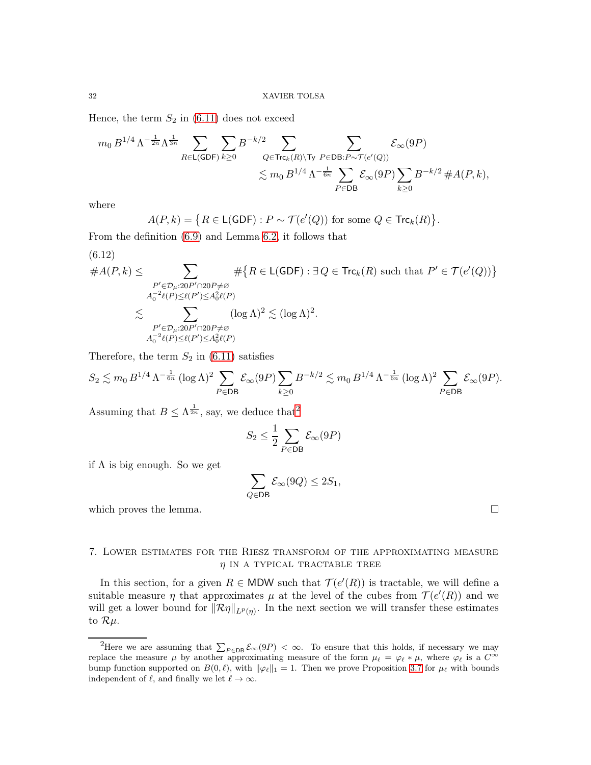Hence, the term $S_2$ in (6.11) does not exceed

$$
\begin{aligned}
m_0\, B^{1/4}\, \Lambda^{-\frac{1}{2n}} \Lambda^{\frac{1}{3n}} \sum_{R\in \mathsf{L}(\mathsf{GDF})} \sum_{k\geq 0} B^{-k/2} \sum_{Q\in \mathsf{Trc}_k(R)\setminus \mathsf{Ty}} \; \sum_{P\in \mathsf{DB}: P\sim \mathcal{T}(e'(Q))} \mathcal{E}_\infty(9P) \\
\lesssim m_0\, B^{1/4}\, \Lambda^{-\frac{1}{6n}} \sum_{P\in\mathsf{DB}} \mathcal{E}_\infty(9P) \sum_{k\geq 0} B^{-k/2}\, \# A(P,k),
\end{aligned}
$$

where

$$
A(P,k) = \big\{ R\in \mathsf{L}(\mathsf{GDF}) : P\sim \mathcal{T}(e'(Q)) \text{ for some } Q\in \mathsf{Trc}_k(R)\big\}.
$$

From the definition (6.9) and Lemma 6.2, it follows that

(6.12)

$$
\begin{aligned}
\# A(P,k) &\leq \sum_{\substack{P'\in\mathcal{D}_\mu: 20P'\cap 20P\neq\varnothing \\ A_0^{-2}\ell(P)\leq \ell(P')\leq A_0^2\ell(P)}} \# \big\{ R\in \mathsf{L}(\mathsf{GDF}) : \exists\, Q\in \mathsf{Trc}_k(R) \text{ such that } P'\in \mathcal{T}(e'(Q))\big\} \\
&\lesssim \sum_{\substack{P'\in\mathcal{D}_\mu: 20P'\cap 20P\neq\varnothing \\ A_0^{-2}\ell(P)\leq \ell(P')\leq A_0^2\ell(P)}} (\log\Lambda)^2 \lesssim (\log \Lambda)^2.
\end{aligned}
$$

Therefore, the term $S_2$ in (6.11) satisfies

$$
S_2 \lesssim m_0\, B^{1/4}\, \Lambda^{-\frac{1}{6n}}\, (\log\Lambda)^2 \sum_{P\in\mathsf{DB}} \mathcal{E}_\infty(9P) \sum_{k\geq 0} B^{-k/2} \lesssim m_0\, B^{1/4}\, \Lambda^{-\frac{1}{6n}}\, (\log\Lambda)^2 \sum_{P\in\mathsf{DB}} \mathcal{E}_\infty(9P).
$$

Assuming that $B\leq \Lambda^{\frac{1}{2n}}$, say, we deduce that[2]

$$
S_2 \leq \frac{1}{2} \sum_{P\in\mathsf{DB}} \mathcal{E}_\infty(9P)
$$

if $\Lambda$ is big enough. So we get

$$
\sum_{Q\in\mathsf{DB}} \mathcal{E}_\infty(9Q) \leq 2S_1,
$$

which proves the lemma. $\square$

## 7. Lower estimates for the Riesz transform of the approximating measure $\eta$ in a typical tractable tree

In this section, for a given $R\in\mathsf{MDW}$ such that $\mathcal{T}(e'(R))$ is tractable, we will define a suitable measure $\eta$ that approximates $\mu$ at the level of the cubes from $\mathcal{T}(e'(R))$ and we will get a lower bound for $\|\mathcal{R}\eta\|_{L^p(\eta)}$. In the next section we will transfer these estimates to $\mathcal{R}\mu$.

[2] Here we are assuming that $\sum_{P\in\mathsf{DB}} \mathcal{E}_\infty(9P) < \infty$. To ensure that this holds, if necessary we may replace the measure $\mu$ by another approximating measure of the form $\mu_\ell = \varphi_\ell * \mu$, where $\varphi_\ell$ is a $C^\infty$ bump function supported on $B(0,\ell)$, with $\|\varphi_\ell\|_1 = 1$. Then we prove Proposition 3.7 for $\mu_\ell$ with bounds independent of $\ell$, and finally we let $\ell\to\infty$.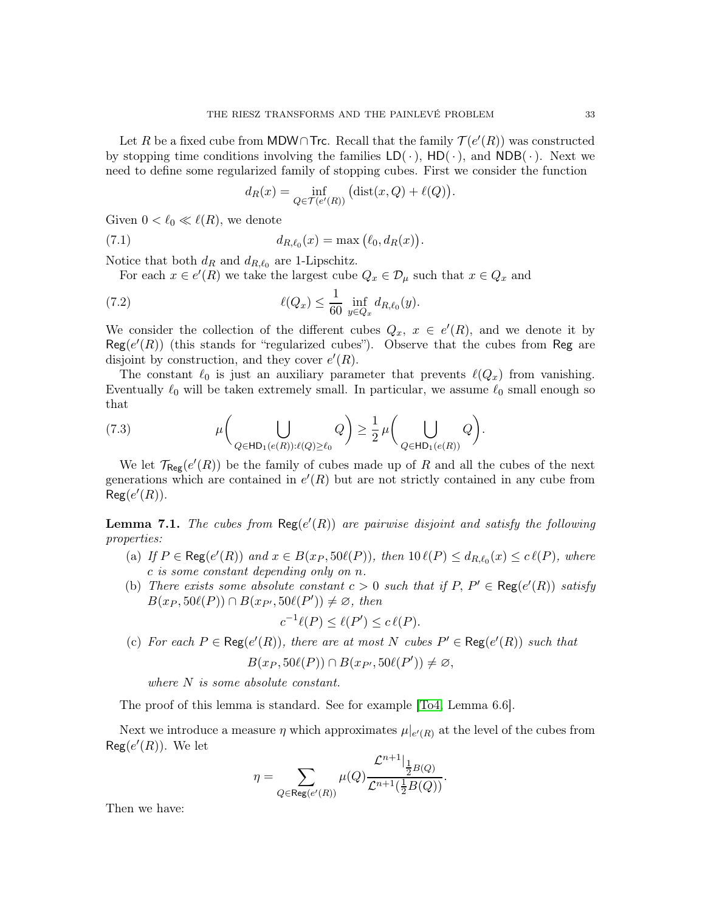Let $R$ be a fixed cube from $\mathsf{MDW} \cap \mathsf{Trc}$. Recall that the family $\mathcal{T}(e'(R))$ was constructed by stopping time conditions involving the families $\mathsf{LD}(\,\cdot\,)$, $\mathsf{HD}(\,\cdot\,)$, and $\mathsf{NDB}(\,\cdot\,)$. Next we need to define some regularized family of stopping cubes. First we consider the function

$$d_R(x) = \inf_{Q \in \mathcal{T}(e'(R))} \big(\operatorname{dist}(x, Q) + \ell(Q)\big).$$

Given $0 < \ell_0 \ll \ell(R)$, we denote

$$d_{R,\ell_0}(x) = \max\big(\ell_0, d_R(x)\big). \tag{7.1}$$

Notice that both $d_R$ and $d_{R,\ell_0}$ are 1-Lipschitz.

For each $x \in e'(R)$ we take the largest cube $Q_x \in \mathcal{D}_\mu$ such that $x \in Q_x$ and

$$\ell(Q_x) \leq \frac{1}{60} \inf_{y \in Q_x} d_{R,\ell_0}(y). \tag{7.2}$$

We consider the collection of the different cubes $Q_x$, $x \in e'(R)$, and we denote it by $\mathsf{Reg}(e'(R))$ (this stands for "regularized cubes"). Observe that the cubes from $\mathsf{Reg}$ are disjoint by construction, and they cover $e'(R)$.

The constant $\ell_0$ is just an auxiliary parameter that prevents $\ell(Q_x)$ from vanishing. Eventually $\ell_0$ will be taken extremely small. In particular, we assume $\ell_0$ small enough so that

$$\mu\bigg(\bigcup_{Q \in \mathsf{HD}_1(e(R)):\ell(Q)\geq \ell_0} Q\bigg) \geq \frac{1}{2}\,\mu\bigg(\bigcup_{Q \in \mathsf{HD}_1(e(R))} Q\bigg). \tag{7.3}$$

We let $\mathcal{T}_{\mathsf{Reg}}(e'(R))$ be the family of cubes made up of $R$ and all the cubes of the next generations which are contained in $e'(R)$ but are not strictly contained in any cube from $\mathsf{Reg}(e'(R))$.

**Lemma 7.1.** *The cubes from $\mathsf{Reg}(e'(R))$ are pairwise disjoint and satisfy the following properties:*

(a) *If $P \in \mathsf{Reg}(e'(R))$ and $x \in B(x_P, 50\ell(P))$, then $10\,\ell(P) \leq d_{R,\ell_0}(x) \leq c\,\ell(P)$, where $c$ is some constant depending only on $n$.*

(b) *There exists some absolute constant $c > 0$ such that if $P$, $P' \in \mathsf{Reg}(e'(R))$ satisfy $B(x_P, 50\ell(P)) \cap B(x_{P'}, 50\ell(P')) \neq \varnothing$, then*
$$c^{-1}\ell(P) \leq \ell(P') \leq c\,\ell(P).$$

(c) *For each $P \in \mathsf{Reg}(e'(R))$, there are at most $N$ cubes $P' \in \mathsf{Reg}(e'(R))$ such that*
$$B(x_P, 50\ell(P)) \cap B(x_{P'}, 50\ell(P')) \neq \varnothing,$$
*where $N$ is some absolute constant.*

The proof of this lemma is standard. See for example [To4, Lemma 6.6].

Next we introduce a measure $\eta$ which approximates $\mu|_{e'(R)}$ at the level of the cubes from $\mathsf{Reg}(e'(R))$. We let

$$\eta = \sum_{Q \in \mathsf{Reg}(e'(R))} \mu(Q) \frac{\mathcal{L}^{n+1}|_{\frac{1}{2}B(Q)}}{\mathcal{L}^{n+1}(\frac{1}{2}B(Q))}.$$

Then we have: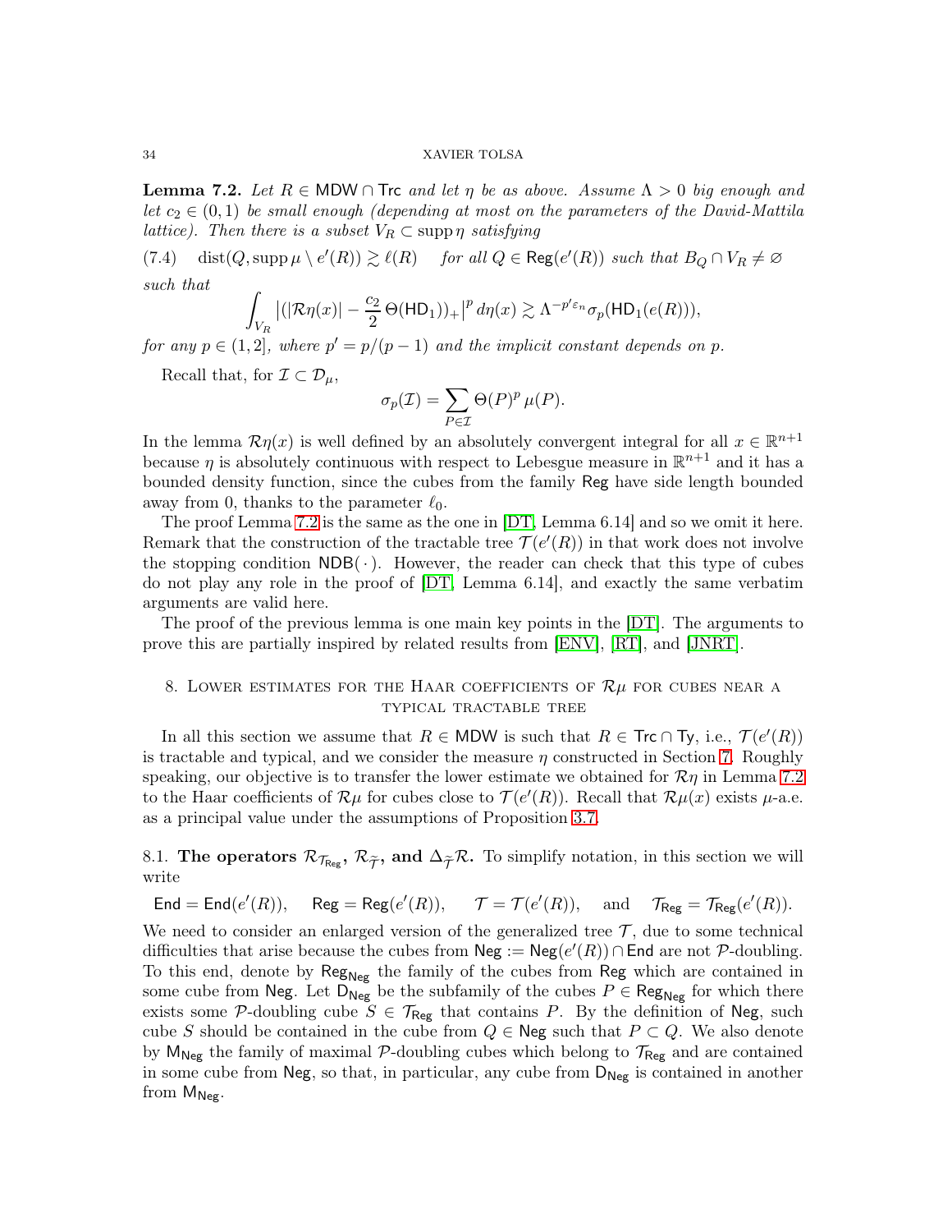**Lemma 7.2.** *Let $R \in \mathsf{MDW} \cap \mathsf{Trc}$ and let $\eta$ be as above. Assume $\Lambda > 0$ big enough and let $c_2 \in (0,1)$ be small enough (depending at most on the parameters of the David-Mattila lattice). Then there is a subset $V_R \subset \operatorname{supp} \eta$ satisfying*

$$\operatorname{dist}(Q, \operatorname{supp} \mu \setminus e'(R)) \gtrsim \ell(R) \quad \text{for all } Q \in \mathsf{Reg}(e'(R)) \text{ such that } B_Q \cap V_R \neq \varnothing \tag{7.4}$$

*such that*

$$\int_{V_R} \left| (|\mathcal{R}\eta(x)| - \frac{c_2}{2}\,\Theta(\mathsf{HD}_1))_+ \right|^p d\eta(x) \gtrsim \Lambda^{-p'\varepsilon_n} \sigma_p(\mathsf{HD}_1(e(R))),$$

*for any $p \in (1,2]$, where $p' = p/(p-1)$ and the implicit constant depends on $p$.*

Recall that, for $\mathcal{I} \subset \mathcal{D}_\mu$,

$$\sigma_p(\mathcal{I}) = \sum_{P \in \mathcal{I}} \Theta(P)^p \, \mu(P).$$

In the lemma $\mathcal{R}\eta(x)$ is well defined by an absolutely convergent integral for all $x \in \mathbb{R}^{n+1}$ because $\eta$ is absolutely continuous with respect to Lebesgue measure in $\mathbb{R}^{n+1}$ and it has a bounded density function, since the cubes from the family $\mathsf{Reg}$ have side length bounded away from 0, thanks to the parameter $\ell_0$.

The proof Lemma 7.2 is the same as the one in [DT, Lemma 6.14] and so we omit it here. Remark that the construction of the tractable tree $\mathcal{T}(e'(R))$ in that work does not involve the stopping condition $\mathsf{NDB}(\cdot)$. However, the reader can check that this type of cubes do not play any role in the proof of [DT, Lemma 6.14], and exactly the same verbatim arguments are valid here.

The proof of the previous lemma is one main key points in the [DT]. The arguments to prove this are partially inspired by related results from [ENV], [RT], and [JNRT].

## 8. Lower estimates for the Haar coefficients of $\mathcal{R}\mu$ for cubes near a typical tractable tree

In all this section we assume that $R \in \mathsf{MDW}$ is such that $R \in \mathsf{Trc} \cap \mathsf{Ty}$, i.e., $\mathcal{T}(e'(R))$ is tractable and typical, and we consider the measure $\eta$ constructed in Section 7. Roughly speaking, our objective is to transfer the lower estimate we obtained for $\mathcal{R}\eta$ in Lemma 7.2 to the Haar coefficients of $\mathcal{R}\mu$ for cubes close to $\mathcal{T}(e'(R))$. Recall that $\mathcal{R}\mu(x)$ exists $\mu$-a.e. as a principal value under the assumptions of Proposition 3.7.

**8.1. The operators $\mathcal{R}_{\mathcal{T}_{\mathsf{Reg}}}$, $\mathcal{R}_{\widetilde{\mathcal{T}}}$, and $\Delta_{\widetilde{\mathcal{T}}}\mathcal{R}$.** To simplify notation, in this section we will write

$$\mathsf{End} = \mathsf{End}(e'(R)), \quad \mathsf{Reg} = \mathsf{Reg}(e'(R)), \quad \mathcal{T} = \mathcal{T}(e'(R)), \quad \text{and} \quad \mathcal{T}_{\mathsf{Reg}} = \mathcal{T}_{\mathsf{Reg}}(e'(R)).$$

We need to consider an enlarged version of the generalized tree $\mathcal{T}$, due to some technical difficulties that arise because the cubes from $\mathsf{Neg} := \mathsf{Neg}(e'(R)) \cap \mathsf{End}$ are not $\mathcal{P}$-doubling. To this end, denote by $\mathsf{Reg}_{\mathsf{Neg}}$ the family of the cubes from $\mathsf{Reg}$ which are contained in some cube from $\mathsf{Neg}$. Let $\mathsf{D}_{\mathsf{Neg}}$ be the subfamily of the cubes $P \in \mathsf{Reg}_{\mathsf{Neg}}$ for which there exists some $\mathcal{P}$-doubling cube $S \in \mathcal{T}_{\mathsf{Reg}}$ that contains $P$. By the definition of $\mathsf{Neg}$, such cube $S$ should be contained in the cube from $Q \in \mathsf{Neg}$ such that $P \subset Q$. We also denote by $\mathsf{M}_{\mathsf{Neg}}$ the family of maximal $\mathcal{P}$-doubling cubes which belong to $\mathcal{T}_{\mathsf{Reg}}$ and are contained in some cube from $\mathsf{Neg}$, so that, in particular, any cube from $\mathsf{D}_{\mathsf{Neg}}$ is contained in another from $\mathsf{M}_{\mathsf{Neg}}$.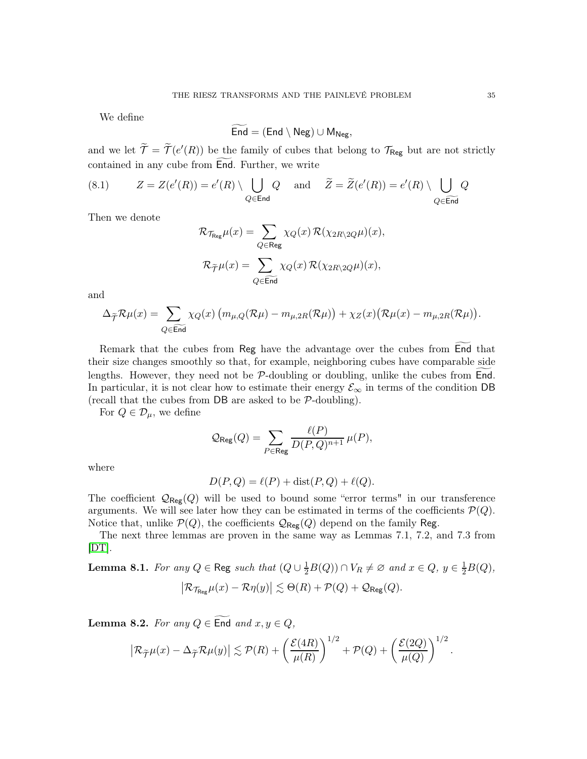We define

$$\widetilde{\mathsf{End}} = (\mathsf{End} \setminus \mathsf{Neg}) \cup \mathsf{M}_{\mathsf{Neg}},$$

and we let $\widetilde{\mathcal{T}} = \widetilde{\mathcal{T}}(e'(R))$ be the family of cubes that belong to $\mathcal{T}_{\mathsf{Reg}}$ but are not strictly contained in any cube from $\widetilde{\mathsf{End}}$. Further, we write

$$Z = Z(e'(R)) = e'(R) \setminus \bigcup_{Q \in \mathsf{End}} Q \quad \text{and} \quad \widetilde{Z} = \widetilde{Z}(e'(R)) = e'(R) \setminus \bigcup_{Q \in \widetilde{\mathsf{End}}} Q \tag{8.1}$$

Then we denote

$$\mathcal{R}_{\mathcal{T}_{\mathsf{Reg}}}\mu(x) = \sum_{Q \in \mathsf{Reg}} \chi_Q(x)\, \mathcal{R}(\chi_{2R\setminus 2Q}\mu)(x),$$

$$\mathcal{R}_{\widetilde{\mathcal{T}}}\mu(x) = \sum_{Q \in \widetilde{\mathsf{End}}} \chi_Q(x)\, \mathcal{R}(\chi_{2R\setminus 2Q}\mu)(x),$$

and

$$\Delta_{\widetilde{\mathcal{T}}}\mathcal{R}\mu(x) = \sum_{Q \in \widetilde{\mathsf{End}}} \chi_Q(x)\left(m_{\mu,Q}(\mathcal{R}\mu) - m_{\mu,2R}(\mathcal{R}\mu)\right) + \chi_Z(x)\big(\mathcal{R}\mu(x) - m_{\mu,2R}(\mathcal{R}\mu)\big).$$

Remark that the cubes from $\mathsf{Reg}$ have the advantage over the cubes from $\widetilde{\mathsf{End}}$ that their size changes smoothly so that, for example, neighboring cubes have comparable side lengths. However, they need not be $\mathcal{P}$-doubling or doubling, unlike the cubes from $\widetilde{\mathsf{End}}$. In particular, it is not clear how to estimate their energy $\mathcal{E}_\infty$ in terms of the condition $\mathsf{DB}$ (recall that the cubes from $\mathsf{DB}$ are asked to be $\mathcal{P}$-doubling).

For $Q \in \mathcal{D}_\mu$, we define

$$\mathcal{Q}_{\mathsf{Reg}}(Q) = \sum_{P \in \mathsf{Reg}} \frac{\ell(P)}{D(P,Q)^{n+1}}\, \mu(P),$$

where

$$D(P,Q) = \ell(P) + \operatorname{dist}(P,Q) + \ell(Q).$$

The coefficient $\mathcal{Q}_{\mathsf{Reg}}(Q)$ will be used to bound some "error terms" in our transference arguments. We will see later how they can be estimated in terms of the coefficients $\mathcal{P}(Q)$. Notice that, unlike $\mathcal{P}(Q)$, the coefficients $\mathcal{Q}_{\mathsf{Reg}}(Q)$ depend on the family $\mathsf{Reg}$.

The next three lemmas are proven in the same way as Lemmas 7.1, 7.2, and 7.3 from [DT].

**Lemma 8.1.** *For any $Q \in \mathsf{Reg}$ such that $(Q \cup \frac{1}{2}B(Q)) \cap V_R \neq \varnothing$ and $x \in Q$, $y \in \frac{1}{2}B(Q)$,*

$$\left|\mathcal{R}_{\mathcal{T}_{\mathsf{Reg}}}\mu(x) - \mathcal{R}\eta(y)\right| \lesssim \Theta(R) + \mathcal{P}(Q) + \mathcal{Q}_{\mathsf{Reg}}(Q).$$

**Lemma 8.2.** *For any $Q \in \widetilde{\mathsf{End}}$ and $x, y \in Q$,*

$$\left|\mathcal{R}_{\widetilde{\mathcal{T}}}\mu(x) - \Delta_{\widetilde{\mathcal{T}}}\mathcal{R}\mu(y)\right| \lesssim \mathcal{P}(R) + \left(\frac{\mathcal{E}(4R)}{\mu(R)}\right)^{1/2} + \mathcal{P}(Q) + \left(\frac{\mathcal{E}(2Q)}{\mu(Q)}\right)^{1/2}.$$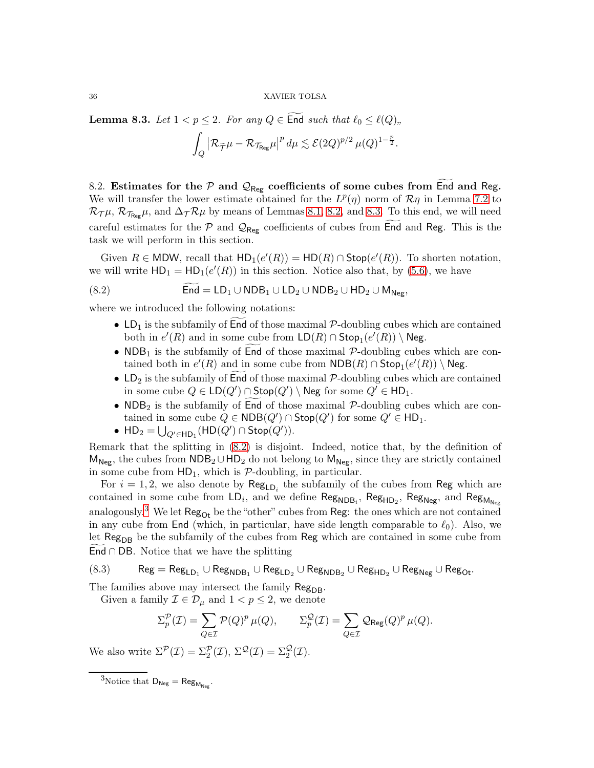**Lemma 8.3.** *Let $1 < p \leq 2$. For any $Q \in \widetilde{\mathsf{End}}$ such that $\ell_0 \leq \ell(Q)$,,*

$$\int_Q \left|\mathcal{R}_{\widetilde{\mathcal{T}}}\mu - \mathcal{R}_{\mathcal{T}_{\mathsf{Reg}}}\mu\right|^p d\mu \lesssim \mathcal{E}(2Q)^{p/2}\, \mu(Q)^{1-\frac{p}{2}}.$$

8.2. **Estimates for the $\mathcal{P}$ and $\mathcal{Q}_{\mathsf{Reg}}$ coefficients of some cubes from $\widetilde{\mathsf{End}}$ and $\mathsf{Reg}$.** We will transfer the lower estimate obtained for the $L^p(\eta)$ norm of $\mathcal{R}\eta$ in Lemma 7.2 to $\mathcal{R}_{\mathcal{T}}\mu$, $\mathcal{R}_{\mathcal{T}_{\mathsf{Reg}}}\mu$, and $\Delta_{\mathcal{T}}\mathcal{R}\mu$ by means of Lemmas 8.1, 8.2, and 8.3. To this end, we will need careful estimates for the $\mathcal{P}$ and $\mathcal{Q}_{\mathsf{Reg}}$ coefficients of cubes from $\widetilde{\mathsf{End}}$ and $\mathsf{Reg}$. This is the task we will perform in this section.

Given $R \in \mathsf{MDW}$, recall that $\mathsf{HD}_1(e'(R)) = \mathsf{HD}(R) \cap \mathsf{Stop}(e'(R))$. To shorten notation, we will write $\mathsf{HD}_1 = \mathsf{HD}_1(e'(R))$ in this section. Notice also that, by (5.6), we have

$$\widetilde{\mathsf{End}} = \mathsf{LD}_1 \cup \mathsf{NDB}_1 \cup \mathsf{LD}_2 \cup \mathsf{NDB}_2 \cup \mathsf{HD}_2 \cup \mathsf{M}_{\mathsf{Neg}}, \tag{8.2}$$

where we introduced the following notations:

- $\mathsf{LD}_1$ is the subfamily of $\widetilde{\mathsf{End}}$ of those maximal $\mathcal{P}$-doubling cubes which are contained both in $e'(R)$ and in some cube from $\mathsf{LD}(R) \cap \mathsf{Stop}_1(e'(R)) \setminus \mathsf{Neg}$.
- $\mathsf{NDB}_1$ is the subfamily of $\widetilde{\mathsf{End}}$ of those maximal $\mathcal{P}$-doubling cubes which are contained both in $e'(R)$ and in some cube from $\mathsf{NDB}(R) \cap \mathsf{Stop}_1(e'(R)) \setminus \mathsf{Neg}$.
- $\mathsf{LD}_2$ is the subfamily of $\widetilde{\mathsf{End}}$ of those maximal $\mathcal{P}$-doubling cubes which are contained in some cube $Q \in \mathsf{LD}(Q') \cap \mathsf{Stop}(Q') \setminus \mathsf{Neg}$ for some $Q' \in \mathsf{HD}_1$.
- $\mathsf{NDB}_2$ is the subfamily of $\widetilde{\mathsf{End}}$ of those maximal $\mathcal{P}$-doubling cubes which are contained in some cube $Q \in \mathsf{NDB}(Q') \cap \mathsf{Stop}(Q')$ for some $Q' \in \mathsf{HD}_1$.
- $\mathsf{HD}_2 = \bigcup_{Q' \in \mathsf{HD}_1} (\mathsf{HD}(Q') \cap \mathsf{Stop}(Q'))$.

Remark that the splitting in (8.2) is disjoint. Indeed, notice that, by the definition of $\mathsf{M}_{\mathsf{Neg}}$, the cubes from $\mathsf{NDB}_2 \cup \mathsf{HD}_2$ do not belong to $\mathsf{M}_{\mathsf{Neg}}$, since they are strictly contained in some cube from $\mathsf{HD}_1$, which is $\mathcal{P}$-doubling, in particular.

For $i = 1, 2$, we also denote by $\mathsf{Reg}_{\mathsf{LD}_i}$ the subfamily of the cubes from $\mathsf{Reg}$ which are contained in some cube from $\mathsf{LD}_i$, and we define $\mathsf{Reg}_{\mathsf{NDB}_i}$, $\mathsf{Reg}_{\mathsf{HD}_2}$, $\mathsf{Reg}_{\mathsf{Neg}}$, and $\mathsf{Reg}_{\mathsf{M}_{\mathsf{Neg}}}$ analogously.[3] We let $\mathsf{Reg}_{\mathsf{Ot}}$ be the "other" cubes from $\mathsf{Reg}$: the ones which are not contained in any cube from $\mathsf{End}$ (which, in particular, have side length comparable to $\ell_0$). Also, we let $\mathsf{Reg}_{\mathsf{DB}}$ be the subfamily of the cubes from $\mathsf{Reg}$ which are contained in some cube from $\widetilde{\mathsf{End}} \cap \mathsf{DB}$. Notice that we have the splitting

$$\mathsf{Reg} = \mathsf{Reg}_{\mathsf{LD}_1} \cup \mathsf{Reg}_{\mathsf{NDB}_1} \cup \mathsf{Reg}_{\mathsf{LD}_2} \cup \mathsf{Reg}_{\mathsf{NDB}_2} \cup \mathsf{Reg}_{\mathsf{HD}_2} \cup \mathsf{Reg}_{\mathsf{Neg}} \cup \mathsf{Reg}_{\mathsf{Ot}}. \tag{8.3}$$

The families above may intersect the family $\mathsf{Reg}_{\mathsf{DB}}$.

Given a family $\mathcal{I} \in \mathcal{D}_\mu$ and $1 < p \leq 2$, we denote

$$\Sigma_p^{\mathcal{P}}(\mathcal{I}) = \sum_{Q \in \mathcal{I}} \mathcal{P}(Q)^p\, \mu(Q), \qquad \Sigma_p^{\mathcal{Q}}(\mathcal{I}) = \sum_{Q \in \mathcal{I}} \mathcal{Q}_{\mathsf{Reg}}(Q)^p\, \mu(Q).$$

We also write $\Sigma^{\mathcal{P}}(\mathcal{I}) = \Sigma_2^{\mathcal{P}}(\mathcal{I})$, $\Sigma^{\mathcal{Q}}(\mathcal{I}) = \Sigma_2^{\mathcal{Q}}(\mathcal{I})$.

[3] Notice that $\mathsf{D}_{\mathsf{Neg}} = \mathsf{Reg}_{\mathsf{M}_{\mathsf{Neg}}}$.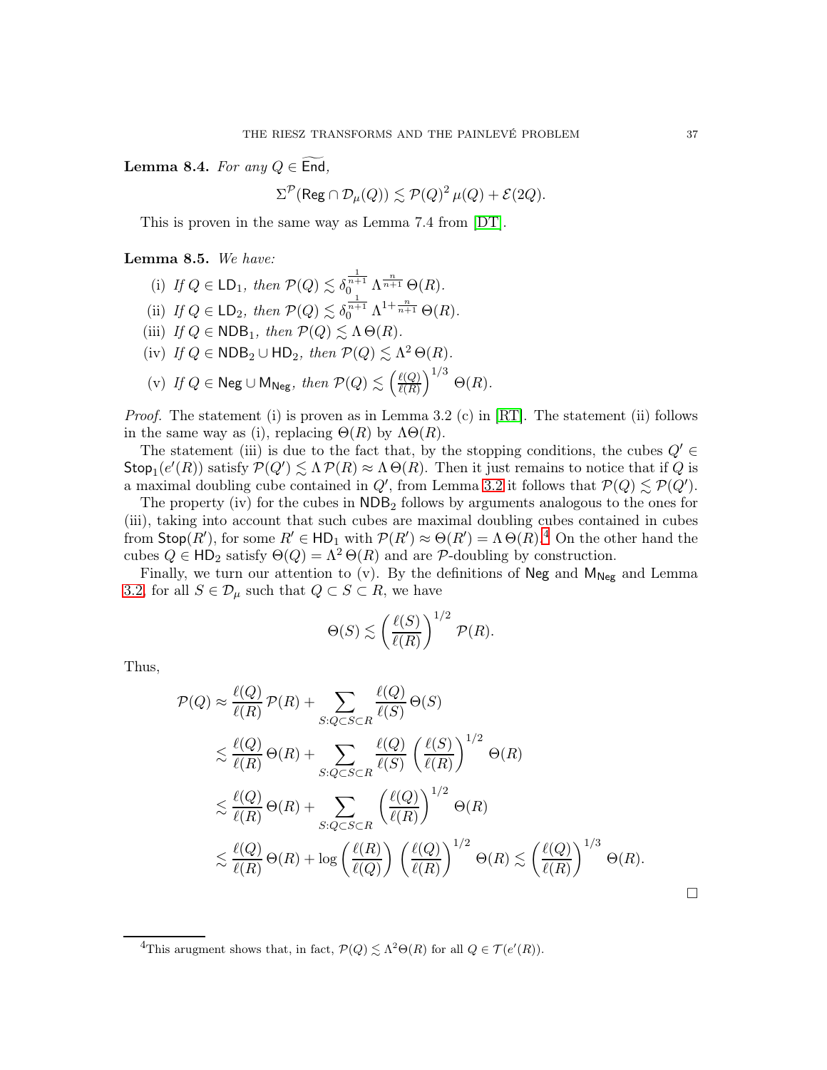**Lemma 8.4.** *For any $Q \in \widetilde{\mathsf{End}}$,*

$$\Sigma^{\mathcal{P}}(\mathsf{Reg} \cap \mathcal{D}_\mu(Q)) \lesssim \mathcal{P}(Q)^2\, \mu(Q) + \mathcal{E}(2Q).$$

This is proven in the same way as Lemma 7.4 from [DT].

**Lemma 8.5.** *We have:*

(i) *If $Q \in \mathsf{LD}_1$, then $\mathcal{P}(Q) \lesssim \delta_0^{\frac{1}{n+1}}\, \Lambda^{\frac{n}{n+1}}\, \Theta(R)$.*

(ii) *If $Q \in \mathsf{LD}_2$, then $\mathcal{P}(Q) \lesssim \delta_0^{\frac{1}{n+1}}\, \Lambda^{1+\frac{n}{n+1}}\, \Theta(R)$.*

(iii) *If $Q \in \mathsf{NDB}_1$, then $\mathcal{P}(Q) \lesssim \Lambda\, \Theta(R)$.*

(iv) *If $Q \in \mathsf{NDB}_2 \cup \mathsf{HD}_2$, then $\mathcal{P}(Q) \lesssim \Lambda^2\, \Theta(R)$.*

(v) *If $Q \in \mathsf{Neg} \cup \mathsf{M}_{\mathsf{Neg}}$, then $\mathcal{P}(Q) \lesssim \left(\frac{\ell(Q)}{\ell(R)}\right)^{1/3}\, \Theta(R)$.*

*Proof.* The statement (i) is proven as in Lemma 3.2 (c) in [RT]. The statement (ii) follows in the same way as (i), replacing $\Theta(R)$ by $\Lambda\Theta(R)$.

The statement (iii) is due to the fact that, by the stopping conditions, the cubes $Q' \in \mathsf{Stop}_1(e'(R))$ satisfy $\mathcal{P}(Q') \lesssim \Lambda\, \mathcal{P}(R) \approx \Lambda\, \Theta(R)$. Then it just remains to notice that if $Q$ is a maximal doubling cube contained in $Q'$, from Lemma 3.2 it follows that $\mathcal{P}(Q) \lesssim \mathcal{P}(Q')$.

The property (iv) for the cubes in $\mathsf{NDB}_2$ follows by arguments analogous to the ones for (iii), taking into account that such cubes are maximal doubling cubes contained in cubes from $\mathsf{Stop}(R')$, for some $R' \in \mathsf{HD}_1$ with $\mathcal{P}(R') \approx \Theta(R') = \Lambda\, \Theta(R)$.[4] On the other hand the cubes $Q \in \mathsf{HD}_2$ satisfy $\Theta(Q) = \Lambda^2\, \Theta(R)$ and are $\mathcal{P}$-doubling by construction.

Finally, we turn our attention to (v). By the definitions of $\mathsf{Neg}$ and $\mathsf{M}_{\mathsf{Neg}}$ and Lemma 3.2, for all $S \in \mathcal{D}_\mu$ such that $Q \subset S \subset R$, we have

$$\Theta(S) \lesssim \left(\frac{\ell(S)}{\ell(R)}\right)^{1/2} \mathcal{P}(R).$$

Thus,

$$\begin{aligned}
\mathcal{P}(Q) &\approx \frac{\ell(Q)}{\ell(R)}\, \mathcal{P}(R) + \sum_{S: Q \subset S \subset R} \frac{\ell(Q)}{\ell(S)}\, \Theta(S) \\
&\lesssim \frac{\ell(Q)}{\ell(R)}\, \Theta(R) + \sum_{S: Q \subset S \subset R} \frac{\ell(Q)}{\ell(S)} \left(\frac{\ell(S)}{\ell(R)}\right)^{1/2} \Theta(R) \\
&\lesssim \frac{\ell(Q)}{\ell(R)}\, \Theta(R) + \sum_{S: Q \subset S \subset R} \left(\frac{\ell(Q)}{\ell(R)}\right)^{1/2} \Theta(R) \\
&\lesssim \frac{\ell(Q)}{\ell(R)}\, \Theta(R) + \log\left(\frac{\ell(R)}{\ell(Q)}\right) \left(\frac{\ell(Q)}{\ell(R)}\right)^{1/2} \Theta(R) \lesssim \left(\frac{\ell(Q)}{\ell(R)}\right)^{1/3} \Theta(R).
\end{aligned}$$

$\square$

[4] This arugment shows that, in fact, $\mathcal{P}(Q) \lesssim \Lambda^2 \Theta(R)$ for all $Q \in \mathcal{T}(e'(R))$.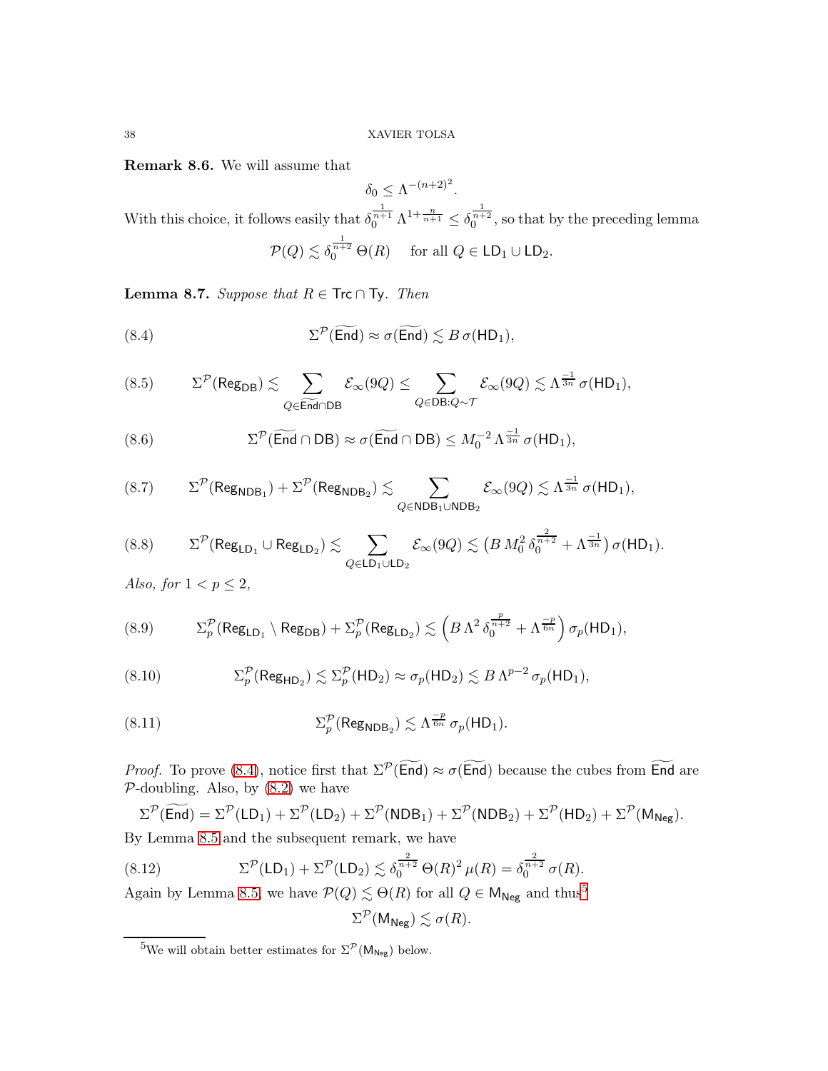**Remark 8.6.** We will assume that

$$\delta_0 \leq \Lambda^{-(n+2)^2}.$$

With this choice, it follows easily that $\delta_0^{\frac{1}{n+1}}\,\Lambda^{1+\frac{n}{n+1}} \leq \delta_0^{\frac{1}{n+2}}$, so that by the preceding lemma

$$\mathcal{P}(Q) \lesssim \delta_0^{\frac{1}{n+2}}\,\Theta(R) \quad \text{ for all } Q \in \mathsf{LD}_1 \cup \mathsf{LD}_2.$$

**Lemma 8.7.** *Suppose that $R \in \mathsf{Trc} \cap \mathsf{Ty}$. Then*

$$\Sigma^{\mathcal{P}}(\widetilde{\mathsf{End}}) \approx \sigma(\widetilde{\mathsf{End}}) \lesssim B\,\sigma(\mathsf{HD}_1), \tag{8.4}$$

$$\Sigma^{\mathcal{P}}(\mathsf{Reg}_{\mathsf{DB}}) \lesssim \sum_{Q\in\widetilde{\mathsf{End}}\cap\mathsf{DB}} \mathcal{E}_\infty(9Q) \leq \sum_{Q\in\mathsf{DB}:Q\sim\mathcal{T}} \mathcal{E}_\infty(9Q) \lesssim \Lambda^{\frac{-1}{3n}}\,\sigma(\mathsf{HD}_1), \tag{8.5}$$

$$\Sigma^{\mathcal{P}}(\widetilde{\mathsf{End}}\cap\mathsf{DB}) \approx \sigma(\widetilde{\mathsf{End}}\cap\mathsf{DB}) \leq M_0^{-2}\,\Lambda^{\frac{-1}{3n}}\,\sigma(\mathsf{HD}_1), \tag{8.6}$$

$$\Sigma^{\mathcal{P}}(\mathsf{Reg}_{\mathsf{NDB}_1}) + \Sigma^{\mathcal{P}}(\mathsf{Reg}_{\mathsf{NDB}_2}) \lesssim \sum_{Q\in\mathsf{NDB}_1\cup\mathsf{NDB}_2} \mathcal{E}_\infty(9Q) \lesssim \Lambda^{\frac{-1}{3n}}\,\sigma(\mathsf{HD}_1), \tag{8.7}$$

$$\Sigma^{\mathcal{P}}(\mathsf{Reg}_{\mathsf{LD}_1}\cup\mathsf{Reg}_{\mathsf{LD}_2}) \lesssim \sum_{Q\in\mathsf{LD}_1\cup\mathsf{LD}_2} \mathcal{E}_\infty(9Q) \lesssim \big(B\,M_0^2\,\delta_0^{\frac{2}{n+2}} + \Lambda^{\frac{-1}{3n}}\big)\,\sigma(\mathsf{HD}_1). \tag{8.8}$$

*Also, for $1 < p \leq 2$,*

$$\Sigma_p^{\mathcal{P}}(\mathsf{Reg}_{\mathsf{LD}_1}\setminus\mathsf{Reg}_{\mathsf{DB}}) + \Sigma_p^{\mathcal{P}}(\mathsf{Reg}_{\mathsf{LD}_2}) \lesssim \Big(B\,\Lambda^2\,\delta_0^{\frac{p}{n+2}} + \Lambda^{\frac{-p}{6n}}\Big)\,\sigma_p(\mathsf{HD}_1), \tag{8.9}$$

$$\Sigma_p^{\mathcal{P}}(\mathsf{Reg}_{\mathsf{HD}_2}) \lesssim \Sigma_p^{\mathcal{P}}(\mathsf{HD}_2) \approx \sigma_p(\mathsf{HD}_2) \lesssim B\,\Lambda^{p-2}\,\sigma_p(\mathsf{HD}_1), \tag{8.10}$$

$$\Sigma_p^{\mathcal{P}}(\mathsf{Reg}_{\mathsf{NDB}_2}) \lesssim \Lambda^{\frac{-p}{6n}}\,\sigma_p(\mathsf{HD}_1). \tag{8.11}$$

*Proof.* To prove (8.4), notice first that $\Sigma^{\mathcal{P}}(\widetilde{\mathsf{End}}) \approx \sigma(\widetilde{\mathsf{End}})$ because the cubes from $\widetilde{\mathsf{End}}$ are $\mathcal{P}$-doubling. Also, by (8.2) we have

$$\Sigma^{\mathcal{P}}(\widetilde{\mathsf{End}}) = \Sigma^{\mathcal{P}}(\mathsf{LD}_1) + \Sigma^{\mathcal{P}}(\mathsf{LD}_2) + \Sigma^{\mathcal{P}}(\mathsf{NDB}_1) + \Sigma^{\mathcal{P}}(\mathsf{NDB}_2) + \Sigma^{\mathcal{P}}(\mathsf{HD}_2) + \Sigma^{\mathcal{P}}(\mathsf{M}_{\mathsf{Neg}}).$$

By Lemma 8.5 and the subsequent remark, we have

$$\Sigma^{\mathcal{P}}(\mathsf{LD}_1) + \Sigma^{\mathcal{P}}(\mathsf{LD}_2) \lesssim \delta_0^{\frac{2}{n+2}}\,\Theta(R)^2\,\mu(R) = \delta_0^{\frac{2}{n+2}}\,\sigma(R). \tag{8.12}$$

Again by Lemma 8.5, we have $\mathcal{P}(Q) \lesssim \Theta(R)$ for all $Q \in \mathsf{M}_{\mathsf{Neg}}$ and thus[5]

$$\Sigma^{\mathcal{P}}(\mathsf{M}_{\mathsf{Neg}}) \lesssim \sigma(R).$$

[5] We will obtain better estimates for $\Sigma^{\mathcal{P}}(\mathsf{M}_{\mathsf{Neg}})$ below.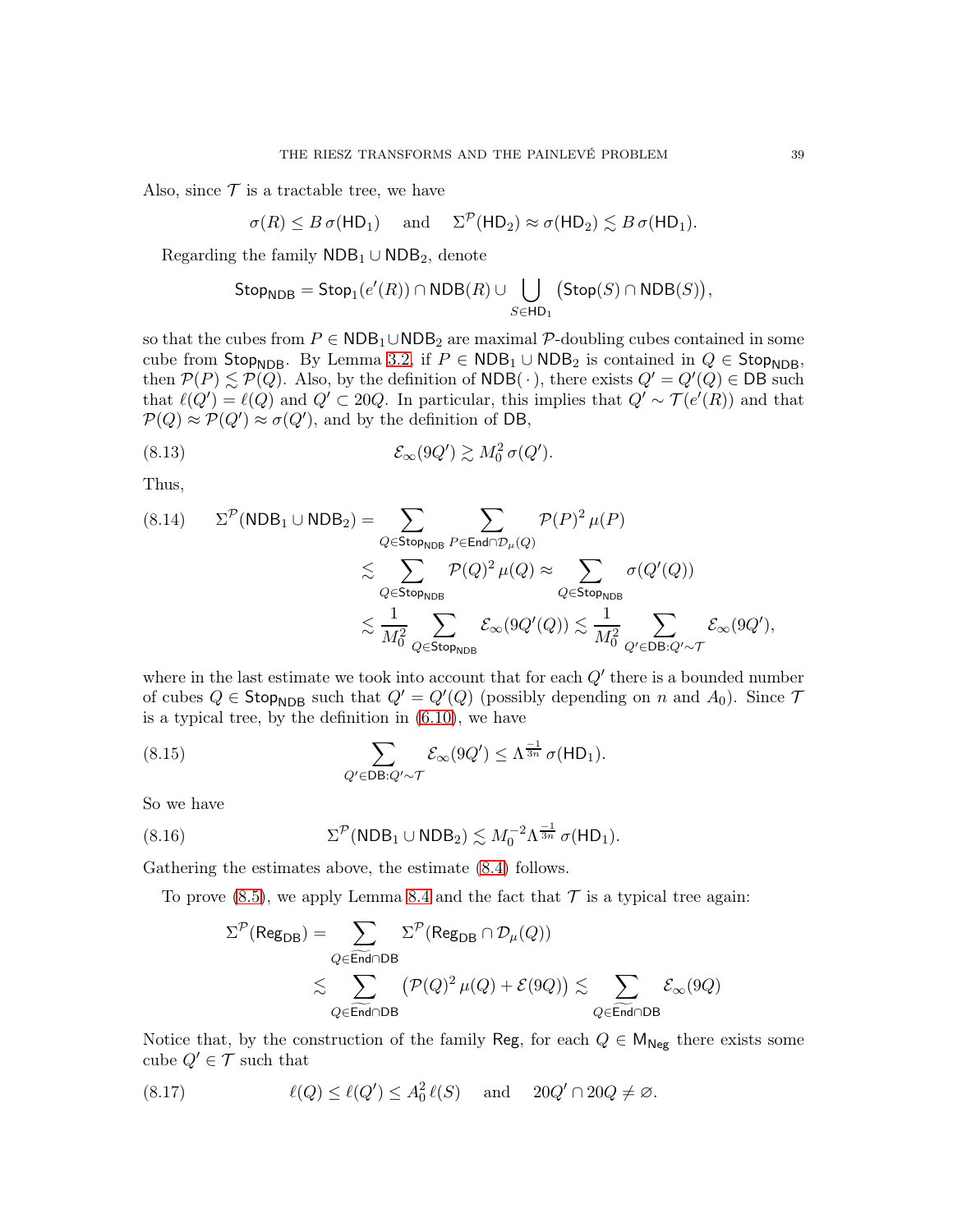Also, since $\mathcal{T}$ is a tractable tree, we have

$$\sigma(R) \leq B\, \sigma(\mathsf{HD}_1) \quad \text{ and } \quad \Sigma^{\mathcal{P}}(\mathsf{HD}_2) \approx \sigma(\mathsf{HD}_2) \lesssim B\, \sigma(\mathsf{HD}_1).$$

Regarding the family $\mathsf{NDB}_1 \cup \mathsf{NDB}_2$, denote

$$\mathsf{Stop}_{\mathsf{NDB}} = \mathsf{Stop}_1(e'(R)) \cap \mathsf{NDB}(R) \cup \bigcup_{S \in \mathsf{HD}_1} \big(\mathsf{Stop}(S) \cap \mathsf{NDB}(S)\big),$$

so that the cubes from $P \in \mathsf{NDB}_1 \cup \mathsf{NDB}_2$ are maximal $\mathcal{P}$-doubling cubes contained in some cube from $\mathsf{Stop}_{\mathsf{NDB}}$. By Lemma 3.2, if $P \in \mathsf{NDB}_1 \cup \mathsf{NDB}_2$ is contained in $Q \in \mathsf{Stop}_{\mathsf{NDB}}$, then $\mathcal{P}(P) \lesssim \mathcal{P}(Q)$. Also, by the definition of $\mathsf{NDB}(\,\cdot\,)$, there exists $Q' = Q'(Q) \in \mathsf{DB}$ such that $\ell(Q') = \ell(Q)$ and $Q' \subset 20Q$. In particular, this implies that $Q' \sim \mathcal{T}(e'(R))$ and that $\mathcal{P}(Q) \approx \mathcal{P}(Q') \approx \sigma(Q')$, and by the definition of $\mathsf{DB}$,

$$\mathcal{E}_\infty(9Q') \gtrsim M_0^2\, \sigma(Q'). \tag{8.13}$$

Thus,

$$\begin{aligned}
\Sigma^{\mathcal{P}}(\mathsf{NDB}_1 \cup \mathsf{NDB}_2) &= \sum_{Q \in \mathsf{Stop}_{\mathsf{NDB}}} \sum_{P \in \mathsf{End} \cap \mathcal{D}_\mu(Q)} \mathcal{P}(P)^2\, \mu(P) \\
&\lesssim \sum_{Q \in \mathsf{Stop}_{\mathsf{NDB}}} \mathcal{P}(Q)^2\, \mu(Q) \approx \sum_{Q \in \mathsf{Stop}_{\mathsf{NDB}}} \sigma(Q'(Q)) \\
&\lesssim \frac{1}{M_0^2} \sum_{Q \in \mathsf{Stop}_{\mathsf{NDB}}} \mathcal{E}_\infty(9Q'(Q)) \lesssim \frac{1}{M_0^2} \sum_{Q' \in \mathsf{DB}: Q' \sim \mathcal{T}} \mathcal{E}_\infty(9Q'),
\end{aligned} \tag{8.14}$$

where in the last estimate we took into account that for each $Q'$ there is a bounded number of cubes $Q \in \mathsf{Stop}_{\mathsf{NDB}}$ such that $Q' = Q'(Q)$ (possibly depending on $n$ and $A_0$). Since $\mathcal{T}$ is a typical tree, by the definition in (6.10), we have

$$\sum_{Q' \in \mathsf{DB}: Q' \sim \mathcal{T}} \mathcal{E}_\infty(9Q') \leq \Lambda^{\frac{-1}{3n}}\, \sigma(\mathsf{HD}_1). \tag{8.15}$$

So we have

$$\Sigma^{\mathcal{P}}(\mathsf{NDB}_1 \cup \mathsf{NDB}_2) \lesssim M_0^{-2} \Lambda^{\frac{-1}{3n}}\, \sigma(\mathsf{HD}_1). \tag{8.16}$$

Gathering the estimates above, the estimate (8.4) follows.

To prove (8.5), we apply Lemma 8.4 and the fact that $\mathcal{T}$ is a typical tree again:

$$\begin{aligned}
\Sigma^{\mathcal{P}}(\mathsf{Reg}_{\mathsf{DB}}) &= \sum_{Q \in \widetilde{\mathsf{End}} \cap \mathsf{DB}} \Sigma^{\mathcal{P}}(\mathsf{Reg}_{\mathsf{DB}} \cap \mathcal{D}_\mu(Q)) \\
&\lesssim \sum_{Q \in \widetilde{\mathsf{End}} \cap \mathsf{DB}} \big(\mathcal{P}(Q)^2\, \mu(Q) + \mathcal{E}(9Q)\big) \lesssim \sum_{Q \in \widetilde{\mathsf{End}} \cap \mathsf{DB}} \mathcal{E}_\infty(9Q)
\end{aligned}$$

Notice that, by the construction of the family $\mathsf{Reg}$, for each $Q \in \mathsf{M}_{\mathsf{Neg}}$ there exists some cube $Q' \in \mathcal{T}$ such that

$$\ell(Q) \leq \ell(Q') \leq A_0^2\, \ell(S) \quad \text{ and } \quad 20Q' \cap 20Q \neq \varnothing. \tag{8.17}$$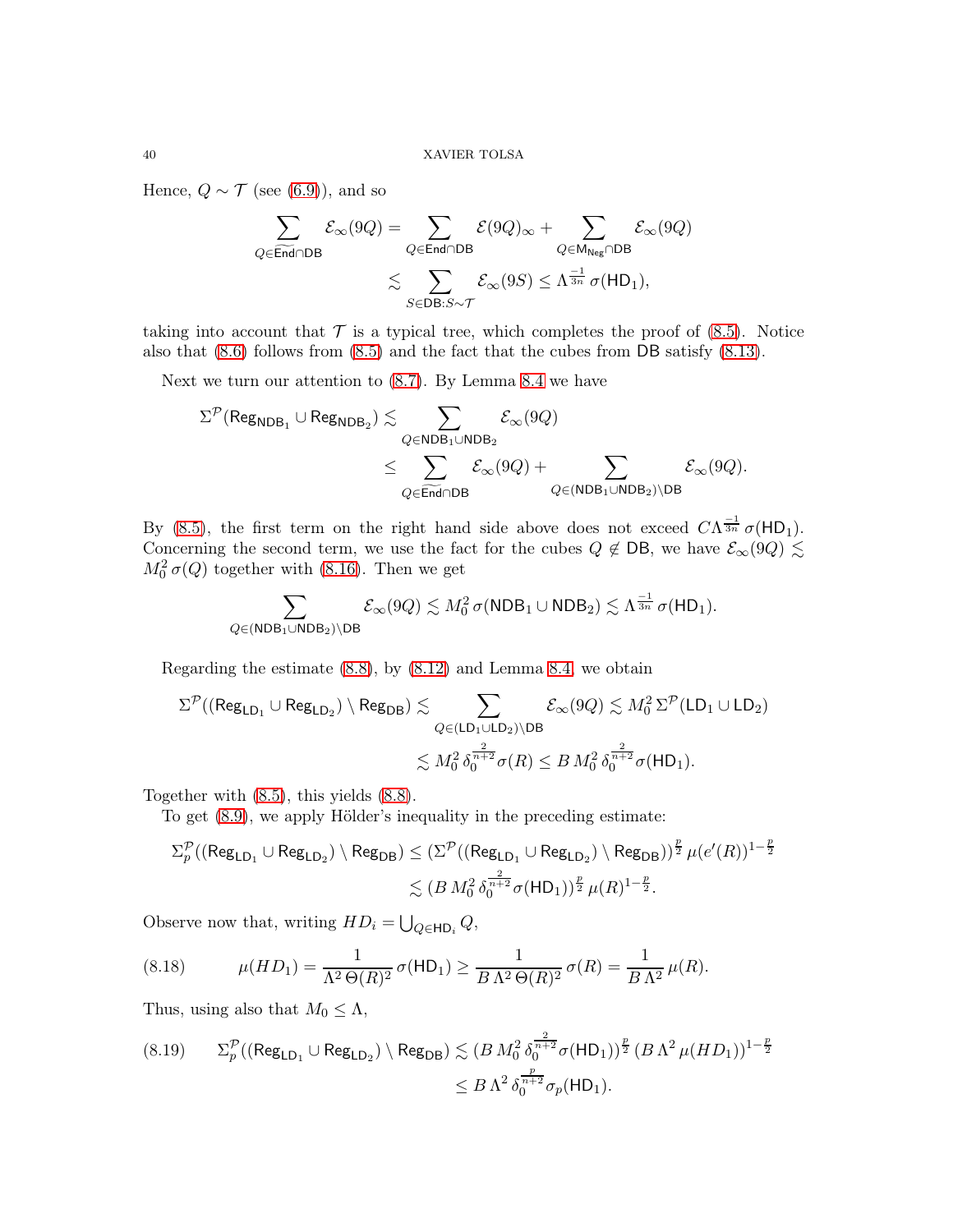Hence, $Q \sim \mathcal{T}$ (see (6.9)), and so

$$\sum_{Q\in\widetilde{\mathsf{End}}\cap\mathsf{DB}} \mathcal{E}_\infty(9Q) = \sum_{Q\in\mathsf{End}\cap\mathsf{DB}} \mathcal{E}(9Q)_\infty + \sum_{Q\in\mathsf{M}_{\mathsf{Neg}}\cap\mathsf{DB}} \mathcal{E}_\infty(9Q)$$
$$\lesssim \sum_{S\in\mathsf{DB}:S\sim\mathcal{T}} \mathcal{E}_\infty(9S) \leq \Lambda^{\frac{-1}{3n}}\,\sigma(\mathsf{HD}_1),$$

taking into account that $\mathcal{T}$ is a typical tree, which completes the proof of (8.5). Notice also that (8.6) follows from (8.5) and the fact that the cubes from $\mathsf{DB}$ satisfy (8.13).

Next we turn our attention to (8.7). By Lemma 8.4 we have

$$\Sigma^{\mathcal{P}}(\mathsf{Reg}_{\mathsf{NDB}_1}\cup\mathsf{Reg}_{\mathsf{NDB}_2}) \lesssim \sum_{Q\in\mathsf{NDB}_1\cup\mathsf{NDB}_2} \mathcal{E}_\infty(9Q)$$
$$\leq \sum_{Q\in\widetilde{\mathsf{End}}\cap\mathsf{DB}} \mathcal{E}_\infty(9Q) + \sum_{Q\in(\mathsf{NDB}_1\cup\mathsf{NDB}_2)\setminus\mathsf{DB}} \mathcal{E}_\infty(9Q).$$

By (8.5), the first term on the right hand side above does not exceed $C\Lambda^{\frac{-1}{3n}}\,\sigma(\mathsf{HD}_1)$. Concerning the second term, we use the fact for the cubes $Q\notin\mathsf{DB}$, we have $\mathcal{E}_\infty(9Q)\lesssim M_0^2\,\sigma(Q)$ together with (8.16). Then we get

$$\sum_{Q\in(\mathsf{NDB}_1\cup\mathsf{NDB}_2)\setminus\mathsf{DB}} \mathcal{E}_\infty(9Q) \lesssim M_0^2\,\sigma(\mathsf{NDB}_1\cup\mathsf{NDB}_2) \lesssim \Lambda^{\frac{-1}{3n}}\,\sigma(\mathsf{HD}_1).$$

Regarding the estimate (8.8), by (8.12) and Lemma 8.4, we obtain

$$\Sigma^{\mathcal{P}}((\mathsf{Reg}_{\mathsf{LD}_1}\cup\mathsf{Reg}_{\mathsf{LD}_2})\setminus\mathsf{Reg}_{\mathsf{DB}}) \lesssim \sum_{Q\in(\mathsf{LD}_1\cup\mathsf{LD}_2)\setminus\mathsf{DB}} \mathcal{E}_\infty(9Q) \lesssim M_0^2\,\Sigma^{\mathcal{P}}(\mathsf{LD}_1\cup\mathsf{LD}_2)$$
$$\lesssim M_0^2\,\delta_0^{\frac{2}{n+2}}\sigma(R) \leq B\,M_0^2\,\delta_0^{\frac{2}{n+2}}\sigma(\mathsf{HD}_1).$$

Together with (8.5), this yields (8.8).

To get (8.9), we apply Hölder's inequality in the preceding estimate:

$$\Sigma_p^{\mathcal{P}}((\mathsf{Reg}_{\mathsf{LD}_1}\cup\mathsf{Reg}_{\mathsf{LD}_2})\setminus\mathsf{Reg}_{\mathsf{DB}}) \leq (\Sigma^{\mathcal{P}}((\mathsf{Reg}_{\mathsf{LD}_1}\cup\mathsf{Reg}_{\mathsf{LD}_2})\setminus\mathsf{Reg}_{\mathsf{DB}}))^{\frac{p}{2}}\,\mu(e'(R))^{1-\frac{p}{2}}$$
$$\lesssim (B\,M_0^2\,\delta_0^{\frac{2}{n+2}}\sigma(\mathsf{HD}_1))^{\frac{p}{2}}\,\mu(R)^{1-\frac{p}{2}}.$$

Observe now that, writing $HD_i = \bigcup_{Q\in\mathsf{HD}_i} Q$,

$$\mu(HD_1) = \frac{1}{\Lambda^2\,\Theta(R)^2}\,\sigma(\mathsf{HD}_1) \geq \frac{1}{B\,\Lambda^2\,\Theta(R)^2}\,\sigma(R) = \frac{1}{B\,\Lambda^2}\,\mu(R). \tag{8.18}$$

Thus, using also that $M_0 \leq \Lambda$,

$$\Sigma_p^{\mathcal{P}}((\mathsf{Reg}_{\mathsf{LD}_1}\cup\mathsf{Reg}_{\mathsf{LD}_2})\setminus\mathsf{Reg}_{\mathsf{DB}}) \lesssim (B\,M_0^2\,\delta_0^{\frac{2}{n+2}}\sigma(\mathsf{HD}_1))^{\frac{p}{2}}\,(B\,\Lambda^2\,\mu(HD_1))^{1-\frac{p}{2}}$$
$$\leq B\,\Lambda^2\,\delta_0^{\frac{p}{n+2}}\sigma_p(\mathsf{HD}_1). \tag{8.19}$$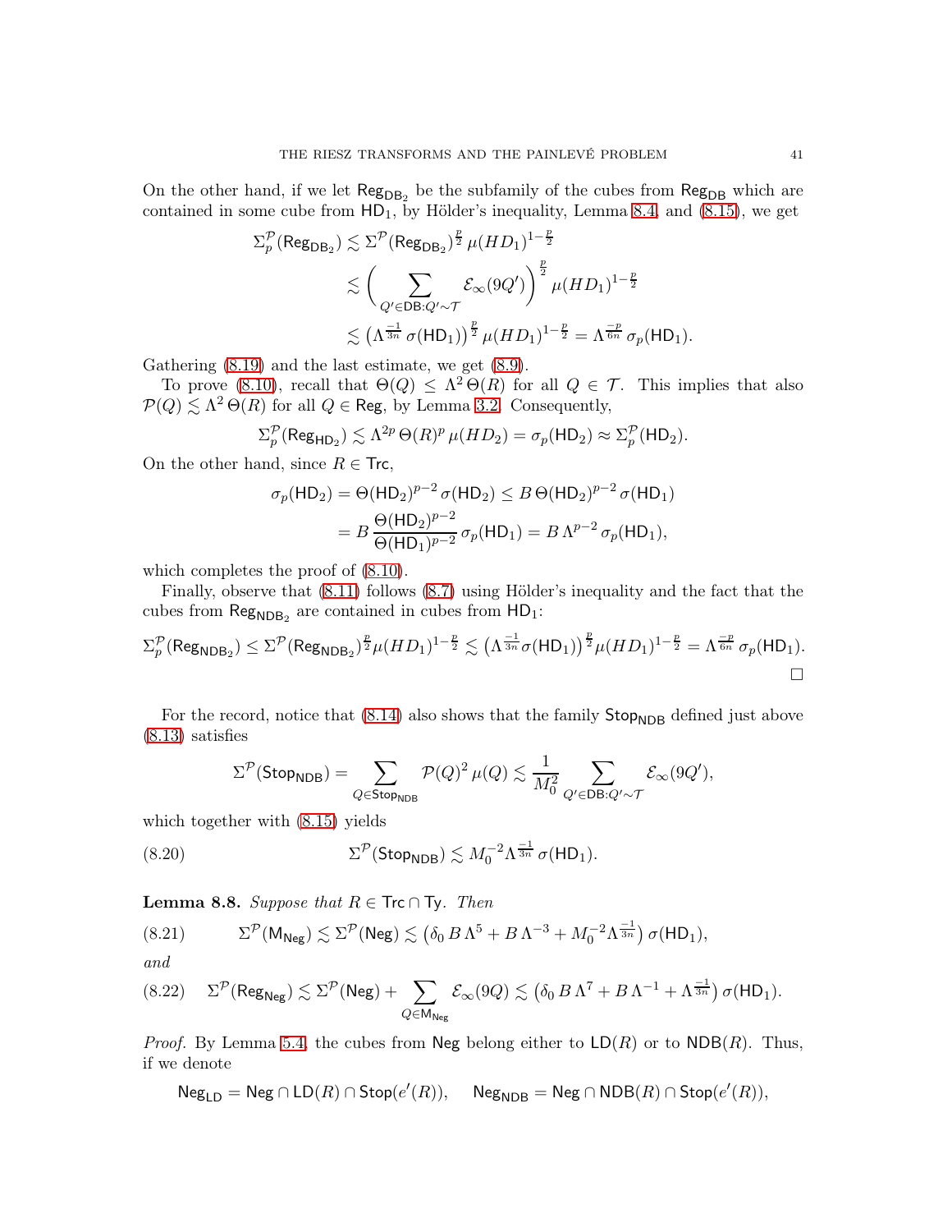On the other hand, if we let $\mathsf{Reg}_{\mathsf{DB}_2}$ be the subfamily of the cubes from $\mathsf{Reg}_{\mathsf{DB}}$ which are contained in some cube from $\mathsf{HD}_1$, by Hölder's inequality, Lemma 8.4, and (8.15), we get

$$
\begin{aligned}
\Sigma_p^{\mathcal{P}}(\mathsf{Reg}_{\mathsf{DB}_2}) &\lesssim \Sigma^{\mathcal{P}}(\mathsf{Reg}_{\mathsf{DB}_2})^{\frac{p}{2}}\,\mu(HD_1)^{1-\frac{p}{2}}\\
&\lesssim \Bigg(\sum_{Q'\in\mathsf{DB}:Q'\sim\mathcal{T}} \mathcal{E}_\infty(9Q')\Bigg)^{\frac{p}{2}}\mu(HD_1)^{1-\frac{p}{2}}\\
&\lesssim \big(\Lambda^{\frac{-1}{3n}}\,\sigma(\mathsf{HD}_1)\big)^{\frac{p}{2}}\,\mu(HD_1)^{1-\frac{p}{2}} = \Lambda^{\frac{-p}{6n}}\,\sigma_p(\mathsf{HD}_1).
\end{aligned}
$$

Gathering (8.19) and the last estimate, we get (8.9).

To prove (8.10), recall that $\Theta(Q)\le\Lambda^2\,\Theta(R)$ for all $Q\in\mathcal{T}$. This implies that also $\mathcal{P}(Q)\lesssim\Lambda^2\,\Theta(R)$ for all $Q\in\mathsf{Reg}$, by Lemma 3.2. Consequently,

$$
\Sigma_p^{\mathcal{P}}(\mathsf{Reg}_{\mathsf{HD}_2}) \lesssim \Lambda^{2p}\,\Theta(R)^p\,\mu(HD_2) = \sigma_p(\mathsf{HD}_2)\approx\Sigma_p^{\mathcal{P}}(\mathsf{HD}_2).
$$

On the other hand, since $R\in\mathsf{Trc}$,

$$
\begin{aligned}
\sigma_p(\mathsf{HD}_2) &= \Theta(\mathsf{HD}_2)^{p-2}\,\sigma(\mathsf{HD}_2)\le B\,\Theta(\mathsf{HD}_2)^{p-2}\,\sigma(\mathsf{HD}_1)\\
&= B\,\frac{\Theta(\mathsf{HD}_2)^{p-2}}{\Theta(\mathsf{HD}_1)^{p-2}}\,\sigma_p(\mathsf{HD}_1) = B\,\Lambda^{p-2}\,\sigma_p(\mathsf{HD}_1),
\end{aligned}
$$

which completes the proof of (8.10).

Finally, observe that (8.11) follows (8.7) using Hölder's inequality and the fact that the cubes from $\mathsf{Reg}_{\mathsf{NDB}_2}$ are contained in cubes from $\mathsf{HD}_1$:

$$
\Sigma_p^{\mathcal{P}}(\mathsf{Reg}_{\mathsf{NDB}_2})\le\Sigma^{\mathcal{P}}(\mathsf{Reg}_{\mathsf{NDB}_2})^{\frac{p}{2}}\mu(HD_1)^{1-\frac{p}{2}}\lesssim\big(\Lambda^{\frac{-1}{3n}}\sigma(\mathsf{HD}_1)\big)^{\frac{p}{2}}\mu(HD_1)^{1-\frac{p}{2}}=\Lambda^{\frac{-p}{6n}}\,\sigma_p(\mathsf{HD}_1).
$$

□

For the record, notice that (8.14) also shows that the family $\mathsf{Stop}_{\mathsf{NDB}}$ defined just above (8.13) satisfies

$$
\Sigma^{\mathcal{P}}(\mathsf{Stop}_{\mathsf{NDB}}) = \sum_{Q\in\mathsf{Stop}_{\mathsf{NDB}}}\mathcal{P}(Q)^2\,\mu(Q)\lesssim\frac{1}{M_0^2}\sum_{Q'\in\mathsf{DB}:Q'\sim\mathcal{T}}\mathcal{E}_\infty(9Q'),
$$

which together with (8.15) yields

$$
\Sigma^{\mathcal{P}}(\mathsf{Stop}_{\mathsf{NDB}})\lesssim M_0^{-2}\Lambda^{\frac{-1}{3n}}\,\sigma(\mathsf{HD}_1). \tag{8.20}
$$

**Lemma 8.8.** *Suppose that $R\in\mathsf{Trc}\cap\mathsf{Ty}$. Then*

$$
\Sigma^{\mathcal{P}}(\mathsf{M}_{\mathsf{Neg}})\lesssim\Sigma^{\mathcal{P}}(\mathsf{Neg})\lesssim\big(\delta_0\,B\,\Lambda^5+B\,\Lambda^{-3}+M_0^{-2}\Lambda^{\frac{-1}{3n}}\big)\,\sigma(\mathsf{HD}_1), \tag{8.21}
$$

*and*

$$
\Sigma^{\mathcal{P}}(\mathsf{Reg}_{\mathsf{Neg}})\lesssim\Sigma^{\mathcal{P}}(\mathsf{Neg})+\sum_{Q\in\mathsf{M}_{\mathsf{Neg}}}\mathcal{E}_\infty(9Q)\lesssim\big(\delta_0\,B\,\Lambda^7+B\,\Lambda^{-1}+\Lambda^{\frac{-1}{3n}}\big)\,\sigma(\mathsf{HD}_1). \tag{8.22}
$$

*Proof.* By Lemma 5.4, the cubes from $\mathsf{Neg}$ belong either to $\mathsf{LD}(R)$ or to $\mathsf{NDB}(R)$. Thus, if we denote

$$
\mathsf{Neg}_{\mathsf{LD}} = \mathsf{Neg}\cap\mathsf{LD}(R)\cap\mathsf{Stop}(e'(R)),\qquad \mathsf{Neg}_{\mathsf{NDB}} = \mathsf{Neg}\cap\mathsf{NDB}(R)\cap\mathsf{Stop}(e'(R)),
$$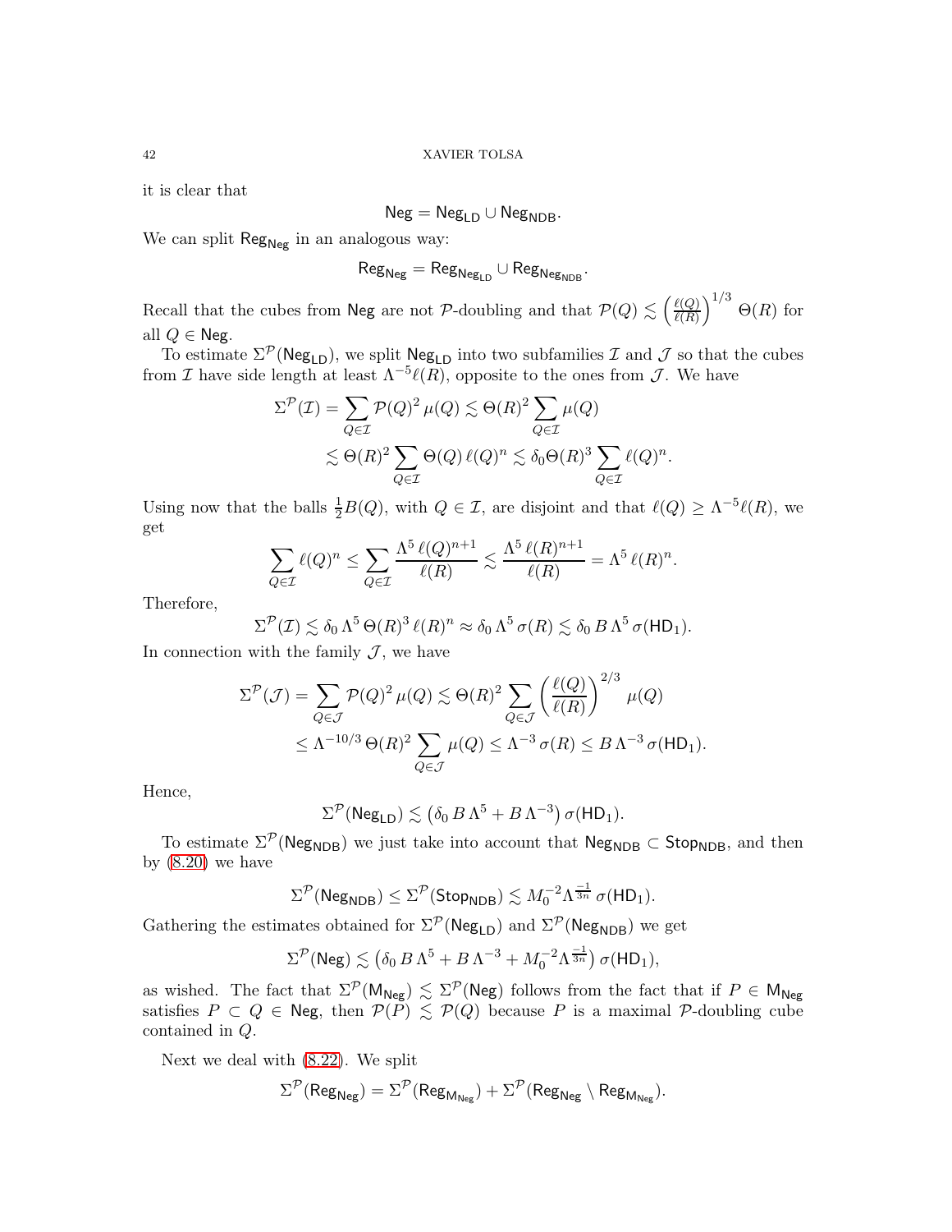it is clear that

$$\mathsf{Neg} = \mathsf{Neg}_{\mathsf{LD}} \cup \mathsf{Neg}_{\mathsf{NDB}}.$$

We can split $\mathsf{Reg}_{\mathsf{Neg}}$ in an analogous way:

$$\mathsf{Reg}_{\mathsf{Neg}} = \mathsf{Reg}_{\mathsf{Neg}_{\mathsf{LD}}} \cup \mathsf{Reg}_{\mathsf{Neg}_{\mathsf{NDB}}}.$$

Recall that the cubes from $\mathsf{Neg}$ are not $\mathcal{P}$-doubling and that $\mathcal{P}(Q) \lesssim \left(\frac{\ell(Q)}{\ell(R)}\right)^{1/3} \Theta(R)$ for all $Q \in \mathsf{Neg}$.

To estimate $\Sigma^{\mathcal{P}}(\mathsf{Neg}_{\mathsf{LD}})$, we split $\mathsf{Neg}_{\mathsf{LD}}$ into two subfamilies $\mathcal{I}$ and $\mathcal{J}$ so that the cubes from $\mathcal{I}$ have side length at least $\Lambda^{-5}\ell(R)$, opposite to the ones from $\mathcal{J}$. We have

$$\begin{aligned}
\Sigma^{\mathcal{P}}(\mathcal{I}) = \sum_{Q\in\mathcal{I}} \mathcal{P}(Q)^2\,\mu(Q) &\lesssim \Theta(R)^2 \sum_{Q\in\mathcal{I}} \mu(Q) \\
&\lesssim \Theta(R)^2 \sum_{Q\in\mathcal{I}} \Theta(Q)\,\ell(Q)^n \lesssim \delta_0 \Theta(R)^3 \sum_{Q\in\mathcal{I}} \ell(Q)^n.
\end{aligned}$$

Using now that the balls $\frac{1}{2}B(Q)$, with $Q \in \mathcal{I}$, are disjoint and that $\ell(Q) \geq \Lambda^{-5}\ell(R)$, we get

$$\sum_{Q\in\mathcal{I}} \ell(Q)^n \leq \sum_{Q\in\mathcal{I}} \frac{\Lambda^5\,\ell(Q)^{n+1}}{\ell(R)} \lesssim \frac{\Lambda^5\,\ell(R)^{n+1}}{\ell(R)} = \Lambda^5\,\ell(R)^n.$$

Therefore,

$$\Sigma^{\mathcal{P}}(\mathcal{I}) \lesssim \delta_0\,\Lambda^5\,\Theta(R)^3\,\ell(R)^n \approx \delta_0\,\Lambda^5\,\sigma(R) \lesssim \delta_0\,B\,\Lambda^5\,\sigma(\mathsf{HD}_1).$$

In connection with the family $\mathcal{J}$, we have

$$\begin{aligned}
\Sigma^{\mathcal{P}}(\mathcal{J}) = \sum_{Q\in\mathcal{J}} \mathcal{P}(Q)^2\,\mu(Q) &\lesssim \Theta(R)^2 \sum_{Q\in\mathcal{J}} \left(\frac{\ell(Q)}{\ell(R)}\right)^{2/3} \mu(Q) \\
&\leq \Lambda^{-10/3}\,\Theta(R)^2 \sum_{Q\in\mathcal{J}} \mu(Q) \leq \Lambda^{-3}\,\sigma(R) \leq B\,\Lambda^{-3}\,\sigma(\mathsf{HD}_1).
\end{aligned}$$

Hence,

$$\Sigma^{\mathcal{P}}(\mathsf{Neg}_{\mathsf{LD}}) \lesssim \left(\delta_0\,B\,\Lambda^5 + B\,\Lambda^{-3}\right)\sigma(\mathsf{HD}_1).$$

To estimate $\Sigma^{\mathcal{P}}(\mathsf{Neg}_{\mathsf{NDB}})$ we just take into account that $\mathsf{Neg}_{\mathsf{NDB}} \subset \mathsf{Stop}_{\mathsf{NDB}}$, and then by (8.20) we have

$$\Sigma^{\mathcal{P}}(\mathsf{Neg}_{\mathsf{NDB}}) \leq \Sigma^{\mathcal{P}}(\mathsf{Stop}_{\mathsf{NDB}}) \lesssim M_0^{-2}\Lambda^{\frac{-1}{3n}}\,\sigma(\mathsf{HD}_1).$$

Gathering the estimates obtained for $\Sigma^{\mathcal{P}}(\mathsf{Neg}_{\mathsf{LD}})$ and $\Sigma^{\mathcal{P}}(\mathsf{Neg}_{\mathsf{NDB}})$ we get

$$\Sigma^{\mathcal{P}}(\mathsf{Neg}) \lesssim \left(\delta_0\,B\,\Lambda^5 + B\,\Lambda^{-3} + M_0^{-2}\Lambda^{\frac{-1}{3n}}\right)\sigma(\mathsf{HD}_1),$$

as wished. The fact that $\Sigma^{\mathcal{P}}(\mathsf{M}_{\mathsf{Neg}}) \lesssim \Sigma^{\mathcal{P}}(\mathsf{Neg})$ follows from the fact that if $P \in \mathsf{M}_{\mathsf{Neg}}$ satisfies $P \subset Q \in \mathsf{Neg}$, then $\mathcal{P}(P) \lesssim \mathcal{P}(Q)$ because $P$ is a maximal $\mathcal{P}$-doubling cube contained in $Q$.

Next we deal with (8.22). We split

$$\Sigma^{\mathcal{P}}(\mathsf{Reg}_{\mathsf{Neg}}) = \Sigma^{\mathcal{P}}(\mathsf{Reg}_{\mathsf{M}_{\mathsf{Neg}}}) + \Sigma^{\mathcal{P}}(\mathsf{Reg}_{\mathsf{Neg}} \setminus \mathsf{Reg}_{\mathsf{M}_{\mathsf{Neg}}}).$$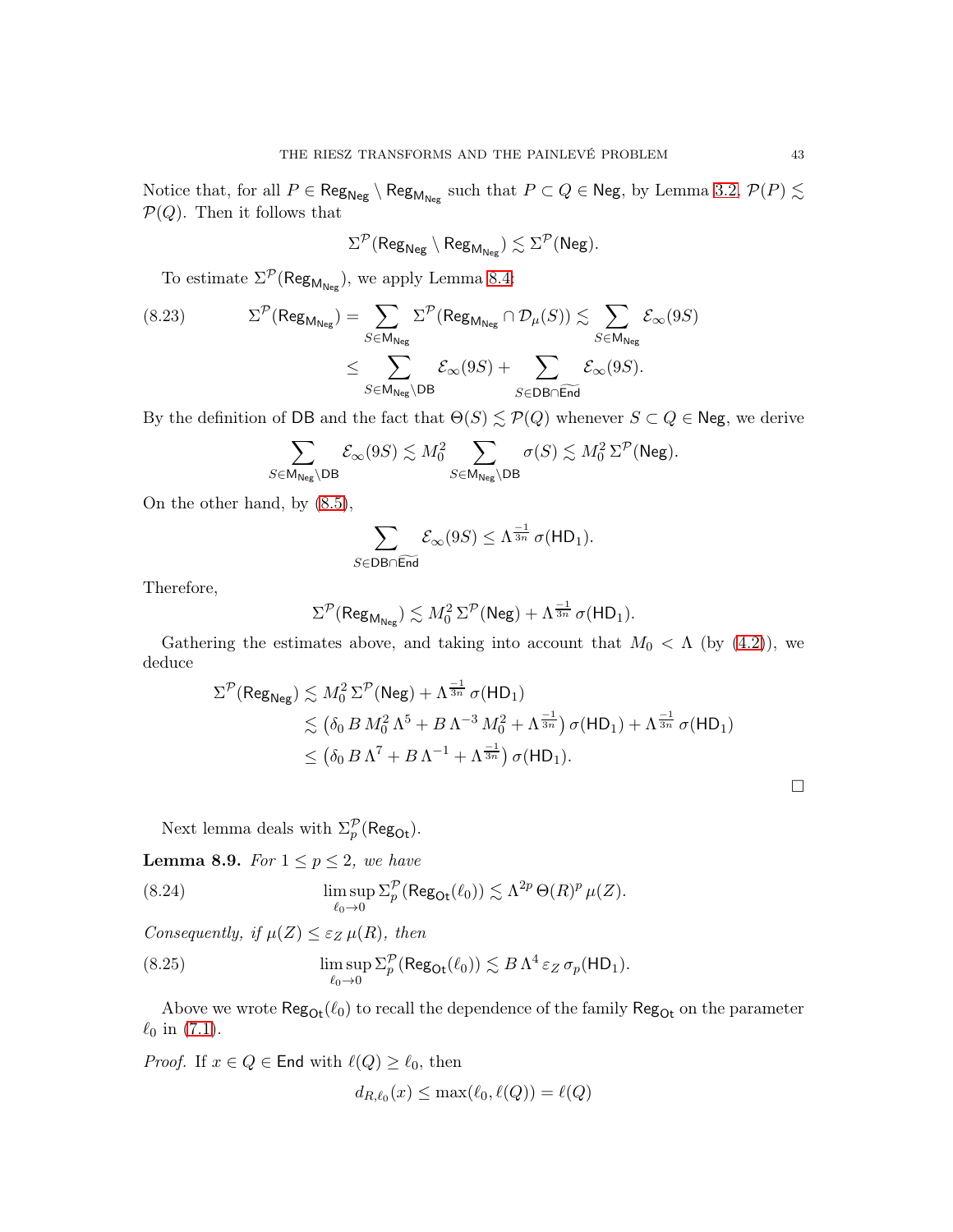Notice that, for all $P \in \mathsf{Reg}_{\mathsf{Neg}} \setminus \mathsf{Reg}_{\mathsf{M}_{\mathsf{Neg}}}$ such that $P \subset Q \in \mathsf{Neg}$, by Lemma 3.2, $\mathcal{P}(P) \lesssim \mathcal{P}(Q)$. Then it follows that

$$\Sigma^{\mathcal{P}}(\mathsf{Reg}_{\mathsf{Neg}} \setminus \mathsf{Reg}_{\mathsf{M}_{\mathsf{Neg}}}) \lesssim \Sigma^{\mathcal{P}}(\mathsf{Neg}).$$

To estimate $\Sigma^{\mathcal{P}}(\mathsf{Reg}_{\mathsf{M}_{\mathsf{Neg}}})$, we apply Lemma 8.4:

$$\begin{aligned}\Sigma^{\mathcal{P}}(\mathsf{Reg}_{\mathsf{M}_{\mathsf{Neg}}}) &= \sum_{S \in \mathsf{M}_{\mathsf{Neg}}} \Sigma^{\mathcal{P}}(\mathsf{Reg}_{\mathsf{M}_{\mathsf{Neg}}} \cap \mathcal{D}_\mu(S)) \lesssim \sum_{S \in \mathsf{M}_{\mathsf{Neg}}} \mathcal{E}_\infty(9S) \\ &\leq \sum_{S \in \mathsf{M}_{\mathsf{Neg}} \setminus \mathsf{DB}} \mathcal{E}_\infty(9S) + \sum_{S \in \mathsf{DB} \cap \widetilde{\mathsf{End}}} \mathcal{E}_\infty(9S).\end{aligned} \tag{8.23}$$

By the definition of $\mathsf{DB}$ and the fact that $\Theta(S) \lesssim \mathcal{P}(Q)$ whenever $S \subset Q \in \mathsf{Neg}$, we derive

$$\sum_{S \in \mathsf{M}_{\mathsf{Neg}} \setminus \mathsf{DB}} \mathcal{E}_\infty(9S) \lesssim M_0^2 \sum_{S \in \mathsf{M}_{\mathsf{Neg}} \setminus \mathsf{DB}} \sigma(S) \lesssim M_0^2 \, \Sigma^{\mathcal{P}}(\mathsf{Neg}).$$

On the other hand, by (8.5),

$$\sum_{S \in \mathsf{DB} \cap \widetilde{\mathsf{End}}} \mathcal{E}_\infty(9S) \leq \Lambda^{\frac{-1}{3n}} \, \sigma(\mathsf{HD}_1).$$

Therefore,

$$\Sigma^{\mathcal{P}}(\mathsf{Reg}_{\mathsf{M}_{\mathsf{Neg}}}) \lesssim M_0^2 \, \Sigma^{\mathcal{P}}(\mathsf{Neg}) + \Lambda^{\frac{-1}{3n}} \, \sigma(\mathsf{HD}_1).$$

Gathering the estimates above, and taking into account that $M_0 < \Lambda$ (by (4.2)), we deduce

$$\begin{aligned}\Sigma^{\mathcal{P}}(\mathsf{Reg}_{\mathsf{Neg}}) &\lesssim M_0^2 \, \Sigma^{\mathcal{P}}(\mathsf{Neg}) + \Lambda^{\frac{-1}{3n}} \, \sigma(\mathsf{HD}_1) \\ &\lesssim \left(\delta_0 \, B \, M_0^2 \, \Lambda^5 + B \, \Lambda^{-3} \, M_0^2 + \Lambda^{\frac{-1}{3n}}\right) \sigma(\mathsf{HD}_1) + \Lambda^{\frac{-1}{3n}} \, \sigma(\mathsf{HD}_1) \\ &\leq \left(\delta_0 \, B \, \Lambda^7 + B \, \Lambda^{-1} + \Lambda^{\frac{-1}{3n}}\right) \sigma(\mathsf{HD}_1).\end{aligned}$$

$\square$

Next lemma deals with $\Sigma_p^{\mathcal{P}}(\mathsf{Reg}_{\mathsf{Ot}})$.

**Lemma 8.9.** *For $1 \leq p \leq 2$, we have*

$$\limsup_{\ell_0 \to 0} \Sigma_p^{\mathcal{P}}(\mathsf{Reg}_{\mathsf{Ot}}(\ell_0)) \lesssim \Lambda^{2p} \, \Theta(R)^p \, \mu(Z). \tag{8.24}$$

*Consequently, if $\mu(Z) \leq \varepsilon_Z \, \mu(R)$, then*

$$\limsup_{\ell_0 \to 0} \Sigma_p^{\mathcal{P}}(\mathsf{Reg}_{\mathsf{Ot}}(\ell_0)) \lesssim B \, \Lambda^4 \, \varepsilon_Z \, \sigma_p(\mathsf{HD}_1). \tag{8.25}$$

Above we wrote $\mathsf{Reg}_{\mathsf{Ot}}(\ell_0)$ to recall the dependence of the family $\mathsf{Reg}_{\mathsf{Ot}}$ on the parameter $\ell_0$ in (7.1).

*Proof.* If $x \in Q \in \mathsf{End}$ with $\ell(Q) \geq \ell_0$, then

$$d_{R,\ell_0}(x) \leq \max(\ell_0, \ell(Q)) = \ell(Q)$$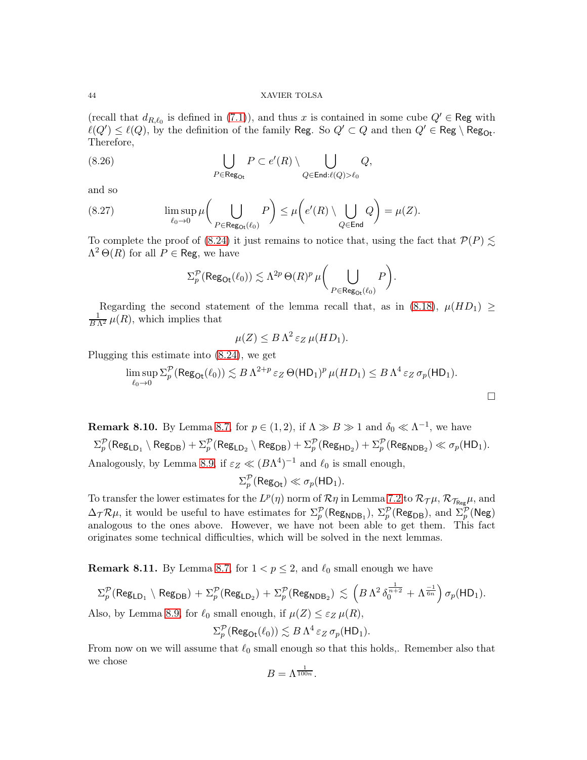(recall that $d_{R,\ell_0}$ is defined in (7.1)), and thus $x$ is contained in some cube $Q' \in \mathsf{Reg}$ with $\ell(Q') \leq \ell(Q)$, by the definition of the family $\mathsf{Reg}$. So $Q' \subset Q$ and then $Q' \in \mathsf{Reg} \setminus \mathsf{Reg}_{\mathsf{Ot}}$. Therefore,

$$\bigcup_{P \in \mathsf{Reg}_{\mathsf{Ot}}} P \subset e'(R) \setminus \bigcup_{Q \in \mathsf{End}: \ell(Q) > \ell_0} Q, \tag{8.26}$$

and so

$$\limsup_{\ell_0 \to 0} \mu\bigg(\bigcup_{P \in \mathsf{Reg}_{\mathsf{Ot}}(\ell_0)} P\bigg) \leq \mu\bigg(e'(R) \setminus \bigcup_{Q \in \mathsf{End}} Q\bigg) = \mu(Z). \tag{8.27}$$

To complete the proof of (8.24) it just remains to notice that, using the fact that $\mathcal{P}(P) \lesssim \Lambda^2\,\Theta(R)$ for all $P \in \mathsf{Reg}$, we have

$$\Sigma_p^{\mathcal{P}}(\mathsf{Reg}_{\mathsf{Ot}}(\ell_0)) \lesssim \Lambda^{2p}\,\Theta(R)^p\,\mu\bigg(\bigcup_{P \in \mathsf{Reg}_{\mathsf{Ot}}(\ell_0)} P\bigg).$$

Regarding the second statement of the lemma recall that, as in (8.18), $\mu(HD_1) \geq \frac{1}{B\,\Lambda^2}\,\mu(R)$, which implies that

$$\mu(Z) \leq B\,\Lambda^2\,\varepsilon_Z\,\mu(HD_1).$$

Plugging this estimate into (8.24), we get

$$\limsup_{\ell_0 \to 0} \Sigma_p^{\mathcal{P}}(\mathsf{Reg}_{\mathsf{Ot}}(\ell_0)) \lesssim B\,\Lambda^{2+p}\,\varepsilon_Z\,\Theta(\mathsf{HD}_1)^p\,\mu(HD_1) \leq B\,\Lambda^4\,\varepsilon_Z\,\sigma_p(\mathsf{HD}_1).$$

□

**Remark 8.10.** By Lemma 8.7, for $p \in (1,2)$, if $\Lambda \gg B \gg 1$ and $\delta_0 \ll \Lambda^{-1}$, we have

$$\Sigma_p^{\mathcal{P}}(\mathsf{Reg}_{\mathsf{LD}_1} \setminus \mathsf{Reg}_{\mathsf{DB}}) + \Sigma_p^{\mathcal{P}}(\mathsf{Reg}_{\mathsf{LD}_2} \setminus \mathsf{Reg}_{\mathsf{DB}}) + \Sigma_p^{\mathcal{P}}(\mathsf{Reg}_{\mathsf{HD}_2}) + \Sigma_p^{\mathcal{P}}(\mathsf{Reg}_{\mathsf{NDB}_2}) \ll \sigma_p(\mathsf{HD}_1).$$

Analogously, by Lemma 8.9, if $\varepsilon_Z \ll (B\Lambda^4)^{-1}$ and $\ell_0$ is small enough,

$$\Sigma_p^{\mathcal{P}}(\mathsf{Reg}_{\mathsf{Ot}}) \ll \sigma_p(\mathsf{HD}_1).$$

To transfer the lower estimates for the $L^p(\eta)$ norm of $\mathcal{R}\eta$ in Lemma 7.2 to $\mathcal{R}_{\mathcal{T}}\mu$, $\mathcal{R}_{\mathcal{T}_{\mathsf{Reg}}}\mu$, and $\Delta_{\mathcal{T}}\mathcal{R}\mu$, it would be useful to have estimates for $\Sigma_p^{\mathcal{P}}(\mathsf{Reg}_{\mathsf{NDB}_1})$, $\Sigma_p^{\mathcal{P}}(\mathsf{Reg}_{\mathsf{DB}})$, and $\Sigma_p^{\mathcal{P}}(\mathsf{Neg})$ analogous to the ones above. However, we have not been able to get them. This fact originates some technical difficulties, which will be solved in the next lemmas.

**Remark 8.11.** By Lemma 8.7, for $1 < p \leq 2$, and $\ell_0$ small enough we have

$$\Sigma_p^{\mathcal{P}}(\mathsf{Reg}_{\mathsf{LD}_1} \setminus \mathsf{Reg}_{\mathsf{DB}}) + \Sigma_p^{\mathcal{P}}(\mathsf{Reg}_{\mathsf{LD}_2}) + \Sigma_p^{\mathcal{P}}(\mathsf{Reg}_{\mathsf{NDB}_2}) \lesssim \Big(B\,\Lambda^2\,\delta_0^{\frac{1}{n+2}} + \Lambda^{\frac{-1}{6n}}\Big)\,\sigma_p(\mathsf{HD}_1).$$

Also, by Lemma 8.9, for $\ell_0$ small enough, if $\mu(Z) \leq \varepsilon_Z\,\mu(R)$,

$$\Sigma_p^{\mathcal{P}}(\mathsf{Reg}_{\mathsf{Ot}}(\ell_0)) \lesssim B\,\Lambda^4\,\varepsilon_Z\,\sigma_p(\mathsf{HD}_1).$$

From now on we will assume that $\ell_0$ small enough so that this holds,. Remember also that we chose

$$B = \Lambda^{\frac{1}{100n}}.$$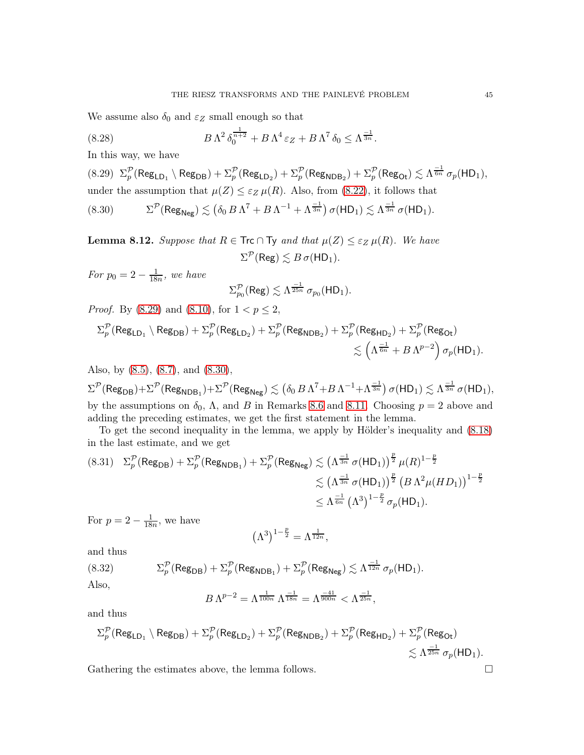We assume also $\delta_0$ and $\varepsilon_Z$ small enough so that

$$B\,\Lambda^2\,\delta_0^{\frac{1}{n+2}} + B\,\Lambda^4\,\varepsilon_Z + B\,\Lambda^7\,\delta_0 \leq \Lambda^{\frac{-1}{3n}}. \tag{8.28}$$

In this way, we have

$$\Sigma_p^{\mathcal{P}}(\mathsf{Reg}_{\mathsf{LD}_1}\setminus \mathsf{Reg}_{\mathsf{DB}}) + \Sigma_p^{\mathcal{P}}(\mathsf{Reg}_{\mathsf{LD}_2}) + \Sigma_p^{\mathcal{P}}(\mathsf{Reg}_{\mathsf{NDB}_2}) + \Sigma_p^{\mathcal{P}}(\mathsf{Reg}_{\mathsf{Ot}}) \lesssim \Lambda^{\frac{-1}{6n}}\,\sigma_p(\mathsf{HD}_1), \tag{8.29}$$

under the assumption that $\mu(Z)\leq \varepsilon_Z\,\mu(R)$. Also, from (8.22), it follows that

$$\Sigma^{\mathcal{P}}(\mathsf{Reg}_{\mathsf{Neg}}) \lesssim \big(\delta_0\,B\,\Lambda^7 + B\,\Lambda^{-1} + \Lambda^{\frac{-1}{3n}}\big)\,\sigma(\mathsf{HD}_1) \lesssim \Lambda^{\frac{-1}{3n}}\,\sigma(\mathsf{HD}_1). \tag{8.30}$$

**Lemma 8.12.** *Suppose that $R\in \mathsf{Trc}\cap\mathsf{Ty}$ and that $\mu(Z)\leq\varepsilon_Z\,\mu(R)$. We have*

$$\Sigma^{\mathcal{P}}(\mathsf{Reg}) \lesssim B\,\sigma(\mathsf{HD}_1).$$

*For $p_0 = 2-\frac{1}{18n}$, we have*

$$\Sigma_{p_0}^{\mathcal{P}}(\mathsf{Reg}) \lesssim \Lambda^{\frac{-1}{25n}}\,\sigma_{p_0}(\mathsf{HD}_1).$$

*Proof.* By (8.29) and (8.10), for $1<p\leq 2$,

$$\begin{aligned}\Sigma_p^{\mathcal{P}}(\mathsf{Reg}_{\mathsf{LD}_1}\setminus \mathsf{Reg}_{\mathsf{DB}}) + \Sigma_p^{\mathcal{P}}(\mathsf{Reg}_{\mathsf{LD}_2}) + \Sigma_p^{\mathcal{P}}(\mathsf{Reg}_{\mathsf{NDB}_2}) + \Sigma_p^{\mathcal{P}}(\mathsf{Reg}_{\mathsf{HD}_2}) + \Sigma_p^{\mathcal{P}}(\mathsf{Reg}_{\mathsf{Ot}})&\\ \lesssim \Big(\Lambda^{\frac{-1}{6n}} + B\,\Lambda^{p-2}\Big)\,\sigma_p(\mathsf{HD}_1)&.\end{aligned}$$

Also, by (8.5), (8.7), and (8.30),

$$\Sigma^{\mathcal{P}}(\mathsf{Reg}_{\mathsf{DB}}) + \Sigma^{\mathcal{P}}(\mathsf{Reg}_{\mathsf{NDB}_1}) + \Sigma^{\mathcal{P}}(\mathsf{Reg}_{\mathsf{Neg}}) \lesssim \big(\delta_0\,B\,\Lambda^7 + B\,\Lambda^{-1} + \Lambda^{\frac{-1}{3n}}\big)\,\sigma(\mathsf{HD}_1) \lesssim \Lambda^{\frac{-1}{3n}}\,\sigma(\mathsf{HD}_1),$$

by the assumptions on $\delta_0$, $\Lambda$, and $B$ in Remarks 8.6 and 8.11. Choosing $p=2$ above and adding the preceding estimates, we get the first statement in the lemma.

To get the second inequality in the lemma, we apply by Hölder's inequality and (8.18) in the last estimate, and we get

$$\begin{aligned}\Sigma_p^{\mathcal{P}}(\mathsf{Reg}_{\mathsf{DB}}) + \Sigma_p^{\mathcal{P}}(\mathsf{Reg}_{\mathsf{NDB}_1}) + \Sigma_p^{\mathcal{P}}(\mathsf{Reg}_{\mathsf{Neg}}) &\lesssim \big(\Lambda^{\frac{-1}{3n}}\,\sigma(\mathsf{HD}_1)\big)^{\frac{p}{2}}\,\mu(R)^{1-\frac{p}{2}}\\ &\lesssim \big(\Lambda^{\frac{-1}{3n}}\,\sigma(\mathsf{HD}_1)\big)^{\frac{p}{2}}\,\big(B\,\Lambda^2\mu(HD_1)\big)^{1-\frac{p}{2}}\\ &\leq \Lambda^{\frac{-1}{6n}}\,\big(\Lambda^3\big)^{1-\frac{p}{2}}\,\sigma_p(\mathsf{HD}_1).\end{aligned} \tag{8.31}$$

For $p=2-\frac{1}{18n}$, we have

$$\big(\Lambda^3\big)^{1-\frac{p}{2}} = \Lambda^{\frac{1}{12n}},$$

and thus

$$\Sigma_p^{\mathcal{P}}(\mathsf{Reg}_{\mathsf{DB}}) + \Sigma_p^{\mathcal{P}}(\mathsf{Reg}_{\mathsf{NDB}_1}) + \Sigma_p^{\mathcal{P}}(\mathsf{Reg}_{\mathsf{Neg}}) \lesssim \Lambda^{\frac{-1}{12n}}\,\sigma_p(\mathsf{HD}_1). \tag{8.32}$$

Also,

$$B\,\Lambda^{p-2} = \Lambda^{\frac{1}{100n}}\,\Lambda^{\frac{-1}{18n}} = \Lambda^{\frac{-41}{900n}} < \Lambda^{\frac{-1}{25n}},$$

and thus

$$\begin{aligned}\Sigma_p^{\mathcal{P}}(\mathsf{Reg}_{\mathsf{LD}_1}\setminus \mathsf{Reg}_{\mathsf{DB}}) + \Sigma_p^{\mathcal{P}}(\mathsf{Reg}_{\mathsf{LD}_2}) + \Sigma_p^{\mathcal{P}}(\mathsf{Reg}_{\mathsf{NDB}_2}) + \Sigma_p^{\mathcal{P}}(\mathsf{Reg}_{\mathsf{HD}_2}) + \Sigma_p^{\mathcal{P}}(\mathsf{Reg}_{\mathsf{Ot}})&\\ \lesssim \Lambda^{\frac{-1}{25n}}\,\sigma_p(\mathsf{HD}_1)&.\end{aligned}$$

Gathering the estimates above, the lemma follows. $\square$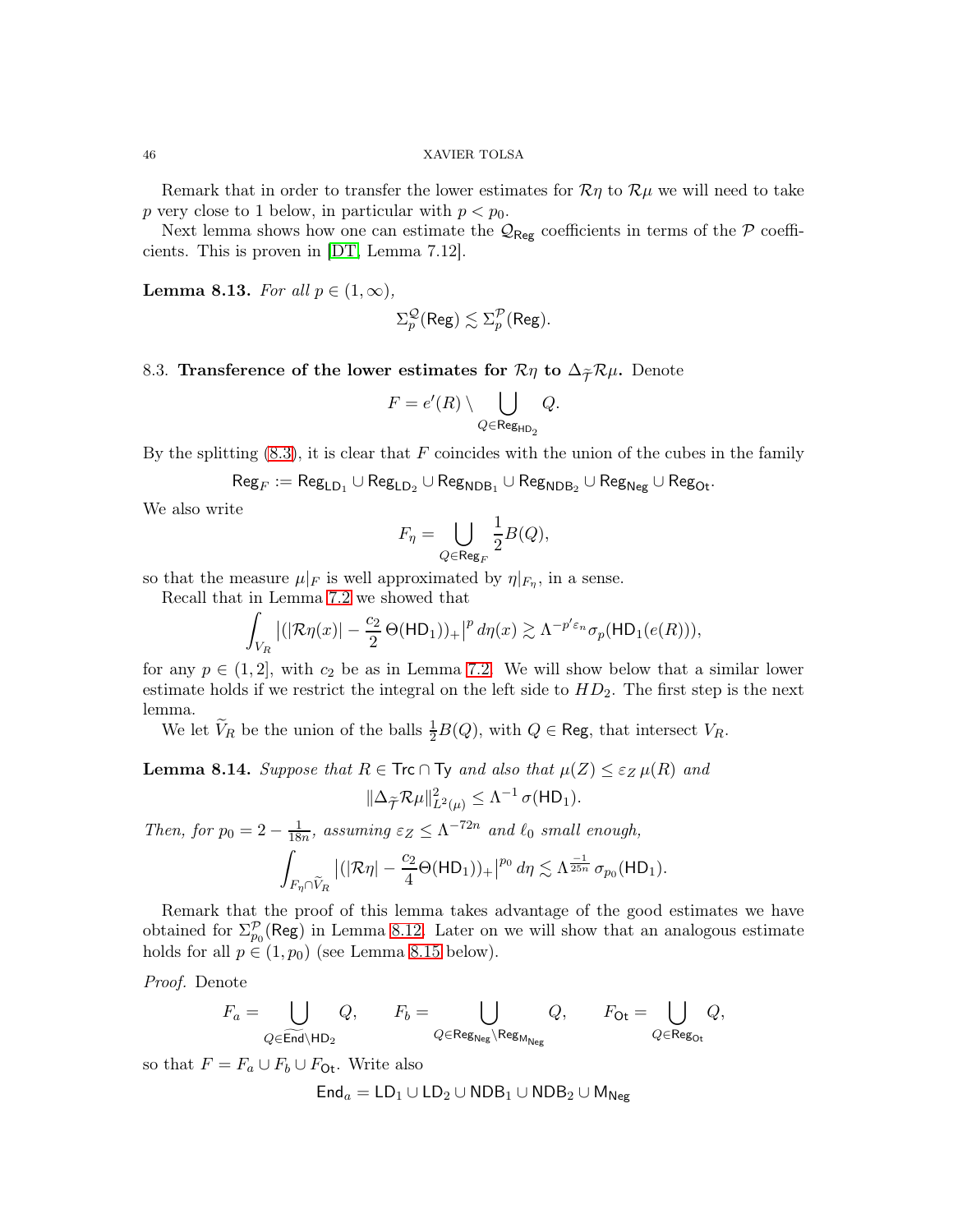Remark that in order to transfer the lower estimates for $\mathcal{R}\eta$ to $\mathcal{R}\mu$ we will need to take $p$ very close to 1 below, in particular with $p < p_0$.

Next lemma shows how one can estimate the $\mathcal{Q}_{\mathsf{Reg}}$ coefficients in terms of the $\mathcal{P}$ coefficients. This is proven in [DT, Lemma 7.12].

**Lemma 8.13.** *For all $p \in (1, \infty)$,*

$$\Sigma_p^{\mathcal{Q}}(\mathsf{Reg}) \lesssim \Sigma_p^{\mathcal{P}}(\mathsf{Reg}).$$

### 8.3. Transference of the lower estimates for $\mathcal{R}\eta$ to $\Delta_{\widetilde{\mathcal{T}}}\mathcal{R}\mu$.

Denote

$$F = e'(R) \setminus \bigcup_{Q \in \mathsf{Reg}_{\mathsf{HD}_2}} Q.$$

By the splitting (8.3), it is clear that $F$ coincides with the union of the cubes in the family

$$\mathsf{Reg}_F := \mathsf{Reg}_{\mathsf{LD}_1} \cup \mathsf{Reg}_{\mathsf{LD}_2} \cup \mathsf{Reg}_{\mathsf{NDB}_1} \cup \mathsf{Reg}_{\mathsf{NDB}_2} \cup \mathsf{Reg}_{\mathsf{Neg}} \cup \mathsf{Reg}_{\mathsf{Ot}}.$$

We also write

$$F_\eta = \bigcup_{Q \in \mathsf{Reg}_F} \frac{1}{2} B(Q),$$

so that the measure $\mu|_F$ is well approximated by $\eta|_{F_\eta}$, in a sense.

Recall that in Lemma 7.2 we showed that

$$\int_{V_R} \big|(|\mathcal{R}\eta(x)| - \frac{c_2}{2}\,\Theta(\mathsf{HD}_1))_+\big|^p \,d\eta(x) \gtrsim \Lambda^{-p'\varepsilon_n}\sigma_p(\mathsf{HD}_1(e(R))),$$

for any $p \in (1, 2]$, with $c_2$ be as in Lemma 7.2. We will show below that a similar lower estimate holds if we restrict the integral on the left side to $HD_2$. The first step is the next lemma.

We let $\widetilde{V}_R$ be the union of the balls $\frac{1}{2}B(Q)$, with $Q \in \mathsf{Reg}$, that intersect $V_R$.

**Lemma 8.14.** *Suppose that $R \in \mathsf{Trc} \cap \mathsf{Ty}$ and also that $\mu(Z) \leq \varepsilon_Z\, \mu(R)$ and*

$$\|\Delta_{\widetilde{\mathcal{T}}}\mathcal{R}\mu\|^2_{L^2(\mu)} \leq \Lambda^{-1}\,\sigma(\mathsf{HD}_1).$$

*Then, for $p_0 = 2 - \frac{1}{18n}$, assuming $\varepsilon_Z \leq \Lambda^{-72n}$ and $\ell_0$ small enough,*

$$\int_{F_\eta \cap \widetilde{V}_R} \big|(|\mathcal{R}\eta| - \frac{c_2}{4}\Theta(\mathsf{HD}_1))_+\big|^{p_0} \,d\eta \lesssim \Lambda^{\frac{-1}{25n}}\,\sigma_{p_0}(\mathsf{HD}_1).$$

Remark that the proof of this lemma takes advantage of the good estimates we have obtained for $\Sigma^{\mathcal{P}}_{p_0}(\mathsf{Reg})$ in Lemma 8.12. Later on we will show that an analogous estimate holds for all $p \in (1, p_0)$ (see Lemma 8.15 below).

*Proof.* Denote

$$F_a = \bigcup_{Q \in \widetilde{\mathsf{End}} \setminus \mathsf{HD}_2} Q, \qquad F_b = \bigcup_{Q \in \mathsf{Reg}_{\mathsf{Neg}} \setminus \mathsf{Reg}_{\mathsf{M}_{\mathsf{Neg}}}} Q, \qquad F_{\mathsf{Ot}} = \bigcup_{Q \in \mathsf{Reg}_{\mathsf{Ot}}} Q,$$

so that $F = F_a \cup F_b \cup F_{\mathsf{Ot}}$. Write also

$$\mathsf{End}_a = \mathsf{LD}_1 \cup \mathsf{LD}_2 \cup \mathsf{NDB}_1 \cup \mathsf{NDB}_2 \cup \mathsf{M}_{\mathsf{Neg}}$$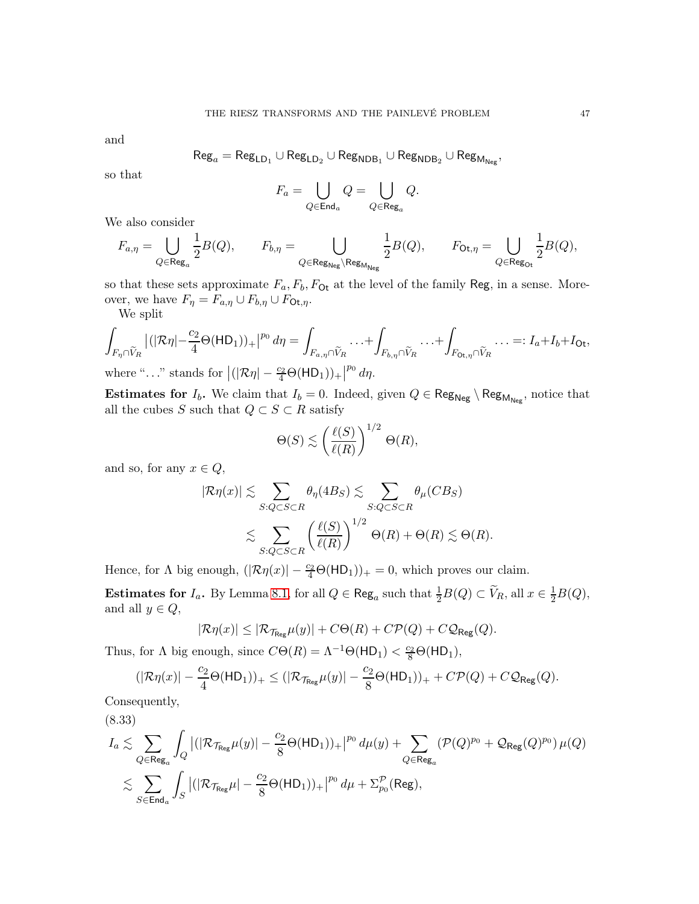and

$$\mathsf{Reg}_a = \mathsf{Reg}_{\mathsf{LD}_1} \cup \mathsf{Reg}_{\mathsf{LD}_2} \cup \mathsf{Reg}_{\mathsf{NDB}_1} \cup \mathsf{Reg}_{\mathsf{NDB}_2} \cup \mathsf{Reg}_{\mathsf{M}_{\mathsf{Neg}}},$$

so that

$$F_a = \bigcup_{Q \in \mathsf{End}_a} Q = \bigcup_{Q \in \mathsf{Reg}_a} Q.$$

We also consider

$$F_{a,\eta} = \bigcup_{Q \in \mathsf{Reg}_a} \frac{1}{2} B(Q), \qquad F_{b,\eta} = \bigcup_{Q \in \mathsf{Reg}_{\mathsf{Neg}} \setminus \mathsf{Reg}_{\mathsf{M}_{\mathsf{Neg}}}} \frac{1}{2} B(Q), \qquad F_{\mathsf{Ot},\eta} = \bigcup_{Q \in \mathsf{Reg}_{\mathsf{Ot}}} \frac{1}{2} B(Q),$$

so that these sets approximate $F_a, F_b, F_{\mathsf{Ot}}$ at the level of the family $\mathsf{Reg}$, in a sense. Moreover, we have $F_\eta = F_{a,\eta} \cup F_{b,\eta} \cup F_{\mathsf{Ot},\eta}$.

We split

$$\int_{F_\eta \cap \widetilde{V}_R} \left| (|\mathcal{R}\eta| - \frac{c_2}{4} \Theta(\mathsf{HD}_1))_+ \right|^{p_0} d\eta = \int_{F_{a,\eta} \cap \widetilde{V}_R} \ldots + \int_{F_{b,\eta} \cap \widetilde{V}_R} \ldots + \int_{F_{\mathsf{Ot},\eta} \cap \widetilde{V}_R} \ldots =: I_a + I_b + I_{\mathsf{Ot}},$$

where "..." stands for $\left| (|\mathcal{R}\eta| - \frac{c_2}{4} \Theta(\mathsf{HD}_1))_+ \right|^{p_0} d\eta$.

**Estimates for $I_b$.** We claim that $I_b = 0$. Indeed, given $Q \in \mathsf{Reg}_{\mathsf{Neg}} \setminus \mathsf{Reg}_{\mathsf{M}_{\mathsf{Neg}}}$, notice that all the cubes $S$ such that $Q \subset S \subset R$ satisfy

$$\Theta(S) \lesssim \left( \frac{\ell(S)}{\ell(R)} \right)^{1/2} \Theta(R),$$

and so, for any $x \in Q$,

$$\begin{aligned}
|\mathcal{R}\eta(x)| &\lesssim \sum_{S: Q \subset S \subset R} \theta_\eta(4B_S) \lesssim \sum_{S: Q \subset S \subset R} \theta_\mu(CB_S) \\
&\lesssim \sum_{S: Q \subset S \subset R} \left( \frac{\ell(S)}{\ell(R)} \right)^{1/2} \Theta(R) + \Theta(R) \lesssim \Theta(R).
\end{aligned}$$

Hence, for $\Lambda$ big enough, $(|\mathcal{R}\eta(x)| - \frac{c_2}{4} \Theta(\mathsf{HD}_1))_+ = 0$, which proves our claim.

**Estimates for $I_a$.** By Lemma 8.1, for all $Q \in \mathsf{Reg}_a$ such that $\frac{1}{2} B(Q) \subset \widetilde{V}_R$, all $x \in \frac{1}{2} B(Q)$, and all $y \in Q$,

$$|\mathcal{R}\eta(x)| \leq |\mathcal{R}_{\mathcal{T}_{\mathsf{Reg}}} \mu(y)| + C\Theta(R) + C\mathcal{P}(Q) + C\mathcal{Q}_{\mathsf{Reg}}(Q).$$

Thus, for $\Lambda$ big enough, since $C\Theta(R) = \Lambda^{-1} \Theta(\mathsf{HD}_1) < \frac{c_2}{8} \Theta(\mathsf{HD}_1)$,

$$(|\mathcal{R}\eta(x)| - \frac{c_2}{4} \Theta(\mathsf{HD}_1))_+ \leq (|\mathcal{R}_{\mathcal{T}_{\mathsf{Reg}}} \mu(y)| - \frac{c_2}{8} \Theta(\mathsf{HD}_1))_+ + C\mathcal{P}(Q) + C\mathcal{Q}_{\mathsf{Reg}}(Q).$$

Consequently,

(8.33)

$$\begin{aligned}
I_a &\lesssim \sum_{Q \in \mathsf{Reg}_a} \int_Q \left| (|\mathcal{R}_{\mathcal{T}_{\mathsf{Reg}}} \mu(y)| - \frac{c_2}{8} \Theta(\mathsf{HD}_1))_+ \right|^{p_0} d\mu(y) + \sum_{Q \in \mathsf{Reg}_a} \left( \mathcal{P}(Q)^{p_0} + \mathcal{Q}_{\mathsf{Reg}}(Q)^{p_0} \right) \mu(Q) \\
&\lesssim \sum_{S \in \mathsf{End}_a} \int_S \left| (|\mathcal{R}_{\mathcal{T}_{\mathsf{Reg}}} \mu| - \frac{c_2}{8} \Theta(\mathsf{HD}_1))_+ \right|^{p_0} d\mu + \Sigma_{p_0}^{\mathcal{P}}(\mathsf{Reg}),
\end{aligned}$$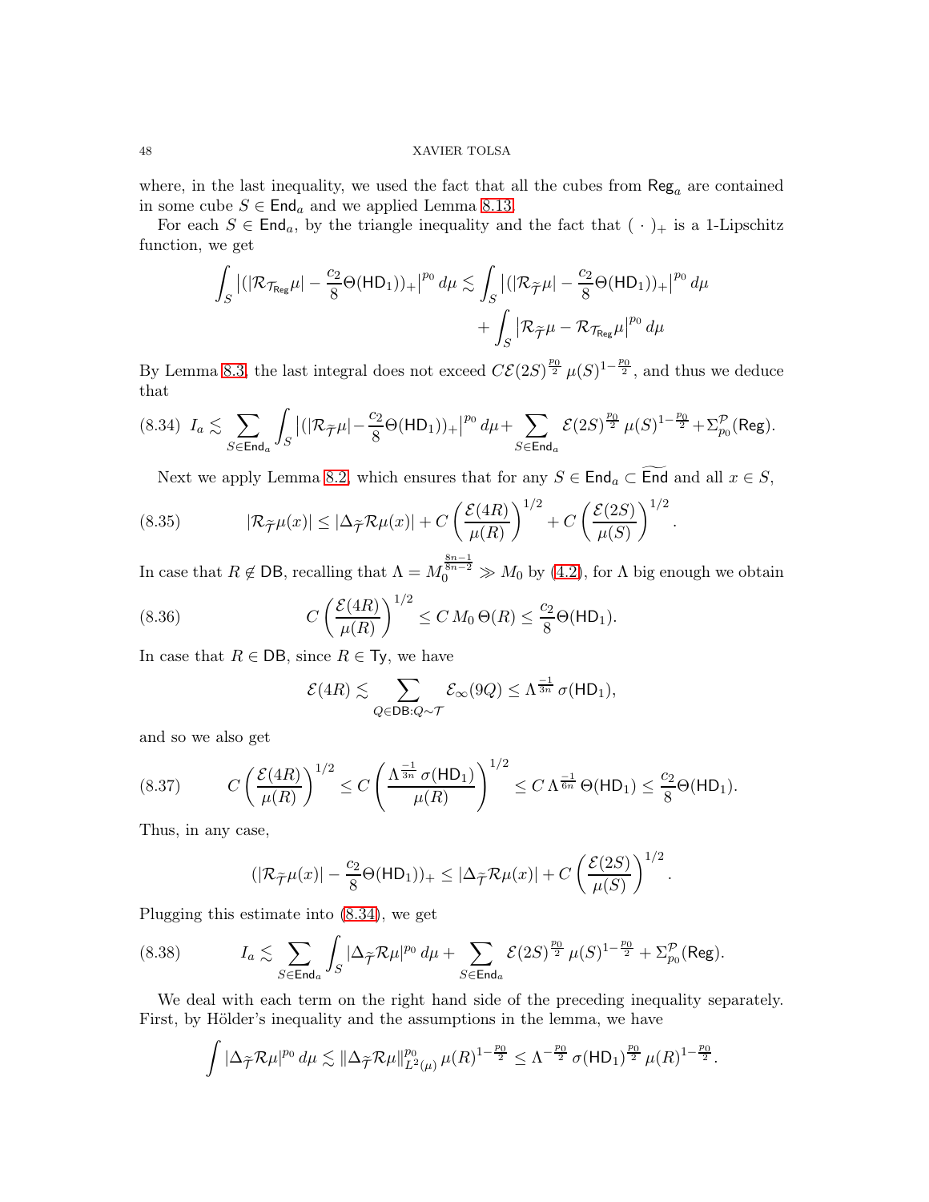where, in the last inequality, we used the fact that all the cubes from $\mathsf{Reg}_a$ are contained in some cube $S \in \mathsf{End}_a$ and we applied Lemma 8.13.

For each $S \in \mathsf{End}_a$, by the triangle inequality and the fact that $(\,\cdot\,)_+$ is a 1-Lipschitz function, we get

$$\int_S \big|(|\mathcal{R}_{\mathcal{T}_{\mathsf{Reg}}}\mu| - \frac{c_2}{8}\Theta(\mathsf{HD}_1))_+\big|^{p_0}\,d\mu \lesssim \int_S \big|(|\mathcal{R}_{\widetilde{\mathcal{T}}}\mu| - \frac{c_2}{8}\Theta(\mathsf{HD}_1))_+\big|^{p_0}\,d\mu + \int_S \big|\mathcal{R}_{\widetilde{\mathcal{T}}}\mu - \mathcal{R}_{\mathcal{T}_{\mathsf{Reg}}}\mu\big|^{p_0}\,d\mu$$

By Lemma 8.3, the last integral does not exceed $C\mathcal{E}(2S)^{\frac{p_0}{2}}\,\mu(S)^{1-\frac{p_0}{2}}$, and thus we deduce that

$$I_a \lesssim \sum_{S\in\mathsf{End}_a}\int_S \big|(|\mathcal{R}_{\widetilde{\mathcal{T}}}\mu| - \frac{c_2}{8}\Theta(\mathsf{HD}_1))_+\big|^{p_0}\,d\mu + \sum_{S\in\mathsf{End}_a}\mathcal{E}(2S)^{\frac{p_0}{2}}\,\mu(S)^{1-\frac{p_0}{2}} + \Sigma^{\mathcal{P}}_{p_0}(\mathsf{Reg}). \tag{8.34}$$

Next we apply Lemma 8.2, which ensures that for any $S \in \mathsf{End}_a \subset \widetilde{\mathsf{End}}$ and all $x \in S$,

$$|\mathcal{R}_{\widetilde{\mathcal{T}}}\mu(x)| \leq |\Delta_{\widetilde{\mathcal{T}}}\mathcal{R}\mu(x)| + C\left(\frac{\mathcal{E}(4R)}{\mu(R)}\right)^{1/2} + C\left(\frac{\mathcal{E}(2S)}{\mu(S)}\right)^{1/2}. \tag{8.35}$$

In case that $R \notin \mathsf{DB}$, recalling that $\Lambda = M_0^{\frac{8n-1}{8n-2}} \gg M_0$ by (4.2), for $\Lambda$ big enough we obtain

$$C\left(\frac{\mathcal{E}(4R)}{\mu(R)}\right)^{1/2} \leq C\,M_0\,\Theta(R) \leq \frac{c_2}{8}\Theta(\mathsf{HD}_1). \tag{8.36}$$

In case that $R \in \mathsf{DB}$, since $R \in \mathsf{Ty}$, we have

$$\mathcal{E}(4R) \lesssim \sum_{Q\in\mathsf{DB}:Q\sim\mathcal{T}} \mathcal{E}_\infty(9Q) \leq \Lambda^{\frac{-1}{3n}}\,\sigma(\mathsf{HD}_1),$$

and so we also get

$$C\left(\frac{\mathcal{E}(4R)}{\mu(R)}\right)^{1/2} \leq C\left(\frac{\Lambda^{\frac{-1}{3n}}\,\sigma(\mathsf{HD}_1)}{\mu(R)}\right)^{1/2} \leq C\,\Lambda^{\frac{-1}{6n}}\,\Theta(\mathsf{HD}_1) \leq \frac{c_2}{8}\Theta(\mathsf{HD}_1). \tag{8.37}$$

Thus, in any case,

$$(|\mathcal{R}_{\widetilde{\mathcal{T}}}\mu(x)| - \frac{c_2}{8}\Theta(\mathsf{HD}_1))_+ \leq |\Delta_{\widetilde{\mathcal{T}}}\mathcal{R}\mu(x)| + C\left(\frac{\mathcal{E}(2S)}{\mu(S)}\right)^{1/2}.$$

Plugging this estimate into (8.34), we get

$$I_a \lesssim \sum_{S\in\mathsf{End}_a}\int_S |\Delta_{\widetilde{\mathcal{T}}}\mathcal{R}\mu|^{p_0}\,d\mu + \sum_{S\in\mathsf{End}_a}\mathcal{E}(2S)^{\frac{p_0}{2}}\,\mu(S)^{1-\frac{p_0}{2}} + \Sigma^{\mathcal{P}}_{p_0}(\mathsf{Reg}). \tag{8.38}$$

We deal with each term on the right hand side of the preceding inequality separately. First, by Hölder's inequality and the assumptions in the lemma, we have

$$\int |\Delta_{\widetilde{\mathcal{T}}}\mathcal{R}\mu|^{p_0}\,d\mu \lesssim \|\Delta_{\widetilde{\mathcal{T}}}\mathcal{R}\mu\|^{p_0}_{L^2(\mu)}\,\mu(R)^{1-\frac{p_0}{2}} \leq \Lambda^{-\frac{p_0}{2}}\,\sigma(\mathsf{HD}_1)^{\frac{p_0}{2}}\,\mu(R)^{1-\frac{p_0}{2}}.$$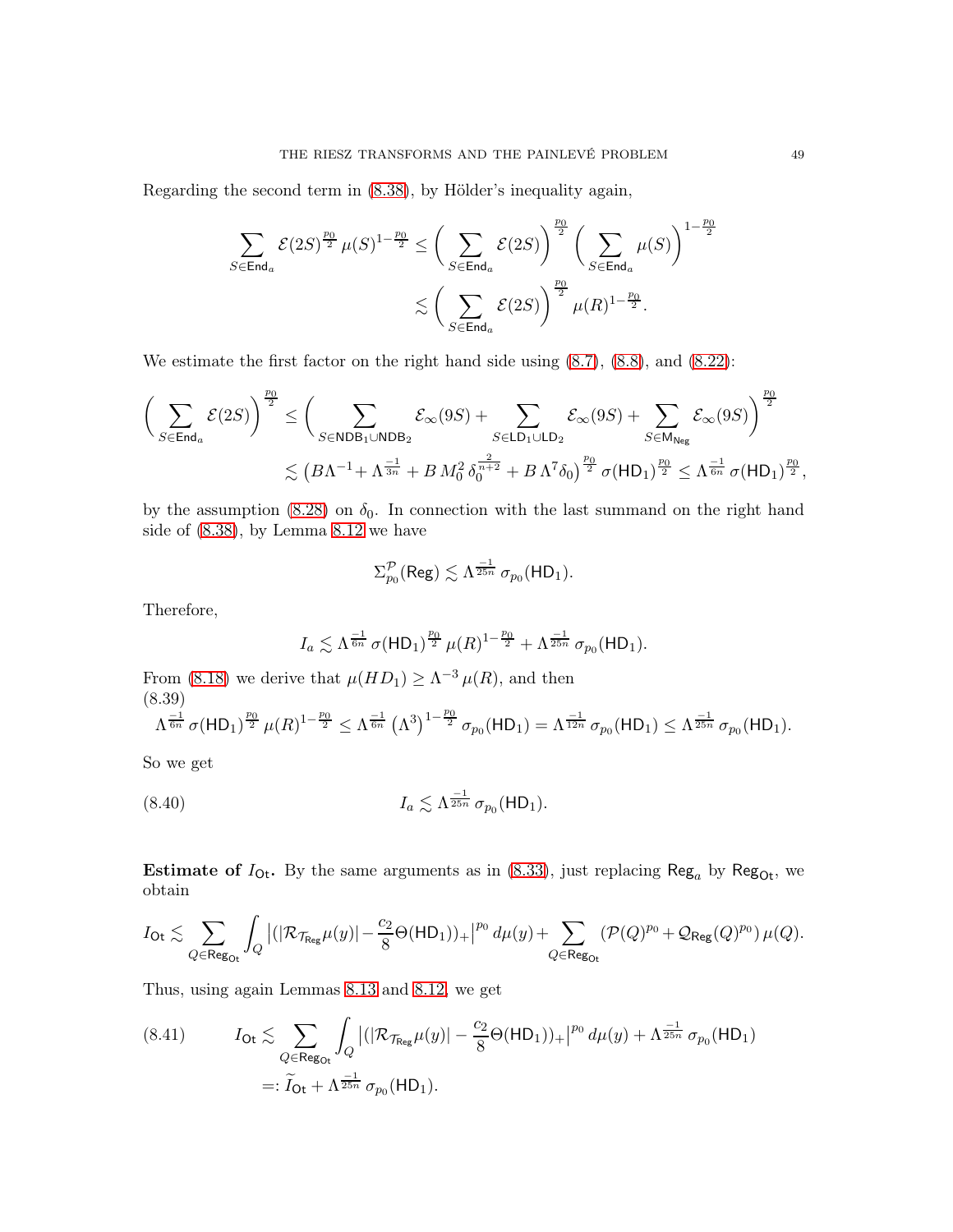Regarding the second term in (8.38), by Hölder's inequality again,

$$\sum_{S\in\mathsf{End}_a}\mathcal{E}(2S)^{\frac{p_0}{2}}\,\mu(S)^{1-\frac{p_0}{2}}\leq\bigg(\sum_{S\in\mathsf{End}_a}\mathcal{E}(2S)\bigg)^{\frac{p_0}{2}}\bigg(\sum_{S\in\mathsf{End}_a}\mu(S)\bigg)^{1-\frac{p_0}{2}}$$
$$\lesssim\bigg(\sum_{S\in\mathsf{End}_a}\mathcal{E}(2S)\bigg)^{\frac{p_0}{2}}\mu(R)^{1-\frac{p_0}{2}}.$$

We estimate the first factor on the right hand side using (8.7), (8.8), and (8.22):

$$\bigg(\sum_{S\in\mathsf{End}_a}\mathcal{E}(2S)\bigg)^{\frac{p_0}{2}}\leq\bigg(\sum_{S\in\mathsf{NDB}_1\cup\mathsf{NDB}_2}\mathcal{E}_\infty(9S)+\sum_{S\in\mathsf{LD}_1\cup\mathsf{LD}_2}\mathcal{E}_\infty(9S)+\sum_{S\in\mathsf{M}_{\mathsf{Neg}}}\mathcal{E}_\infty(9S)\bigg)^{\frac{p_0}{2}}$$
$$\lesssim\big(B\Lambda^{-1}+\Lambda^{\frac{-1}{3n}}+B\,M_0^2\,\delta_0^{\frac{2}{n+2}}+B\,\Lambda^7\delta_0\big)^{\frac{p_0}{2}}\,\sigma(\mathsf{HD}_1)^{\frac{p_0}{2}}\leq\Lambda^{\frac{-1}{6n}}\,\sigma(\mathsf{HD}_1)^{\frac{p_0}{2}},$$

by the assumption (8.28) on $\delta_0$. In connection with the last summand on the right hand side of (8.38), by Lemma 8.12 we have

$$\Sigma_{p_0}^{\mathcal{P}}(\mathsf{Reg})\lesssim\Lambda^{\frac{-1}{25n}}\,\sigma_{p_0}(\mathsf{HD}_1).$$

Therefore,

$$I_a\lesssim\Lambda^{\frac{-1}{6n}}\,\sigma(\mathsf{HD}_1)^{\frac{p_0}{2}}\,\mu(R)^{1-\frac{p_0}{2}}+\Lambda^{\frac{-1}{25n}}\,\sigma_{p_0}(\mathsf{HD}_1).$$

From (8.18) we derive that $\mu(HD_1)\geq\Lambda^{-3}\,\mu(R)$, and then

$$\Lambda^{\frac{-1}{6n}}\,\sigma(\mathsf{HD}_1)^{\frac{p_0}{2}}\,\mu(R)^{1-\frac{p_0}{2}}\leq\Lambda^{\frac{-1}{6n}}\,\big(\Lambda^3\big)^{1-\frac{p_0}{2}}\,\sigma_{p_0}(\mathsf{HD}_1)=\Lambda^{\frac{-1}{12n}}\,\sigma_{p_0}(\mathsf{HD}_1)\leq\Lambda^{\frac{-1}{25n}}\,\sigma_{p_0}(\mathsf{HD}_1).\tag{8.39}$$

So we get

$$I_a\lesssim\Lambda^{\frac{-1}{25n}}\,\sigma_{p_0}(\mathsf{HD}_1).\tag{8.40}$$

**Estimate of $I_{\mathsf{Ot}}$.** By the same arguments as in (8.33), just replacing $\mathsf{Reg}_a$ by $\mathsf{Reg}_{\mathsf{Ot}}$, we obtain

$$I_{\mathsf{Ot}}\lesssim\sum_{Q\in\mathsf{Reg}_{\mathsf{Ot}}}\int_Q\big|(|\mathcal{R}_{\mathcal{T}_{\mathsf{Reg}}}\mu(y)|-\frac{c_2}{8}\Theta(\mathsf{HD}_1))_+\big|^{p_0}\,d\mu(y)+\sum_{Q\in\mathsf{Reg}_{\mathsf{Ot}}}(\mathcal{P}(Q)^{p_0}+\mathcal{Q}_{\mathsf{Reg}}(Q)^{p_0})\,\mu(Q).$$

Thus, using again Lemmas 8.13 and 8.12, we get

$$\begin{aligned}I_{\mathsf{Ot}}&\lesssim\sum_{Q\in\mathsf{Reg}_{\mathsf{Ot}}}\int_Q\big|(|\mathcal{R}_{\mathcal{T}_{\mathsf{Reg}}}\mu(y)|-\frac{c_2}{8}\Theta(\mathsf{HD}_1))_+\big|^{p_0}\,d\mu(y)+\Lambda^{\frac{-1}{25n}}\,\sigma_{p_0}(\mathsf{HD}_1)\\&=:\widetilde{I}_{\mathsf{Ot}}+\Lambda^{\frac{-1}{25n}}\,\sigma_{p_0}(\mathsf{HD}_1).\end{aligned}\tag{8.41}$$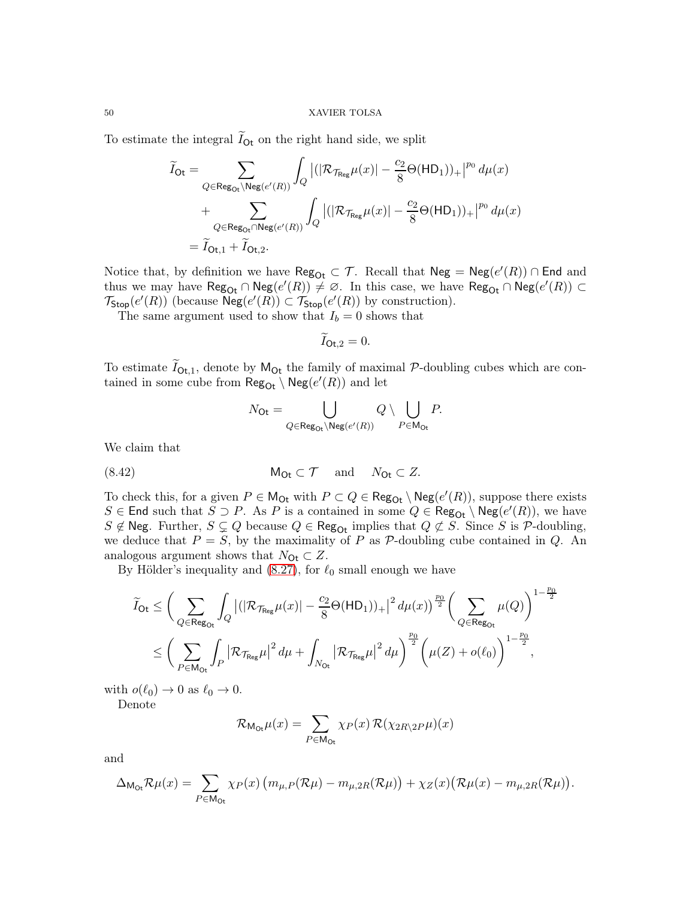To estimate the integral $\widetilde{I}_{\mathsf{Ot}}$ on the right hand side, we split

$$
\begin{aligned}
\widetilde{I}_{\mathsf{Ot}} &= \sum_{Q\in \mathsf{Reg}_{\mathsf{Ot}}\setminus \mathsf{Neg}(e'(R))} \int_Q \big|(|\mathcal{R}_{\mathcal{T}_{\mathsf{Reg}}}\mu(x)| - \frac{c_2}{8}\Theta(\mathsf{HD}_1))_+\big|^{p_0}\,d\mu(x)\\
&\quad + \sum_{Q\in \mathsf{Reg}_{\mathsf{Ot}}\cap \mathsf{Neg}(e'(R))} \int_Q \big|(|\mathcal{R}_{\mathcal{T}_{\mathsf{Reg}}}\mu(x)| - \frac{c_2}{8}\Theta(\mathsf{HD}_1))_+\big|^{p_0}\,d\mu(x)\\
&= \widetilde{I}_{\mathsf{Ot},1} + \widetilde{I}_{\mathsf{Ot},2}.
\end{aligned}
$$

Notice that, by definition we have $\mathsf{Reg}_{\mathsf{Ot}} \subset \mathcal{T}$. Recall that $\mathsf{Neg} = \mathsf{Neg}(e'(R)) \cap \mathsf{End}$ and thus we may have $\mathsf{Reg}_{\mathsf{Ot}} \cap \mathsf{Neg}(e'(R)) \neq \varnothing$. In this case, we have $\mathsf{Reg}_{\mathsf{Ot}} \cap \mathsf{Neg}(e'(R)) \subset \mathcal{T}_{\mathsf{Stop}}(e'(R))$ (because $\mathsf{Neg}(e'(R)) \subset \mathcal{T}_{\mathsf{Stop}}(e'(R))$ by construction).

The same argument used to show that $I_b = 0$ shows that

$$\widetilde{I}_{\mathsf{Ot},2} = 0.$$

To estimate $\widetilde{I}_{\mathsf{Ot},1}$, denote by $\mathsf{M}_{\mathsf{Ot}}$ the family of maximal $\mathcal{P}$-doubling cubes which are contained in some cube from $\mathsf{Reg}_{\mathsf{Ot}} \setminus \mathsf{Neg}(e'(R))$ and let

$$N_{\mathsf{Ot}} = \bigcup_{Q\in \mathsf{Reg}_{\mathsf{Ot}}\setminus \mathsf{Neg}(e'(R))} Q \setminus \bigcup_{P\in \mathsf{M}_{\mathsf{Ot}}} P.$$

We claim that

$$\mathsf{M}_{\mathsf{Ot}} \subset \mathcal{T} \quad \text{ and } \quad N_{\mathsf{Ot}} \subset Z. \tag{8.42}$$

To check this, for a given $P \in \mathsf{M}_{\mathsf{Ot}}$ with $P \subset Q \in \mathsf{Reg}_{\mathsf{Ot}} \setminus \mathsf{Neg}(e'(R))$, suppose there exists $S \in \mathsf{End}$ such that $S \supset P$. As $P$ is a contained in some $Q \in \mathsf{Reg}_{\mathsf{Ot}} \setminus \mathsf{Neg}(e'(R))$, we have $S \notin \mathsf{Neg}$. Further, $S \subsetneq Q$ because $Q \in \mathsf{Reg}_{\mathsf{Ot}}$ implies that $Q \not\subset S$. Since $S$ is $\mathcal{P}$-doubling, we deduce that $P = S$, by the maximality of $P$ as $\mathcal{P}$-doubling cube contained in $Q$. An analogous argument shows that $N_{\mathsf{Ot}} \subset Z$.

By Hölder's inequality and (8.27), for $\ell_0$ small enough we have

$$
\begin{aligned}
\widetilde{I}_{\mathsf{Ot}} &\leq \bigg(\sum_{Q\in \mathsf{Reg}_{\mathsf{Ot}}} \int_Q \big|(|\mathcal{R}_{\mathcal{T}_{\mathsf{Reg}}}\mu(x)| - \frac{c_2}{8}\Theta(\mathsf{HD}_1))_+\big|^2\,d\mu(x)\bigg)^{\frac{p_0}{2}} \bigg(\sum_{Q\in \mathsf{Reg}_{\mathsf{Ot}}} \mu(Q)\bigg)^{1-\frac{p_0}{2}}\\
&\leq \bigg(\sum_{P\in \mathsf{M}_{\mathsf{Ot}}} \int_P \big|\mathcal{R}_{\mathcal{T}_{\mathsf{Reg}}}\mu\big|^2\,d\mu + \int_{N_{\mathsf{Ot}}} \big|\mathcal{R}_{\mathcal{T}_{\mathsf{Reg}}}\mu\big|^2\,d\mu\bigg)^{\frac{p_0}{2}} \Big(\mu(Z) + o(\ell_0)\Big)^{1-\frac{p_0}{2}},
\end{aligned}
$$

with $o(\ell_0) \to 0$ as $\ell_0 \to 0$.

Denote

$$\mathcal{R}_{\mathsf{M}_{\mathsf{Ot}}}\mu(x) = \sum_{P\in \mathsf{M}_{\mathsf{Ot}}} \chi_P(x)\,\mathcal{R}(\chi_{2R\setminus 2P}\mu)(x)$$

and

$$\Delta_{\mathsf{M}_{\mathsf{Ot}}}\mathcal{R}\mu(x) = \sum_{P\in \mathsf{M}_{\mathsf{Ot}}} \chi_P(x)\,\big(m_{\mu,P}(\mathcal{R}\mu) - m_{\mu,2R}(\mathcal{R}\mu)\big) + \chi_Z(x)\big(\mathcal{R}\mu(x) - m_{\mu,2R}(\mathcal{R}\mu)\big).$$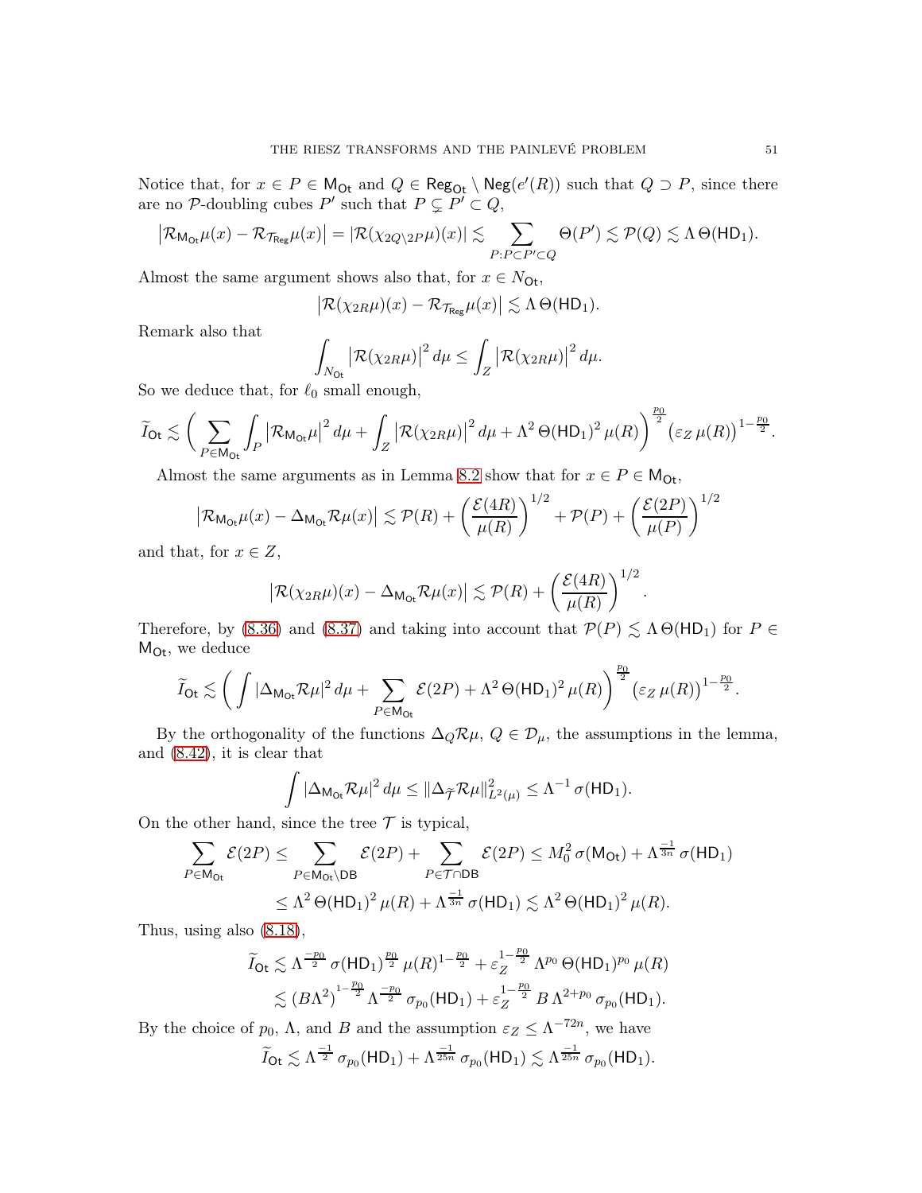Notice that, for $x \in P \in \mathsf{M_{Ot}}$ and $Q \in \mathsf{Reg_{Ot}} \setminus \mathsf{Neg}(e'(R))$ such that $Q \supset P$, since there are no $\mathcal{P}$-doubling cubes $P'$ such that $P \subsetneq P' \subset Q$,

$$\left|\mathcal{R}_{\mathsf{M_{Ot}}}\mu(x) - \mathcal{R}_{\mathcal{T}_{\mathsf{Reg}}}\mu(x)\right| = |\mathcal{R}(\chi_{2Q\setminus 2P}\mu)(x)| \lesssim \sum_{P:P\subset P'\subset Q} \Theta(P') \lesssim \mathcal{P}(Q) \lesssim \Lambda\, \Theta(\mathsf{HD}_1).$$

Almost the same argument shows also that, for $x \in N_{\mathsf{Ot}}$,

$$\left|\mathcal{R}(\chi_{2R}\mu)(x) - \mathcal{R}_{\mathcal{T}_{\mathsf{Reg}}}\mu(x)\right| \lesssim \Lambda\, \Theta(\mathsf{HD}_1).$$

Remark also that

$$\int_{N_{\mathsf{Ot}}} \left|\mathcal{R}(\chi_{2R}\mu)\right|^2 d\mu \le \int_Z \left|\mathcal{R}(\chi_{2R}\mu)\right|^2 d\mu.$$

So we deduce that, for $\ell_0$ small enough,

$$\widetilde{I}_{\mathsf{Ot}} \lesssim \bigg( \sum_{P\in \mathsf{M_{Ot}}} \int_P \left|\mathcal{R}_{\mathsf{M_{Ot}}}\mu\right|^2 d\mu + \int_Z \left|\mathcal{R}(\chi_{2R}\mu)\right|^2 d\mu + \Lambda^2\, \Theta(\mathsf{HD}_1)^2\, \mu(R)\bigg)^{\frac{p_0}{2}} \big(\varepsilon_Z\, \mu(R)\big)^{1-\frac{p_0}{2}}.$$

Almost the same arguments as in Lemma 8.2 show that for $x \in P \in \mathsf{M_{Ot}}$,

$$\left|\mathcal{R}_{\mathsf{M_{Ot}}}\mu(x) - \Delta_{\mathsf{M_{Ot}}}\mathcal{R}\mu(x)\right| \lesssim \mathcal{P}(R) + \left(\frac{\mathcal{E}(4R)}{\mu(R)}\right)^{1/2} + \mathcal{P}(P) + \left(\frac{\mathcal{E}(2P)}{\mu(P)}\right)^{1/2}$$

and that, for $x \in Z$,

$$\left|\mathcal{R}(\chi_{2R}\mu)(x) - \Delta_{\mathsf{M_{Ot}}}\mathcal{R}\mu(x)\right| \lesssim \mathcal{P}(R) + \left(\frac{\mathcal{E}(4R)}{\mu(R)}\right)^{1/2}.$$

Therefore, by (8.36) and (8.37) and taking into account that $\mathcal{P}(P) \lesssim \Lambda\, \Theta(\mathsf{HD}_1)$ for $P \in \mathsf{M_{Ot}}$, we deduce

$$\widetilde{I}_{\mathsf{Ot}} \lesssim \bigg( \int |\Delta_{\mathsf{M_{Ot}}}\mathcal{R}\mu|^2\, d\mu + \sum_{P\in \mathsf{M_{Ot}}} \mathcal{E}(2P) + \Lambda^2\, \Theta(\mathsf{HD}_1)^2\, \mu(R)\bigg)^{\frac{p_0}{2}} \big(\varepsilon_Z\, \mu(R)\big)^{1-\frac{p_0}{2}}.$$

By the orthogonality of the functions $\Delta_Q\mathcal{R}\mu$, $Q \in \mathcal{D}_\mu$, the assumptions in the lemma, and (8.42), it is clear that

$$\int |\Delta_{\mathsf{M_{Ot}}}\mathcal{R}\mu|^2\, d\mu \le \|\Delta_{\widetilde{\mathcal{T}}}\mathcal{R}\mu\|_{L^2(\mu)}^2 \le \Lambda^{-1}\, \sigma(\mathsf{HD}_1).$$

On the other hand, since the tree $\mathcal{T}$ is typical,

$$\begin{aligned}
\sum_{P\in \mathsf{M_{Ot}}} \mathcal{E}(2P) &\le \sum_{P\in \mathsf{M_{Ot}}\setminus \mathsf{DB}} \mathcal{E}(2P) + \sum_{P\in \mathcal{T}\cap \mathsf{DB}} \mathcal{E}(2P) \le M_0^2\, \sigma(\mathsf{M_{Ot}}) + \Lambda^{\frac{-1}{3n}}\, \sigma(\mathsf{HD}_1)\\
&\le \Lambda^2\, \Theta(\mathsf{HD}_1)^2\, \mu(R) + \Lambda^{\frac{-1}{3n}}\, \sigma(\mathsf{HD}_1) \lesssim \Lambda^2\, \Theta(\mathsf{HD}_1)^2\, \mu(R).
\end{aligned}$$

Thus, using also (8.18),

$$\begin{aligned}
\widetilde{I}_{\mathsf{Ot}} &\lesssim \Lambda^{\frac{-p_0}{2}}\, \sigma(\mathsf{HD}_1)^{\frac{p_0}{2}}\, \mu(R)^{1-\frac{p_0}{2}} + \varepsilon_Z^{1-\frac{p_0}{2}}\, \Lambda^{p_0}\, \Theta(\mathsf{HD}_1)^{p_0}\, \mu(R)\\
&\lesssim \big(B\Lambda^2\big)^{1-\frac{p_0}{2}}\, \Lambda^{\frac{-p_0}{2}}\, \sigma_{p_0}(\mathsf{HD}_1) + \varepsilon_Z^{1-\frac{p_0}{2}}\, B\, \Lambda^{2+p_0}\, \sigma_{p_0}(\mathsf{HD}_1).
\end{aligned}$$

By the choice of $p_0$, $\Lambda$, and $B$ and the assumption $\varepsilon_Z \le \Lambda^{-72n}$, we have

$$\widetilde{I}_{\mathsf{Ot}} \lesssim \Lambda^{\frac{-1}{2}}\, \sigma_{p_0}(\mathsf{HD}_1) + \Lambda^{\frac{-1}{25n}}\, \sigma_{p_0}(\mathsf{HD}_1) \lesssim \Lambda^{\frac{-1}{25n}}\, \sigma_{p_0}(\mathsf{HD}_1).$$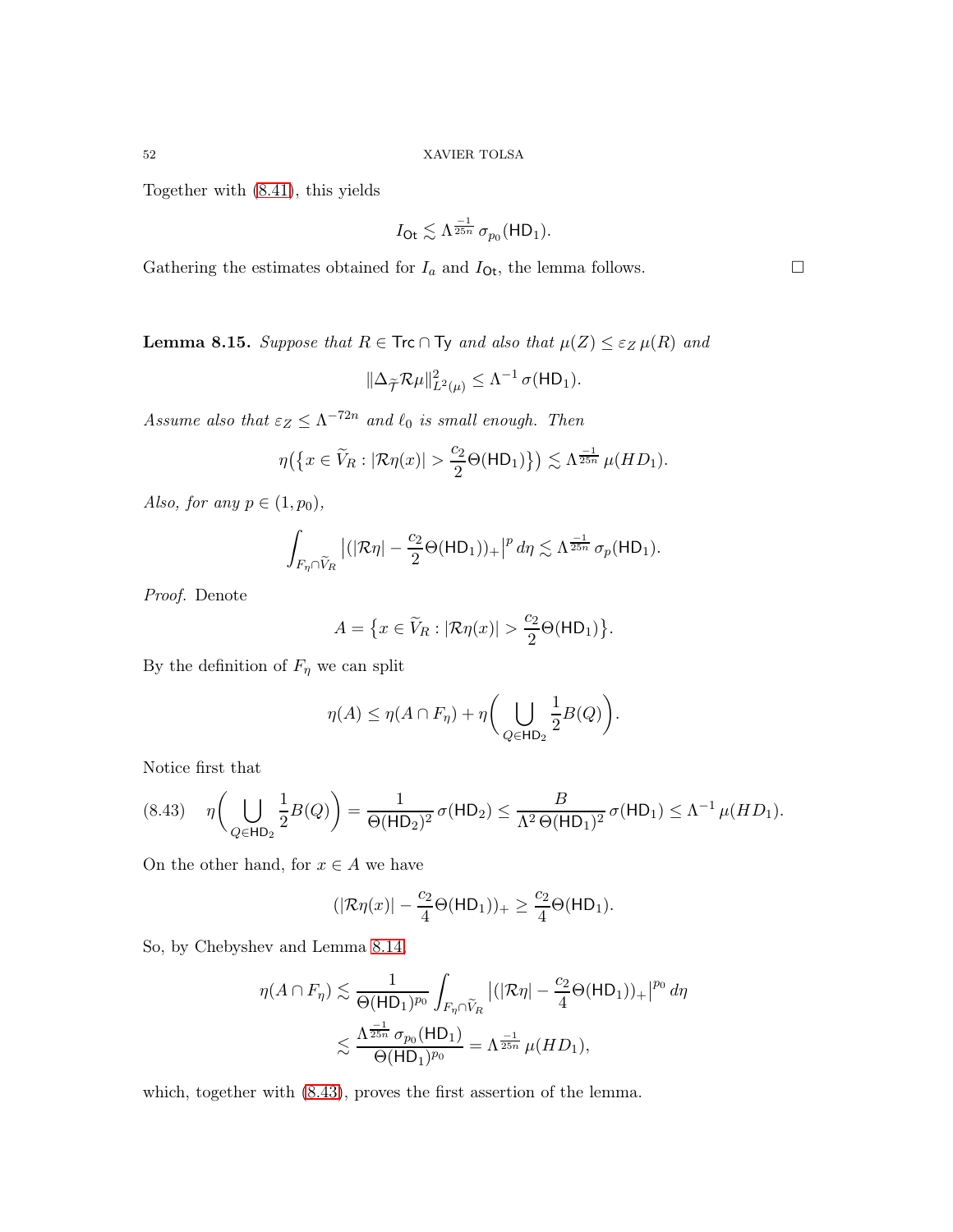Together with (8.41), this yields

$$I_{\mathsf{Ot}} \lesssim \Lambda^{\frac{-1}{25n}}\, \sigma_{p_0}(\mathsf{HD}_1).$$

Gathering the estimates obtained for $I_a$ and $I_{\mathsf{Ot}}$, the lemma follows. $\square$

**Lemma 8.15.** *Suppose that $R \in \mathsf{Trc} \cap \mathsf{Ty}$ and also that $\mu(Z) \leq \varepsilon_Z\, \mu(R)$ and*

$$\|\Delta_{\widetilde{\mathcal{T}}} \mathcal{R}\mu\|^2_{L^2(\mu)} \leq \Lambda^{-1}\, \sigma(\mathsf{HD}_1).$$

*Assume also that $\varepsilon_Z \leq \Lambda^{-72n}$ and $\ell_0$ is small enough. Then*

$$\eta\big(\big\{x \in \widetilde{V}_R : |\mathcal{R}\eta(x)| > \frac{c_2}{2}\Theta(\mathsf{HD}_1)\big\}\big) \lesssim \Lambda^{\frac{-1}{25n}}\, \mu(HD_1).$$

*Also, for any $p \in (1, p_0)$,*

$$\int_{F_\eta \cap \widetilde{V}_R} \big|(|\mathcal{R}\eta| - \frac{c_2}{2}\Theta(\mathsf{HD}_1))_+\big|^p\, d\eta \lesssim \Lambda^{\frac{-1}{25n}}\, \sigma_p(\mathsf{HD}_1).$$

*Proof.* Denote

$$A = \big\{x \in \widetilde{V}_R : |\mathcal{R}\eta(x)| > \frac{c_2}{2}\Theta(\mathsf{HD}_1)\big\}.$$

By the definition of $F_\eta$ we can split

$$\eta(A) \leq \eta(A \cap F_\eta) + \eta\bigg(\bigcup_{Q \in \mathsf{HD}_2} \frac{1}{2}B(Q)\bigg).$$

Notice first that

$$\eta\bigg(\bigcup_{Q \in \mathsf{HD}_2} \frac{1}{2}B(Q)\bigg) = \frac{1}{\Theta(\mathsf{HD}_2)^2}\, \sigma(\mathsf{HD}_2) \leq \frac{B}{\Lambda^2\, \Theta(\mathsf{HD}_1)^2}\, \sigma(\mathsf{HD}_1) \leq \Lambda^{-1}\, \mu(HD_1). \tag{8.43}$$

On the other hand, for $x \in A$ we have

$$(|\mathcal{R}\eta(x)| - \frac{c_2}{4}\Theta(\mathsf{HD}_1))_+ \geq \frac{c_2}{4}\Theta(\mathsf{HD}_1).$$

So, by Chebyshev and Lemma 8.14,

$$\begin{aligned}
\eta(A \cap F_\eta) &\lesssim \frac{1}{\Theta(\mathsf{HD}_1)^{p_0}} \int_{F_\eta \cap \widetilde{V}_R} \big|(|\mathcal{R}\eta| - \frac{c_2}{4}\Theta(\mathsf{HD}_1))_+\big|^{p_0}\, d\eta \\
&\lesssim \frac{\Lambda^{\frac{-1}{25n}}\, \sigma_{p_0}(\mathsf{HD}_1)}{\Theta(\mathsf{HD}_1)^{p_0}} = \Lambda^{\frac{-1}{25n}}\, \mu(HD_1),
\end{aligned}$$

which, together with (8.43), proves the first assertion of the lemma.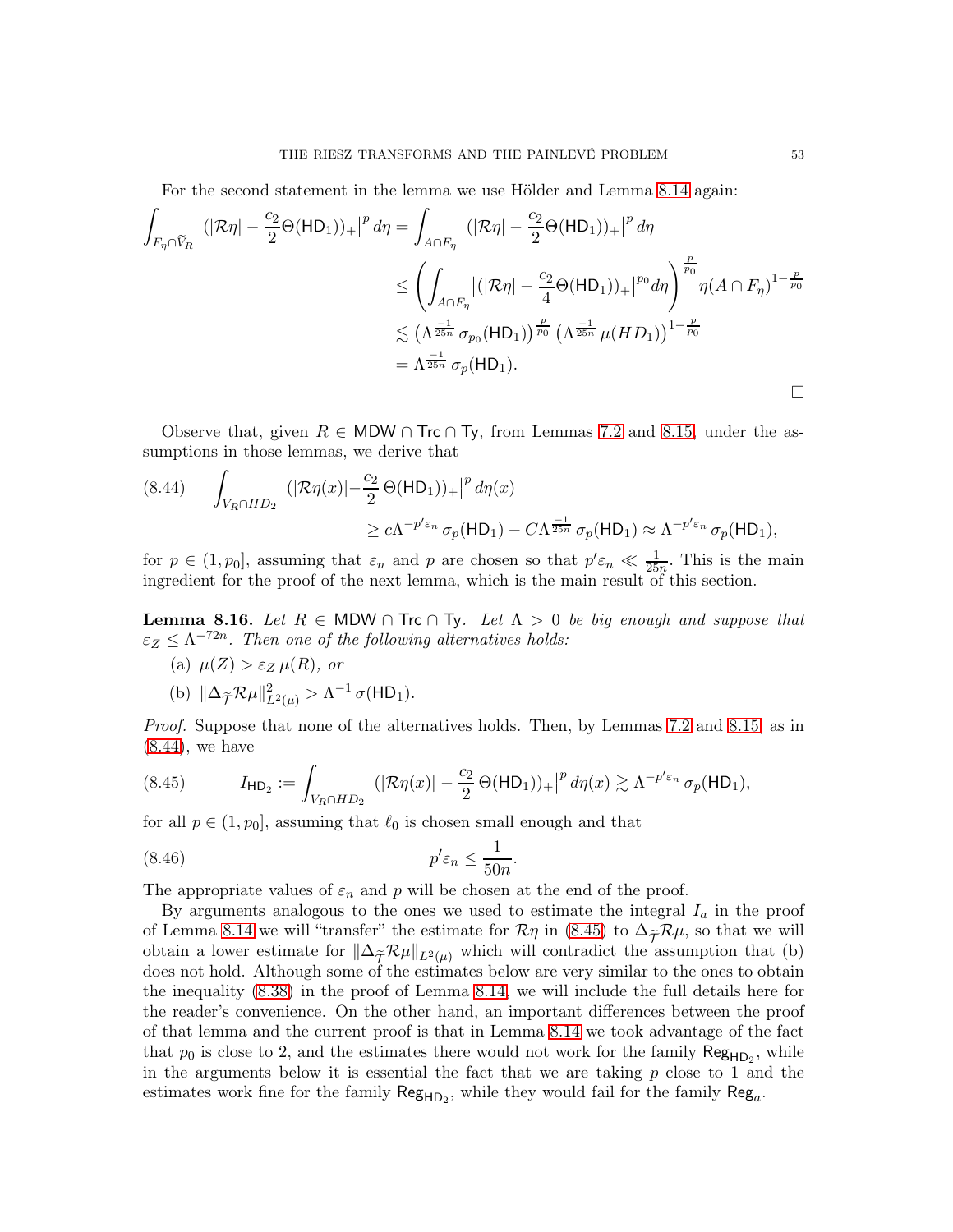For the second statement in the lemma we use Hölder and Lemma 8.14 again:

$$
\begin{aligned}
\int_{F_\eta \cap \widetilde{V}_R} \left|(|\mathcal{R}\eta| - \frac{c_2}{2}\Theta(\mathsf{HD}_1))_+\right|^p d\eta &= \int_{A\cap F_\eta} \left|(|\mathcal{R}\eta| - \frac{c_2}{2}\Theta(\mathsf{HD}_1))_+\right|^p d\eta \\
&\leq \left(\int_{A\cap F_\eta} \left|(|\mathcal{R}\eta| - \frac{c_2}{4}\Theta(\mathsf{HD}_1))_+\right|^{p_0} d\eta\right)^{\frac{p}{p_0}} \eta(A\cap F_\eta)^{1-\frac{p}{p_0}} \\
&\lesssim \left(\Lambda^{\frac{-1}{25n}}\,\sigma_{p_0}(\mathsf{HD}_1)\right)^{\frac{p}{p_0}} \left(\Lambda^{\frac{-1}{25n}}\,\mu(HD_1)\right)^{1-\frac{p}{p_0}} \\
&= \Lambda^{\frac{-1}{25n}}\,\sigma_p(\mathsf{HD}_1).
\end{aligned}
$$

□

Observe that, given $R \in \mathsf{MDW} \cap \mathsf{Trc} \cap \mathsf{Ty}$, from Lemmas 7.2 and 8.15, under the assumptions in those lemmas, we derive that

$$
\begin{aligned}
(8.44)\qquad \int_{V_R\cap HD_2} &\left|(|\mathcal{R}\eta(x)| - \frac{c_2}{2}\,\Theta(\mathsf{HD}_1))_+\right|^p d\eta(x) \\
&\geq c\Lambda^{-p'\varepsilon_n}\,\sigma_p(\mathsf{HD}_1) - C\Lambda^{\frac{-1}{25n}}\,\sigma_p(\mathsf{HD}_1) \approx \Lambda^{-p'\varepsilon_n}\,\sigma_p(\mathsf{HD}_1),
\end{aligned}
$$

for $p \in (1, p_0]$, assuming that $\varepsilon_n$ and $p$ are chosen so that $p'\varepsilon_n \ll \frac{1}{25n}$. This is the main ingredient for the proof of the next lemma, which is the main result of this section.

**Lemma 8.16.** *Let $R \in \mathsf{MDW} \cap \mathsf{Trc} \cap \mathsf{Ty}$. Let $\Lambda > 0$ be big enough and suppose that $\varepsilon_Z \leq \Lambda^{-72n}$. Then one of the following alternatives holds:*

(a) $\mu(Z) > \varepsilon_Z\,\mu(R)$, *or*

(b) $\|\Delta_{\widetilde{\mathcal{T}}}\mathcal{R}\mu\|^2_{L^2(\mu)} > \Lambda^{-1}\,\sigma(\mathsf{HD}_1)$.

*Proof.* Suppose that none of the alternatives holds. Then, by Lemmas 7.2 and 8.15, as in (8.44), we have

$$
(8.45)\qquad I_{\mathsf{HD}_2} := \int_{V_R\cap HD_2} \left|(|\mathcal{R}\eta(x)| - \frac{c_2}{2}\,\Theta(\mathsf{HD}_1))_+\right|^p d\eta(x) \gtrsim \Lambda^{-p'\varepsilon_n}\,\sigma_p(\mathsf{HD}_1),
$$

for all $p \in (1, p_0]$, assuming that $\ell_0$ is chosen small enough and that

$$
(8.46)\qquad p'\varepsilon_n \leq \frac{1}{50n}.
$$

The appropriate values of $\varepsilon_n$ and $p$ will be chosen at the end of the proof.

By arguments analogous to the ones we used to estimate the integral $I_a$ in the proof of Lemma 8.14 we will "transfer" the estimate for $\mathcal{R}\eta$ in (8.45) to $\Delta_{\widetilde{\mathcal{T}}}\mathcal{R}\mu$, so that we will obtain a lower estimate for $\|\Delta_{\widetilde{\mathcal{T}}}\mathcal{R}\mu\|_{L^2(\mu)}$ which will contradict the assumption that (b) does not hold. Although some of the estimates below are very similar to the ones to obtain the inequality (8.38) in the proof of Lemma 8.14, we will include the full details here for the reader's convenience. On the other hand, an important differences between the proof of that lemma and the current proof is that in Lemma 8.14 we took advantage of the fact that $p_0$ is close to 2, and the estimates there would not work for the family $\mathsf{Reg}_{\mathsf{HD}_2}$, while in the arguments below it is essential the fact that we are taking $p$ close to 1 and the estimates work fine for the family $\mathsf{Reg}_{\mathsf{HD}_2}$, while they would fail for the family $\mathsf{Reg}_a$.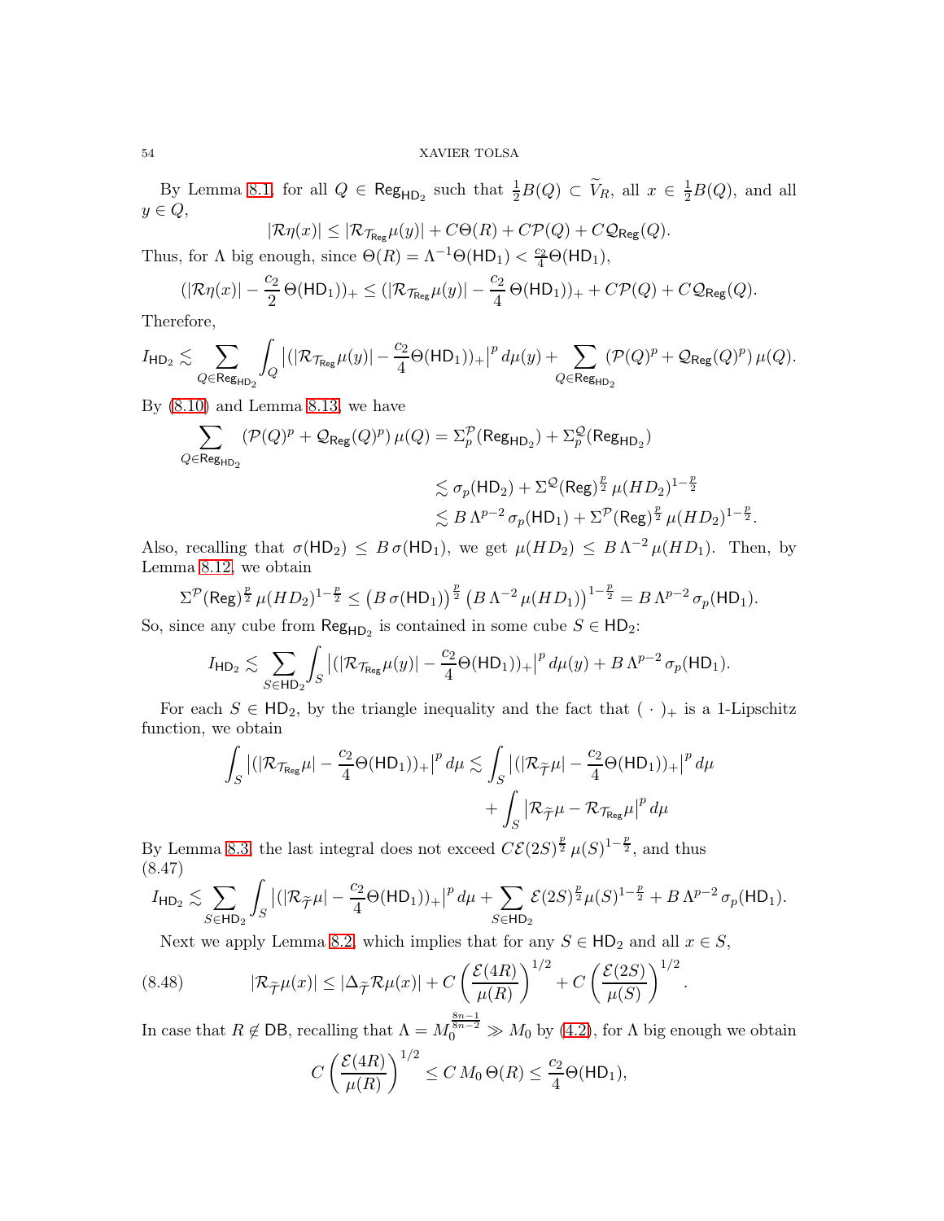By Lemma 8.1, for all $Q \in \mathsf{Reg}_{\mathsf{HD}_2}$ such that $\frac{1}{2}B(Q) \subset \widetilde{V}_R$, all $x \in \frac{1}{2}B(Q)$, and all $y \in Q$,

$$|\mathcal{R}\eta(x)| \leq |\mathcal{R}_{\mathcal{T}_{\mathsf{Reg}}}\mu(y)| + C\Theta(R) + C\mathcal{P}(Q) + C\mathcal{Q}_{\mathsf{Reg}}(Q).$$

Thus, for $\Lambda$ big enough, since $\Theta(R) = \Lambda^{-1}\Theta(\mathsf{HD}_1) < \frac{c_2}{4}\Theta(\mathsf{HD}_1)$,

$$(|\mathcal{R}\eta(x)| - \frac{c_2}{2}\,\Theta(\mathsf{HD}_1))_+ \leq (|\mathcal{R}_{\mathcal{T}_{\mathsf{Reg}}}\mu(y)| - \frac{c_2}{4}\,\Theta(\mathsf{HD}_1))_+ + C\mathcal{P}(Q) + C\mathcal{Q}_{\mathsf{Reg}}(Q).$$

Therefore,

$$I_{\mathsf{HD}_2} \lesssim \sum_{Q\in\mathsf{Reg}_{\mathsf{HD}_2}} \int_Q \big|(|\mathcal{R}_{\mathcal{T}_{\mathsf{Reg}}}\mu(y)| - \frac{c_2}{4}\Theta(\mathsf{HD}_1))_+\big|^p\,d\mu(y) + \sum_{Q\in\mathsf{Reg}_{\mathsf{HD}_2}} (\mathcal{P}(Q)^p + \mathcal{Q}_{\mathsf{Reg}}(Q)^p)\,\mu(Q).$$

By (8.10) and Lemma 8.13, we have

$$\begin{aligned}
\sum_{Q\in\mathsf{Reg}_{\mathsf{HD}_2}} (\mathcal{P}(Q)^p + \mathcal{Q}_{\mathsf{Reg}}(Q)^p)\,\mu(Q) &= \Sigma_p^{\mathcal{P}}(\mathsf{Reg}_{\mathsf{HD}_2}) + \Sigma_p^{\mathcal{Q}}(\mathsf{Reg}_{\mathsf{HD}_2}) \\
&\lesssim \sigma_p(\mathsf{HD}_2) + \Sigma^{\mathcal{Q}}(\mathsf{Reg})^{\frac{p}{2}}\,\mu(HD_2)^{1-\frac{p}{2}} \\
&\lesssim B\,\Lambda^{p-2}\,\sigma_p(\mathsf{HD}_1) + \Sigma^{\mathcal{P}}(\mathsf{Reg})^{\frac{p}{2}}\,\mu(HD_2)^{1-\frac{p}{2}}.
\end{aligned}$$

Also, recalling that $\sigma(\mathsf{HD}_2) \leq B\,\sigma(\mathsf{HD}_1)$, we get $\mu(HD_2) \leq B\,\Lambda^{-2}\,\mu(HD_1)$. Then, by Lemma 8.12, we obtain

$$\Sigma^{\mathcal{P}}(\mathsf{Reg})^{\frac{p}{2}}\,\mu(HD_2)^{1-\frac{p}{2}} \leq \big(B\,\sigma(\mathsf{HD}_1)\big)^{\frac{p}{2}}\,\big(B\,\Lambda^{-2}\,\mu(HD_1)\big)^{1-\frac{p}{2}} = B\,\Lambda^{p-2}\,\sigma_p(\mathsf{HD}_1).$$

So, since any cube from $\mathsf{Reg}_{\mathsf{HD}_2}$ is contained in some cube $S \in \mathsf{HD}_2$:

$$I_{\mathsf{HD}_2} \lesssim \sum_{S\in\mathsf{HD}_2} \int_S \big|(|\mathcal{R}_{\mathcal{T}_{\mathsf{Reg}}}\mu(y)| - \frac{c_2}{4}\Theta(\mathsf{HD}_1))_+\big|^p\,d\mu(y) + B\,\Lambda^{p-2}\,\sigma_p(\mathsf{HD}_1).$$

For each $S \in \mathsf{HD}_2$, by the triangle inequality and the fact that $(\,\cdot\,)_+$ is a 1-Lipschitz function, we obtain

$$\begin{aligned}
\int_S \big|(|\mathcal{R}_{\mathcal{T}_{\mathsf{Reg}}}\mu| - \frac{c_2}{4}\Theta(\mathsf{HD}_1))_+\big|^p\,d\mu &\lesssim \int_S \big|(|\mathcal{R}_{\widetilde{\mathcal{T}}}\mu| - \frac{c_2}{4}\Theta(\mathsf{HD}_1))_+\big|^p\,d\mu \\
&\quad + \int_S \big|\mathcal{R}_{\widetilde{\mathcal{T}}}\mu - \mathcal{R}_{\mathcal{T}_{\mathsf{Reg}}}\mu\big|^p\,d\mu
\end{aligned}$$

By Lemma 8.3, the last integral does not exceed $C\mathcal{E}(2S)^{\frac{p}{2}}\,\mu(S)^{1-\frac{p}{2}}$, and thus

$$I_{\mathsf{HD}_2} \lesssim \sum_{S\in\mathsf{HD}_2} \int_S \big|(|\mathcal{R}_{\widetilde{\mathcal{T}}}\mu| - \frac{c_2}{4}\Theta(\mathsf{HD}_1))_+\big|^p\,d\mu + \sum_{S\in\mathsf{HD}_2} \mathcal{E}(2S)^{\frac{p}{2}}\mu(S)^{1-\frac{p}{2}} + B\,\Lambda^{p-2}\,\sigma_p(\mathsf{HD}_1). \tag{8.47}$$

Next we apply Lemma 8.2, which implies that for any $S \in \mathsf{HD}_2$ and all $x \in S$,

$$|\mathcal{R}_{\widetilde{\mathcal{T}}}\mu(x)| \leq |\Delta_{\widetilde{\mathcal{T}}}\mathcal{R}\mu(x)| + C\left(\frac{\mathcal{E}(4R)}{\mu(R)}\right)^{1/2} + C\left(\frac{\mathcal{E}(2S)}{\mu(S)}\right)^{1/2}. \tag{8.48}$$

In case that $R \notin \mathsf{DB}$, recalling that $\Lambda = M_0^{\frac{8n-1}{8n-2}} \gg M_0$ by (4.2), for $\Lambda$ big enough we obtain

$$C\left(\frac{\mathcal{E}(4R)}{\mu(R)}\right)^{1/2} \leq C\,M_0\,\Theta(R) \leq \frac{c_2}{4}\Theta(\mathsf{HD}_1),$$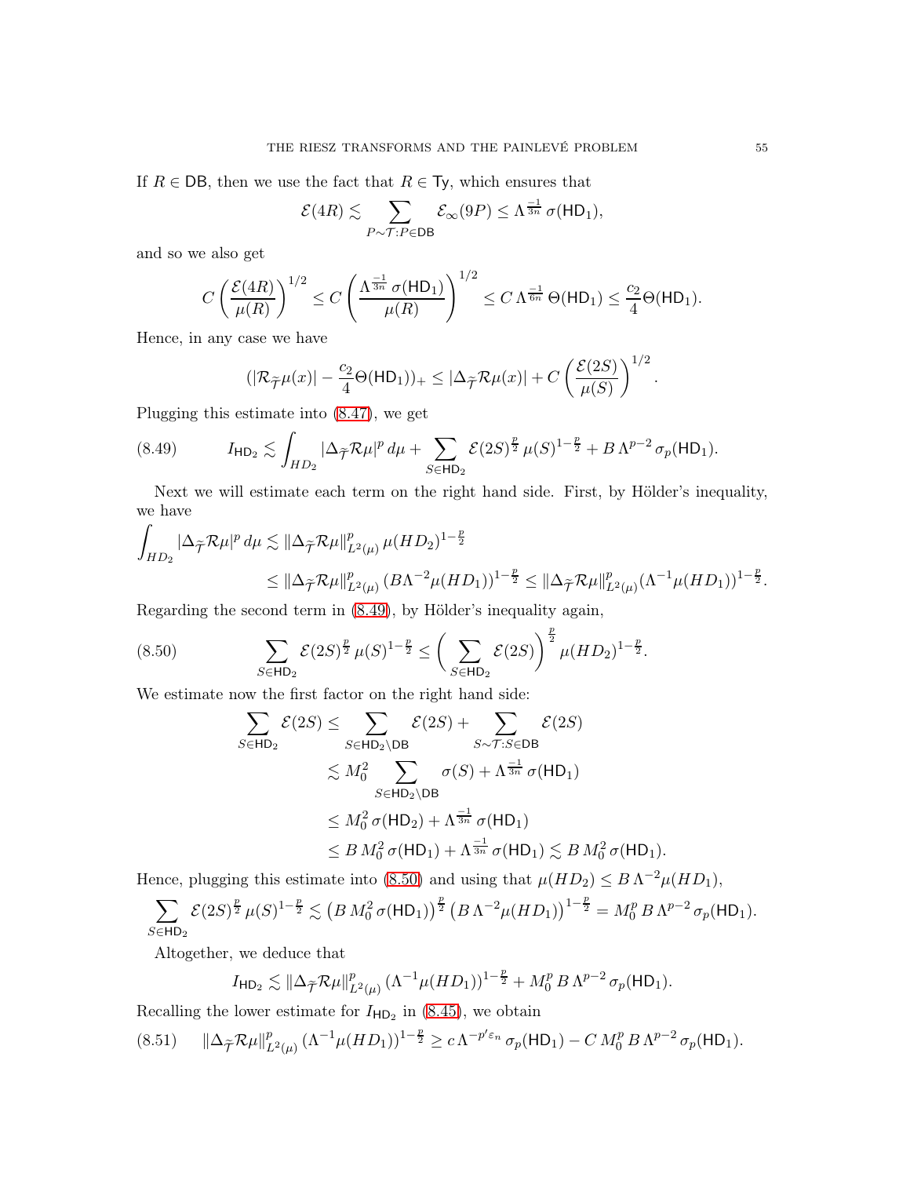If $R \in \mathsf{DB}$, then we use the fact that $R \in \mathsf{Ty}$, which ensures that

$$\mathcal{E}(4R) \lesssim \sum_{P \sim \mathcal{T}: P \in \mathsf{DB}} \mathcal{E}_\infty(9P) \leq \Lambda^{\frac{-1}{3n}} \sigma(\mathsf{HD}_1),$$

and so we also get

$$C \left( \frac{\mathcal{E}(4R)}{\mu(R)} \right)^{1/2} \leq C \left( \frac{\Lambda^{\frac{-1}{3n}} \sigma(\mathsf{HD}_1)}{\mu(R)} \right)^{1/2} \leq C \, \Lambda^{\frac{-1}{6n}} \, \Theta(\mathsf{HD}_1) \leq \frac{c_2}{4} \Theta(\mathsf{HD}_1).$$

Hence, in any case we have

$$(|\mathcal{R}_{\widetilde{\mathcal{T}}}\mu(x)| - \frac{c_2}{4}\Theta(\mathsf{HD}_1))_+ \leq |\Delta_{\widetilde{\mathcal{T}}}\mathcal{R}\mu(x)| + C \left( \frac{\mathcal{E}(2S)}{\mu(S)} \right)^{1/2}.$$

Plugging this estimate into (8.47), we get

$$I_{\mathsf{HD}_2} \lesssim \int_{HD_2} |\Delta_{\widetilde{\mathcal{T}}}\mathcal{R}\mu|^p \, d\mu + \sum_{S \in \mathsf{HD}_2} \mathcal{E}(2S)^{\frac{p}{2}} \, \mu(S)^{1-\frac{p}{2}} + B \, \Lambda^{p-2} \, \sigma_p(\mathsf{HD}_1). \tag{8.49}$$

Next we will estimate each term on the right hand side. First, by Hölder's inequality, we have

$$\begin{aligned}\int_{HD_2} |\Delta_{\widetilde{\mathcal{T}}}\mathcal{R}\mu|^p \, d\mu &\lesssim \|\Delta_{\widetilde{\mathcal{T}}}\mathcal{R}\mu\|^p_{L^2(\mu)} \, \mu(HD_2)^{1-\frac{p}{2}} \\ &\leq \|\Delta_{\widetilde{\mathcal{T}}}\mathcal{R}\mu\|^p_{L^2(\mu)} \, (B\Lambda^{-2}\mu(HD_1))^{1-\frac{p}{2}} \leq \|\Delta_{\widetilde{\mathcal{T}}}\mathcal{R}\mu\|^p_{L^2(\mu)} (\Lambda^{-1}\mu(HD_1))^{1-\frac{p}{2}}.\end{aligned}$$

Regarding the second term in (8.49), by Hölder's inequality again,

$$\sum_{S \in \mathsf{HD}_2} \mathcal{E}(2S)^{\frac{p}{2}} \, \mu(S)^{1-\frac{p}{2}} \leq \bigg( \sum_{S \in \mathsf{HD}_2} \mathcal{E}(2S) \bigg)^{\frac{p}{2}} \mu(HD_2)^{1-\frac{p}{2}}. \tag{8.50}$$

We estimate now the first factor on the right hand side:

$$\begin{aligned}\sum_{S \in \mathsf{HD}_2} \mathcal{E}(2S) &\leq \sum_{S \in \mathsf{HD}_2 \setminus \mathsf{DB}} \mathcal{E}(2S) + \sum_{S \sim \mathcal{T}: S \in \mathsf{DB}} \mathcal{E}(2S) \\ &\lesssim M_0^2 \sum_{S \in \mathsf{HD}_2 \setminus \mathsf{DB}} \sigma(S) + \Lambda^{\frac{-1}{3n}} \sigma(\mathsf{HD}_1) \\ &\leq M_0^2 \, \sigma(\mathsf{HD}_2) + \Lambda^{\frac{-1}{3n}} \sigma(\mathsf{HD}_1) \\ &\leq B \, M_0^2 \, \sigma(\mathsf{HD}_1) + \Lambda^{\frac{-1}{3n}} \sigma(\mathsf{HD}_1) \lesssim B \, M_0^2 \, \sigma(\mathsf{HD}_1).\end{aligned}$$

Hence, plugging this estimate into (8.50) and using that $\mu(HD_2) \leq B \, \Lambda^{-2}\mu(HD_1)$,

$$\sum_{S \in \mathsf{HD}_2} \mathcal{E}(2S)^{\frac{p}{2}} \, \mu(S)^{1-\frac{p}{2}} \lesssim \left(B \, M_0^2 \, \sigma(\mathsf{HD}_1)\right)^{\frac{p}{2}} \left(B \, \Lambda^{-2}\mu(HD_1)\right)^{1-\frac{p}{2}} = M_0^p \, B \, \Lambda^{p-2} \, \sigma_p(\mathsf{HD}_1).$$

Altogether, we deduce that

$$I_{\mathsf{HD}_2} \lesssim \|\Delta_{\widetilde{\mathcal{T}}}\mathcal{R}\mu\|^p_{L^2(\mu)} \, (\Lambda^{-1}\mu(HD_1))^{1-\frac{p}{2}} + M_0^p \, B \, \Lambda^{p-2} \, \sigma_p(\mathsf{HD}_1).$$

Recalling the lower estimate for $I_{\mathsf{HD}_2}$ in (8.45), we obtain

$$\|\Delta_{\widetilde{\mathcal{T}}}\mathcal{R}\mu\|^p_{L^2(\mu)} \, (\Lambda^{-1}\mu(HD_1))^{1-\frac{p}{2}} \geq c \, \Lambda^{-p'\varepsilon_n} \, \sigma_p(\mathsf{HD}_1) - C \, M_0^p \, B \, \Lambda^{p-2} \, \sigma_p(\mathsf{HD}_1). \tag{8.51}$$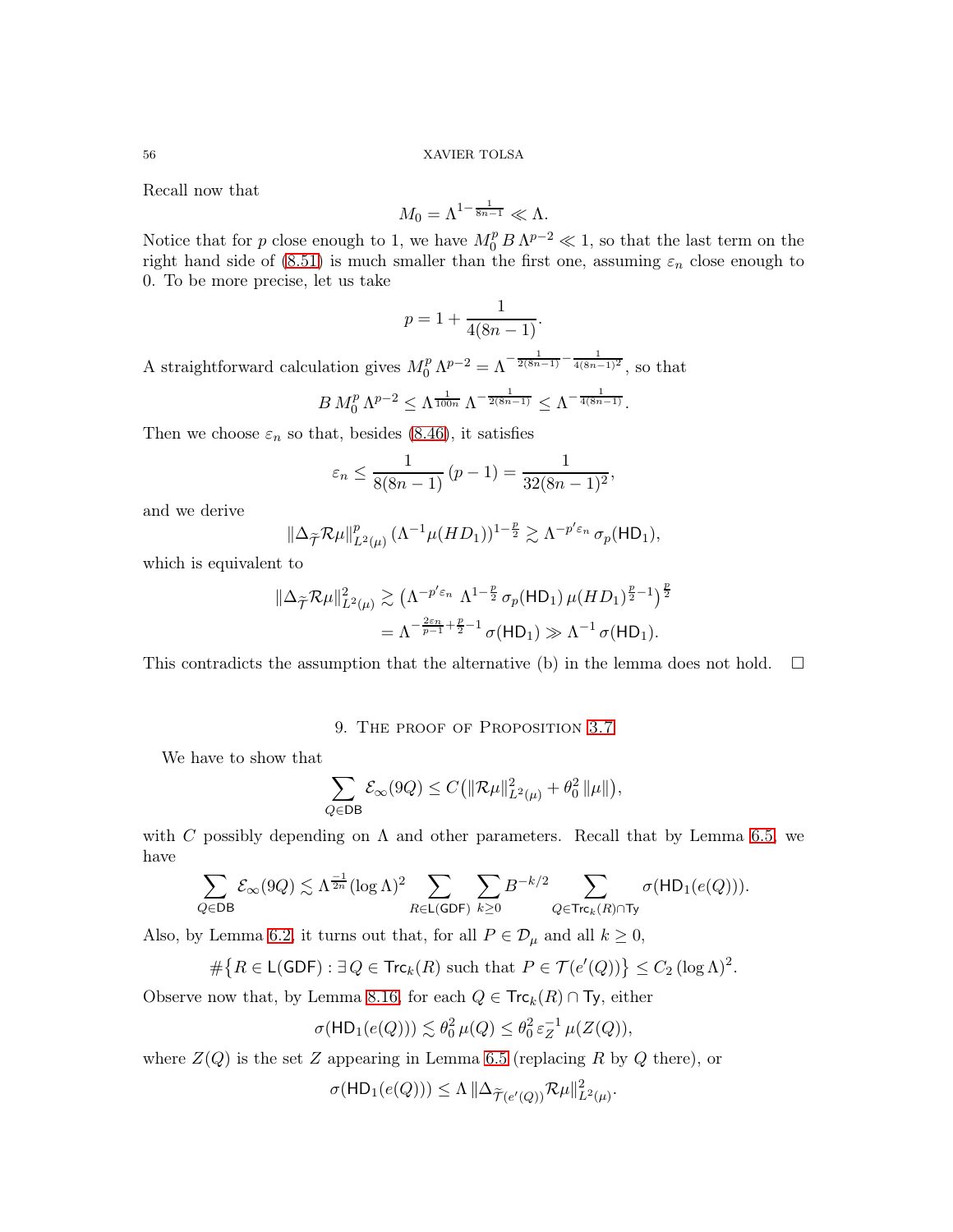Recall now that

$$M_0 = \Lambda^{1-\frac{1}{8n-1}} \ll \Lambda.$$

Notice that for $p$ close enough to 1, we have $M_0^p\, B\, \Lambda^{p-2} \ll 1$, so that the last term on the right hand side of (8.51) is much smaller than the first one, assuming $\varepsilon_n$ close enough to 0. To be more precise, let us take

$$p = 1 + \frac{1}{4(8n-1)}.$$

A straightforward calculation gives $M_0^p\, \Lambda^{p-2} = \Lambda^{-\frac{1}{2(8n-1)}-\frac{1}{4(8n-1)^2}}$, so that

$$B\, M_0^p\, \Lambda^{p-2} \leq \Lambda^{\frac{1}{100n}}\, \Lambda^{-\frac{1}{2(8n-1)}} \leq \Lambda^{-\frac{1}{4(8n-1)}}.$$

Then we choose $\varepsilon_n$ so that, besides (8.46), it satisfies

$$\varepsilon_n \leq \frac{1}{8(8n-1)}\,(p-1) = \frac{1}{32(8n-1)^2},$$

and we derive

$$\|\Delta_{\widetilde{\mathcal{T}}} \mathcal{R}\mu\|^p_{L^2(\mu)}\, (\Lambda^{-1}\mu(HD_1))^{1-\frac{p}{2}} \gtrsim \Lambda^{-p'\varepsilon_n}\, \sigma_p(\mathsf{HD}_1),$$

which is equivalent to

$$\begin{aligned}
\|\Delta_{\widetilde{\mathcal{T}}} \mathcal{R}\mu\|^2_{L^2(\mu)} &\gtrsim \big(\Lambda^{-p'\varepsilon_n}\, \Lambda^{1-\frac{p}{2}}\, \sigma_p(\mathsf{HD}_1)\, \mu(HD_1)^{\frac{p}{2}-1}\big)^{\frac{p}{2}} \\
&= \Lambda^{-\frac{2\varepsilon_n}{p-1}+\frac{p}{2}-1}\, \sigma(\mathsf{HD}_1) \gg \Lambda^{-1}\, \sigma(\mathsf{HD}_1).
\end{aligned}$$

This contradicts the assumption that the alternative (b) in the lemma does not hold. $\square$

## 9. The proof of Proposition 3.7

We have to show that

$$\sum_{Q\in \mathsf{DB}} \mathcal{E}_\infty(9Q) \leq C\big(\|\mathcal{R}\mu\|^2_{L^2(\mu)} + \theta_0^2\, \|\mu\|\big),$$

with $C$ possibly depending on $\Lambda$ and other parameters. Recall that by Lemma 6.5, we have

$$\sum_{Q\in \mathsf{DB}} \mathcal{E}_\infty(9Q) \lesssim \Lambda^{\frac{-1}{2n}} (\log\Lambda)^2 \sum_{R\in \mathsf{L}(\mathsf{GDF})} \sum_{k\geq 0} B^{-k/2} \sum_{Q\in \mathsf{Trc}_k(R)\cap \mathsf{Ty}} \sigma(\mathsf{HD}_1(e(Q))).$$

Also, by Lemma 6.2, it turns out that, for all $P\in\mathcal{D}_\mu$ and all $k\geq 0$,

$$\#\big\{R\in \mathsf{L}(\mathsf{GDF}) : \exists\, Q\in \mathsf{Trc}_k(R) \text{ such that } P\in \mathcal{T}(e'(Q))\big\} \leq C_2\, (\log\Lambda)^2.$$

Observe now that, by Lemma 8.16, for each $Q\in \mathsf{Trc}_k(R)\cap \mathsf{Ty}$, either

$$\sigma(\mathsf{HD}_1(e(Q))) \lesssim \theta_0^2\, \mu(Q) \leq \theta_0^2\, \varepsilon_Z^{-1}\, \mu(Z(Q)),$$

where $Z(Q)$ is the set $Z$ appearing in Lemma 6.5 (replacing $R$ by $Q$ there), or

$$\sigma(\mathsf{HD}_1(e(Q))) \leq \Lambda\, \|\Delta_{\widetilde{\mathcal{T}}(e'(Q))} \mathcal{R}\mu\|^2_{L^2(\mu)}.$$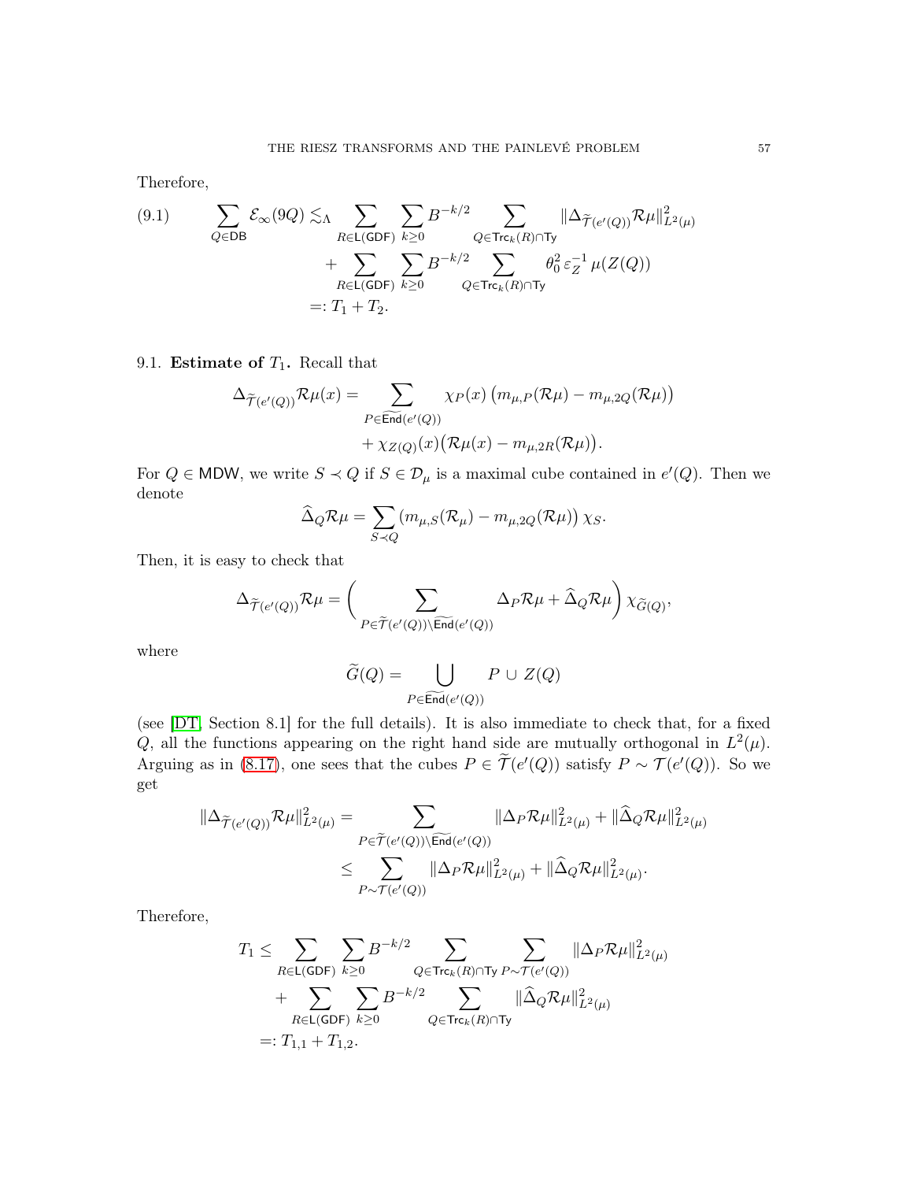Therefore,

$$
\begin{aligned}
\sum_{Q\in \mathsf{DB}} \mathcal{E}_\infty(9Q) \lesssim_\Lambda & \sum_{R\in \mathsf{L}(\mathsf{GDF})} \sum_{k\geq 0} B^{-k/2} \sum_{Q\in \mathsf{Trc}_k(R)\cap \mathsf{Ty}} \|\Delta_{\widetilde{\mathcal{T}}(e'(Q))}\mathcal{R}\mu\|^2_{L^2(\mu)} \\
& + \sum_{R\in \mathsf{L}(\mathsf{GDF})} \sum_{k\geq 0} B^{-k/2} \sum_{Q\in \mathsf{Trc}_k(R)\cap \mathsf{Ty}} \theta_0^2\, \varepsilon_Z^{-1}\, \mu(Z(Q)) \\
=: & \; T_1 + T_2.
\end{aligned}
\tag{9.1}
$$

### 9.1. Estimate of $T_1$.

Recall that

$$
\begin{aligned}
\Delta_{\widetilde{\mathcal{T}}(e'(Q))}\mathcal{R}\mu(x) = & \sum_{P\in \widetilde{\mathsf{End}}(e'(Q))} \chi_P(x)\, \big(m_{\mu,P}(\mathcal{R}\mu) - m_{\mu,2Q}(\mathcal{R}\mu)\big) \\
& + \chi_{Z(Q)}(x)\big(\mathcal{R}\mu(x) - m_{\mu,2R}(\mathcal{R}\mu)\big).
\end{aligned}
$$

For $Q\in \mathsf{MDW}$, we write $S \prec Q$ if $S\in \mathcal{D}_\mu$ is a maximal cube contained in $e'(Q)$. Then we denote

$$
\widehat{\Delta}_Q \mathcal{R}\mu = \sum_{S\prec Q} \big(m_{\mu,S}(\mathcal{R}_\mu) - m_{\mu,2Q}(\mathcal{R}\mu)\big)\, \chi_S.
$$

Then, it is easy to check that

$$
\Delta_{\widetilde{\mathcal{T}}(e'(Q))}\mathcal{R}\mu = \Bigg(\sum_{P\in \widetilde{\mathcal{T}}(e'(Q))\setminus \widetilde{\mathsf{End}}(e'(Q))} \Delta_P \mathcal{R}\mu + \widehat{\Delta}_Q\mathcal{R}\mu\Bigg)\, \chi_{\widetilde{G}(Q)},
$$

where

$$
\widetilde{G}(Q) = \bigcup_{P\in \widetilde{\mathsf{End}}(e'(Q))} P \,\cup\, Z(Q)
$$

(see [DT, Section 8.1] for the full details). It is also immediate to check that, for a fixed $Q$, all the functions appearing on the right hand side are mutually orthogonal in $L^2(\mu)$. Arguing as in (8.17), one sees that the cubes $P\in \widetilde{\mathcal{T}}(e'(Q))$ satisfy $P\sim \mathcal{T}(e'(Q))$. So we get

$$
\begin{aligned}
\|\Delta_{\widetilde{\mathcal{T}}(e'(Q))}\mathcal{R}\mu\|^2_{L^2(\mu)} & = \sum_{P\in \widetilde{\mathcal{T}}(e'(Q))\setminus \widetilde{\mathsf{End}}(e'(Q))} \|\Delta_P\mathcal{R}\mu\|^2_{L^2(\mu)} + \|\widehat{\Delta}_Q\mathcal{R}\mu\|^2_{L^2(\mu)} \\
& \leq \sum_{P\sim \mathcal{T}(e'(Q))} \|\Delta_P\mathcal{R}\mu\|^2_{L^2(\mu)} + \|\widehat{\Delta}_Q\mathcal{R}\mu\|^2_{L^2(\mu)}.
\end{aligned}
$$

Therefore,

$$
\begin{aligned}
T_1 \leq & \sum_{R\in \mathsf{L}(\mathsf{GDF})} \sum_{k\geq 0} B^{-k/2} \sum_{Q\in \mathsf{Trc}_k(R)\cap \mathsf{Ty}} \sum_{P\sim \mathcal{T}(e'(Q))} \|\Delta_P\mathcal{R}\mu\|^2_{L^2(\mu)} \\
& + \sum_{R\in \mathsf{L}(\mathsf{GDF})} \sum_{k\geq 0} B^{-k/2} \sum_{Q\in \mathsf{Trc}_k(R)\cap \mathsf{Ty}} \|\widehat{\Delta}_Q\mathcal{R}\mu\|^2_{L^2(\mu)} \\
=: & \; T_{1,1} + T_{1,2}.
\end{aligned}
$$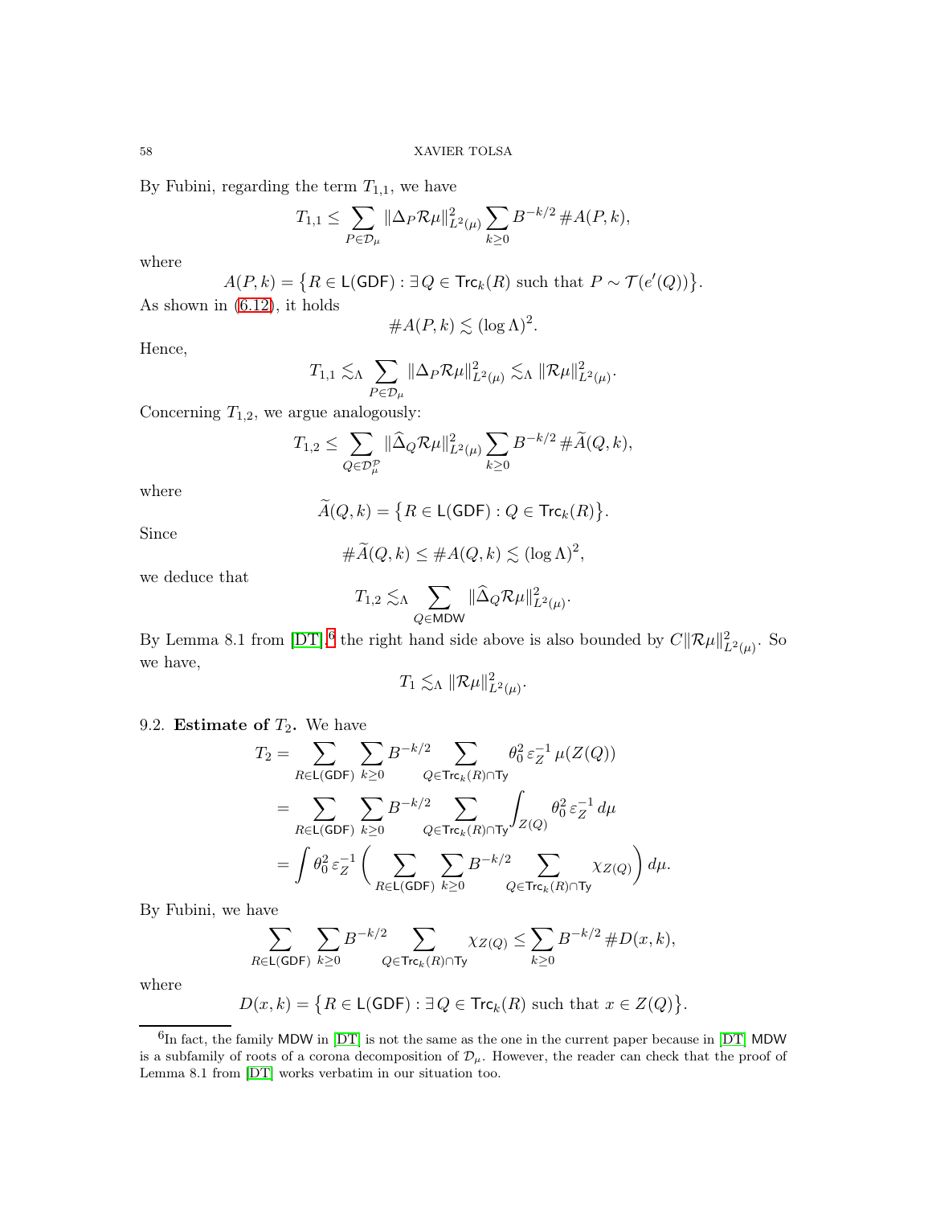By Fubini, regarding the term $T_{1,1}$, we have

$$T_{1,1} \leq \sum_{P\in\mathcal{D}_\mu} \|\Delta_P \mathcal{R}\mu\|^2_{L^2(\mu)} \sum_{k\geq 0} B^{-k/2}\, \#A(P,k),$$

where

$$A(P,k) = \big\{R \in \mathsf{L}(\mathsf{GDF}) : \exists\, Q \in \mathsf{Trc}_k(R) \text{ such that } P \sim \mathcal{T}(e'(Q))\big\}.$$

As shown in (6.12), it holds

$$\#A(P,k) \lesssim (\log\Lambda)^2.$$

Hence,

$$T_{1,1} \lesssim_\Lambda \sum_{P\in\mathcal{D}_\mu} \|\Delta_P \mathcal{R}\mu\|^2_{L^2(\mu)} \lesssim_\Lambda \|\mathcal{R}\mu\|^2_{L^2(\mu)}.$$

Concerning $T_{1,2}$, we argue analogously:

$$T_{1,2} \leq \sum_{Q\in\mathcal{D}^{\mathcal{P}}_\mu} \|\widehat{\Delta}_Q \mathcal{R}\mu\|^2_{L^2(\mu)} \sum_{k\geq 0} B^{-k/2}\, \#\widetilde{A}(Q,k),$$

where

$$\widetilde{A}(Q,k) = \big\{R \in \mathsf{L}(\mathsf{GDF}) : Q \in \mathsf{Trc}_k(R)\big\}.$$

Since

$$\#\widetilde{A}(Q,k) \leq \#A(Q,k) \lesssim (\log\Lambda)^2,$$

we deduce that

$$T_{1,2} \lesssim_\Lambda \sum_{Q\in\mathsf{MDW}} \|\widehat{\Delta}_Q \mathcal{R}\mu\|^2_{L^2(\mu)}.$$

By Lemma 8.1 from [DT],[6] the right hand side above is also bounded by $C\|\mathcal{R}\mu\|^2_{L^2(\mu)}$. So we have,

$$T_1 \lesssim_\Lambda \|\mathcal{R}\mu\|^2_{L^2(\mu)}.$$

### 9.2. Estimate of $T_2$.

We have

$$\begin{aligned}
T_2 &= \sum_{R\in\mathsf{L}(\mathsf{GDF})} \sum_{k\geq 0} B^{-k/2} \sum_{Q\in\mathsf{Trc}_k(R)\cap\mathsf{Ty}} \theta_0^2\, \varepsilon_Z^{-1}\, \mu(Z(Q)) \\
&= \sum_{R\in\mathsf{L}(\mathsf{GDF})} \sum_{k\geq 0} B^{-k/2} \sum_{Q\in\mathsf{Trc}_k(R)\cap\mathsf{Ty}} \int_{Z(Q)} \theta_0^2\, \varepsilon_Z^{-1}\, d\mu \\
&= \int \theta_0^2\, \varepsilon_Z^{-1} \Bigg( \sum_{R\in\mathsf{L}(\mathsf{GDF})} \sum_{k\geq 0} B^{-k/2} \sum_{Q\in\mathsf{Trc}_k(R)\cap\mathsf{Ty}} \chi_{Z(Q)} \Bigg)\, d\mu.
\end{aligned}$$

By Fubini, we have

$$\sum_{R\in\mathsf{L}(\mathsf{GDF})} \sum_{k\geq 0} B^{-k/2} \sum_{Q\in\mathsf{Trc}_k(R)\cap\mathsf{Ty}} \chi_{Z(Q)} \leq \sum_{k\geq 0} B^{-k/2}\, \#D(x,k),$$

where

$$D(x,k) = \big\{R \in \mathsf{L}(\mathsf{GDF}) : \exists\, Q \in \mathsf{Trc}_k(R) \text{ such that } x \in Z(Q)\big\}.$$

---

[6] In fact, the family MDW in [DT] is not the same as the one in the current paper because in [DT] MDW is a subfamily of roots of a corona decomposition of $\mathcal{D}_\mu$. However, the reader can check that the proof of Lemma 8.1 from [DT] works verbatim in our situation too.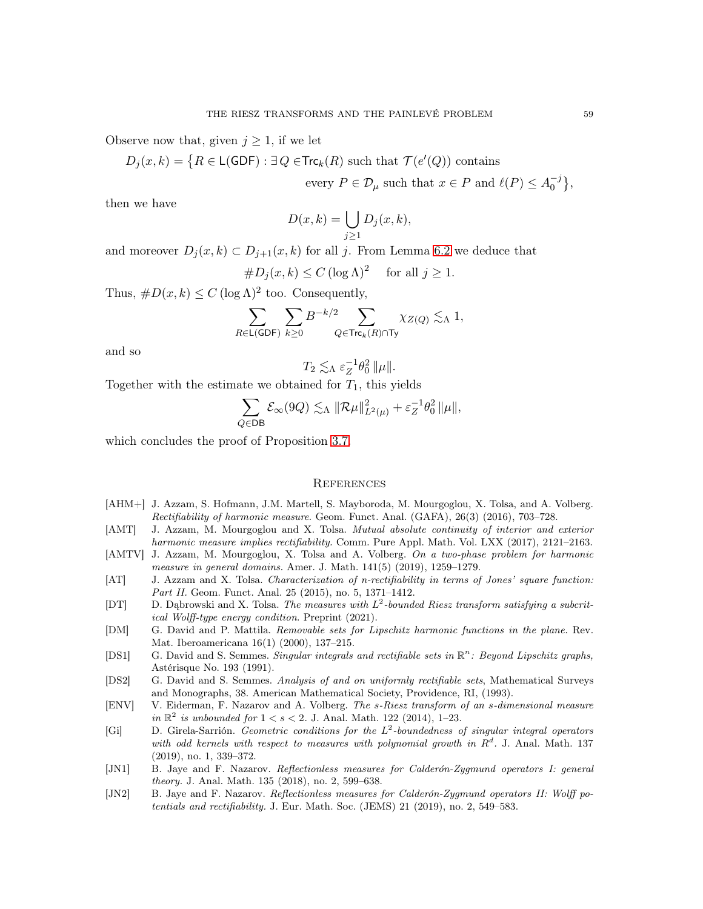Observe now that, given $j \geq 1$, if we let

$$D_j(x,k) = \big\{R \in \mathsf{L}(\mathsf{GDF}) : \exists\, Q \in \mathsf{Trc}_k(R) \text{ such that } \mathcal{T}(e'(Q)) \text{ contains}$$
$$\text{every } P \in \mathcal{D}_\mu \text{ such that } x \in P \text{ and } \ell(P) \leq A_0^{-j}\big\},$$

then we have

$$D(x,k) = \bigcup_{j \geq 1} D_j(x,k),$$

and moreover $D_j(x,k) \subset D_{j+1}(x,k)$ for all $j$. From Lemma 6.2 we deduce that

$$\# D_j(x,k) \leq C\, (\log \Lambda)^2 \quad \text{ for all } j \geq 1.$$

Thus, $\# D(x,k) \leq C\, (\log \Lambda)^2$ too. Consequently,

$$\sum_{R \in \mathsf{L}(\mathsf{GDF})} \sum_{k \geq 0} B^{-k/2} \sum_{Q \in \mathsf{Trc}_k(R) \cap \mathsf{Ty}} \chi_{Z(Q)} \lesssim_\Lambda 1,$$

and so

$$T_2 \lesssim_\Lambda \varepsilon_Z^{-1} \theta_0^2\, \|\mu\|.$$

Together with the estimate we obtained for $T_1$, this yields

$$\sum_{Q \in \mathsf{DB}} \mathcal{E}_\infty(9Q) \lesssim_\Lambda \|\mathcal{R}\mu\|^2_{L^2(\mu)} + \varepsilon_Z^{-1} \theta_0^2\, \|\mu\|,$$

which concludes the proof of Proposition 3.7.

## References

[AHM+] J. Azzam, S. Hofmann, J.M. Martell, S. Mayboroda, M. Mourgoglou, X. Tolsa, and A. Volberg. *Rectifiability of harmonic measure*. Geom. Funct. Anal. (GAFA), 26(3) (2016), 703–728.

[AMT] J. Azzam, M. Mourgoglou and X. Tolsa. *Mutual absolute continuity of interior and exterior harmonic measure implies rectifiability*. Comm. Pure Appl. Math. Vol. LXX (2017), 2121–2163.

[AMTV] J. Azzam, M. Mourgoglou, X. Tolsa and A. Volberg. *On a two-phase problem for harmonic measure in general domains*. Amer. J. Math. 141(5) (2019), 1259–1279.

[AT] J. Azzam and X. Tolsa. *Characterization of n-rectifiability in terms of Jones' square function: Part II*. Geom. Funct. Anal. 25 (2015), no. 5, 1371–1412.

[DT] D. Dąbrowski and X. Tolsa. *The measures with $L^2$-bounded Riesz transform satisfying a subcritical Wolff-type energy condition*. Preprint (2021).

[DM] G. David and P. Mattila. *Removable sets for Lipschitz harmonic functions in the plane.* Rev. Mat. Iberoamericana 16(1) (2000), 137–215.

[DS1] G. David and S. Semmes. *Singular integrals and rectifiable sets in $\mathbb{R}^n$: Beyond Lipschitz graphs,* Astérisque No. 193 (1991).

[DS2] G. David and S. Semmes. *Analysis of and on uniformly rectifiable sets*, Mathematical Surveys and Monographs, 38. American Mathematical Society, Providence, RI, (1993).

[ENV] V. Eiderman, F. Nazarov and A. Volberg. *The s-Riesz transform of an s-dimensional measure in $\mathbb{R}^2$ is unbounded for $1 < s < 2$*. J. Anal. Math. 122 (2014), 1–23.

[Gi] D. Girela-Sarrión. *Geometric conditions for the $L^2$-boundedness of singular integral operators with odd kernels with respect to measures with polynomial growth in $R^d$*. J. Anal. Math. 137 (2019), no. 1, 339–372.

[JN1] B. Jaye and F. Nazarov. *Reflectionless measures for Calderón-Zygmund operators I: general theory.* J. Anal. Math. 135 (2018), no. 2, 599–638.

[JN2] B. Jaye and F. Nazarov. *Reflectionless measures for Calderón-Zygmund operators II: Wolff potentials and rectifiability.* J. Eur. Math. Soc. (JEMS) 21 (2019), no. 2, 549–583.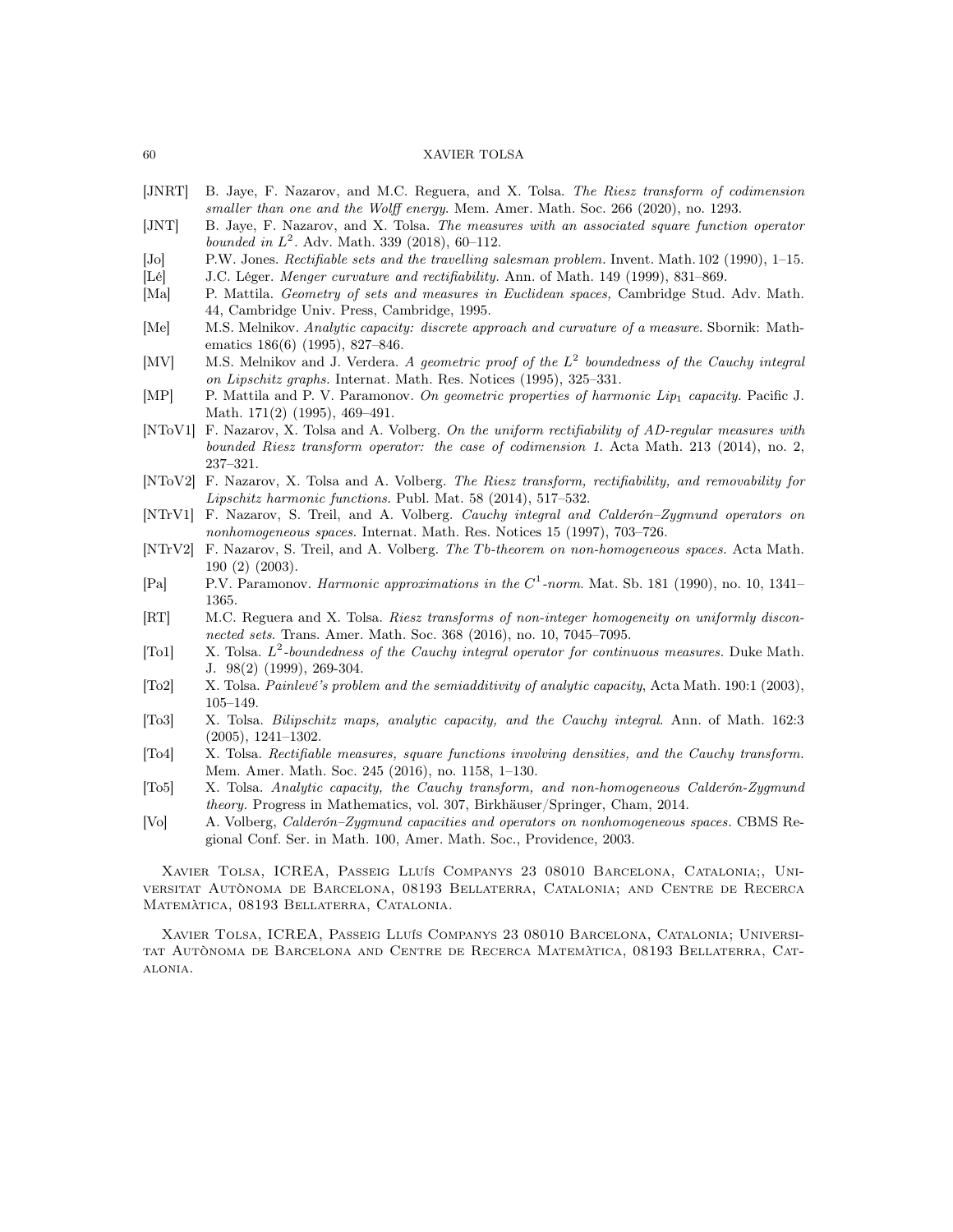[JNRT] B. Jaye, F. Nazarov, and M.C. Reguera, and X. Tolsa. *The Riesz transform of codimension smaller than one and the Wolff energy.* Mem. Amer. Math. Soc. 266 (2020), no. 1293.

[JNT] B. Jaye, F. Nazarov, and X. Tolsa. *The measures with an associated square function operator bounded in $L^2$.* Adv. Math. 339 (2018), 60–112.

[Jo] P.W. Jones. *Rectifiable sets and the travelling salesman problem.* Invent. Math. 102 (1990), 1–15.

[Lé] J.C. Léger. *Menger curvature and rectifiability.* Ann. of Math. 149 (1999), 831–869.

[Ma] P. Mattila. *Geometry of sets and measures in Euclidean spaces,* Cambridge Stud. Adv. Math. 44, Cambridge Univ. Press, Cambridge, 1995.

[Me] M.S. Melnikov. *Analytic capacity: discrete approach and curvature of a measure.* Sbornik: Mathematics 186(6) (1995), 827–846.

[MV] M.S. Melnikov and J. Verdera. *A geometric proof of the $L^2$ boundedness of the Cauchy integral on Lipschitz graphs.* Internat. Math. Res. Notices (1995), 325–331.

[MP] P. Mattila and P. V. Paramonov. *On geometric properties of harmonic $Lip_1$ capacity.* Pacific J. Math. 171(2) (1995), 469–491.

[NToV1] F. Nazarov, X. Tolsa and A. Volberg. *On the uniform rectifiability of AD-regular measures with bounded Riesz transform operator: the case of codimension 1.* Acta Math. 213 (2014), no. 2, 237–321.

[NToV2] F. Nazarov, X. Tolsa and A. Volberg. *The Riesz transform, rectifiability, and removability for Lipschitz harmonic functions.* Publ. Mat. 58 (2014), 517–532.

[NTrV1] F. Nazarov, S. Treil, and A. Volberg. *Cauchy integral and Calderón–Zygmund operators on nonhomogeneous spaces.* Internat. Math. Res. Notices 15 (1997), 703–726.

[NTrV2] F. Nazarov, S. Treil, and A. Volberg. *The $Tb$-theorem on non-homogeneous spaces.* Acta Math. 190 (2) (2003).

[Pa] P.V. Paramonov. *Harmonic approximations in the $C^1$-norm.* Mat. Sb. 181 (1990), no. 10, 1341–1365.

[RT] M.C. Reguera and X. Tolsa. *Riesz transforms of non-integer homogeneity on uniformly disconnected sets.* Trans. Amer. Math. Soc. 368 (2016), no. 10, 7045–7095.

[To1] X. Tolsa. *$L^2$-boundedness of the Cauchy integral operator for continuous measures.* Duke Math. J. 98(2) (1999), 269-304.

[To2] X. Tolsa. *Painlevé's problem and the semiadditivity of analytic capacity*, Acta Math. 190:1 (2003), 105–149.

[To3] X. Tolsa. *Bilipschitz maps, analytic capacity, and the Cauchy integral*. Ann. of Math. 162:3 (2005), 1241–1302.

[To4] X. Tolsa. *Rectifiable measures, square functions involving densities, and the Cauchy transform.* Mem. Amer. Math. Soc. 245 (2016), no. 1158, 1–130.

[To5] X. Tolsa. *Analytic capacity, the Cauchy transform, and non-homogeneous Calderón-Zygmund theory.* Progress in Mathematics, vol. 307, Birkhäuser/Springer, Cham, 2014.

[Vo] A. Volberg, *Calderón–Zygmund capacities and operators on nonhomogeneous spaces.* CBMS Regional Conf. Ser. in Math. 100, Amer. Math. Soc., Providence, 2003.

Xavier Tolsa, ICREA, Passeig Lluís Companys 23 08010 Barcelona, Catalonia;, Universitat Autònoma de Barcelona, 08193 Bellaterra, Catalonia; and Centre de Recerca Matemàtica, 08193 Bellaterra, Catalonia.

Xavier Tolsa, ICREA, Passeig Lluís Companys 23 08010 Barcelona, Catalonia; Universitat Autònoma de Barcelona and Centre de Recerca Matemàtica, 08193 Bellaterra, Catalonia.